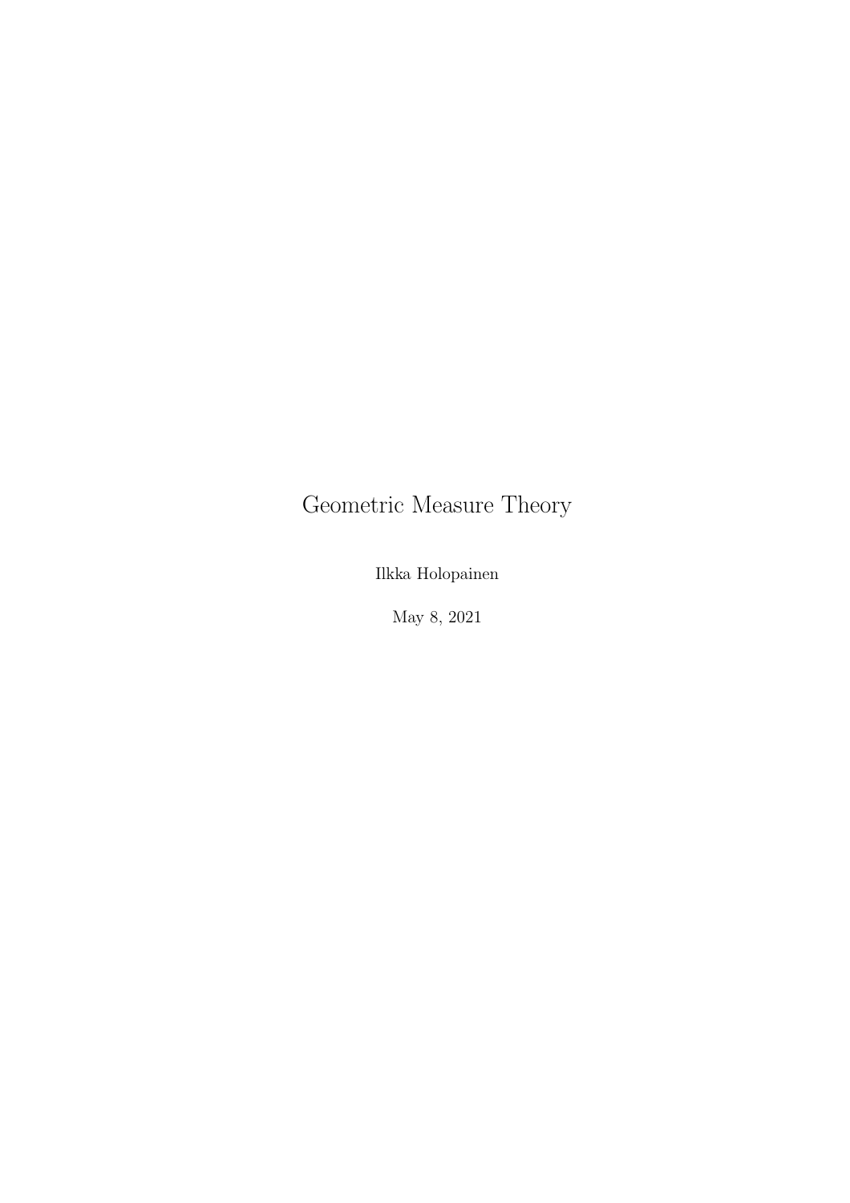# Geometric Measure Theory

Ilkka Holopainen

May 8, 2021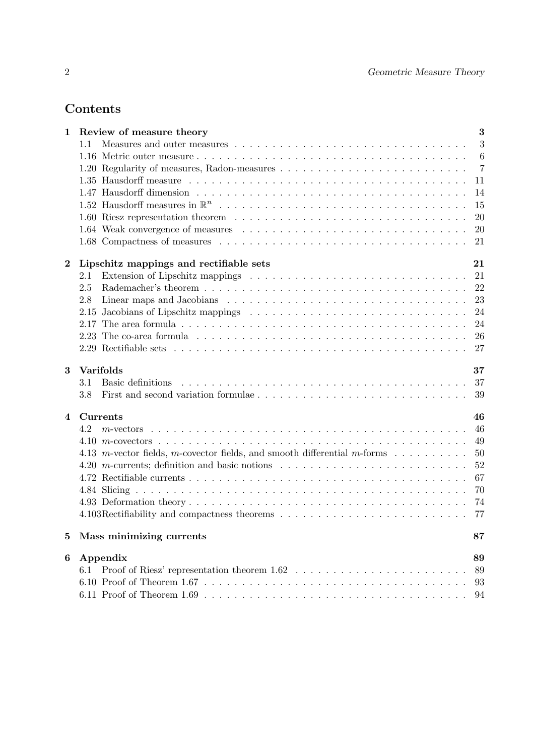## Contents

**1 Review of measure theory** — **3**

- 1.1 Measures and outer measures — 3
- 1.16 Metric outer measure — 6
- 1.20 Regularity of measures, Radon-measures — 7
- 1.35 Hausdorff measure — 11
- 1.47 Hausdorff dimension — 14
- 1.52 Hausdorff measures in $\mathbb{R}^n$ — 15
- 1.60 Riesz representation theorem — 20
- 1.64 Weak convergence of measures — 20
- 1.68 Compactness of measures — 21

**2 Lipschitz mappings and rectifiable sets** — **21**

- 2.1 Extension of Lipschitz mappings — 21
- 2.5 Rademacher's theorem — 22
- 2.8 Linear maps and Jacobians — 23
- 2.15 Jacobians of Lipschitz mappings — 24
- 2.17 The area formula — 24
- 2.23 The co-area formula — 26
- 2.29 Rectifiable sets — 27

**3 Varifolds** — **37**

- 3.1 Basic definitions — 37
- 3.8 First and second variation formulae — 39

**4 Currents** — **46**

- 4.2 $m$-vectors — 46
- 4.10 $m$-covectors — 49
- 4.13 $m$-vector fields, $m$-covector fields, and smooth differential $m$-forms — 50
- 4.20 $m$-currents; definition and basic notions — 52
- 4.72 Rectifiable currents — 67
- 4.84 Slicing — 70
- 4.93 Deformation theory — 74
- 4.103 Rectifiability and compactness theorems — 77

**5 Mass minimizing currents** — **87**

**6 Appendix** — **89**

- 6.1 Proof of Riesz' representation theorem 1.62 — 89
- 6.10 Proof of Theorem 1.67 — 93
- 6.11 Proof of Theorem 1.69 — 94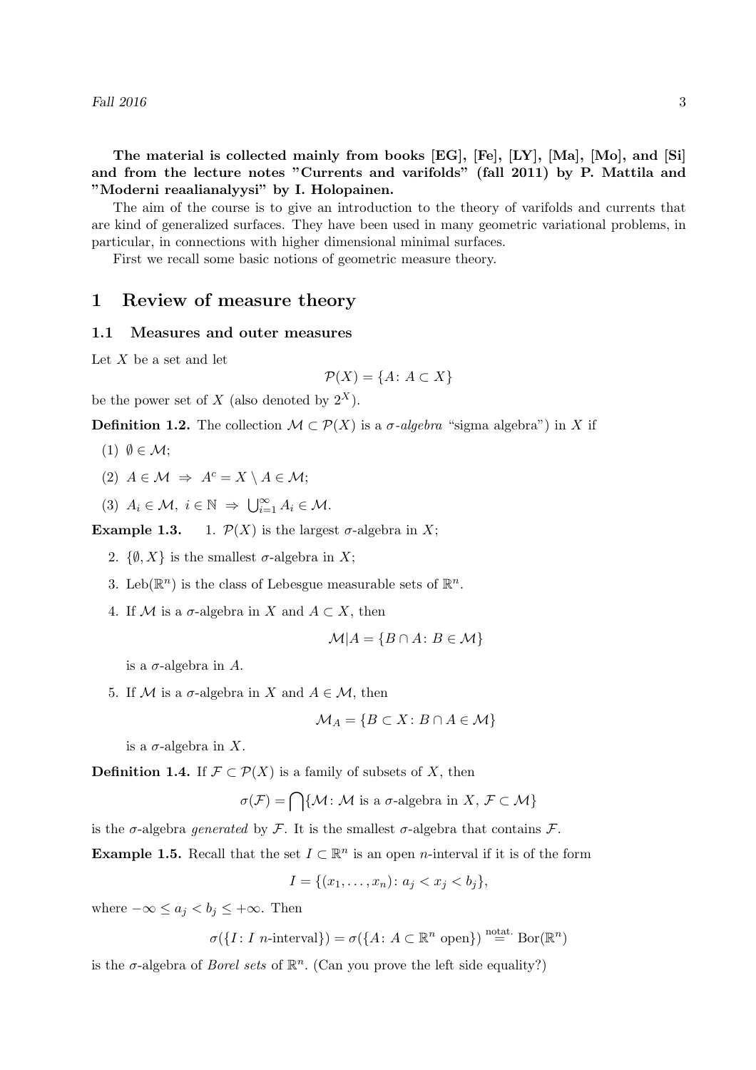**The material is collected mainly from books [EG], [Fe], [LY], [Ma], [Mo], and [Si] and from the lecture notes "Currents and varifolds" (fall 2011) by P. Mattila and "Moderni reaalianalyysi" by I. Holopainen.**

The aim of the course is to give an introduction to the theory of varifolds and currents that are kind of generalized surfaces. They have been used in many geometric variational problems, in particular, in connections with higher dimensional minimal surfaces.

First we recall some basic notions of geometric measure theory.

# 1 Review of measure theory

## 1.1 Measures and outer measures

Let $X$ be a set and let

$$\mathcal{P}(X) = \{A\colon A \subset X\}$$

be the power set of $X$ (also denoted by $2^X$).

**Definition 1.2.** The collection $\mathcal{M} \subset \mathcal{P}(X)$ is a *$\sigma$-algebra* "sigma algebra") in $X$ if

(1) $\emptyset \in \mathcal{M}$;

(2) $A \in \mathcal{M} \;\Rightarrow\; A^c = X \setminus A \in \mathcal{M}$;

(3) $A_i \in \mathcal{M},\ i \in \mathbb{N} \;\Rightarrow\; \bigcup_{i=1}^{\infty} A_i \in \mathcal{M}$.

**Example 1.3.**

1. $\mathcal{P}(X)$ is the largest $\sigma$-algebra in $X$;
2. $\{\emptyset, X\}$ is the smallest $\sigma$-algebra in $X$;
3. $\mathrm{Leb}(\mathbb{R}^n)$ is the class of Lebesgue measurable sets of $\mathbb{R}^n$.
4. If $\mathcal{M}$ is a $\sigma$-algebra in $X$ and $A \subset X$, then

$$\mathcal{M}|A = \{B \cap A\colon B \in \mathcal{M}\}$$

is a $\sigma$-algebra in $A$.

5. If $\mathcal{M}$ is a $\sigma$-algebra in $X$ and $A \in \mathcal{M}$, then

$$\mathcal{M}_A = \{B \subset X\colon B \cap A \in \mathcal{M}\}$$

is a $\sigma$-algebra in $X$.

**Definition 1.4.** If $\mathcal{F} \subset \mathcal{P}(X)$ is a family of subsets of $X$, then

$$\sigma(\mathcal{F}) = \bigcap \{\mathcal{M}\colon \mathcal{M} \text{ is a } \sigma\text{-algebra in } X,\ \mathcal{F} \subset \mathcal{M}\}$$

is the $\sigma$-algebra *generated* by $\mathcal{F}$. It is the smallest $\sigma$-algebra that contains $\mathcal{F}$.

**Example 1.5.** Recall that the set $I \subset \mathbb{R}^n$ is an open $n$-interval if it is of the form

$$I = \{(x_1, \ldots, x_n)\colon a_j < x_j < b_j\},$$

where $-\infty \le a_j < b_j \le +\infty$. Then

$$\sigma(\{I\colon I \ n\text{-interval}\}) = \sigma(\{A\colon A \subset \mathbb{R}^n \text{ open}\}) \overset{\text{notat.}}{=} \mathrm{Bor}(\mathbb{R}^n)$$

is the $\sigma$-algebra of *Borel sets* of $\mathbb{R}^n$. (Can you prove the left side equality?)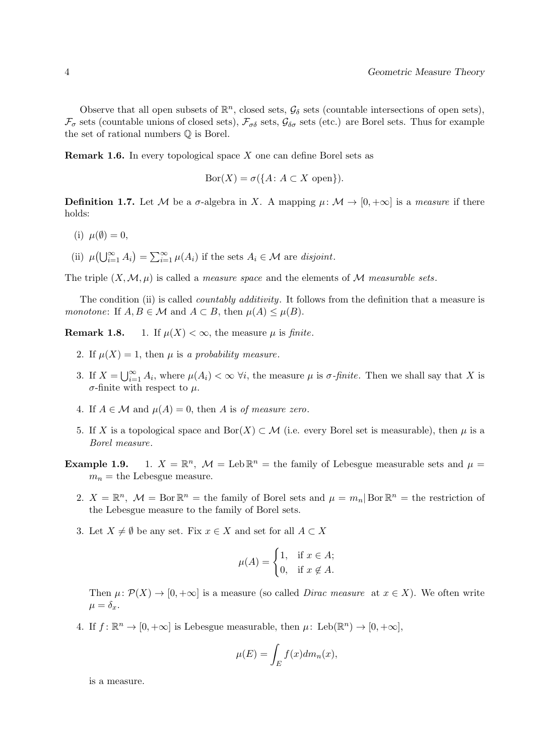Observe that all open subsets of $\mathbb{R}^n$, closed sets, $\mathcal{G}_\delta$ sets (countable intersections of open sets), $\mathcal{F}_\sigma$ sets (countable unions of closed sets), $\mathcal{F}_{\sigma\delta}$ sets, $\mathcal{G}_{\delta\sigma}$ sets (etc.) are Borel sets. Thus for example the set of rational numbers $\mathbb{Q}$ is Borel.

**Remark 1.6.** In every topological space $X$ one can define Borel sets as

$$\operatorname{Bor}(X) = \sigma(\{A\colon A \subset X \text{ open}\}).$$

**Definition 1.7.** Let $\mathcal{M}$ be a $\sigma$-algebra in $X$. A mapping $\mu\colon \mathcal{M} \to [0, +\infty]$ is a *measure* if there holds:

(i) $\mu(\emptyset) = 0$,

(ii) $\mu\big(\bigcup_{i=1}^{\infty} A_i\big) = \sum_{i=1}^{\infty} \mu(A_i)$ if the sets $A_i \in \mathcal{M}$ are *disjoint*.

The triple $(X, \mathcal{M}, \mu)$ is called a *measure space* and the elements of $\mathcal{M}$ *measurable sets*.

The condition (ii) is called *countably additivity*. It follows from the definition that a measure is *monotone*: If $A, B \in \mathcal{M}$ and $A \subset B$, then $\mu(A) \leq \mu(B)$.

**Remark 1.8.**

1. If $\mu(X) < \infty$, the measure $\mu$ is *finite*.
2. If $\mu(X) = 1$, then $\mu$ is *a probability measure*.
3. If $X = \bigcup_{i=1}^{\infty} A_i$, where $\mu(A_i) < \infty$ $\forall i$, the measure $\mu$ is $\sigma$*-finite*. Then we shall say that $X$ is $\sigma$-finite with respect to $\mu$.
4. If $A \in \mathcal{M}$ and $\mu(A) = 0$, then $A$ is *of measure zero*.
5. If $X$ is a topological space and $\operatorname{Bor}(X) \subset \mathcal{M}$ (i.e. every Borel set is measurable), then $\mu$ is a *Borel measure*.

**Example 1.9.**

1. $X = \mathbb{R}^n$, $\mathcal{M} = \operatorname{Leb}\mathbb{R}^n$ = the family of Lebesgue measurable sets and $\mu = m_n$ = the Lebesgue measure.
2. $X = \mathbb{R}^n$, $\mathcal{M} = \operatorname{Bor}\mathbb{R}^n$ = the family of Borel sets and $\mu = m_n|\operatorname{Bor}\mathbb{R}^n$ = the restriction of the Lebesgue measure to the family of Borel sets.
3. Let $X \neq \emptyset$ be any set. Fix $x \in X$ and set for all $A \subset X$

$$\mu(A) = \begin{cases} 1, & \text{if } x \in A; \\ 0, & \text{if } x \notin A. \end{cases}$$

Then $\mu\colon \mathcal{P}(X) \to [0, +\infty]$ is a measure (so called *Dirac measure* at $x \in X$). We often write $\mu = \delta_x$.

4. If $f\colon \mathbb{R}^n \to [0, +\infty]$ is Lebesgue measurable, then $\mu\colon \operatorname{Leb}(\mathbb{R}^n) \to [0, +\infty]$,

$$\mu(E) = \int_E f(x) dm_n(x),$$

is a measure.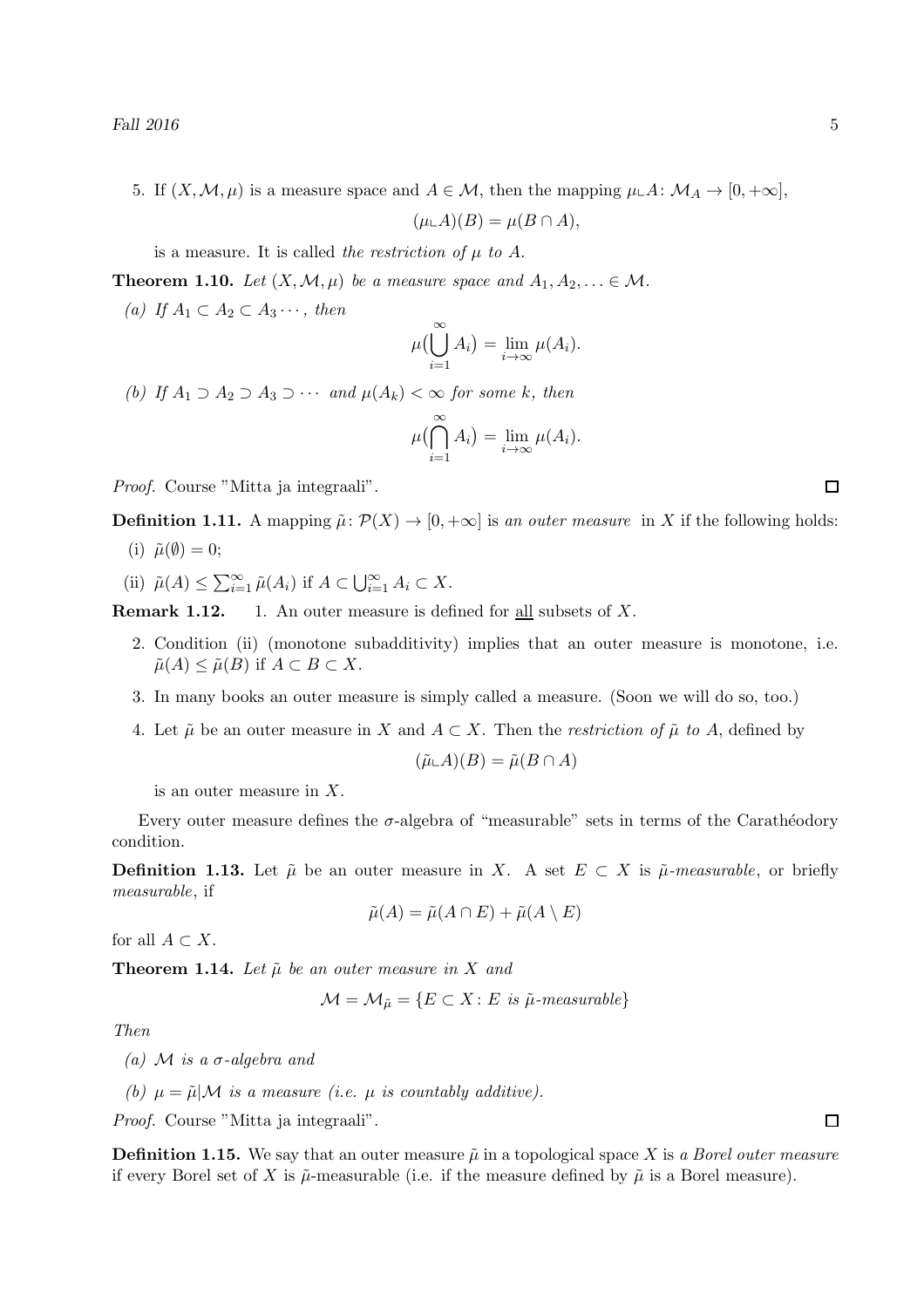5. If $(X, \mathcal{M}, \mu)$ is a measure space and $A \in \mathcal{M}$, then the mapping $\mu \llcorner A \colon \mathcal{M}_A \to [0, +\infty]$,

$$(\mu \llcorner A)(B) = \mu(B \cap A),$$

is a measure. It is called *the restriction of $\mu$ to $A$*.

**Theorem 1.10.** *Let $(X, \mathcal{M}, \mu)$ be a measure space and $A_1, A_2, \ldots \in \mathcal{M}$.*

*(a) If $A_1 \subset A_2 \subset A_3 \cdots$, then*

$$\mu\Big(\bigcup_{i=1}^{\infty} A_i\Big) = \lim_{i \to \infty} \mu(A_i).$$

*(b) If $A_1 \supset A_2 \supset A_3 \supset \cdots$ and $\mu(A_k) < \infty$ for some $k$, then*

$$\mu\Big(\bigcap_{i=1}^{\infty} A_i\Big) = \lim_{i \to \infty} \mu(A_i).$$

*Proof.* Course "Mitta ja integraali". □

**Definition 1.11.** A mapping $\tilde{\mu} \colon \mathcal{P}(X) \to [0, +\infty]$ is *an outer measure* in $X$ if the following holds:

(i) $\tilde{\mu}(\emptyset) = 0$;

(ii) $\tilde{\mu}(A) \le \sum_{i=1}^{\infty} \tilde{\mu}(A_i)$ if $A \subset \bigcup_{i=1}^{\infty} A_i \subset X$.

**Remark 1.12.**

1. An outer measure is defined for <u>all</u> subsets of $X$.
2. Condition (ii) (monotone subadditivity) implies that an outer measure is monotone, i.e. $\tilde{\mu}(A) \le \tilde{\mu}(B)$ if $A \subset B \subset X$.
3. In many books an outer measure is simply called a measure. (Soon we will do so, too.)
4. Let $\tilde{\mu}$ be an outer measure in $X$ and $A \subset X$. Then the *restriction of $\tilde{\mu}$ to $A$*, defined by

$$(\tilde{\mu} \llcorner A)(B) = \tilde{\mu}(B \cap A)$$

is an outer measure in $X$.

Every outer measure defines the $\sigma$-algebra of "measurable" sets in terms of the Carathéodory condition.

**Definition 1.13.** Let $\tilde{\mu}$ be an outer measure in $X$. A set $E \subset X$ is *$\tilde{\mu}$-measurable*, or briefly *measurable*, if

$$\tilde{\mu}(A) = \tilde{\mu}(A \cap E) + \tilde{\mu}(A \setminus E)$$

for all $A \subset X$.

**Theorem 1.14.** *Let $\tilde{\mu}$ be an outer measure in $X$ and*

$$\mathcal{M} = \mathcal{M}_{\tilde{\mu}} = \{E \subset X \colon E \text{ is } \tilde{\mu}\text{-measurable}\}$$

*Then*

*(a) $\mathcal{M}$ is a $\sigma$-algebra and*

*(b) $\mu = \tilde{\mu}|\mathcal{M}$ is a measure (i.e. $\mu$ is countably additive).*

*Proof.* Course "Mitta ja integraali". □

**Definition 1.15.** We say that an outer measure $\tilde{\mu}$ in a topological space $X$ is *a Borel outer measure* if every Borel set of $X$ is $\tilde{\mu}$-measurable (i.e. if the measure defined by $\tilde{\mu}$ is a Borel measure).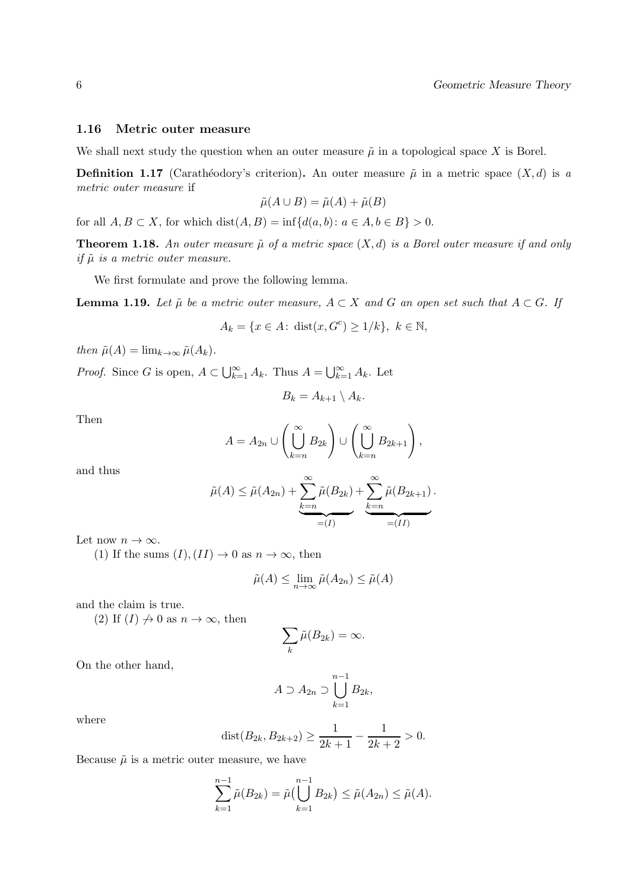### 1.16 Metric outer measure

We shall next study the question when an outer measure $\tilde{\mu}$ in a topological space $X$ is Borel.

**Definition 1.17** (Carathéodory's criterion)**.** An outer measure $\tilde{\mu}$ in a metric space $(X, d)$ is *a metric outer measure* if

$$\tilde{\mu}(A \cup B) = \tilde{\mu}(A) + \tilde{\mu}(B)$$

for all $A, B \subset X$, for which $\operatorname{dist}(A, B) = \inf\{d(a, b) \colon a \in A, b \in B\} > 0$.

**Theorem 1.18.** *An outer measure $\tilde{\mu}$ of a metric space $(X, d)$ is a Borel outer measure if and only if $\tilde{\mu}$ is a metric outer measure.*

We first formulate and prove the following lemma.

**Lemma 1.19.** *Let $\tilde{\mu}$ be a metric outer measure, $A \subset X$ and $G$ an open set such that $A \subset G$. If*

$$A_k = \{x \in A \colon \operatorname{dist}(x, G^c) \geq 1/k\}, \ k \in \mathbb{N},$$

*then $\tilde{\mu}(A) = \lim_{k \to \infty} \tilde{\mu}(A_k)$.*

*Proof.* Since $G$ is open, $A \subset \bigcup_{k=1}^{\infty} A_k$. Thus $A = \bigcup_{k=1}^{\infty} A_k$. Let

$$B_k = A_{k+1} \setminus A_k.$$

Then

$$A = A_{2n} \cup \left( \bigcup_{k=n}^{\infty} B_{2k} \right) \cup \left( \bigcup_{k=n}^{\infty} B_{2k+1} \right),$$

and thus

$$\tilde{\mu}(A) \leq \tilde{\mu}(A_{2n}) + \underbrace{\sum_{k=n}^{\infty} \tilde{\mu}(B_{2k})}_{=(I)} + \underbrace{\sum_{k=n}^{\infty} \tilde{\mu}(B_{2k+1})}_{=(II)}.$$

Let now $n \to \infty$.

(1) If the sums $(I), (II) \to 0$ as $n \to \infty$, then

$$\tilde{\mu}(A) \leq \lim_{n \to \infty} \tilde{\mu}(A_{2n}) \leq \tilde{\mu}(A)$$

and the claim is true.

(2) If $(I) \not\to 0$ as $n \to \infty$, then

$$\sum_{k} \tilde{\mu}(B_{2k}) = \infty.$$

On the other hand,

$$A \supset A_{2n} \supset \bigcup_{k=1}^{n-1} B_{2k},$$

where

$$\operatorname{dist}(B_{2k}, B_{2k+2}) \geq \frac{1}{2k+1} - \frac{1}{2k+2} > 0.$$

Because $\tilde{\mu}$ is a metric outer measure, we have

$$\sum_{k=1}^{n-1} \tilde{\mu}(B_{2k}) = \tilde{\mu}\big( \bigcup_{k=1}^{n-1} B_{2k} \big) \leq \tilde{\mu}(A_{2n}) \leq \tilde{\mu}(A).$$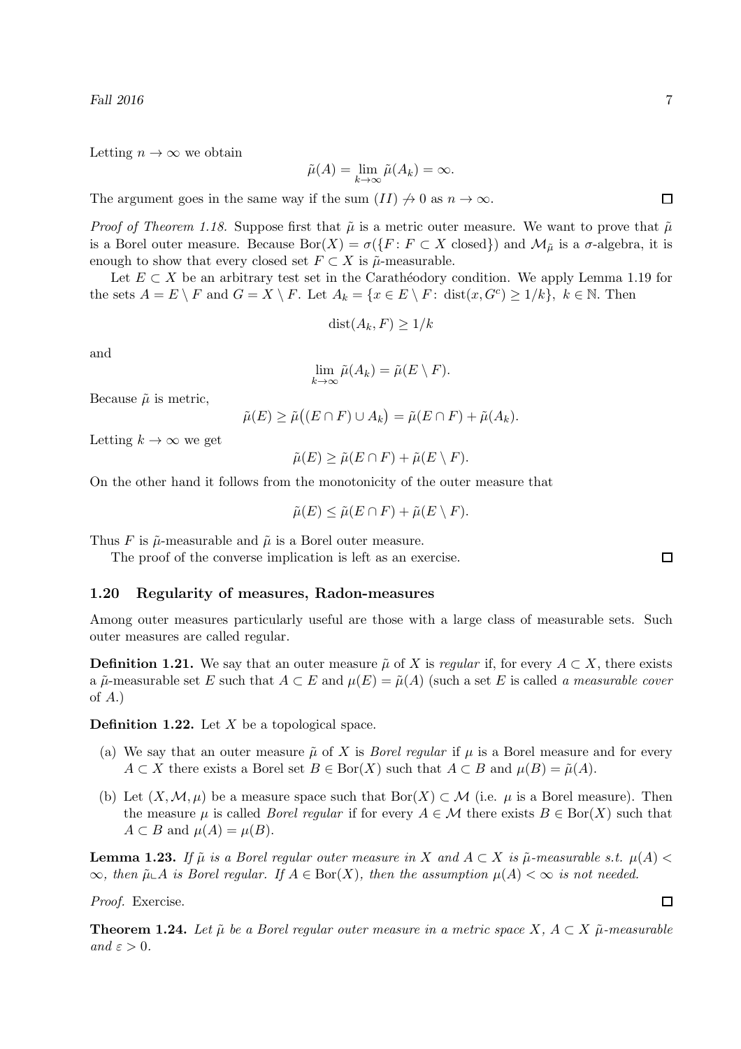Letting $n \to \infty$ we obtain

$$\tilde{\mu}(A) = \lim_{k \to \infty} \tilde{\mu}(A_k) = \infty.$$

The argument goes in the same way if the sum $(II) \not\to 0$ as $n \to \infty$. $\square$

*Proof of Theorem 1.18.* Suppose first that $\tilde{\mu}$ is a metric outer measure. We want to prove that $\tilde{\mu}$ is a Borel outer measure. Because $\mathrm{Bor}(X) = \sigma(\{F\colon F \subset X \text{ closed}\})$ and $\mathcal{M}_{\tilde{\mu}}$ is a $\sigma$-algebra, it is enough to show that every closed set $F \subset X$ is $\tilde{\mu}$-measurable.

Let $E \subset X$ be an arbitrary test set in the Carathéodory condition. We apply Lemma 1.19 for the sets $A = E \setminus F$ and $G = X \setminus F$. Let $A_k = \{x \in E \setminus F\colon \operatorname{dist}(x, G^c) \geq 1/k\}$, $k \in \mathbb{N}$. Then

$$\operatorname{dist}(A_k, F) \geq 1/k$$

and

$$\lim_{k \to \infty} \tilde{\mu}(A_k) = \tilde{\mu}(E \setminus F).$$

Because $\tilde{\mu}$ is metric,

$$\tilde{\mu}(E) \geq \tilde{\mu}\big((E \cap F) \cup A_k\big) = \tilde{\mu}(E \cap F) + \tilde{\mu}(A_k).$$

Letting $k \to \infty$ we get

$$\tilde{\mu}(E) \geq \tilde{\mu}(E \cap F) + \tilde{\mu}(E \setminus F).$$

On the other hand it follows from the monotonicity of the outer measure that

$$\tilde{\mu}(E) \leq \tilde{\mu}(E \cap F) + \tilde{\mu}(E \setminus F).$$

Thus $F$ is $\tilde{\mu}$-measurable and $\tilde{\mu}$ is a Borel outer measure.

The proof of the converse implication is left as an exercise. $\square$

### 1.20 Regularity of measures, Radon-measures

Among outer measures particularly useful are those with a large class of measurable sets. Such outer measures are called regular.

**Definition 1.21.** We say that an outer measure $\tilde{\mu}$ of $X$ is *regular* if, for every $A \subset X$, there exists a $\tilde{\mu}$-measurable set $E$ such that $A \subset E$ and $\mu(E) = \tilde{\mu}(A)$ (such a set $E$ is called *a measurable cover* of $A$.)

**Definition 1.22.** Let $X$ be a topological space.

(a) We say that an outer measure $\tilde{\mu}$ of $X$ is *Borel regular* if $\mu$ is a Borel measure and for every $A \subset X$ there exists a Borel set $B \in \mathrm{Bor}(X)$ such that $A \subset B$ and $\mu(B) = \tilde{\mu}(A)$.

(b) Let $(X, \mathcal{M}, \mu)$ be a measure space such that $\mathrm{Bor}(X) \subset \mathcal{M}$ (i.e. $\mu$ is a Borel measure). Then the measure $\mu$ is called *Borel regular* if for every $A \in \mathcal{M}$ there exists $B \in \mathrm{Bor}(X)$ such that $A \subset B$ and $\mu(A) = \mu(B)$.

**Lemma 1.23.** *If $\tilde{\mu}$ is a Borel regular outer measure in $X$ and $A \subset X$ is $\tilde{\mu}$-measurable s.t. $\mu(A) < \infty$, then $\tilde{\mu} \llcorner A$ is Borel regular. If $A \in \mathrm{Bor}(X)$, then the assumption $\mu(A) < \infty$ is not needed.*

*Proof.* Exercise. $\square$

**Theorem 1.24.** *Let $\tilde{\mu}$ be a Borel regular outer measure in a metric space $X$, $A \subset X$ $\tilde{\mu}$-measurable and $\varepsilon > 0$.*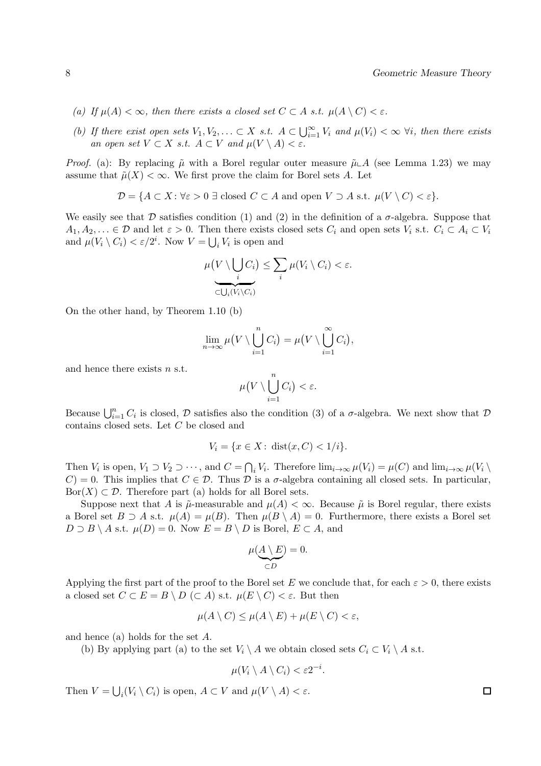*(a) If $\mu(A) < \infty$, then there exists a closed set $C \subset A$ s.t. $\mu(A \setminus C) < \varepsilon$.*

*(b) If there exist open sets $V_1, V_2, \ldots \subset X$ s.t. $A \subset \bigcup_{i=1}^{\infty} V_i$ and $\mu(V_i) < \infty$ $\forall i$, then there exists an open set $V \subset X$ s.t. $A \subset V$ and $\mu(V \setminus A) < \varepsilon$.*

*Proof.* (a): By replacing $\tilde{\mu}$ with a Borel regular outer measure $\tilde{\mu} \llcorner A$ (see Lemma 1.23) we may assume that $\tilde{\mu}(X) < \infty$. We first prove the claim for Borel sets $A$. Let

$$\mathcal{D} = \{A \subset X : \forall \varepsilon > 0 \; \exists \text{ closed } C \subset A \text{ and open } V \supset A \text{ s.t. } \mu(V \setminus C) < \varepsilon\}.$$

We easily see that $\mathcal{D}$ satisfies condition (1) and (2) in the definition of a $\sigma$-algebra. Suppose that $A_1, A_2, \ldots \in \mathcal{D}$ and let $\varepsilon > 0$. Then there exists closed sets $C_i$ and open sets $V_i$ s.t. $C_i \subset A_i \subset V_i$ and $\mu(V_i \setminus C_i) < \varepsilon/2^i$. Now $V = \bigcup_i V_i$ is open and

$$\mu\big(\underbrace{V \setminus \bigcup_i C_i}_{\subset \bigcup_i (V_i \setminus C_i)}\big) \leq \sum_i \mu(V_i \setminus C_i) < \varepsilon.$$

On the other hand, by Theorem 1.10 (b)

$$\lim_{n \to \infty} \mu\big(V \setminus \bigcup_{i=1}^{n} C_i\big) = \mu\big(V \setminus \bigcup_{i=1}^{\infty} C_i\big),$$

and hence there exists $n$ s.t.

$$\mu\big(V \setminus \bigcup_{i=1}^{n} C_i\big) < \varepsilon.$$

Because $\bigcup_{i=1}^{n} C_i$ is closed, $\mathcal{D}$ satisfies also the condition (3) of a $\sigma$-algebra. We next show that $\mathcal{D}$ contains closed sets. Let $C$ be closed and

$$V_i = \{x \in X : \operatorname{dist}(x, C) < 1/i\}.$$

Then $V_i$ is open, $V_1 \supset V_2 \supset \cdots$, and $C = \bigcap_i V_i$. Therefore $\lim_{i \to \infty} \mu(V_i) = \mu(C)$ and $\lim_{i \to \infty} \mu(V_i \setminus C) = 0$. This implies that $C \in \mathcal{D}$. Thus $\mathcal{D}$ is a $\sigma$-algebra containing all closed sets. In particular, $\operatorname{Bor}(X) \subset \mathcal{D}$. Therefore part (a) holds for all Borel sets.

Suppose next that $A$ is $\tilde{\mu}$-measurable and $\mu(A) < \infty$. Because $\tilde{\mu}$ is Borel regular, there exists a Borel set $B \supset A$ s.t. $\mu(A) = \mu(B)$. Then $\mu(B \setminus A) = 0$. Furthermore, there exists a Borel set $D \supset B \setminus A$ s.t. $\mu(D) = 0$. Now $E = B \setminus D$ is Borel, $E \subset A$, and

$$\mu(\underbrace{A \setminus E}_{\subset D}) = 0.$$

Applying the first part of the proof to the Borel set $E$ we conclude that, for each $\varepsilon > 0$, there exists a closed set $C \subset E = B \setminus D$ $(\subset A)$ s.t. $\mu(E \setminus C) < \varepsilon$. But then

$$\mu(A \setminus C) \leq \mu(A \setminus E) + \mu(E \setminus C) < \varepsilon,$$

and hence (a) holds for the set $A$.

(b) By applying part (a) to the set $V_i \setminus A$ we obtain closed sets $C_i \subset V_i \setminus A$ s.t.

$$\mu(V_i \setminus A \setminus C_i) < \varepsilon 2^{-i}.$$

Then $V = \bigcup_i (V_i \setminus C_i)$ is open, $A \subset V$ and $\mu(V \setminus A) < \varepsilon$. $\square$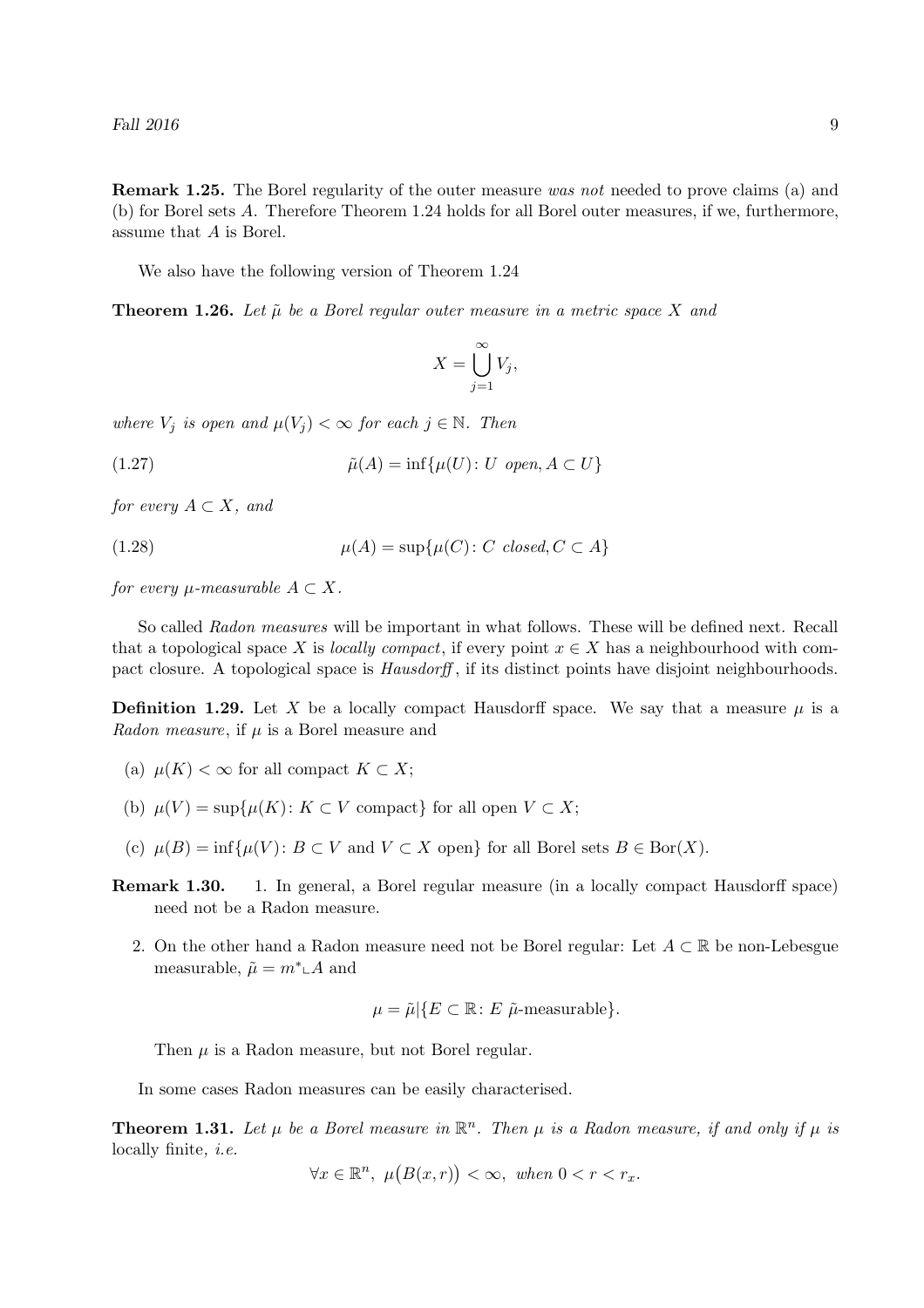**Remark 1.25.** The Borel regularity of the outer measure *was not* needed to prove claims (a) and (b) for Borel sets $A$. Therefore Theorem 1.24 holds for all Borel outer measures, if we, furthermore, assume that $A$ is Borel.

We also have the following version of Theorem 1.24

**Theorem 1.26.** *Let $\tilde{\mu}$ be a Borel regular outer measure in a metric space $X$ and*

$$X = \bigcup_{j=1}^{\infty} V_j,$$

*where $V_j$ is open and $\mu(V_j) < \infty$ for each $j \in \mathbb{N}$. Then*

$$\tilde{\mu}(A) = \inf\{\mu(U) \colon U \text{ open}, A \subset U\} \tag{1.27}$$

*for every $A \subset X$, and*

$$\mu(A) = \sup\{\mu(C) \colon C \text{ closed}, C \subset A\} \tag{1.28}$$

*for every $\mu$-measurable $A \subset X$.*

So called *Radon measures* will be important in what follows. These will be defined next. Recall that a topological space $X$ is *locally compact*, if every point $x \in X$ has a neighbourhood with compact closure. A topological space is *Hausdorff*, if its distinct points have disjoint neighbourhoods.

**Definition 1.29.** Let $X$ be a locally compact Hausdorff space. We say that a measure $\mu$ is a *Radon measure*, if $\mu$ is a Borel measure and

(a) $\mu(K) < \infty$ for all compact $K \subset X$;

(b) $\mu(V) = \sup\{\mu(K) \colon K \subset V \text{ compact}\}$ for all open $V \subset X$;

(c) $\mu(B) = \inf\{\mu(V) \colon B \subset V \text{ and } V \subset X \text{ open}\}$ for all Borel sets $B \in \operatorname{Bor}(X)$.

**Remark 1.30.**

1. In general, a Borel regular measure (in a locally compact Hausdorff space) need not be a Radon measure.

2. On the other hand a Radon measure need not be Borel regular: Let $A \subset \mathbb{R}$ be non-Lebesgue measurable, $\tilde{\mu} = m^* \llcorner A$ and

$$\mu = \tilde{\mu}|\{E \subset \mathbb{R} \colon E \ \tilde{\mu}\text{-measurable}\}.$$

Then $\mu$ is a Radon measure, but not Borel regular.

In some cases Radon measures can be easily characterised.

**Theorem 1.31.** *Let $\mu$ be a Borel measure in $\mathbb{R}^n$. Then $\mu$ is a Radon measure, if and only if $\mu$ is* locally finite*, i.e.*

$$\forall x \in \mathbb{R}^n, \ \mu\big(B(x,r)\big) < \infty, \ \text{when } 0 < r < r_x.$$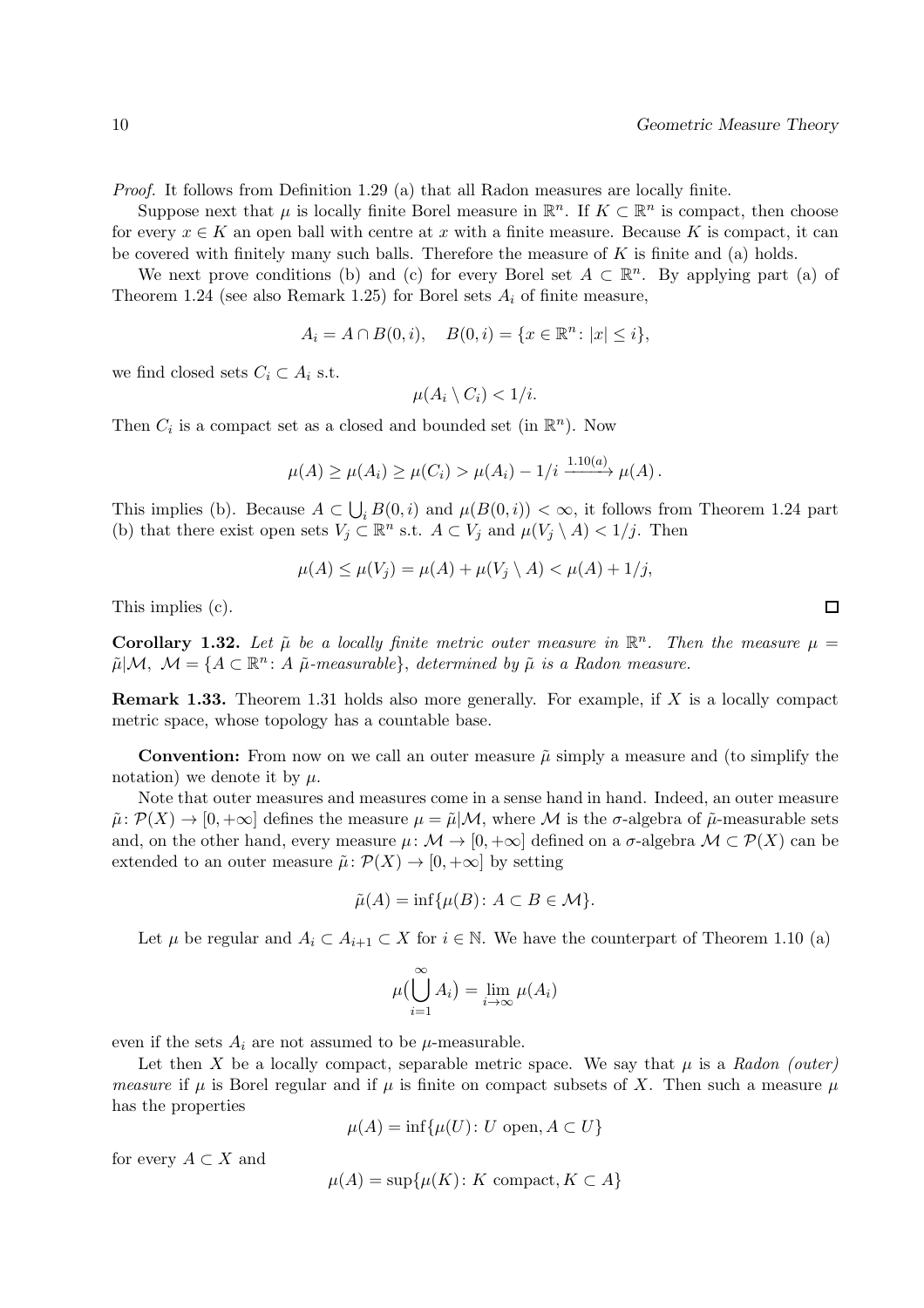*Proof.* It follows from Definition 1.29 (a) that all Radon measures are locally finite.

Suppose next that $\mu$ is locally finite Borel measure in $\mathbb{R}^n$. If $K \subset \mathbb{R}^n$ is compact, then choose for every $x \in K$ an open ball with centre at $x$ with a finite measure. Because $K$ is compact, it can be covered with finitely many such balls. Therefore the measure of $K$ is finite and (a) holds.

We next prove conditions (b) and (c) for every Borel set $A \subset \mathbb{R}^n$. By applying part (a) of Theorem 1.24 (see also Remark 1.25) for Borel sets $A_i$ of finite measure,

$$A_i = A \cap B(0,i), \quad B(0,i) = \{x \in \mathbb{R}^n \colon |x| \le i\},$$

we find closed sets $C_i \subset A_i$ s.t.

$$\mu(A_i \setminus C_i) < 1/i.$$

Then $C_i$ is a compact set as a closed and bounded set (in $\mathbb{R}^n$). Now

$$\mu(A) \ge \mu(A_i) \ge \mu(C_i) > \mu(A_i) - 1/i \xrightarrow{1.10(a)} \mu(A)\,.$$

This implies (b). Because $A \subset \bigcup_i B(0,i)$ and $\mu(B(0,i)) < \infty$, it follows from Theorem 1.24 part (b) that there exist open sets $V_j \subset \mathbb{R}^n$ s.t. $A \subset V_j$ and $\mu(V_j \setminus A) < 1/j$. Then

$$\mu(A) \le \mu(V_j) = \mu(A) + \mu(V_j \setminus A) < \mu(A) + 1/j,$$

This implies (c). □

**Corollary 1.32.** *Let $\tilde{\mu}$ be a locally finite metric outer measure in $\mathbb{R}^n$. Then the measure $\mu = \tilde{\mu}|\mathcal{M}$, $\mathcal{M} = \{A \subset \mathbb{R}^n \colon A\ \tilde{\mu}\text{-measurable}\}$, determined by $\tilde{\mu}$ is a Radon measure.*

**Remark 1.33.** Theorem 1.31 holds also more generally. For example, if $X$ is a locally compact metric space, whose topology has a countable base.

**Convention:** From now on we call an outer measure $\tilde{\mu}$ simply a measure and (to simplify the notation) we denote it by $\mu$.

Note that outer measures and measures come in a sense hand in hand. Indeed, an outer measure $\tilde{\mu} \colon \mathcal{P}(X) \to [0, +\infty]$ defines the measure $\mu = \tilde{\mu}|\mathcal{M}$, where $\mathcal{M}$ is the $\sigma$-algebra of $\tilde{\mu}$-measurable sets and, on the other hand, every measure $\mu \colon \mathcal{M} \to [0, +\infty]$ defined on a $\sigma$-algebra $\mathcal{M} \subset \mathcal{P}(X)$ can be extended to an outer measure $\tilde{\mu} \colon \mathcal{P}(X) \to [0, +\infty]$ by setting

$$\tilde{\mu}(A) = \inf\{\mu(B) \colon A \subset B \in \mathcal{M}\}.$$

Let $\mu$ be regular and $A_i \subset A_{i+1} \subset X$ for $i \in \mathbb{N}$. We have the counterpart of Theorem 1.10 (a)

$$\mu\Big(\bigcup_{i=1}^{\infty} A_i\Big) = \lim_{i \to \infty} \mu(A_i)$$

even if the sets $A_i$ are not assumed to be $\mu$-measurable.

Let then $X$ be a locally compact, separable metric space. We say that $\mu$ is a *Radon (outer) measure* if $\mu$ is Borel regular and if $\mu$ is finite on compact subsets of $X$. Then such a measure $\mu$ has the properties

$$\mu(A) = \inf\{\mu(U) \colon U \text{ open}, A \subset U\}$$

for every $A \subset X$ and

$$\mu(A) = \sup\{\mu(K) \colon K \text{ compact}, K \subset A\}$$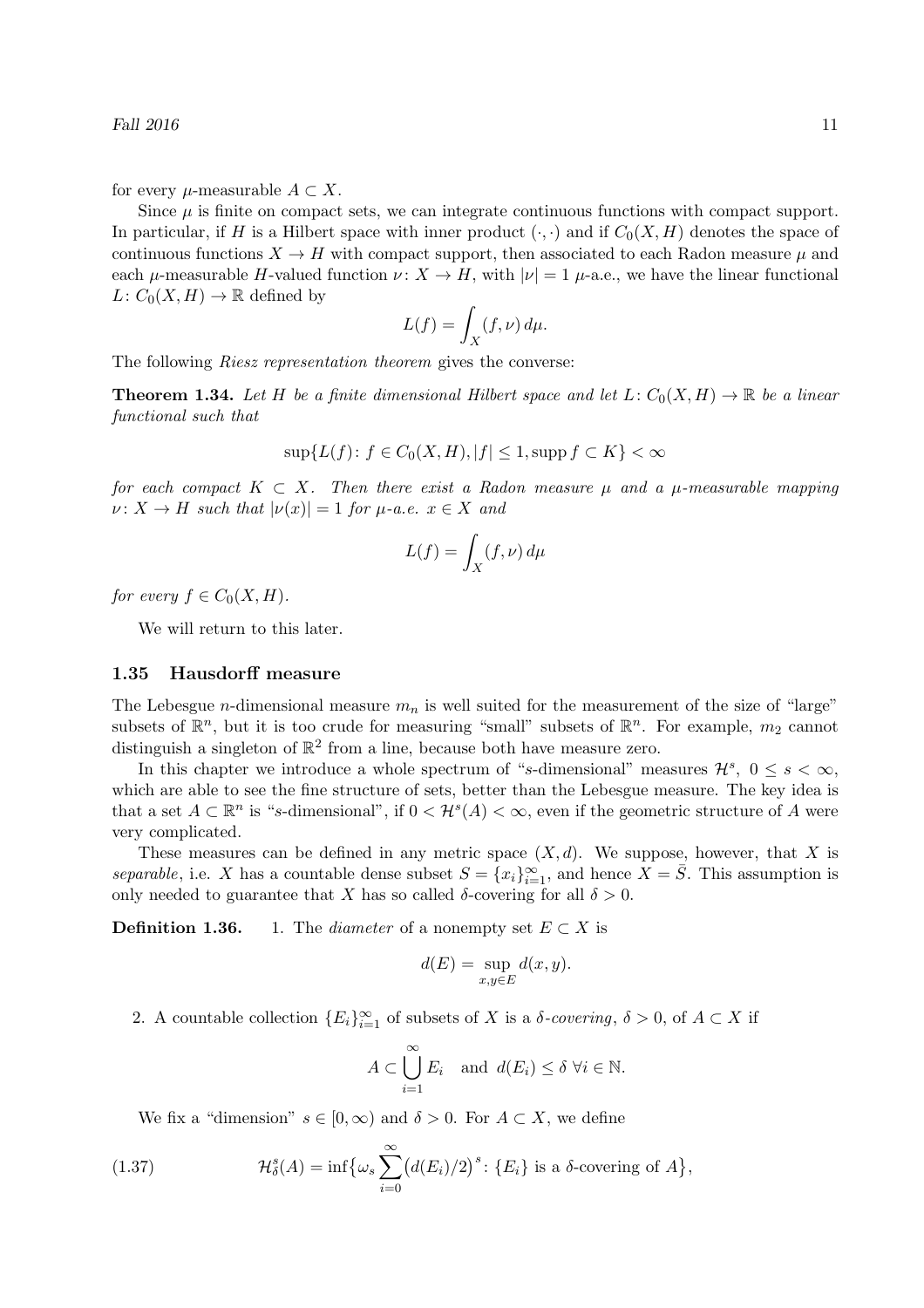for every $\mu$-measurable $A \subset X$.

Since $\mu$ is finite on compact sets, we can integrate continuous functions with compact support. In particular, if $H$ is a Hilbert space with inner product $(\cdot, \cdot)$ and if $C_0(X, H)$ denotes the space of continuous functions $X \to H$ with compact support, then associated to each Radon measure $\mu$ and each $\mu$-measurable $H$-valued function $\nu \colon X \to H$, with $|\nu| = 1$ $\mu$-a.e., we have the linear functional $L \colon C_0(X, H) \to \mathbb{R}$ defined by

$$L(f) = \int_X (f, \nu)\, d\mu.$$

The following *Riesz representation theorem* gives the converse:

**Theorem 1.34.** *Let $H$ be a finite dimensional Hilbert space and let $L \colon C_0(X, H) \to \mathbb{R}$ be a linear functional such that*

$$\sup\{L(f) \colon f \in C_0(X, H), |f| \le 1, \operatorname{supp} f \subset K\} < \infty$$

*for each compact $K \subset X$. Then there exist a Radon measure $\mu$ and a $\mu$-measurable mapping $\nu \colon X \to H$ such that $|\nu(x)| = 1$ for $\mu$-a.e. $x \in X$ and*

$$L(f) = \int_X (f, \nu)\, d\mu$$

*for every $f \in C_0(X, H)$.*

We will return to this later.

### 1.35 Hausdorff measure

The Lebesgue $n$-dimensional measure $m_n$ is well suited for the measurement of the size of "large" subsets of $\mathbb{R}^n$, but it is too crude for measuring "small" subsets of $\mathbb{R}^n$. For example, $m_2$ cannot distinguish a singleton of $\mathbb{R}^2$ from a line, because both have measure zero.

In this chapter we introduce a whole spectrum of "$s$-dimensional" measures $\mathcal{H}^s$, $0 \le s < \infty$, which are able to see the fine structure of sets, better than the Lebesgue measure. The key idea is that a set $A \subset \mathbb{R}^n$ is "$s$-dimensional", if $0 < \mathcal{H}^s(A) < \infty$, even if the geometric structure of $A$ were very complicated.

These measures can be defined in any metric space $(X, d)$. We suppose, however, that $X$ is *separable*, i.e. $X$ has a countable dense subset $S = \{x_i\}_{i=1}^\infty$, and hence $X = \bar{S}$. This assumption is only needed to guarantee that $X$ has so called $\delta$-covering for all $\delta > 0$.

**Definition 1.36.**

1. The *diameter* of a nonempty set $E \subset X$ is

$$d(E) = \sup_{x,y \in E} d(x, y).$$

2. A countable collection $\{E_i\}_{i=1}^\infty$ of subsets of $X$ is a *$\delta$-covering*, $\delta > 0$, of $A \subset X$ if

$$A \subset \bigcup_{i=1}^\infty E_i \quad \text{and } d(E_i) \le \delta \ \forall i \in \mathbb{N}.$$

We fix a "dimension" $s \in [0, \infty)$ and $\delta > 0$. For $A \subset X$, we define

$$\mathcal{H}^s_\delta(A) = \inf\big\{\omega_s \sum_{i=0}^\infty \big(d(E_i)/2\big)^s \colon \{E_i\} \text{ is a } \delta\text{-covering of } A\big\}, \tag{1.37}$$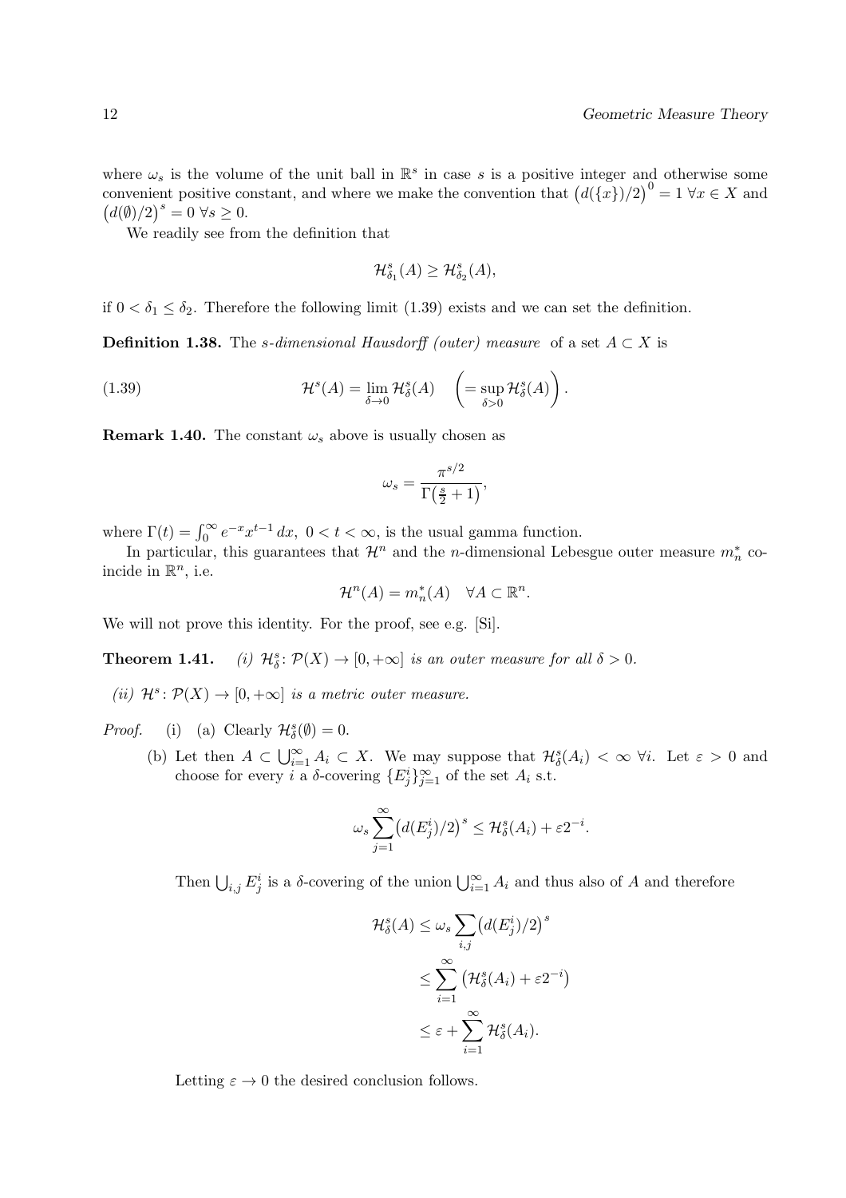where $\omega_s$ is the volume of the unit ball in $\mathbb{R}^s$ in case $s$ is a positive integer and otherwise some convenient positive constant, and where we make the convention that $\big(d(\{x\})/2\big)^0 = 1 \;\forall x \in X$ and $\big(d(\emptyset)/2\big)^s = 0 \;\forall s \geq 0$.

We readily see from the definition that

$$\mathcal{H}^s_{\delta_1}(A) \geq \mathcal{H}^s_{\delta_2}(A),$$

if $0 < \delta_1 \leq \delta_2$. Therefore the following limit (1.39) exists and we can set the definition.

**Definition 1.38.** The *s-dimensional Hausdorff (outer) measure* of a set $A \subset X$ is

$$\mathcal{H}^s(A) = \lim_{\delta \to 0} \mathcal{H}^s_\delta(A) \quad \left( = \sup_{\delta > 0} \mathcal{H}^s_\delta(A) \right). \tag{1.39}$$

**Remark 1.40.** The constant $\omega_s$ above is usually chosen as

$$\omega_s = \frac{\pi^{s/2}}{\Gamma\big(\frac{s}{2}+1\big)},$$

where $\Gamma(t) = \int_0^\infty e^{-x} x^{t-1}\, dx,\; 0 < t < \infty$, is the usual gamma function.

In particular, this guarantees that $\mathcal{H}^n$ and the $n$-dimensional Lebesgue outer measure $m_n^*$ coincide in $\mathbb{R}^n$, i.e.

$$\mathcal{H}^n(A) = m_n^*(A) \quad \forall A \subset \mathbb{R}^n.$$

We will not prove this identity. For the proof, see e.g. [Si].

**Theorem 1.41.** *(i) $\mathcal{H}^s_\delta \colon \mathcal{P}(X) \to [0, +\infty]$ is an outer measure for all $\delta > 0$.*

*(ii) $\mathcal{H}^s \colon \mathcal{P}(X) \to [0, +\infty]$ is a metric outer measure.*

*Proof.* (i) (a) Clearly $\mathcal{H}^s_\delta(\emptyset) = 0$.

(b) Let then $A \subset \bigcup_{i=1}^\infty A_i \subset X$. We may suppose that $\mathcal{H}^s_\delta(A_i) < \infty \;\forall i$. Let $\varepsilon > 0$ and choose for every $i$ a $\delta$-covering $\{E^i_j\}_{j=1}^\infty$ of the set $A_i$ s.t.

$$\omega_s \sum_{j=1}^\infty \big(d(E^i_j)/2\big)^s \leq \mathcal{H}^s_\delta(A_i) + \varepsilon 2^{-i}.$$

Then $\bigcup_{i,j} E^i_j$ is a $\delta$-covering of the union $\bigcup_{i=1}^\infty A_i$ and thus also of $A$ and therefore

$$\begin{aligned}
\mathcal{H}^s_\delta(A) &\leq \omega_s \sum_{i,j} \big(d(E^i_j)/2\big)^s \\
&\leq \sum_{i=1}^\infty \big(\mathcal{H}^s_\delta(A_i) + \varepsilon 2^{-i}\big) \\
&\leq \varepsilon + \sum_{i=1}^\infty \mathcal{H}^s_\delta(A_i).
\end{aligned}$$

Letting $\varepsilon \to 0$ the desired conclusion follows.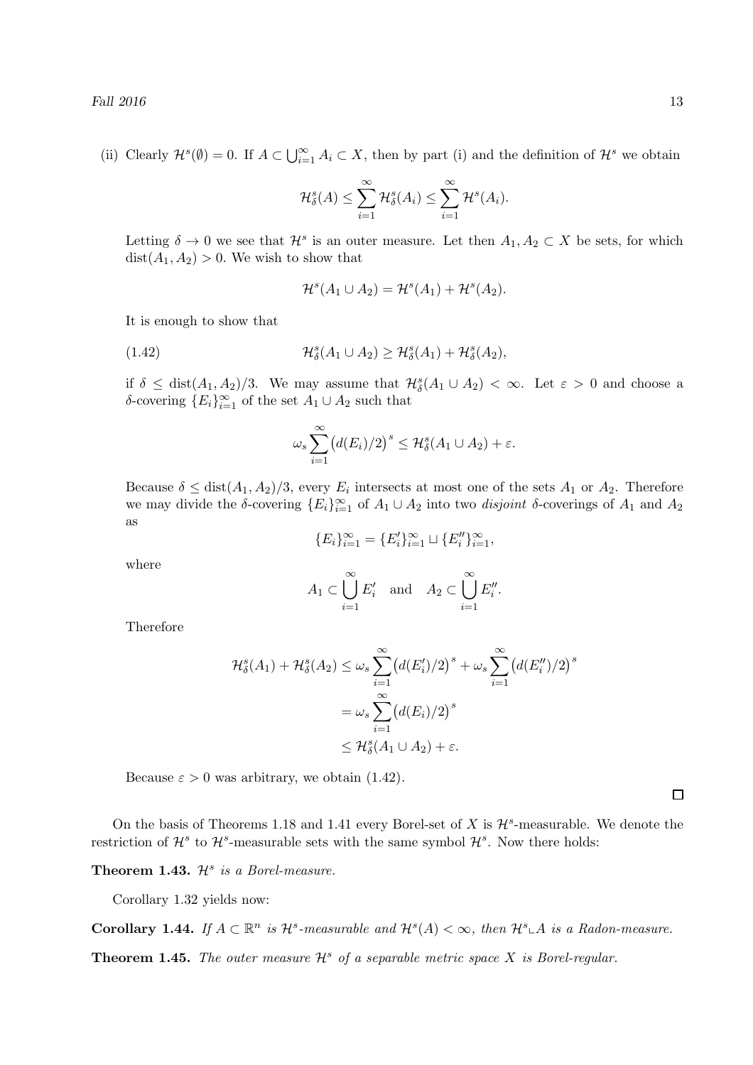(ii) Clearly $\mathcal{H}^s(\emptyset) = 0$. If $A \subset \bigcup_{i=1}^\infty A_i \subset X$, then by part (i) and the definition of $\mathcal{H}^s$ we obtain

$$\mathcal{H}^s_\delta(A) \leq \sum_{i=1}^\infty \mathcal{H}^s_\delta(A_i) \leq \sum_{i=1}^\infty \mathcal{H}^s(A_i).$$

Letting $\delta \to 0$ we see that $\mathcal{H}^s$ is an outer measure. Let then $A_1, A_2 \subset X$ be sets, for which $\operatorname{dist}(A_1, A_2) > 0$. We wish to show that

$$\mathcal{H}^s(A_1 \cup A_2) = \mathcal{H}^s(A_1) + \mathcal{H}^s(A_2).$$

It is enough to show that

$$\mathcal{H}^s_\delta(A_1 \cup A_2) \geq \mathcal{H}^s_\delta(A_1) + \mathcal{H}^s_\delta(A_2), \tag{1.42}$$

if $\delta \leq \operatorname{dist}(A_1, A_2)/3$. We may assume that $\mathcal{H}^s_\delta(A_1 \cup A_2) < \infty$. Let $\varepsilon > 0$ and choose a $\delta$-covering $\{E_i\}_{i=1}^\infty$ of the set $A_1 \cup A_2$ such that

$$\omega_s \sum_{i=1}^\infty \big(d(E_i)/2\big)^s \leq \mathcal{H}^s_\delta(A_1 \cup A_2) + \varepsilon.$$

Because $\delta \leq \operatorname{dist}(A_1, A_2)/3$, every $E_i$ intersects at most one of the sets $A_1$ or $A_2$. Therefore we may divide the $\delta$-covering $\{E_i\}_{i=1}^\infty$ of $A_1 \cup A_2$ into two *disjoint* $\delta$-coverings of $A_1$ and $A_2$ as

$$\{E_i\}_{i=1}^\infty = \{E_i'\}_{i=1}^\infty \sqcup \{E_i''\}_{i=1}^\infty,$$

where

$$A_1 \subset \bigcup_{i=1}^\infty E_i' \quad \text{and} \quad A_2 \subset \bigcup_{i=1}^\infty E_i''.$$

Therefore

$$\begin{aligned}
\mathcal{H}^s_\delta(A_1) + \mathcal{H}^s_\delta(A_2) &\leq \omega_s \sum_{i=1}^\infty \big(d(E_i')/2\big)^s + \omega_s \sum_{i=1}^\infty \big(d(E_i'')/2\big)^s \\
&= \omega_s \sum_{i=1}^\infty \big(d(E_i)/2\big)^s \\
&\leq \mathcal{H}^s_\delta(A_1 \cup A_2) + \varepsilon.
\end{aligned}$$

Because $\varepsilon > 0$ was arbitrary, we obtain (1.42).

□

On the basis of Theorems 1.18 and 1.41 every Borel-set of $X$ is $\mathcal{H}^s$-measurable. We denote the restriction of $\mathcal{H}^s$ to $\mathcal{H}^s$-measurable sets with the same symbol $\mathcal{H}^s$. Now there holds:

**Theorem 1.43.** *$\mathcal{H}^s$ is a Borel-measure.*

Corollary 1.32 yields now:

**Corollary 1.44.** *If $A \subset \mathbb{R}^n$ is $\mathcal{H}^s$-measurable and $\mathcal{H}^s(A) < \infty$, then $\mathcal{H}^s \llcorner A$ is a Radon-measure.*

**Theorem 1.45.** *The outer measure $\mathcal{H}^s$ of a separable metric space $X$ is Borel-regular.*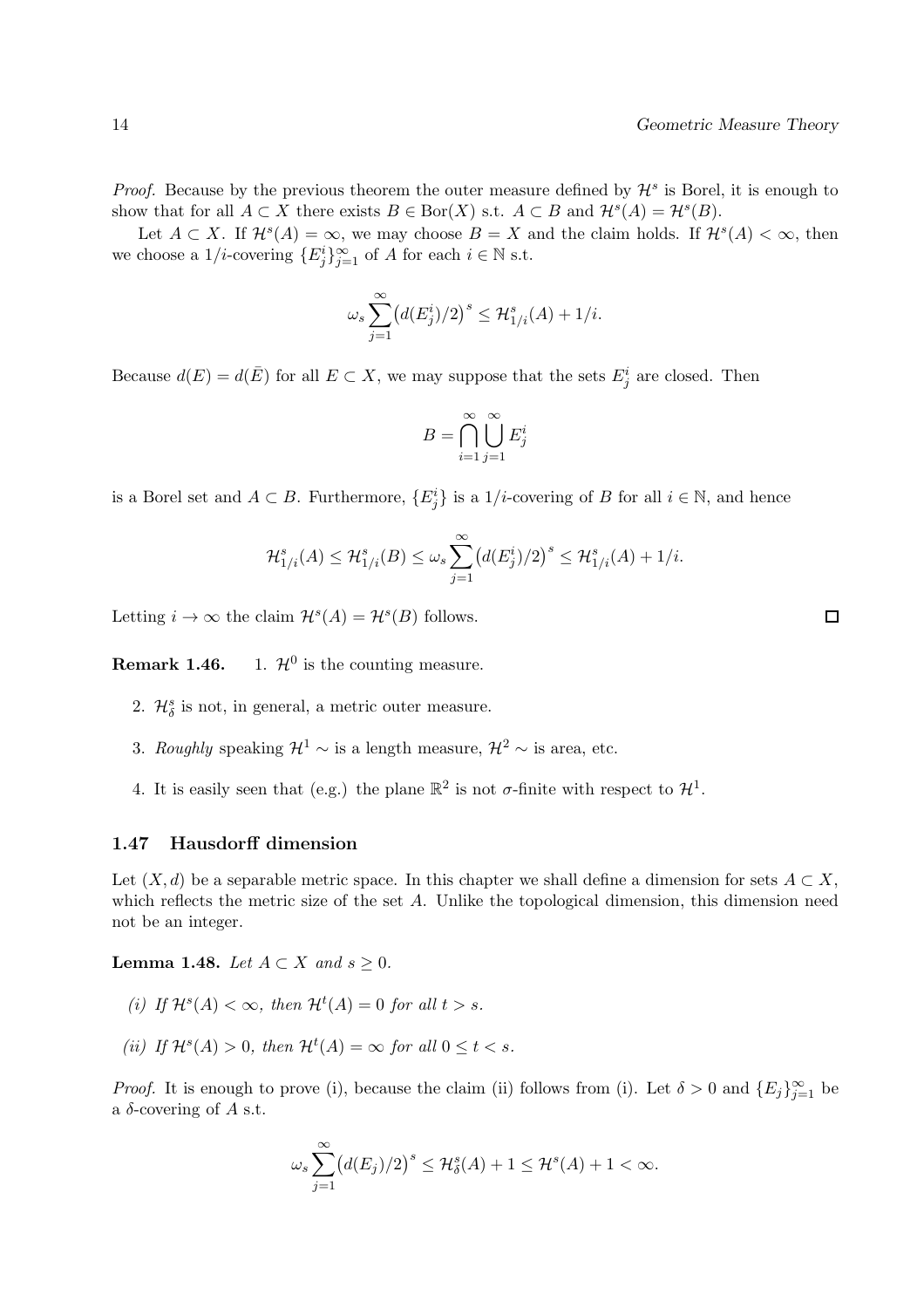*Proof.* Because by the previous theorem the outer measure defined by $\mathcal{H}^s$ is Borel, it is enough to show that for all $A \subset X$ there exists $B \in \text{Bor}(X)$ s.t. $A \subset B$ and $\mathcal{H}^s(A) = \mathcal{H}^s(B)$.

Let $A \subset X$. If $\mathcal{H}^s(A) = \infty$, we may choose $B = X$ and the claim holds. If $\mathcal{H}^s(A) < \infty$, then we choose a $1/i$-covering $\{E^i_j\}_{j=1}^\infty$ of $A$ for each $i \in \mathbb{N}$ s.t.

$$\omega_s \sum_{j=1}^\infty \big(d(E^i_j)/2\big)^s \leq \mathcal{H}^s_{1/i}(A) + 1/i.$$

Because $d(E) = d(\bar{E})$ for all $E \subset X$, we may suppose that the sets $E^i_j$ are closed. Then

$$B = \bigcap_{i=1}^\infty \bigcup_{j=1}^\infty E^i_j$$

is a Borel set and $A \subset B$. Furthermore, $\{E^i_j\}$ is a $1/i$-covering of $B$ for all $i \in \mathbb{N}$, and hence

$$\mathcal{H}^s_{1/i}(A) \leq \mathcal{H}^s_{1/i}(B) \leq \omega_s \sum_{j=1}^\infty \big(d(E^i_j)/2\big)^s \leq \mathcal{H}^s_{1/i}(A) + 1/i.$$

Letting $i \to \infty$ the claim $\mathcal{H}^s(A) = \mathcal{H}^s(B)$ follows. □

**Remark 1.46.**

1. $\mathcal{H}^0$ is the counting measure.
2. $\mathcal{H}^s_\delta$ is not, in general, a metric outer measure.
3. *Roughly* speaking $\mathcal{H}^1 \sim$ is a length measure, $\mathcal{H}^2 \sim$ is area, etc.
4. It is easily seen that (e.g.) the plane $\mathbb{R}^2$ is not $\sigma$-finite with respect to $\mathcal{H}^1$.

### 1.47 Hausdorff dimension

Let $(X, d)$ be a separable metric space. In this chapter we shall define a dimension for sets $A \subset X$, which reflects the metric size of the set $A$. Unlike the topological dimension, this dimension need not be an integer.

**Lemma 1.48.** *Let $A \subset X$ and $s \geq 0$.*

*(i) If $\mathcal{H}^s(A) < \infty$, then $\mathcal{H}^t(A) = 0$ for all $t > s$.*

*(ii) If $\mathcal{H}^s(A) > 0$, then $\mathcal{H}^t(A) = \infty$ for all $0 \leq t < s$.*

*Proof.* It is enough to prove (i), because the claim (ii) follows from (i). Let $\delta > 0$ and $\{E_j\}_{j=1}^\infty$ be a $\delta$-covering of $A$ s.t.

$$\omega_s \sum_{j=1}^\infty \big(d(E_j)/2\big)^s \leq \mathcal{H}^s_\delta(A) + 1 \leq \mathcal{H}^s(A) + 1 < \infty.$$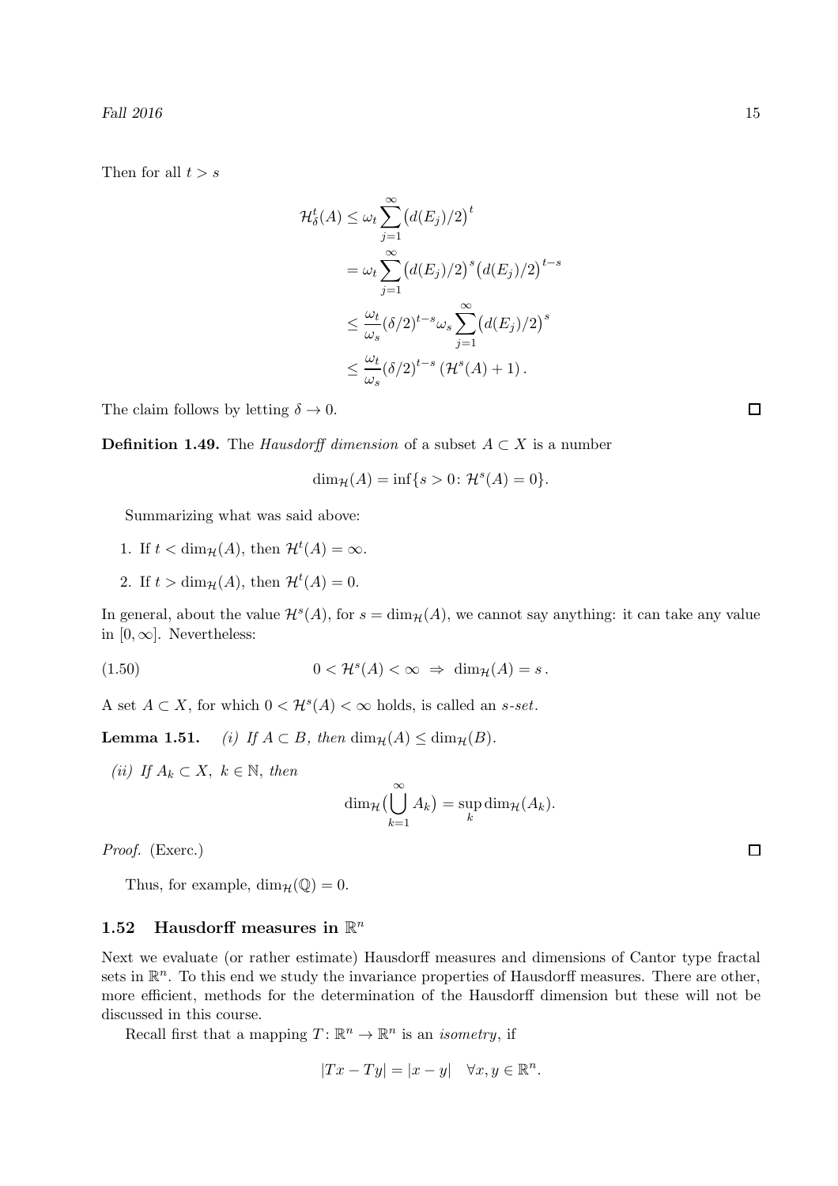Then for all $t > s$

$$
\begin{aligned}
\mathcal{H}^t_\delta(A) &\le \omega_t \sum_{j=1}^\infty \big(d(E_j)/2\big)^t \\
&= \omega_t \sum_{j=1}^\infty \big(d(E_j)/2\big)^s \big(d(E_j)/2\big)^{t-s} \\
&\le \frac{\omega_t}{\omega_s} (\delta/2)^{t-s} \omega_s \sum_{j=1}^\infty \big(d(E_j)/2\big)^s \\
&\le \frac{\omega_t}{\omega_s} (\delta/2)^{t-s} \left(\mathcal{H}^s(A) + 1\right).
\end{aligned}
$$

The claim follows by letting $\delta \to 0$. □

**Definition 1.49.** The *Hausdorff dimension* of a subset $A \subset X$ is a number

$$
\dim_{\mathcal{H}}(A) = \inf\{s > 0 \colon \mathcal{H}^s(A) = 0\}.
$$

Summarizing what was said above:

1. If $t < \dim_{\mathcal{H}}(A)$, then $\mathcal{H}^t(A) = \infty$.
2. If $t > \dim_{\mathcal{H}}(A)$, then $\mathcal{H}^t(A) = 0$.

In general, about the value $\mathcal{H}^s(A)$, for $s = \dim_{\mathcal{H}}(A)$, we cannot say anything: it can take any value in $[0, \infty]$. Nevertheless:

$$
0 < \mathcal{H}^s(A) < \infty \;\Rightarrow\; \dim_{\mathcal{H}}(A) = s\,. \tag{1.50}
$$

A set $A \subset X$, for which $0 < \mathcal{H}^s(A) < \infty$ holds, is called an *$s$-set*.

**Lemma 1.51.** *(i) If $A \subset B$, then $\dim_{\mathcal{H}}(A) \le \dim_{\mathcal{H}}(B)$.*

*(ii) If $A_k \subset X$, $k \in \mathbb{N}$, then*

$$
\dim_{\mathcal{H}}\big(\bigcup_{k=1}^\infty A_k\big) = \sup_k \dim_{\mathcal{H}}(A_k).
$$

*Proof.* (Exerc.) □

Thus, for example, $\dim_{\mathcal{H}}(\mathbb{Q}) = 0$.

## 1.52 Hausdorff measures in $\mathbb{R}^n$

Next we evaluate (or rather estimate) Hausdorff measures and dimensions of Cantor type fractal sets in $\mathbb{R}^n$. To this end we study the invariance properties of Hausdorff measures. There are other, more efficient, methods for the determination of the Hausdorff dimension but these will not be discussed in this course.

Recall first that a mapping $T \colon \mathbb{R}^n \to \mathbb{R}^n$ is an *isometry*, if

$$
|Tx - Ty| = |x - y| \quad \forall x, y \in \mathbb{R}^n.
$$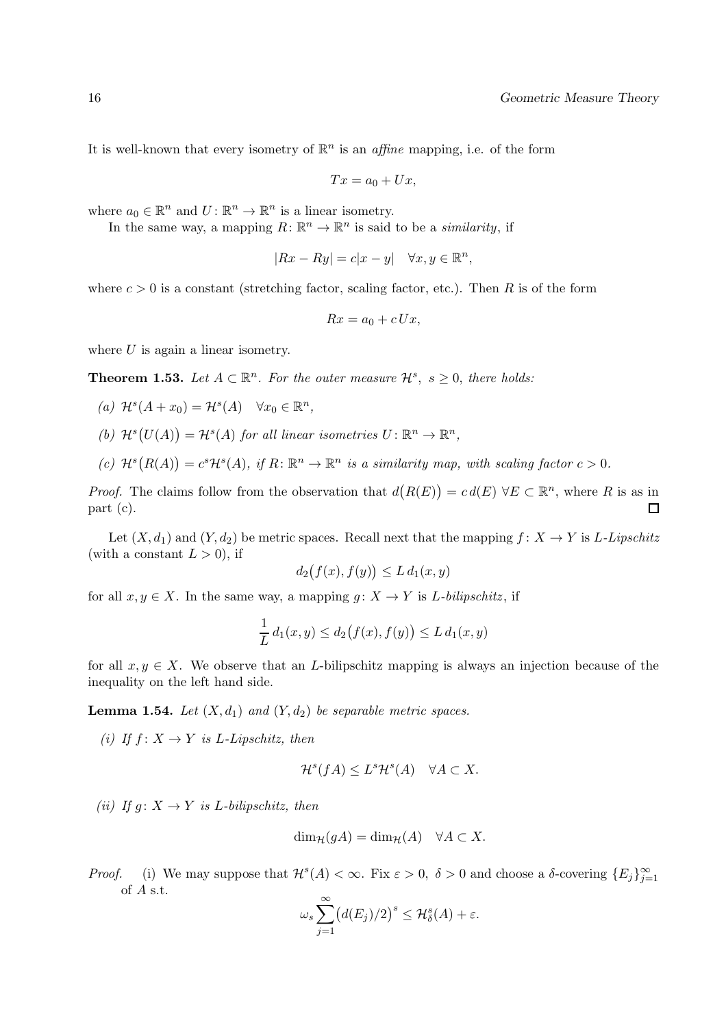It is well-known that every isometry of $\mathbb{R}^n$ is an *affine* mapping, i.e. of the form

$$Tx = a_0 + Ux,$$

where $a_0 \in \mathbb{R}^n$ and $U\colon \mathbb{R}^n \to \mathbb{R}^n$ is a linear isometry.

In the same way, a mapping $R\colon \mathbb{R}^n \to \mathbb{R}^n$ is said to be a *similarity*, if

$$|Rx - Ry| = c|x-y| \quad \forall x, y \in \mathbb{R}^n,$$

where $c > 0$ is a constant (stretching factor, scaling factor, etc.). Then $R$ is of the form

$$Rx = a_0 + c\,Ux,$$

where $U$ is again a linear isometry.

**Theorem 1.53.** *Let $A \subset \mathbb{R}^n$. For the outer measure $\mathcal{H}^s$, $s \geq 0$, there holds:*

*(a) $\mathcal{H}^s(A + x_0) = \mathcal{H}^s(A) \quad \forall x_0 \in \mathbb{R}^n$,*

*(b) $\mathcal{H}^s\big(U(A)\big) = \mathcal{H}^s(A)$ for all linear isometries $U\colon \mathbb{R}^n \to \mathbb{R}^n$,*

*(c) $\mathcal{H}^s\big(R(A)\big) = c^s\mathcal{H}^s(A)$, if $R\colon \mathbb{R}^n \to \mathbb{R}^n$ is a similarity map, with scaling factor $c > 0$.*

*Proof.* The claims follow from the observation that $d\big(R(E)\big) = c\,d(E)$ $\forall E \subset \mathbb{R}^n$, where $R$ is as in part (c). $\square$

Let $(X, d_1)$ and $(Y, d_2)$ be metric spaces. Recall next that the mapping $f\colon X \to Y$ is *$L$-Lipschitz* (with a constant $L > 0$), if

$$d_2\big(f(x), f(y)\big) \leq L\,d_1(x, y)$$

for all $x, y \in X$. In the same way, a mapping $g\colon X \to Y$ is *$L$-bilipschitz*, if

$$\frac{1}{L}\,d_1(x, y) \leq d_2\big(f(x), f(y)\big) \leq L\,d_1(x, y)$$

for all $x, y \in X$. We observe that an $L$-bilipschitz mapping is always an injection because of the inequality on the left hand side.

**Lemma 1.54.** *Let $(X, d_1)$ and $(Y, d_2)$ be separable metric spaces.*

*(i) If $f\colon X \to Y$ is $L$-Lipschitz, then*

$$\mathcal{H}^s(fA) \leq L^s\mathcal{H}^s(A) \quad \forall A \subset X.$$

*(ii) If $g\colon X \to Y$ is $L$-bilipschitz, then*

$$\dim_{\mathcal{H}}(gA) = \dim_{\mathcal{H}}(A) \quad \forall A \subset X.$$

*Proof.* (i) We may suppose that $\mathcal{H}^s(A) < \infty$. Fix $\varepsilon > 0$, $\delta > 0$ and choose a $\delta$-covering $\{E_j\}_{j=1}^\infty$ of $A$ s.t.

$$\omega_s \sum_{j=1}^{\infty} \big(d(E_j)/2\big)^s \leq \mathcal{H}^s_\delta(A) + \varepsilon.$$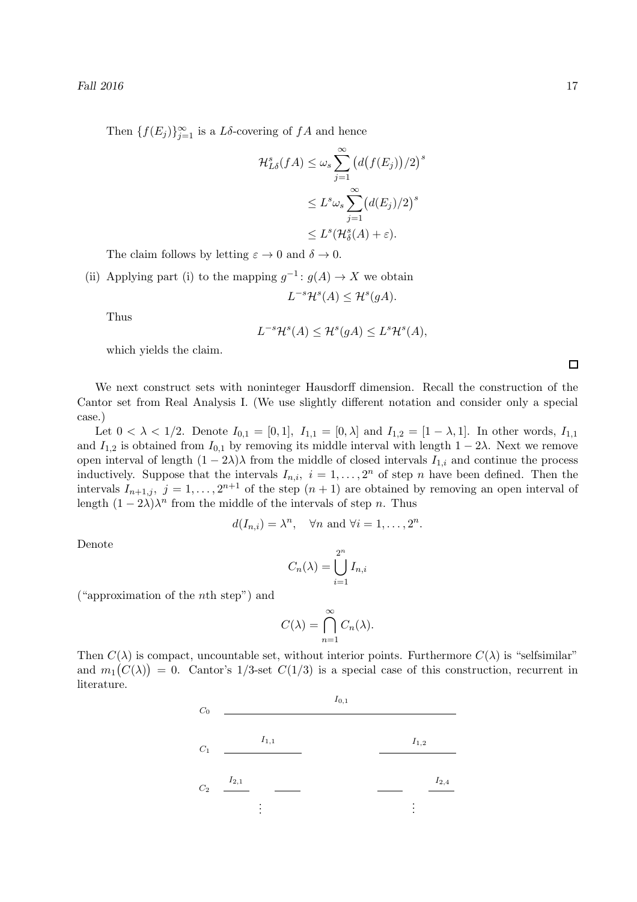Then $\{f(E_j)\}_{j=1}^{\infty}$ is a $L\delta$-covering of $fA$ and hence

$$\begin{aligned}
\mathcal{H}^s_{L\delta}(fA) &\leq \omega_s \sum_{j=1}^{\infty} \big(d\big(f(E_j)\big)/2\big)^s \\
&\leq L^s \omega_s \sum_{j=1}^{\infty} \big(d(E_j)/2\big)^s \\
&\leq L^s (\mathcal{H}^s_\delta(A) + \varepsilon).
\end{aligned}$$

The claim follows by letting $\varepsilon \to 0$ and $\delta \to 0$.

(ii) Applying part (i) to the mapping $g^{-1}\colon g(A) \to X$ we obtain

$$L^{-s}\mathcal{H}^s(A) \leq \mathcal{H}^s(gA).$$

Thus

$$L^{-s}\mathcal{H}^s(A) \leq \mathcal{H}^s(gA) \leq L^s\mathcal{H}^s(A),$$

which yields the claim.

□

We next construct sets with noninteger Hausdorff dimension. Recall the construction of the Cantor set from Real Analysis I. (We use slightly different notation and consider only a special case.)

Let $0 < \lambda < 1/2$. Denote $I_{0,1} = [0,1]$, $I_{1,1} = [0,\lambda]$ and $I_{1,2} = [1-\lambda, 1]$. In other words, $I_{1,1}$ and $I_{1,2}$ is obtained from $I_{0,1}$ by removing its middle interval with length $1-2\lambda$. Next we remove open interval of length $(1-2\lambda)\lambda$ from the middle of closed intervals $I_{1,i}$ and continue the process inductively. Suppose that the intervals $I_{n,i},\ i = 1,\ldots,2^n$ of step $n$ have been defined. Then the intervals $I_{n+1,j},\ j = 1,\ldots,2^{n+1}$ of the step $(n+1)$ are obtained by removing an open interval of length $(1-2\lambda)\lambda^n$ from the middle of the intervals of step $n$. Thus

$$d(I_{n,i}) = \lambda^n, \quad \forall n \text{ and } \forall i = 1,\ldots,2^n.$$

Denote

$$C_n(\lambda) = \bigcup_{i=1}^{2^n} I_{n,i}$$

("approximation of the $n$th step") and

$$C(\lambda) = \bigcap_{n=1}^{\infty} C_n(\lambda).$$

Then $C(\lambda)$ is compact, uncountable set, without interior points. Furthermore $C(\lambda)$ is "selfsimilar" and $m_1\big(C(\lambda)\big) = 0$. Cantor's 1/3-set $C(1/3)$ is a special case of this construction, recurrent in literature.

$C_0$ — $I_{0,1}$

$C_1$ — $I_{1,1}$, $I_{1,2}$

$C_2$ — $I_{2,1}$, …, $I_{2,4}$

⋮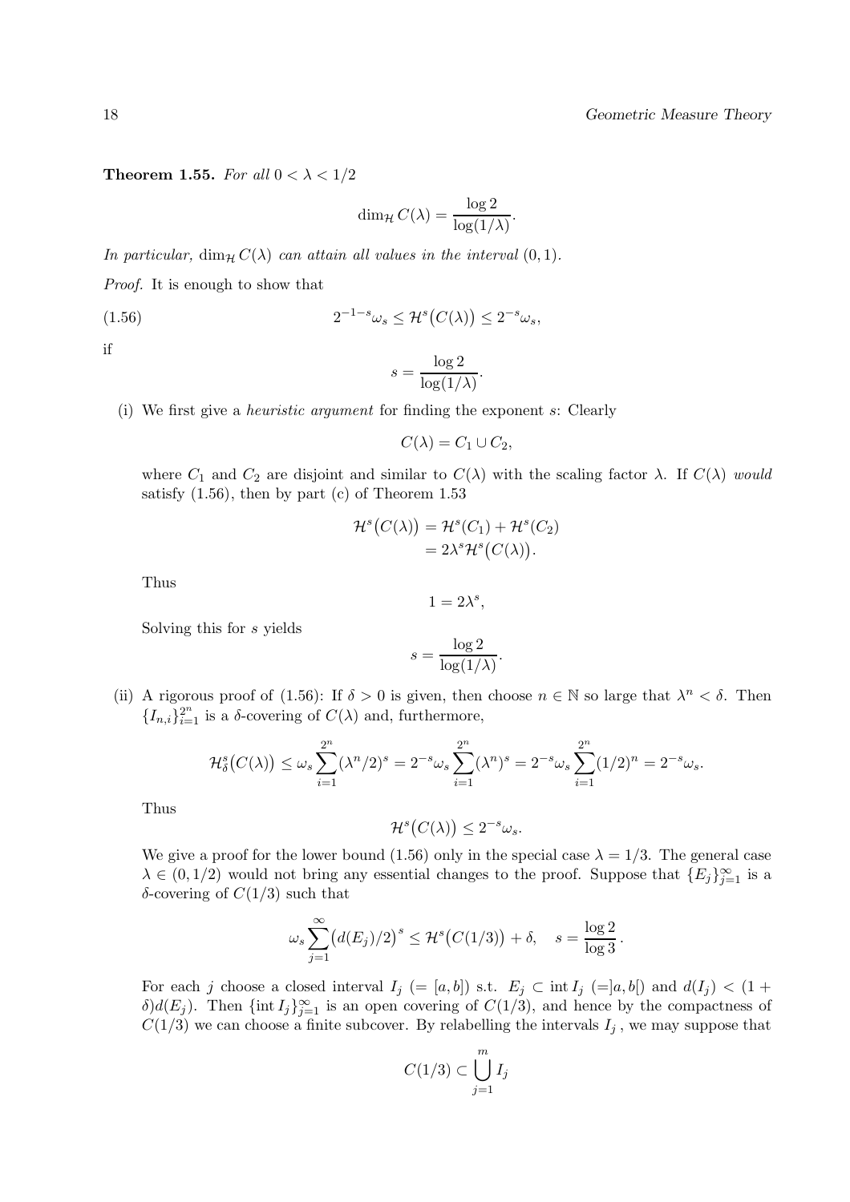**Theorem 1.55.** *For all $0 < \lambda < 1/2$*

$$\dim_{\mathcal{H}} C(\lambda) = \frac{\log 2}{\log(1/\lambda)}.$$

*In particular, $\dim_{\mathcal{H}} C(\lambda)$ can attain all values in the interval $(0,1)$.*

*Proof.* It is enough to show that

$$2^{-1-s}\omega_s \le \mathcal{H}^s\big(C(\lambda)\big) \le 2^{-s}\omega_s, \tag{1.56}$$

if

$$s = \frac{\log 2}{\log(1/\lambda)}.$$

(i) We first give a *heuristic argument* for finding the exponent $s$: Clearly

$$C(\lambda) = C_1 \cup C_2,$$

where $C_1$ and $C_2$ are disjoint and similar to $C(\lambda)$ with the scaling factor $\lambda$. If $C(\lambda)$ *would* satisfy (1.56), then by part (c) of Theorem 1.53

$$\begin{aligned}\mathcal{H}^s\big(C(\lambda)\big) &= \mathcal{H}^s(C_1) + \mathcal{H}^s(C_2)\\ &= 2\lambda^s \mathcal{H}^s\big(C(\lambda)\big).\end{aligned}$$

Thus

$$1 = 2\lambda^s,$$

Solving this for $s$ yields

$$s = \frac{\log 2}{\log(1/\lambda)}.$$

(ii) A rigorous proof of (1.56): If $\delta > 0$ is given, then choose $n \in \mathbb{N}$ so large that $\lambda^n < \delta$. Then $\{I_{n,i}\}_{i=1}^{2^n}$ is a $\delta$-covering of $C(\lambda)$ and, furthermore,

$$\mathcal{H}^s_\delta\big(C(\lambda)\big) \le \omega_s \sum_{i=1}^{2^n} (\lambda^n/2)^s = 2^{-s}\omega_s \sum_{i=1}^{2^n} (\lambda^n)^s = 2^{-s}\omega_s \sum_{i=1}^{2^n} (1/2)^n = 2^{-s}\omega_s.$$

Thus

$$\mathcal{H}^s\big(C(\lambda)\big) \le 2^{-s}\omega_s.$$

We give a proof for the lower bound (1.56) only in the special case $\lambda = 1/3$. The general case $\lambda \in (0, 1/2)$ would not bring any essential changes to the proof. Suppose that $\{E_j\}_{j=1}^\infty$ is a $\delta$-covering of $C(1/3)$ such that

$$\omega_s \sum_{j=1}^\infty \big(d(E_j)/2\big)^s \le \mathcal{H}^s\big(C(1/3)\big) + \delta, \quad s = \frac{\log 2}{\log 3}.$$

For each $j$ choose a closed interval $I_j$ $(= [a,b])$ s.t. $E_j \subset \operatorname{int} I_j$ $(= ]a,b[)$ and $d(I_j) < (1+\delta)d(E_j)$. Then $\{\operatorname{int} I_j\}_{j=1}^\infty$ is an open covering of $C(1/3)$, and hence by the compactness of $C(1/3)$ we can choose a finite subcover. By relabelling the intervals $I_j$, we may suppose that

$$C(1/3) \subset \bigcup_{j=1}^m I_j$$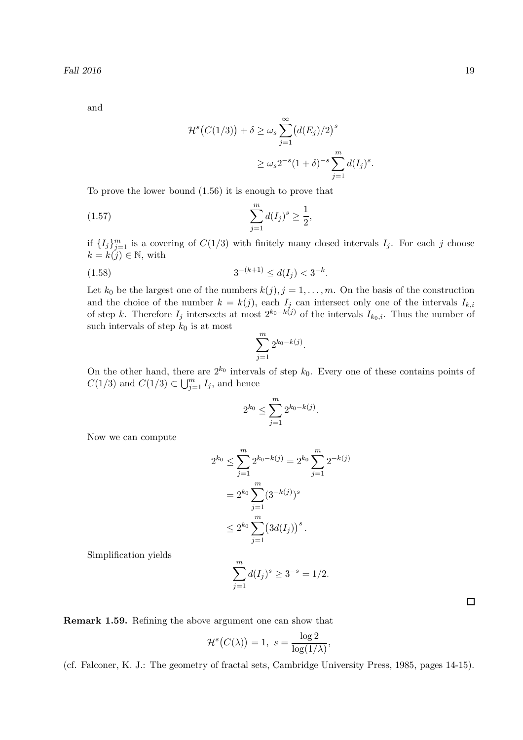and

$$
\begin{aligned}
\mathcal{H}^s\big(C(1/3)\big) + \delta &\geq \omega_s \sum_{j=1}^{\infty} \big(d(E_j)/2\big)^s \\
&\geq \omega_s 2^{-s}(1+\delta)^{-s} \sum_{j=1}^{m} d(I_j)^s.
\end{aligned}
$$

To prove the lower bound (1.56) it is enough to prove that

$$
\sum_{j=1}^{m} d(I_j)^s \geq \frac{1}{2}, \tag{1.57}
$$

if $\{I_j\}_{j=1}^m$ is a covering of $C(1/3)$ with finitely many closed intervals $I_j$. For each $j$ choose $k = k(j) \in \mathbb{N}$, with

$$
3^{-(k+1)} \leq d(I_j) < 3^{-k}. \tag{1.58}
$$

Let $k_0$ be the largest one of the numbers $k(j), j = 1, \ldots, m$. On the basis of the construction and the choice of the number $k = k(j)$, each $I_j$ can intersect only one of the intervals $I_{k,i}$ of step $k$. Therefore $I_j$ intersects at most $2^{k_0 - k(j)}$ of the intervals $I_{k_0,i}$. Thus the number of such intervals of step $k_0$ is at most

$$
\sum_{j=1}^{m} 2^{k_0 - k(j)}.
$$

On the other hand, there are $2^{k_0}$ intervals of step $k_0$. Every one of these contains points of $C(1/3)$ and $C(1/3) \subset \bigcup_{j=1}^m I_j$, and hence

$$
2^{k_0} \leq \sum_{j=1}^{m} 2^{k_0 - k(j)}.
$$

Now we can compute

$$
\begin{aligned}
2^{k_0} \leq \sum_{j=1}^{m} 2^{k_0 - k(j)} &= 2^{k_0} \sum_{j=1}^{m} 2^{-k(j)} \\
&= 2^{k_0} \sum_{j=1}^{m} (3^{-k(j)})^s \\
&\leq 2^{k_0} \sum_{j=1}^{m} \big(3d(I_j)\big)^s.
\end{aligned}
$$

Simplification yields

$$
\sum_{j=1}^{m} d(I_j)^s \geq 3^{-s} = 1/2.
$$

□

**Remark 1.59.** Refining the above argument one can show that

$$
\mathcal{H}^s\big(C(\lambda)\big) = 1, \;\; s = \frac{\log 2}{\log(1/\lambda)},
$$

(cf. Falconer, K. J.: The geometry of fractal sets, Cambridge University Press, 1985, pages 14-15).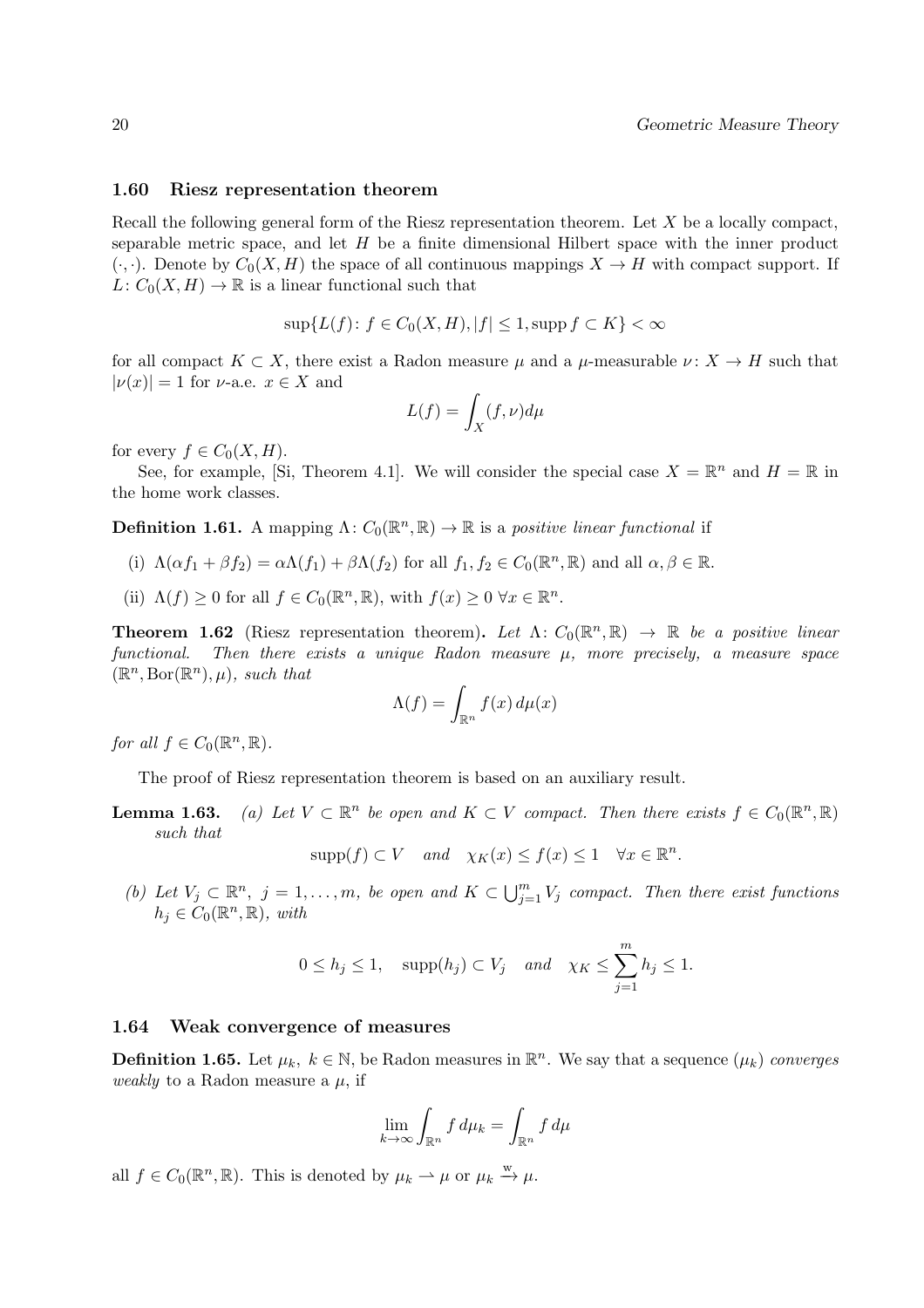### 1.60 Riesz representation theorem

Recall the following general form of the Riesz representation theorem. Let $X$ be a locally compact, separable metric space, and let $H$ be a finite dimensional Hilbert space with the inner product $(\cdot,\cdot)$. Denote by $C_0(X,H)$ the space of all continuous mappings $X \to H$ with compact support. If $L\colon C_0(X,H) \to \mathbb{R}$ is a linear functional such that

$$\sup\{L(f)\colon f \in C_0(X,H), |f| \le 1, \operatorname{supp} f \subset K\} < \infty$$

for all compact $K \subset X$, there exist a Radon measure $\mu$ and a $\mu$-measurable $\nu\colon X \to H$ such that $|\nu(x)| = 1$ for $\nu$-a.e. $x \in X$ and

$$L(f) = \int_X (f,\nu) d\mu$$

for every $f \in C_0(X,H)$.

See, for example, [Si, Theorem 4.1]. We will consider the special case $X = \mathbb{R}^n$ and $H = \mathbb{R}$ in the home work classes.

**Definition 1.61.** A mapping $\Lambda\colon C_0(\mathbb{R}^n,\mathbb{R}) \to \mathbb{R}$ is a *positive linear functional* if

(i) $\Lambda(\alpha f_1 + \beta f_2) = \alpha\Lambda(f_1) + \beta\Lambda(f_2)$ for all $f_1, f_2 \in C_0(\mathbb{R}^n,\mathbb{R})$ and all $\alpha,\beta \in \mathbb{R}$.

(ii) $\Lambda(f) \ge 0$ for all $f \in C_0(\mathbb{R}^n,\mathbb{R})$, with $f(x) \ge 0$ $\forall x \in \mathbb{R}^n$.

**Theorem 1.62** (Riesz representation theorem)**.** *Let $\Lambda\colon C_0(\mathbb{R}^n,\mathbb{R}) \to \mathbb{R}$ be a positive linear functional. Then there exists a unique Radon measure $\mu$, more precisely, a measure space $(\mathbb{R}^n, \operatorname{Bor}(\mathbb{R}^n), \mu)$, such that*

$$\Lambda(f) = \int_{\mathbb{R}^n} f(x)\, d\mu(x)$$

*for all $f \in C_0(\mathbb{R}^n,\mathbb{R})$.*

The proof of Riesz representation theorem is based on an auxiliary result.

**Lemma 1.63.** *(a) Let $V \subset \mathbb{R}^n$ be open and $K \subset V$ compact. Then there exists $f \in C_0(\mathbb{R}^n,\mathbb{R})$ such that*

$$\operatorname{supp}(f) \subset V \quad \textit{and} \quad \chi_K(x) \le f(x) \le 1 \quad \forall x \in \mathbb{R}^n.$$

*(b) Let $V_j \subset \mathbb{R}^n$, $j = 1,\ldots,m$, be open and $K \subset \bigcup_{j=1}^m V_j$ compact. Then there exist functions $h_j \in C_0(\mathbb{R}^n,\mathbb{R})$, with*

$$0 \le h_j \le 1, \quad \operatorname{supp}(h_j) \subset V_j \quad \textit{and} \quad \chi_K \le \sum_{j=1}^m h_j \le 1.$$

### 1.64 Weak convergence of measures

**Definition 1.65.** Let $\mu_k$, $k \in \mathbb{N}$, be Radon measures in $\mathbb{R}^n$. We say that a sequence $(\mu_k)$ *converges weakly* to a Radon measure a $\mu$, if

$$\lim_{k\to\infty} \int_{\mathbb{R}^n} f\, d\mu_k = \int_{\mathbb{R}^n} f\, d\mu$$

all $f \in C_0(\mathbb{R}^n,\mathbb{R})$. This is denoted by $\mu_k \rightharpoonup \mu$ or $\mu_k \xrightarrow{\text{w}} \mu$.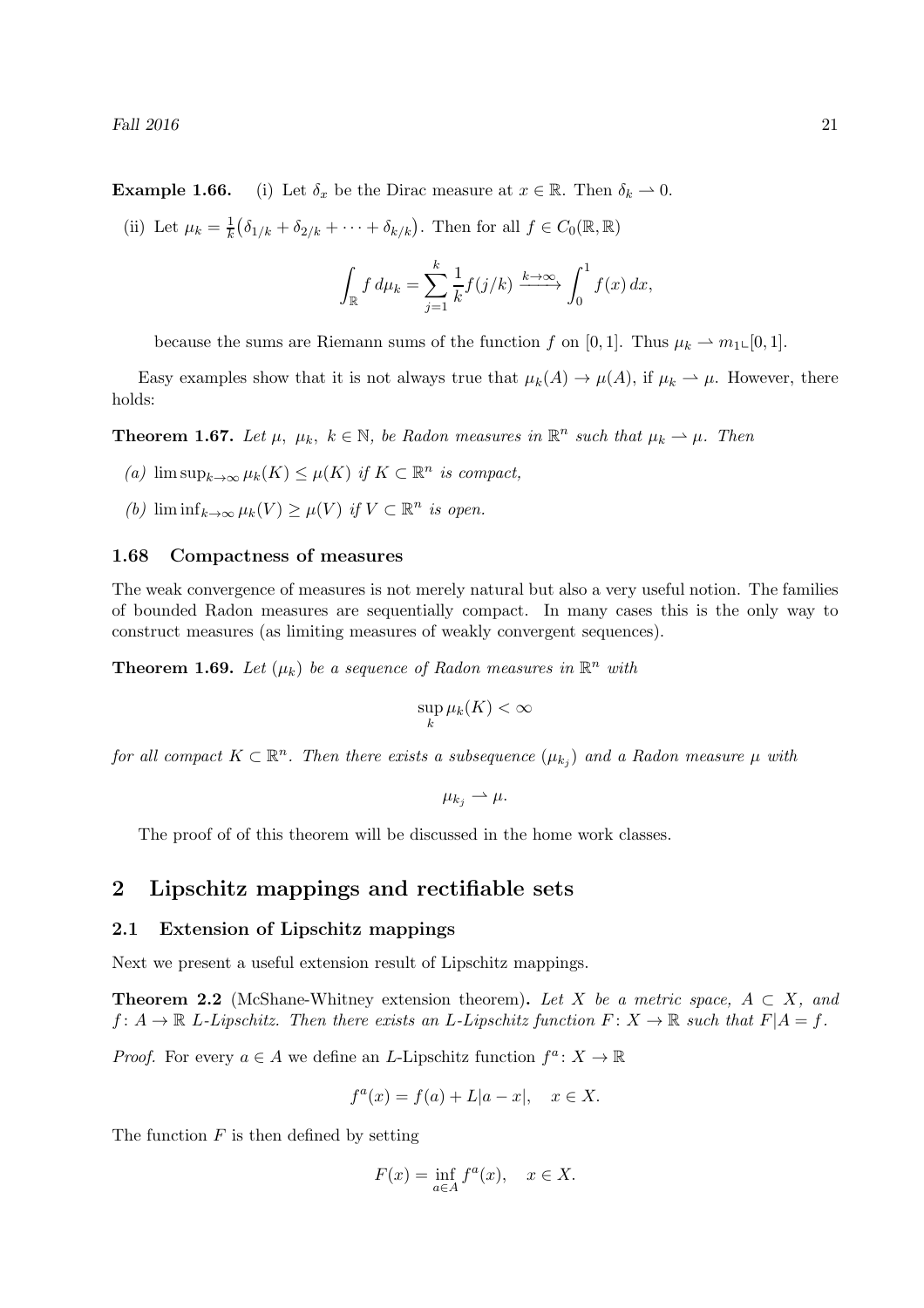**Example 1.66.** (i) Let $\delta_x$ be the Dirac measure at $x \in \mathbb{R}$. Then $\delta_k \rightharpoonup 0$.

(ii) Let $\mu_k = \frac{1}{k}\big(\delta_{1/k} + \delta_{2/k} + \cdots + \delta_{k/k}\big)$. Then for all $f \in C_0(\mathbb{R}, \mathbb{R})$

$$\int_{\mathbb{R}} f \, d\mu_k = \sum_{j=1}^{k} \frac{1}{k} f(j/k) \xrightarrow{k\to\infty} \int_0^1 f(x)\, dx,$$

because the sums are Riemann sums of the function $f$ on $[0,1]$. Thus $\mu_k \rightharpoonup m_1 \llcorner [0,1]$.

Easy examples show that it is not always true that $\mu_k(A) \to \mu(A)$, if $\mu_k \rightharpoonup \mu$. However, there holds:

**Theorem 1.67.** *Let $\mu$, $\mu_k$, $k \in \mathbb{N}$, be Radon measures in $\mathbb{R}^n$ such that $\mu_k \rightharpoonup \mu$. Then*

*(a) $\limsup_{k\to\infty} \mu_k(K) \le \mu(K)$ if $K \subset \mathbb{R}^n$ is compact,*

*(b) $\liminf_{k\to\infty} \mu_k(V) \ge \mu(V)$ if $V \subset \mathbb{R}^n$ is open.*

### 1.68 Compactness of measures

The weak convergence of measures is not merely natural but also a very useful notion. The families of bounded Radon measures are sequentially compact. In many cases this is the only way to construct measures (as limiting measures of weakly convergent sequences).

**Theorem 1.69.** *Let $(\mu_k)$ be a sequence of Radon measures in $\mathbb{R}^n$ with*

$$\sup_k \mu_k(K) < \infty$$

*for all compact $K \subset \mathbb{R}^n$. Then there exists a subsequence $(\mu_{k_j})$ and a Radon measure $\mu$ with*

$$\mu_{k_j} \rightharpoonup \mu.$$

The proof of of this theorem will be discussed in the home work classes.

## 2 Lipschitz mappings and rectifiable sets

### 2.1 Extension of Lipschitz mappings

Next we present a useful extension result of Lipschitz mappings.

**Theorem 2.2** (McShane-Whitney extension theorem)**.** *Let $X$ be a metric space, $A \subset X$, and $f : A \to \mathbb{R}$ $L$-Lipschitz. Then there exists an $L$-Lipschitz function $F : X \to \mathbb{R}$ such that $F|A = f$.*

*Proof.* For every $a \in A$ we define an $L$-Lipschitz function $f^a : X \to \mathbb{R}$

$$f^a(x) = f(a) + L|a - x|, \quad x \in X.$$

The function $F$ is then defined by setting

$$F(x) = \inf_{a\in A} f^a(x), \quad x \in X.$$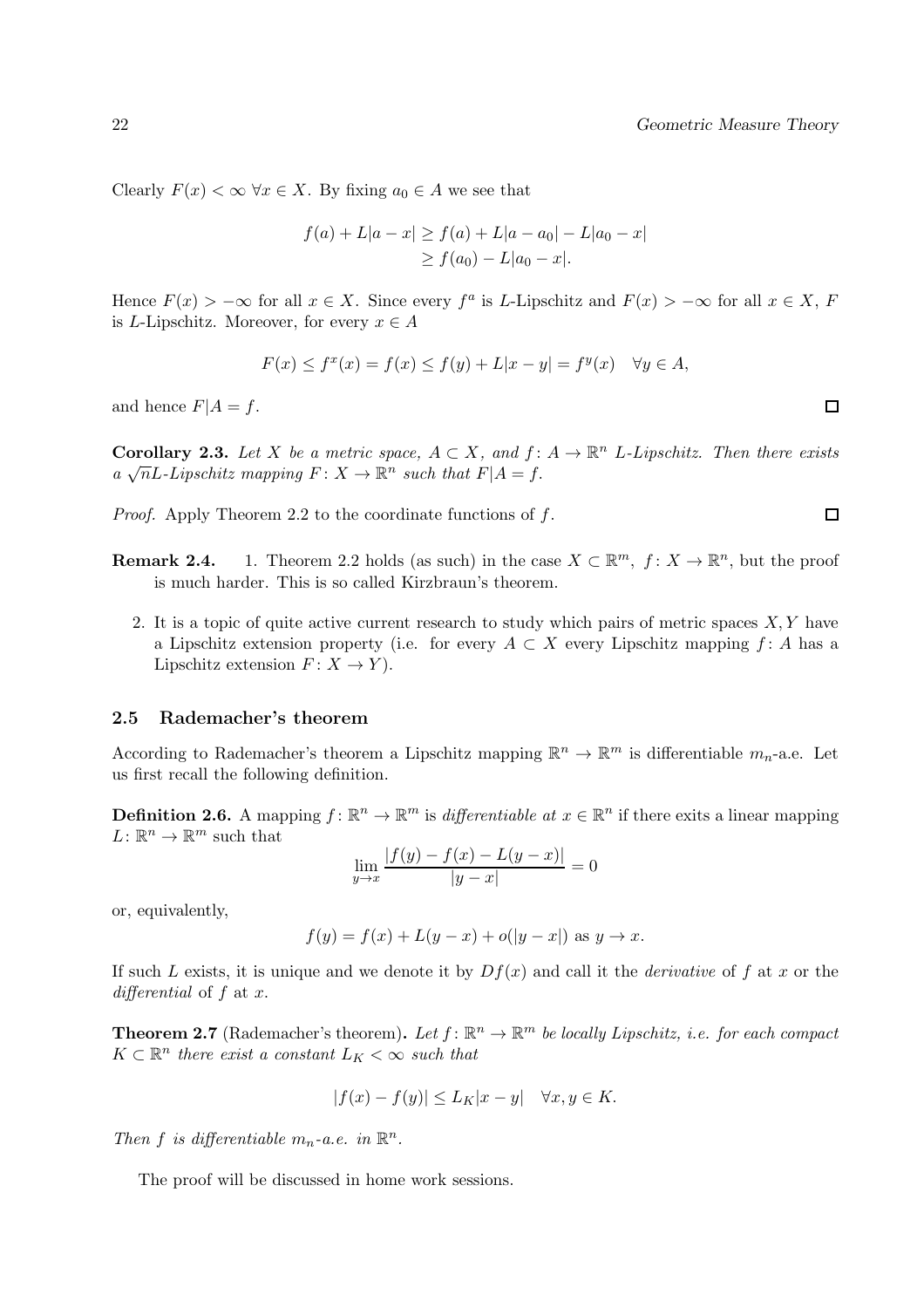Clearly $F(x) < \infty$ $\forall x \in X$. By fixing $a_0 \in A$ we see that

$$\begin{aligned} f(a) + L|a - x| &\geq f(a) + L|a - a_0| - L|a_0 - x| \\ &\geq f(a_0) - L|a_0 - x|. \end{aligned}$$

Hence $F(x) > -\infty$ for all $x \in X$. Since every $f^a$ is $L$-Lipschitz and $F(x) > -\infty$ for all $x \in X$, $F$ is $L$-Lipschitz. Moreover, for every $x \in A$

$$F(x) \leq f^x(x) = f(x) \leq f(y) + L|x - y| = f^y(x) \quad \forall y \in A,$$

and hence $F|A = f$. □

**Corollary 2.3.** *Let $X$ be a metric space, $A \subset X$, and $f\colon A \to \mathbb{R}^n$ $L$-Lipschitz. Then there exists a $\sqrt{n}L$-Lipschitz mapping $F\colon X \to \mathbb{R}^n$ such that $F|A = f$.*

*Proof.* Apply Theorem 2.2 to the coordinate functions of $f$. □

**Remark 2.4.**

1. Theorem 2.2 holds (as such) in the case $X \subset \mathbb{R}^m$, $f\colon X \to \mathbb{R}^n$, but the proof is much harder. This is so called Kirzbraun's theorem.
2. It is a topic of quite active current research to study which pairs of metric spaces $X, Y$ have a Lipschitz extension property (i.e. for every $A \subset X$ every Lipschitz mapping $f\colon A$ has a Lipschitz extension $F\colon X \to Y$).

### 2.5 Rademacher's theorem

According to Rademacher's theorem a Lipschitz mapping $\mathbb{R}^n \to \mathbb{R}^m$ is differentiable $m_n$-a.e. Let us first recall the following definition.

**Definition 2.6.** A mapping $f\colon \mathbb{R}^n \to \mathbb{R}^m$ is *differentiable at* $x \in \mathbb{R}^n$ if there exits a linear mapping $L\colon \mathbb{R}^n \to \mathbb{R}^m$ such that

$$\lim_{y \to x} \frac{|f(y) - f(x) - L(y - x)|}{|y - x|} = 0$$

or, equivalently,

$$f(y) = f(x) + L(y - x) + o(|y - x|) \text{ as } y \to x.$$

If such $L$ exists, it is unique and we denote it by $Df(x)$ and call it the *derivative* of $f$ at $x$ or the *differential* of $f$ at $x$.

**Theorem 2.7** (Rademacher's theorem)**.** *Let $f\colon \mathbb{R}^n \to \mathbb{R}^m$ be locally Lipschitz, i.e. for each compact $K \subset \mathbb{R}^n$ there exist a constant $L_K < \infty$ such that*

$$|f(x) - f(y)| \leq L_K|x - y| \quad \forall x, y \in K.$$

*Then $f$ is differentiable $m_n$-a.e. in $\mathbb{R}^n$.*

The proof will be discussed in home work sessions.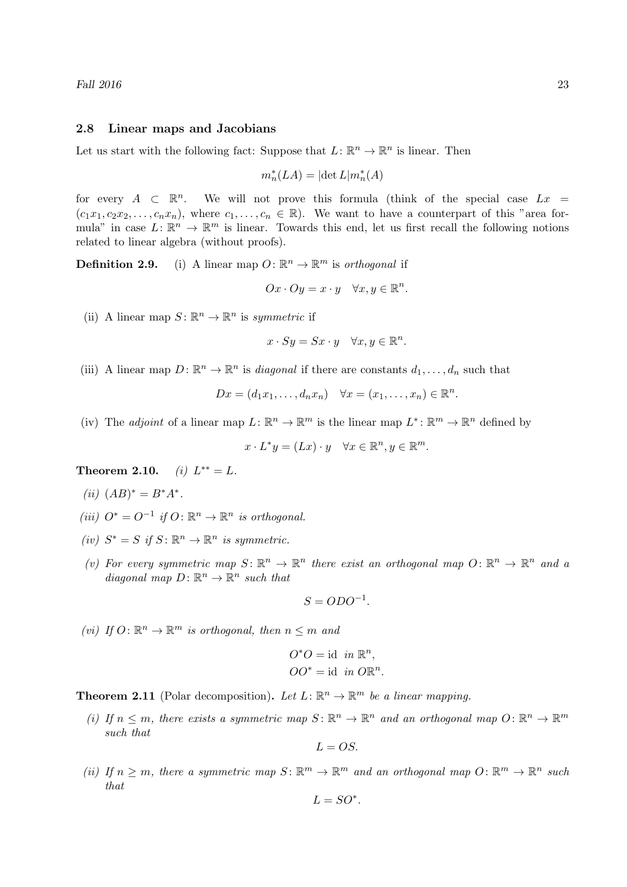### 2.8 Linear maps and Jacobians

Let us start with the following fact: Suppose that $L\colon \mathbb{R}^n \to \mathbb{R}^n$ is linear. Then

$$m_n^*(LA) = |\det L| m_n^*(A)$$

for every $A \subset \mathbb{R}^n$. We will not prove this formula (think of the special case $Lx = (c_1x_1, c_2x_2, \ldots, c_nx_n)$, where $c_1, \ldots, c_n \in \mathbb{R}$). We want to have a counterpart of this "area formula" in case $L\colon \mathbb{R}^n \to \mathbb{R}^m$ is linear. Towards this end, let us first recall the following notions related to linear algebra (without proofs).

**Definition 2.9.** (i) A linear map $O\colon \mathbb{R}^n \to \mathbb{R}^m$ is *orthogonal* if

$$Ox \cdot Oy = x \cdot y \quad \forall x, y \in \mathbb{R}^n.$$

(ii) A linear map $S\colon \mathbb{R}^n \to \mathbb{R}^n$ is *symmetric* if

$$x \cdot Sy = Sx \cdot y \quad \forall x, y \in \mathbb{R}^n.$$

(iii) A linear map $D\colon \mathbb{R}^n \to \mathbb{R}^n$ is *diagonal* if there are constants $d_1, \ldots, d_n$ such that

$$Dx = (d_1x_1, \ldots, d_nx_n) \quad \forall x = (x_1, \ldots, x_n) \in \mathbb{R}^n.$$

(iv) The *adjoint* of a linear map $L\colon \mathbb{R}^n \to \mathbb{R}^m$ is the linear map $L^*\colon \mathbb{R}^m \to \mathbb{R}^n$ defined by

$$x \cdot L^*y = (Lx) \cdot y \quad \forall x \in \mathbb{R}^n, y \in \mathbb{R}^m.$$

**Theorem 2.10.** *(i)* $L^{**} = L$.

*(ii)* $(AB)^* = B^*A^*$.

*(iii)* $O^* = O^{-1}$ *if* $O\colon \mathbb{R}^n \to \mathbb{R}^n$ *is orthogonal.*

*(iv)* $S^* = S$ *if* $S\colon \mathbb{R}^n \to \mathbb{R}^n$ *is symmetric.*

*(v) For every symmetric map* $S\colon \mathbb{R}^n \to \mathbb{R}^n$ *there exist an orthogonal map* $O\colon \mathbb{R}^n \to \mathbb{R}^n$ *and a diagonal map* $D\colon \mathbb{R}^n \to \mathbb{R}^n$ *such that*

$$S = ODO^{-1}.$$

*(vi) If* $O\colon \mathbb{R}^n \to \mathbb{R}^m$ *is orthogonal, then* $n \le m$ *and*

$$O^*O = \text{id} \ \text{ in } \mathbb{R}^n,$$
$$OO^* = \text{id} \ \text{ in } O\mathbb{R}^n.$$

**Theorem 2.11** (Polar decomposition)**.** *Let* $L\colon \mathbb{R}^n \to \mathbb{R}^m$ *be a linear mapping.*

*(i) If* $n \le m$*, there exists a symmetric map* $S\colon \mathbb{R}^n \to \mathbb{R}^n$ *and an orthogonal map* $O\colon \mathbb{R}^n \to \mathbb{R}^m$ *such that*

$$L = OS.$$

*(ii) If* $n \ge m$*, there a symmetric map* $S\colon \mathbb{R}^m \to \mathbb{R}^m$ *and an orthogonal map* $O\colon \mathbb{R}^m \to \mathbb{R}^n$ *such that*

$$L = SO^*.$$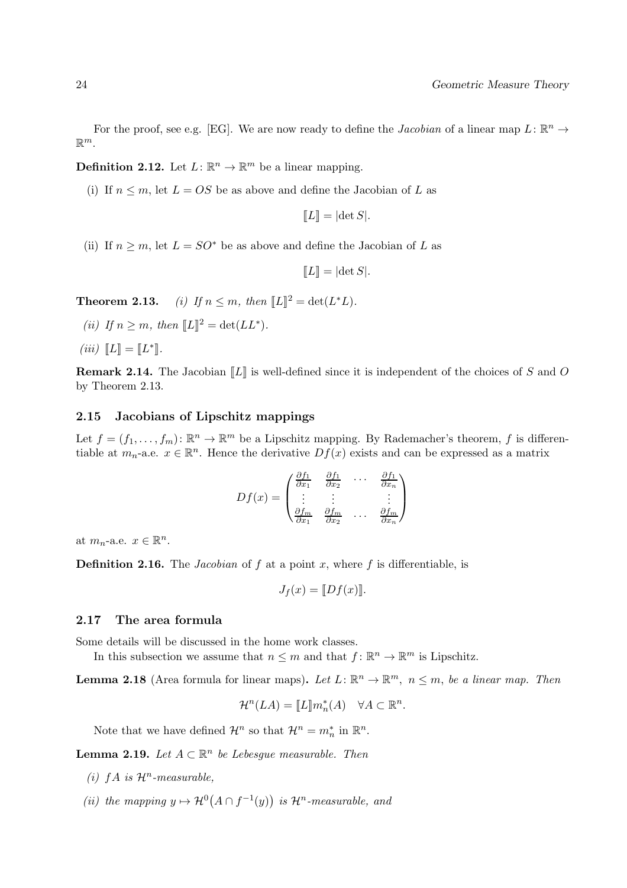For the proof, see e.g. [EG]. We are now ready to define the *Jacobian* of a linear map $L\colon \mathbb{R}^n \to \mathbb{R}^m$.

**Definition 2.12.** Let $L\colon \mathbb{R}^n \to \mathbb{R}^m$ be a linear mapping.

(i) If $n \le m$, let $L = OS$ be as above and define the Jacobian of $L$ as

$$[\![L]\!] = |\det S|.$$

(ii) If $n \ge m$, let $L = SO^*$ be as above and define the Jacobian of $L$ as

$$[\![L]\!] = |\det S|.$$

**Theorem 2.13.** *(i) If $n \le m$, then $[\![L]\!]^2 = \det(L^*L)$.*

*(ii) If $n \ge m$, then $[\![L]\!]^2 = \det(LL^*)$.*

*(iii) $[\![L]\!] = [\![L^*]\!]$.*

**Remark 2.14.** The Jacobian $[\![L]\!]$ is well-defined since it is independent of the choices of $S$ and $O$ by Theorem 2.13.

## 2.15 Jacobians of Lipschitz mappings

Let $f = (f_1, \ldots, f_m)\colon \mathbb{R}^n \to \mathbb{R}^m$ be a Lipschitz mapping. By Rademacher's theorem, $f$ is differentiable at $m_n$-a.e. $x \in \mathbb{R}^n$. Hence the derivative $Df(x)$ exists and can be expressed as a matrix

$$Df(x) = \begin{pmatrix} \frac{\partial f_1}{\partial x_1} & \frac{\partial f_1}{\partial x_2} & \cdots & \frac{\partial f_1}{\partial x_n} \\ \vdots & \vdots & & \vdots \\ \frac{\partial f_m}{\partial x_1} & \frac{\partial f_m}{\partial x_2} & \cdots & \frac{\partial f_m}{\partial x_n} \end{pmatrix}$$

at $m_n$-a.e. $x \in \mathbb{R}^n$.

**Definition 2.16.** The *Jacobian* of $f$ at a point $x$, where $f$ is differentiable, is

$$J_f(x) = [\![Df(x)]\!].$$

## 2.17 The area formula

Some details will be discussed in the home work classes.

In this subsection we assume that $n \le m$ and that $f\colon \mathbb{R}^n \to \mathbb{R}^m$ is Lipschitz.

**Lemma 2.18** (Area formula for linear maps)**.** *Let $L\colon \mathbb{R}^n \to \mathbb{R}^m$, $n \le m$, be a linear map. Then*

$$\mathcal{H}^n(LA) = [\![L]\!] m_n^*(A) \quad \forall A \subset \mathbb{R}^n.$$

Note that we have defined $\mathcal{H}^n$ so that $\mathcal{H}^n = m_n^*$ in $\mathbb{R}^n$.

**Lemma 2.19.** *Let $A \subset \mathbb{R}^n$ be Lebesgue measurable. Then*

*(i) $fA$ is $\mathcal{H}^n$-measurable,*

*(ii) the mapping $y \mapsto \mathcal{H}^0\big(A \cap f^{-1}(y)\big)$ is $\mathcal{H}^n$-measurable, and*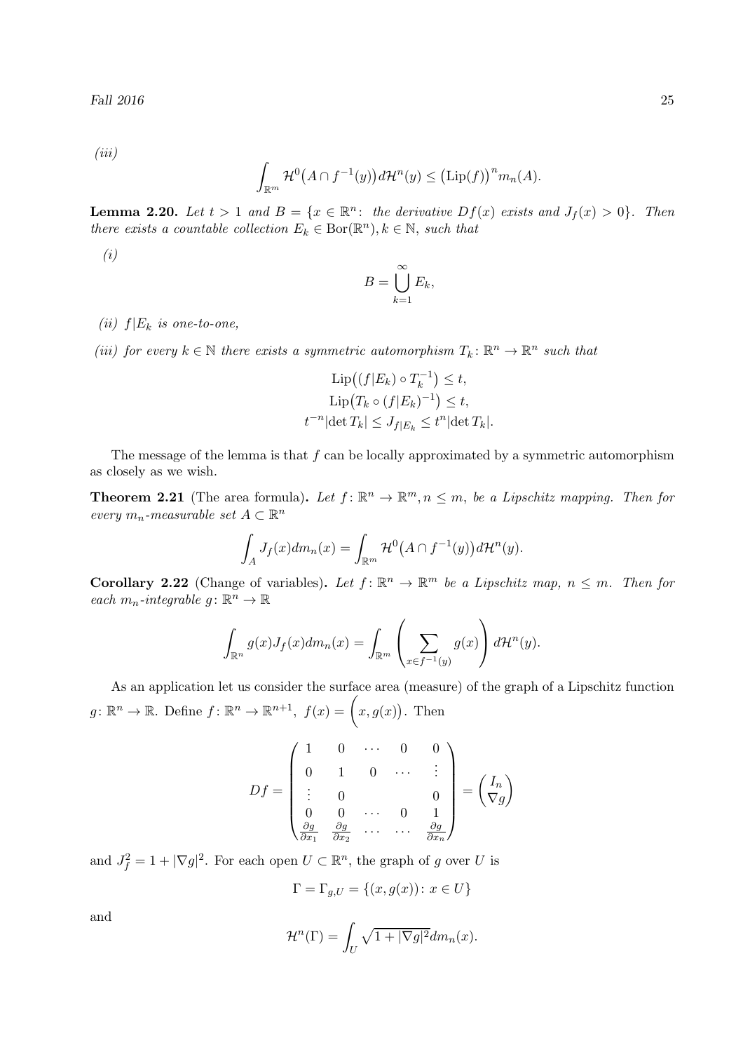*(iii)*

$$\int_{\mathbb{R}^m} \mathcal{H}^0\big(A \cap f^{-1}(y)\big) d\mathcal{H}^n(y) \leq \big(\mathrm{Lip}(f)\big)^n m_n(A).$$

**Lemma 2.20.** *Let $t > 1$ and $B = \{x \in \mathbb{R}^n\colon$ the derivative $Df(x)$ exists and $J_f(x) > 0\}$. Then there exists a countable collection $E_k \in \mathrm{Bor}(\mathbb{R}^n), k \in \mathbb{N}$, such that*

*(i)*

$$B = \bigcup_{k=1}^{\infty} E_k,$$

*(ii) $f|E_k$ is one-to-one,*

*(iii) for every $k \in \mathbb{N}$ there exists a symmetric automorphism $T_k \colon \mathbb{R}^n \to \mathbb{R}^n$ such that*

$$\mathrm{Lip}\big((f|E_k) \circ T_k^{-1}\big) \leq t,$$
$$\mathrm{Lip}\big(T_k \circ (f|E_k)^{-1}\big) \leq t,$$
$$t^{-n}|\det T_k| \leq J_{f|E_k} \leq t^n |\det T_k|.$$

The message of the lemma is that $f$ can be locally approximated by a symmetric automorphism as closely as we wish.

**Theorem 2.21** (The area formula)**.** *Let $f \colon \mathbb{R}^n \to \mathbb{R}^m, n \leq m$, be a Lipschitz mapping. Then for every $m_n$-measurable set $A \subset \mathbb{R}^n$*

$$\int_A J_f(x) dm_n(x) = \int_{\mathbb{R}^m} \mathcal{H}^0\big(A \cap f^{-1}(y)\big) d\mathcal{H}^n(y).$$

**Corollary 2.22** (Change of variables)**.** *Let $f \colon \mathbb{R}^n \to \mathbb{R}^m$ be a Lipschitz map, $n \leq m$. Then for each $m_n$-integrable $g \colon \mathbb{R}^n \to \mathbb{R}$*

$$\int_{\mathbb{R}^n} g(x) J_f(x) dm_n(x) = \int_{\mathbb{R}^m} \left( \sum_{x \in f^{-1}(y)} g(x) \right) d\mathcal{H}^n(y).$$

As an application let us consider the surface area (measure) of the graph of a Lipschitz function $g \colon \mathbb{R}^n \to \mathbb{R}$. Define $f \colon \mathbb{R}^n \to \mathbb{R}^{n+1},\ f(x) = \Big(x, g(x)\Big)$. Then

$$Df = \begin{pmatrix} 1 & 0 & \cdots & 0 & 0 \\ 0 & 1 & 0 & \cdots & \vdots \\ \vdots & 0 & & & 0 \\ 0 & 0 & \cdots & 0 & 1 \\ \frac{\partial g}{\partial x_1} & \frac{\partial g}{\partial x_2} & \cdots & \cdots & \frac{\partial g}{\partial x_n} \end{pmatrix} = \begin{pmatrix} I_n \\ \nabla g \end{pmatrix}$$

and $J_f^2 = 1 + |\nabla g|^2$. For each open $U \subset \mathbb{R}^n$, the graph of $g$ over $U$ is

$$\Gamma = \Gamma_{g,U} = \{(x, g(x)) \colon x \in U\}$$

and

$$\mathcal{H}^n(\Gamma) = \int_U \sqrt{1 + |\nabla g|^2} dm_n(x).$$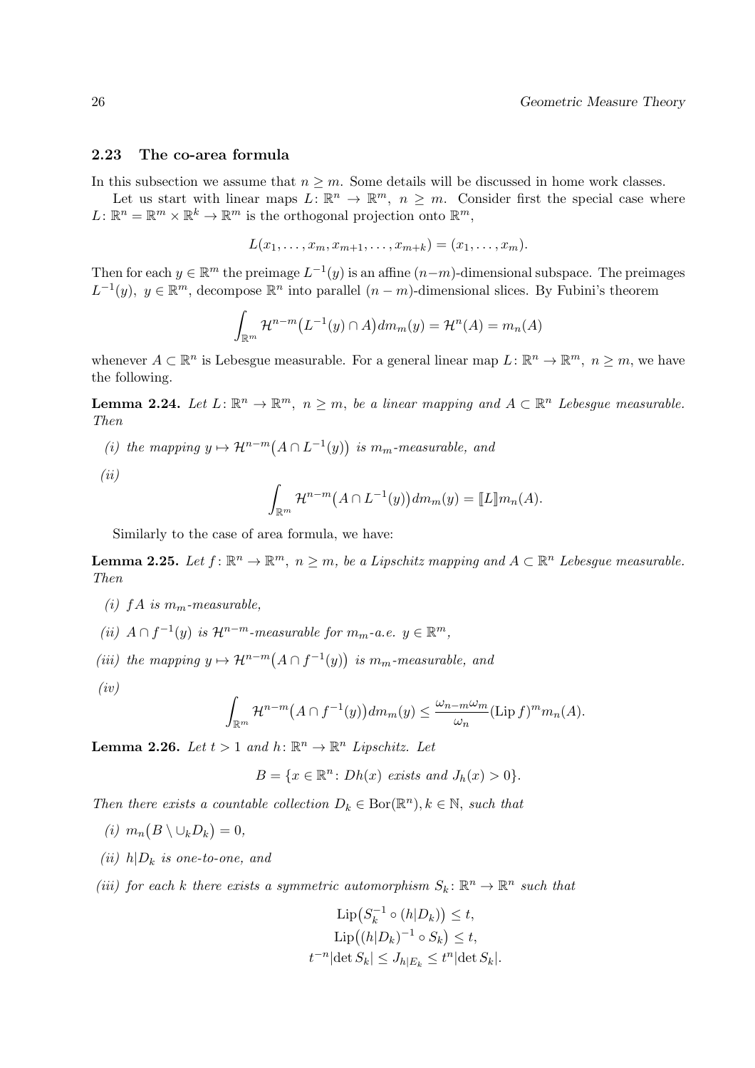### 2.23 The co-area formula

In this subsection we assume that $n \geq m$. Some details will be discussed in home work classes.

Let us start with linear maps $L\colon \mathbb{R}^n \to \mathbb{R}^m,\ n \geq m$. Consider first the special case where $L\colon \mathbb{R}^n = \mathbb{R}^m \times \mathbb{R}^k \to \mathbb{R}^m$ is the orthogonal projection onto $\mathbb{R}^m$,

$$L(x_1, \ldots, x_m, x_{m+1}, \ldots, x_{m+k}) = (x_1, \ldots, x_m).$$

Then for each $y \in \mathbb{R}^m$ the preimage $L^{-1}(y)$ is an affine $(n-m)$-dimensional subspace. The preimages $L^{-1}(y),\ y \in \mathbb{R}^m$, decompose $\mathbb{R}^n$ into parallel $(n-m)$-dimensional slices. By Fubini's theorem

$$\int_{\mathbb{R}^m} \mathcal{H}^{n-m}\big(L^{-1}(y) \cap A\big) dm_m(y) = \mathcal{H}^n(A) = m_n(A)$$

whenever $A \subset \mathbb{R}^n$ is Lebesgue measurable. For a general linear map $L\colon \mathbb{R}^n \to \mathbb{R}^m,\ n \geq m$, we have the following.

**Lemma 2.24.** *Let $L\colon \mathbb{R}^n \to \mathbb{R}^m,\ n \geq m$, be a linear mapping and $A \subset \mathbb{R}^n$ Lebesgue measurable. Then*

*(i) the mapping $y \mapsto \mathcal{H}^{n-m}\big(A \cap L^{-1}(y)\big)$ is $m_m$-measurable, and*

*(ii)*

$$\int_{\mathbb{R}^m} \mathcal{H}^{n-m}\big(A \cap L^{-1}(y)\big) dm_m(y) = [\![L]\!] m_n(A).$$

Similarly to the case of area formula, we have:

**Lemma 2.25.** *Let $f\colon \mathbb{R}^n \to \mathbb{R}^m,\ n \geq m$, be a Lipschitz mapping and $A \subset \mathbb{R}^n$ Lebesgue measurable. Then*

*(i) $fA$ is $m_m$-measurable,*

*(ii) $A \cap f^{-1}(y)$ is $\mathcal{H}^{n-m}$-measurable for $m_m$-a.e. $y \in \mathbb{R}^m$,*

*(iii) the mapping $y \mapsto \mathcal{H}^{n-m}\big(A \cap f^{-1}(y)\big)$ is $m_m$-measurable, and*

*(iv)*

$$\int_{\mathbb{R}^m} \mathcal{H}^{n-m}\big(A \cap f^{-1}(y)\big) dm_m(y) \leq \frac{\omega_{n-m}\omega_m}{\omega_n} (\operatorname{Lip} f)^m m_n(A).$$

**Lemma 2.26.** *Let $t > 1$ and $h\colon \mathbb{R}^n \to \mathbb{R}^n$ Lipschitz. Let*

$$B = \{x \in \mathbb{R}^n \colon Dh(x) \text{ exists and } J_h(x) > 0\}.$$

*Then there exists a countable collection $D_k \in \operatorname{Bor}(\mathbb{R}^n), k \in \mathbb{N}$, such that*

*(i) $m_n\big(B \setminus \cup_k D_k\big) = 0$,*

*(ii) $h|D_k$ is one-to-one, and*

*(iii) for each $k$ there exists a symmetric automorphism $S_k\colon \mathbb{R}^n \to \mathbb{R}^n$ such that*

$$\operatorname{Lip}\big(S_k^{-1} \circ (h|D_k)\big) \leq t,$$
$$\operatorname{Lip}\big((h|D_k)^{-1} \circ S_k\big) \leq t,$$
$$t^{-n}|\det S_k| \leq J_{h|E_k} \leq t^n |\det S_k|.$$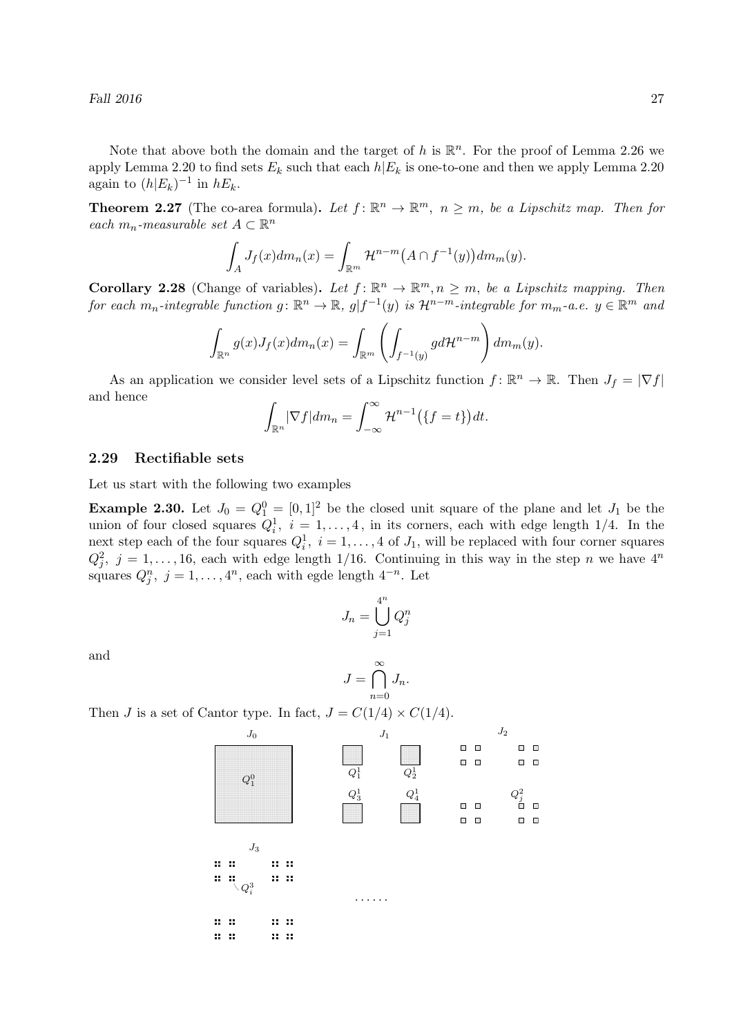Note that above both the domain and the target of $h$ is $\mathbb{R}^n$. For the proof of Lemma 2.26 we apply Lemma 2.20 to find sets $E_k$ such that each $h|E_k$ is one-to-one and then we apply Lemma 2.20 again to $(h|E_k)^{-1}$ in $hE_k$.

**Theorem 2.27** (The co-area formula)**.** *Let $f\colon \mathbb{R}^n \to \mathbb{R}^m$, $n \geq m$, be a Lipschitz map. Then for each $m_n$-measurable set $A \subset \mathbb{R}^n$*

$$\int_A J_f(x)dm_n(x) = \int_{\mathbb{R}^m} \mathcal{H}^{n-m}\big(A \cap f^{-1}(y)\big)dm_m(y).$$

**Corollary 2.28** (Change of variables)**.** *Let $f\colon \mathbb{R}^n \to \mathbb{R}^m, n \geq m$, be a Lipschitz mapping. Then for each $m_n$-integrable function $g\colon \mathbb{R}^n \to \mathbb{R}$, $g|f^{-1}(y)$ is $\mathcal{H}^{n-m}$-integrable for $m_m$-a.e. $y \in \mathbb{R}^m$ and*

$$\int_{\mathbb{R}^n} g(x)J_f(x)dm_n(x) = \int_{\mathbb{R}^m} \left( \int_{f^{-1}(y)} g d\mathcal{H}^{n-m} \right) dm_m(y).$$

As an application we consider level sets of a Lipschitz function $f\colon \mathbb{R}^n \to \mathbb{R}$. Then $J_f = |\nabla f|$ and hence

$$\int_{\mathbb{R}^n} |\nabla f| dm_n = \int_{-\infty}^{\infty} \mathcal{H}^{n-1}\big(\{f = t\}\big)dt.$$

### 2.29 Rectifiable sets

Let us start with the following two examples

**Example 2.30.** Let $J_0 = Q_1^0 = [0,1]^2$ be the closed unit square of the plane and let $J_1$ be the union of four closed squares $Q_i^1,\ i = 1, \ldots, 4$, in its corners, each with edge length $1/4$. In the next step each of the four squares $Q_i^1,\ i = 1, \ldots, 4$ of $J_1$, will be replaced with four corner squares $Q_j^2,\ j = 1, \ldots, 16$, each with edge length $1/16$. Continuing in this way in the step $n$ we have $4^n$ squares $Q_j^n,\ j = 1, \ldots, 4^n$, each with egde length $4^{-n}$. Let

$$J_n = \bigcup_{j=1}^{4^n} Q_j^n$$

and

$$J = \bigcap_{n=0}^{\infty} J_n.$$

Then $J$ is a set of Cantor type. In fact, $J = C(1/4) \times C(1/4)$.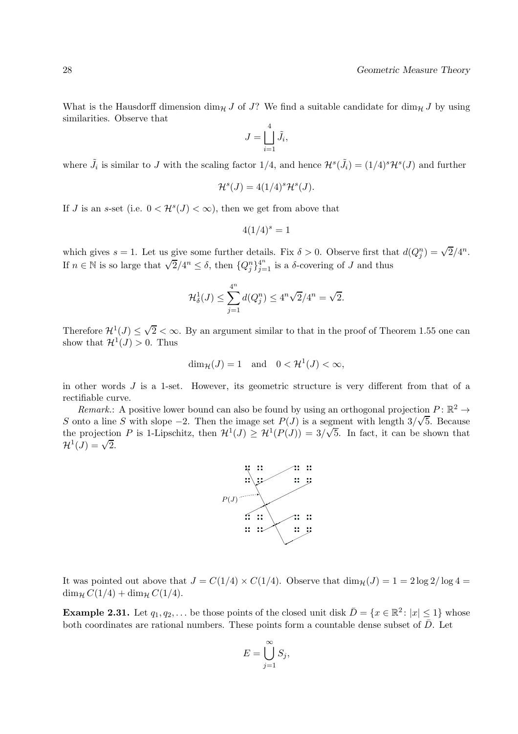What is the Hausdorff dimension $\dim_{\mathcal{H}} J$ of $J$? We find a suitable candidate for $\dim_{\mathcal{H}} J$ by using similarities. Observe that

$$J = \bigsqcup_{i=1}^{4} \tilde{J}_i,$$

where $\tilde{J}_i$ is similar to $J$ with the scaling factor $1/4$, and hence $\mathcal{H}^s(\tilde{J}_i) = (1/4)^s \mathcal{H}^s(J)$ and further

$$\mathcal{H}^s(J) = 4(1/4)^s \mathcal{H}^s(J).$$

If $J$ is an $s$-set (i.e. $0 < \mathcal{H}^s(J) < \infty$), then we get from above that

$$4(1/4)^s = 1$$

which gives $s = 1$. Let us give some further details. Fix $\delta > 0$. Observe first that $d(Q_j^n) = \sqrt{2}/4^n$. If $n \in \mathbb{N}$ is so large that $\sqrt{2}/4^n \leq \delta$, then $\{Q_j^n\}_{j=1}^{4^n}$ is a $\delta$-covering of $J$ and thus

$$\mathcal{H}^1_\delta(J) \leq \sum_{j=1}^{4^n} d(Q_j^n) \leq 4^n \sqrt{2}/4^n = \sqrt{2}.$$

Therefore $\mathcal{H}^1(J) \leq \sqrt{2} < \infty$. By an argument similar to that in the proof of Theorem 1.55 one can show that $\mathcal{H}^1(J) > 0$. Thus

$$\dim_{\mathcal{H}}(J) = 1 \quad \text{and} \quad 0 < \mathcal{H}^1(J) < \infty,$$

in other words $J$ is a 1-set. However, its geometric structure is very different from that of a rectifiable curve.

*Remark.*: A positive lower bound can also be found by using an orthogonal projection $P\colon \mathbb{R}^2 \to S$ onto a line $S$ with slope $-2$. Then the image set $P(J)$ is a segment with length $3/\sqrt{5}$. Because the projection $P$ is 1-Lipschitz, then $\mathcal{H}^1(J) \geq \mathcal{H}^1(P(J)) = 3/\sqrt{5}$. In fact, it can be shown that $\mathcal{H}^1(J) = \sqrt{2}$.

It was pointed out above that $J = C(1/4) \times C(1/4)$. Observe that $\dim_{\mathcal{H}}(J) = 1 = 2\log 2/\log 4 = \dim_{\mathcal{H}} C(1/4) + \dim_{\mathcal{H}} C(1/4)$.

**Example 2.31.** Let $q_1, q_2, \ldots$ be those points of the closed unit disk $\bar{D} = \{x \in \mathbb{R}^2 \colon |x| \leq 1\}$ whose both coordinates are rational numbers. These points form a countable dense subset of $\bar{D}$. Let

$$E = \bigcup_{j=1}^{\infty} S_j,$$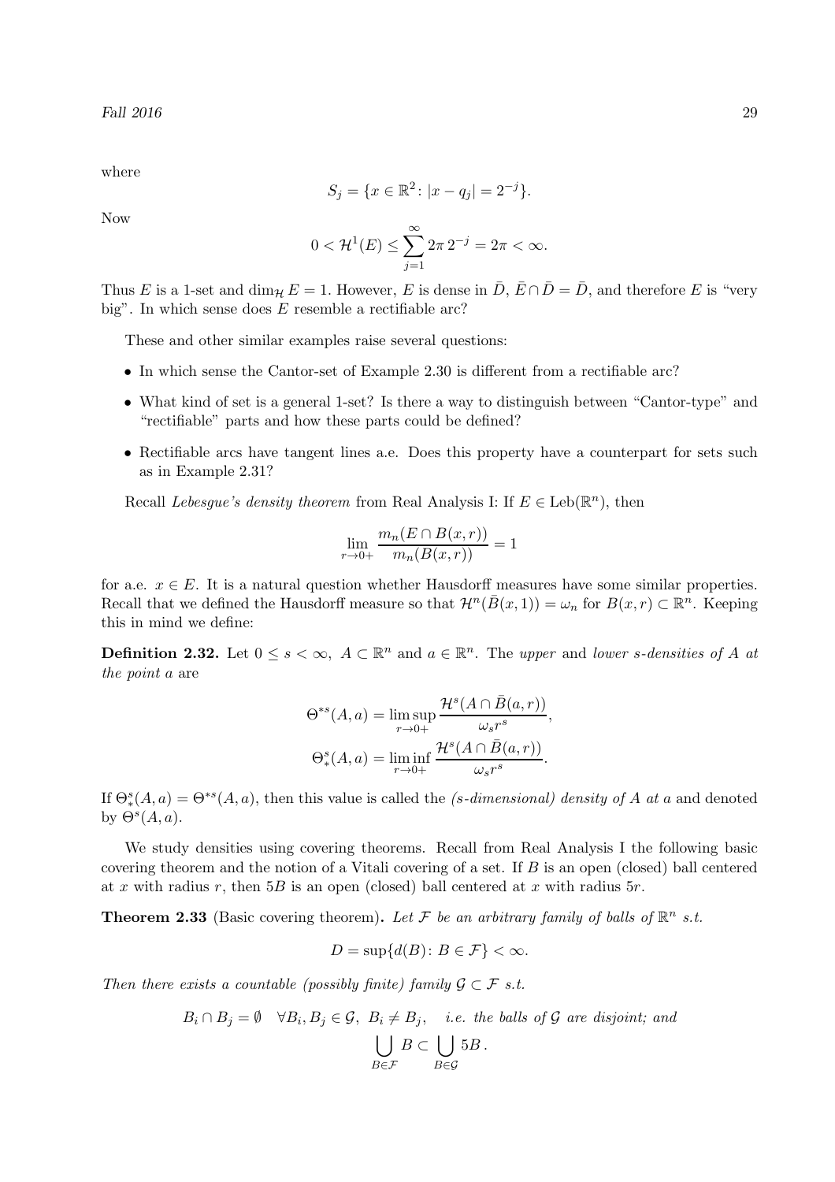where

$$S_j = \{x \in \mathbb{R}^2 \colon |x - q_j| = 2^{-j}\}.$$

Now

$$0 < \mathcal{H}^1(E) \leq \sum_{j=1}^{\infty} 2\pi\, 2^{-j} = 2\pi < \infty.$$

Thus $E$ is a 1-set and $\dim_{\mathcal{H}} E = 1$. However, $E$ is dense in $\bar{D}$, $\bar{E} \cap \bar{D} = \bar{D}$, and therefore $E$ is "very big". In which sense does $E$ resemble a rectifiable arc?

These and other similar examples raise several questions:

- In which sense the Cantor-set of Example 2.30 is different from a rectifiable arc?
- What kind of set is a general 1-set? Is there a way to distinguish between "Cantor-type" and "rectifiable" parts and how these parts could be defined?
- Rectifiable arcs have tangent lines a.e. Does this property have a counterpart for sets such as in Example 2.31?

Recall *Lebesgue's density theorem* from Real Analysis I: If $E \in \mathrm{Leb}(\mathbb{R}^n)$, then

$$\lim_{r \to 0+} \frac{m_n(E \cap B(x,r))}{m_n(B(x,r))} = 1$$

for a.e. $x \in E$. It is a natural question whether Hausdorff measures have some similar properties. Recall that we defined the Hausdorff measure so that $\mathcal{H}^n(\bar{B}(x,1)) = \omega_n$ for $B(x,r) \subset \mathbb{R}^n$. Keeping this in mind we define:

**Definition 2.32.** Let $0 \leq s < \infty$, $A \subset \mathbb{R}^n$ and $a \in \mathbb{R}^n$. The *upper* and *lower $s$-densities of $A$ at the point $a$* are

$$\Theta^{*s}(A,a) = \limsup_{r \to 0+} \frac{\mathcal{H}^s(A \cap \bar{B}(a,r))}{\omega_s r^s},$$

$$\Theta^s_*(A,a) = \liminf_{r \to 0+} \frac{\mathcal{H}^s(A \cap \bar{B}(a,r))}{\omega_s r^s}.$$

If $\Theta^s_*(A,a) = \Theta^{*s}(A,a)$, then this value is called the *($s$-dimensional) density of $A$ at $a$* and denoted by $\Theta^s(A,a)$.

We study densities using covering theorems. Recall from Real Analysis I the following basic covering theorem and the notion of a Vitali covering of a set. If $B$ is an open (closed) ball centered at $x$ with radius $r$, then $5B$ is an open (closed) ball centered at $x$ with radius $5r$.

**Theorem 2.33** (Basic covering theorem)**.** *Let $\mathcal{F}$ be an arbitrary family of balls of $\mathbb{R}^n$ s.t.*

$$D = \sup\{d(B) \colon B \in \mathcal{F}\} < \infty.$$

*Then there exists a countable (possibly finite) family $\mathcal{G} \subset \mathcal{F}$ s.t.*

$$B_i \cap B_j = \emptyset \quad \forall B_i, B_j \in \mathcal{G},\ B_i \neq B_j, \quad \textit{i.e. the balls of } \mathcal{G} \textit{ are disjoint; and}$$

$$\bigcup_{B \in \mathcal{F}} B \subset \bigcup_{B \in \mathcal{G}} 5B\,.$$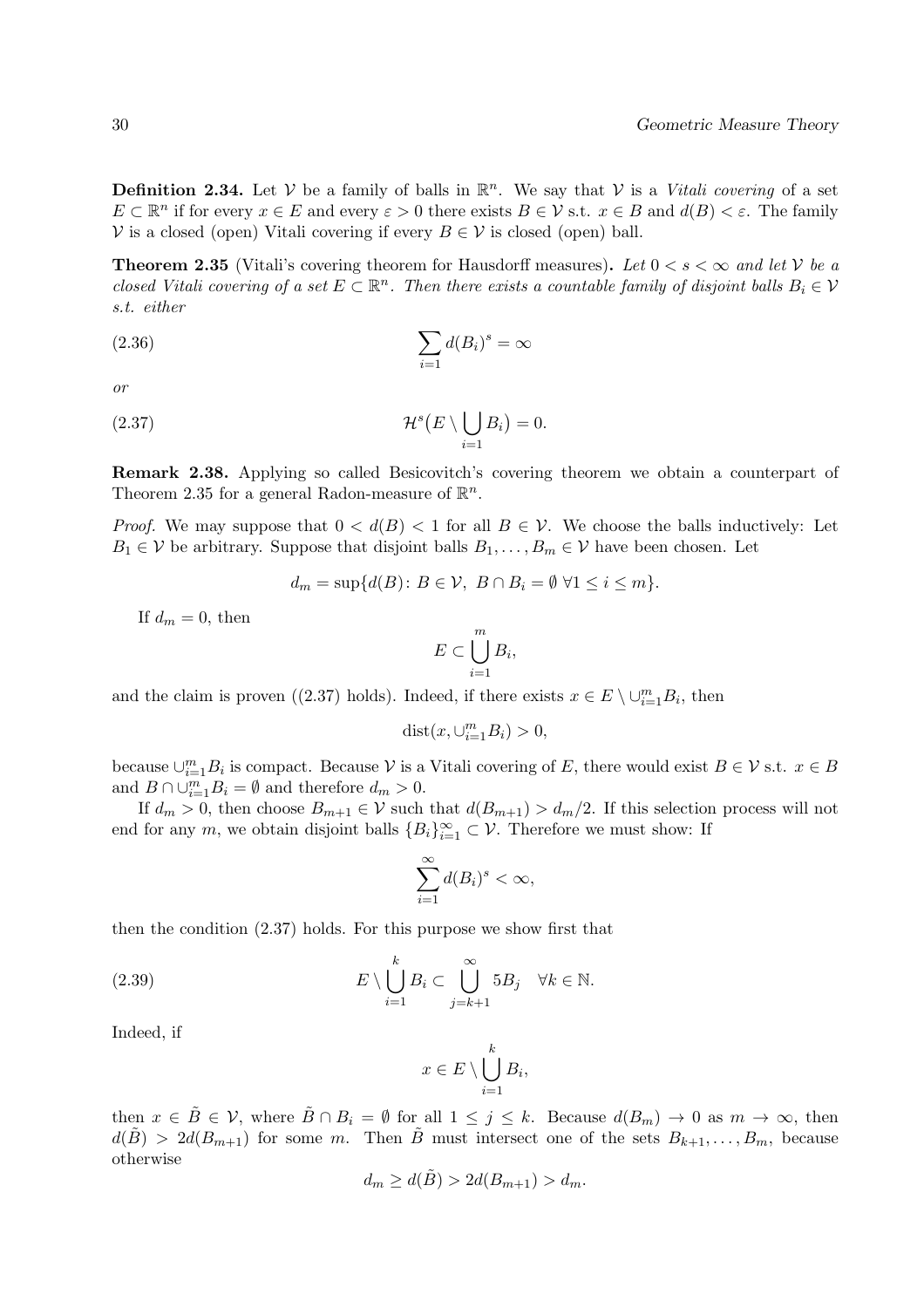**Definition 2.34.** Let $\mathcal{V}$ be a family of balls in $\mathbb{R}^n$. We say that $\mathcal{V}$ is a *Vitali covering* of a set $E \subset \mathbb{R}^n$ if for every $x \in E$ and every $\varepsilon > 0$ there exists $B \in \mathcal{V}$ s.t. $x \in B$ and $d(B) < \varepsilon$. The family $\mathcal{V}$ is a closed (open) Vitali covering if every $B \in \mathcal{V}$ is closed (open) ball.

**Theorem 2.35** (Vitali's covering theorem for Hausdorff measures)**.** *Let $0 < s < \infty$ and let $\mathcal{V}$ be a closed Vitali covering of a set $E \subset \mathbb{R}^n$. Then there exists a countable family of disjoint balls $B_i \in \mathcal{V}$ s.t. either*

$$\sum_{i=1} d(B_i)^s = \infty \tag{2.36}$$

*or*

$$\mathcal{H}^s\big(E \setminus \bigcup_{i=1} B_i\big) = 0. \tag{2.37}$$

**Remark 2.38.** Applying so called Besicovitch's covering theorem we obtain a counterpart of Theorem 2.35 for a general Radon-measure of $\mathbb{R}^n$.

*Proof.* We may suppose that $0 < d(B) < 1$ for all $B \in \mathcal{V}$. We choose the balls inductively: Let $B_1 \in \mathcal{V}$ be arbitrary. Suppose that disjoint balls $B_1, \ldots, B_m \in \mathcal{V}$ have been chosen. Let

$$d_m = \sup\{d(B) \colon B \in \mathcal{V},\ B \cap B_i = \emptyset\ \forall 1 \le i \le m\}.$$

If $d_m = 0$, then

$$E \subset \bigcup_{i=1}^m B_i,$$

and the claim is proven ((2.37) holds). Indeed, if there exists $x \in E \setminus \cup_{i=1}^m B_i$, then

$$\operatorname{dist}(x, \cup_{i=1}^m B_i) > 0,$$

because $\cup_{i=1}^m B_i$ is compact. Because $\mathcal{V}$ is a Vitali covering of $E$, there would exist $B \in \mathcal{V}$ s.t. $x \in B$ and $B \cap \cup_{i=1}^m B_i = \emptyset$ and therefore $d_m > 0$.

If $d_m > 0$, then choose $B_{m+1} \in \mathcal{V}$ such that $d(B_{m+1}) > d_m/2$. If this selection process will not end for any $m$, we obtain disjoint balls $\{B_i\}_{i=1}^\infty \subset \mathcal{V}$. Therefore we must show: If

$$\sum_{i=1}^\infty d(B_i)^s < \infty,$$

then the condition (2.37) holds. For this purpose we show first that

$$E \setminus \bigcup_{i=1}^k B_i \subset \bigcup_{j=k+1}^\infty 5B_j \quad \forall k \in \mathbb{N}. \tag{2.39}$$

Indeed, if

$$x \in E \setminus \bigcup_{i=1}^k B_i,$$

then $x \in \tilde{B} \in \mathcal{V}$, where $\tilde{B} \cap B_i = \emptyset$ for all $1 \le j \le k$. Because $d(B_m) \to 0$ as $m \to \infty$, then $d(\tilde{B}) > 2d(B_{m+1})$ for some $m$. Then $\tilde{B}$ must intersect one of the sets $B_{k+1}, \ldots, B_m$, because otherwise

$$d_m \ge d(\tilde{B}) > 2d(B_{m+1}) > d_m.$$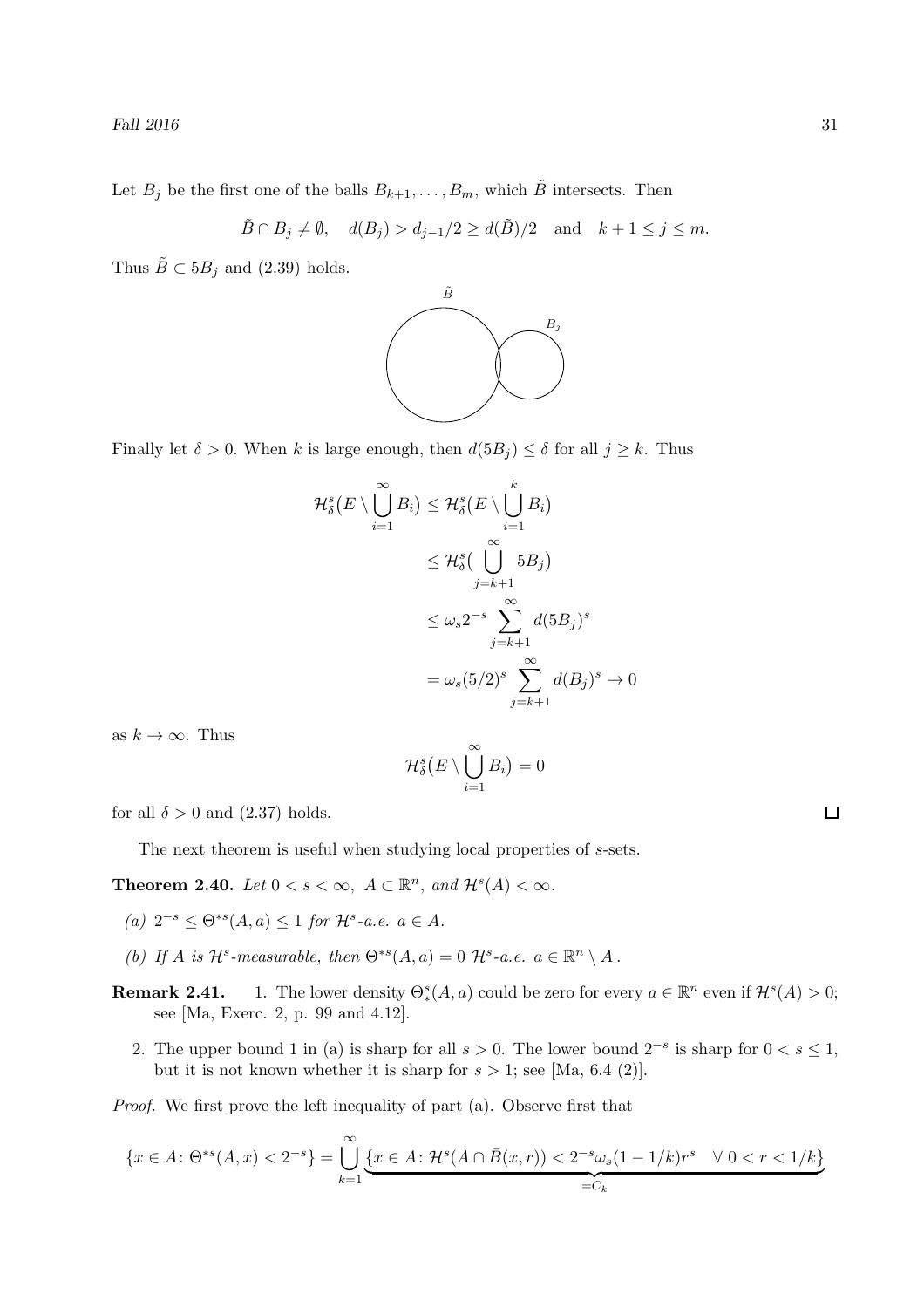Let $B_j$ be the first one of the balls $B_{k+1}, \ldots, B_m$, which $\tilde{B}$ intersects. Then

$$\tilde{B} \cap B_j \neq \emptyset, \quad d(B_j) > d_{j-1}/2 \geq d(\tilde{B})/2 \quad \text{and} \quad k+1 \leq j \leq m.$$

Thus $\tilde{B} \subset 5B_j$ and (2.39) holds.

Finally let $\delta > 0$. When $k$ is large enough, then $d(5B_j) \leq \delta$ for all $j \geq k$. Thus

$$\begin{aligned}
\mathcal{H}^s_\delta\big(E \setminus \bigcup_{i=1}^\infty B_i\big) &\leq \mathcal{H}^s_\delta\big(E \setminus \bigcup_{i=1}^k B_i\big) \\
&\leq \mathcal{H}^s_\delta\big(\bigcup_{j=k+1}^\infty 5B_j\big) \\
&\leq \omega_s 2^{-s} \sum_{j=k+1}^\infty d(5B_j)^s \\
&= \omega_s (5/2)^s \sum_{j=k+1}^\infty d(B_j)^s \to 0
\end{aligned}$$

as $k \to \infty$. Thus

$$\mathcal{H}^s_\delta\big(E \setminus \bigcup_{i=1}^\infty B_i\big) = 0$$

for all $\delta > 0$ and (2.37) holds. □

The next theorem is useful when studying local properties of $s$-sets.

**Theorem 2.40.** *Let $0 < s < \infty$, $A \subset \mathbb{R}^n$, and $\mathcal{H}^s(A) < \infty$.*

*(a) $2^{-s} \leq \Theta^{*s}(A, a) \leq 1$ for $\mathcal{H}^s$-a.e. $a \in A$.*

*(b) If $A$ is $\mathcal{H}^s$-measurable, then $\Theta^{*s}(A, a) = 0$ $\mathcal{H}^s$-a.e. $a \in \mathbb{R}^n \setminus A$.*

**Remark 2.41.**

1. The lower density $\Theta^s_*(A, a)$ could be zero for every $a \in \mathbb{R}^n$ even if $\mathcal{H}^s(A) > 0$; see [Ma, Exerc. 2, p. 99 and 4.12].
2. The upper bound 1 in (a) is sharp for all $s > 0$. The lower bound $2^{-s}$ is sharp for $0 < s \leq 1$, but it is not known whether it is sharp for $s > 1$; see [Ma, 6.4 (2)].

*Proof.* We first prove the left inequality of part (a). Observe first that

$$\{x \in A \colon \Theta^{*s}(A, x) < 2^{-s}\} = \bigcup_{k=1}^\infty \underbrace{\{x \in A \colon \mathcal{H}^s(A \cap \bar{B}(x, r)) < 2^{-s}\omega_s(1 - 1/k)r^s \quad \forall\ 0 < r < 1/k\}}_{=C_k}$$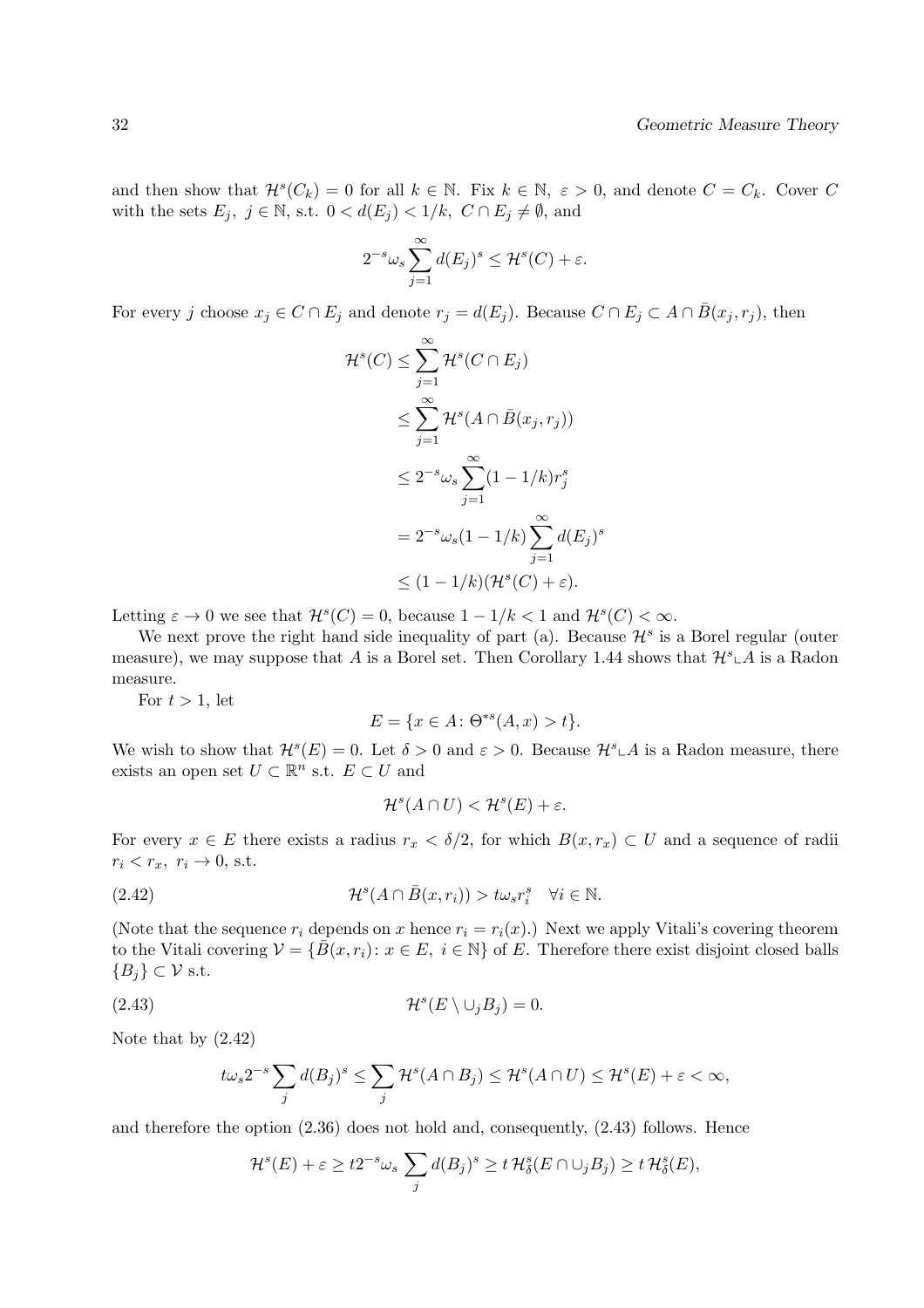and then show that $\mathcal{H}^s(C_k) = 0$ for all $k \in \mathbb{N}$. Fix $k \in \mathbb{N}$, $\varepsilon > 0$, and denote $C = C_k$. Cover $C$ with the sets $E_j$, $j \in \mathbb{N}$, s.t. $0 < d(E_j) < 1/k$, $C \cap E_j \neq \emptyset$, and

$$2^{-s}\omega_s \sum_{j=1}^{\infty} d(E_j)^s \leq \mathcal{H}^s(C) + \varepsilon.$$

For every $j$ choose $x_j \in C \cap E_j$ and denote $r_j = d(E_j)$. Because $C \cap E_j \subset A \cap \bar{B}(x_j, r_j)$, then

$$\begin{aligned}
\mathcal{H}^s(C) &\leq \sum_{j=1}^{\infty} \mathcal{H}^s(C \cap E_j) \\
&\leq \sum_{j=1}^{\infty} \mathcal{H}^s(A \cap \bar{B}(x_j, r_j)) \\
&\leq 2^{-s}\omega_s \sum_{j=1}^{\infty} (1 - 1/k) r_j^s \\
&= 2^{-s}\omega_s (1 - 1/k) \sum_{j=1}^{\infty} d(E_j)^s \\
&\leq (1 - 1/k)(\mathcal{H}^s(C) + \varepsilon).
\end{aligned}$$

Letting $\varepsilon \to 0$ we see that $\mathcal{H}^s(C) = 0$, because $1 - 1/k < 1$ and $\mathcal{H}^s(C) < \infty$.

We next prove the right hand side inequality of part (a). Because $\mathcal{H}^s$ is a Borel regular (outer measure), we may suppose that $A$ is a Borel set. Then Corollary 1.44 shows that $\mathcal{H}^s \llcorner A$ is a Radon measure.

For $t > 1$, let

$$E = \{x \in A \colon \Theta^{*s}(A, x) > t\}.$$

We wish to show that $\mathcal{H}^s(E) = 0$. Let $\delta > 0$ and $\varepsilon > 0$. Because $\mathcal{H}^s \llcorner A$ is a Radon measure, there exists an open set $U \subset \mathbb{R}^n$ s.t. $E \subset U$ and

$$\mathcal{H}^s(A \cap U) < \mathcal{H}^s(E) + \varepsilon.$$

For every $x \in E$ there exists a radius $r_x < \delta/2$, for which $B(x, r_x) \subset U$ and a sequence of radii $r_i < r_x$, $r_i \to 0$, s.t.

$$\mathcal{H}^s(A \cap \bar{B}(x, r_i)) > t\omega_s r_i^s \quad \forall i \in \mathbb{N}. \tag{2.42}$$

(Note that the sequence $r_i$ depends on $x$ hence $r_i = r_i(x)$.) Next we apply Vitali's covering theorem to the Vitali covering $\mathcal{V} = \{\bar{B}(x, r_i) \colon x \in E,\ i \in \mathbb{N}\}$ of $E$. Therefore there exist disjoint closed balls $\{B_j\} \subset \mathcal{V}$ s.t.

$$\mathcal{H}^s(E \setminus \cup_j B_j) = 0. \tag{2.43}$$

Note that by (2.42)

$$t\omega_s 2^{-s} \sum_j d(B_j)^s \leq \sum_j \mathcal{H}^s(A \cap B_j) \leq \mathcal{H}^s(A \cap U) \leq \mathcal{H}^s(E) + \varepsilon < \infty,$$

and therefore the option (2.36) does not hold and, consequently, (2.43) follows. Hence

$$\mathcal{H}^s(E) + \varepsilon \geq t 2^{-s}\omega_s \sum_j d(B_j)^s \geq t\, \mathcal{H}^s_\delta(E \cap \cup_j B_j) \geq t\, \mathcal{H}^s_\delta(E),$$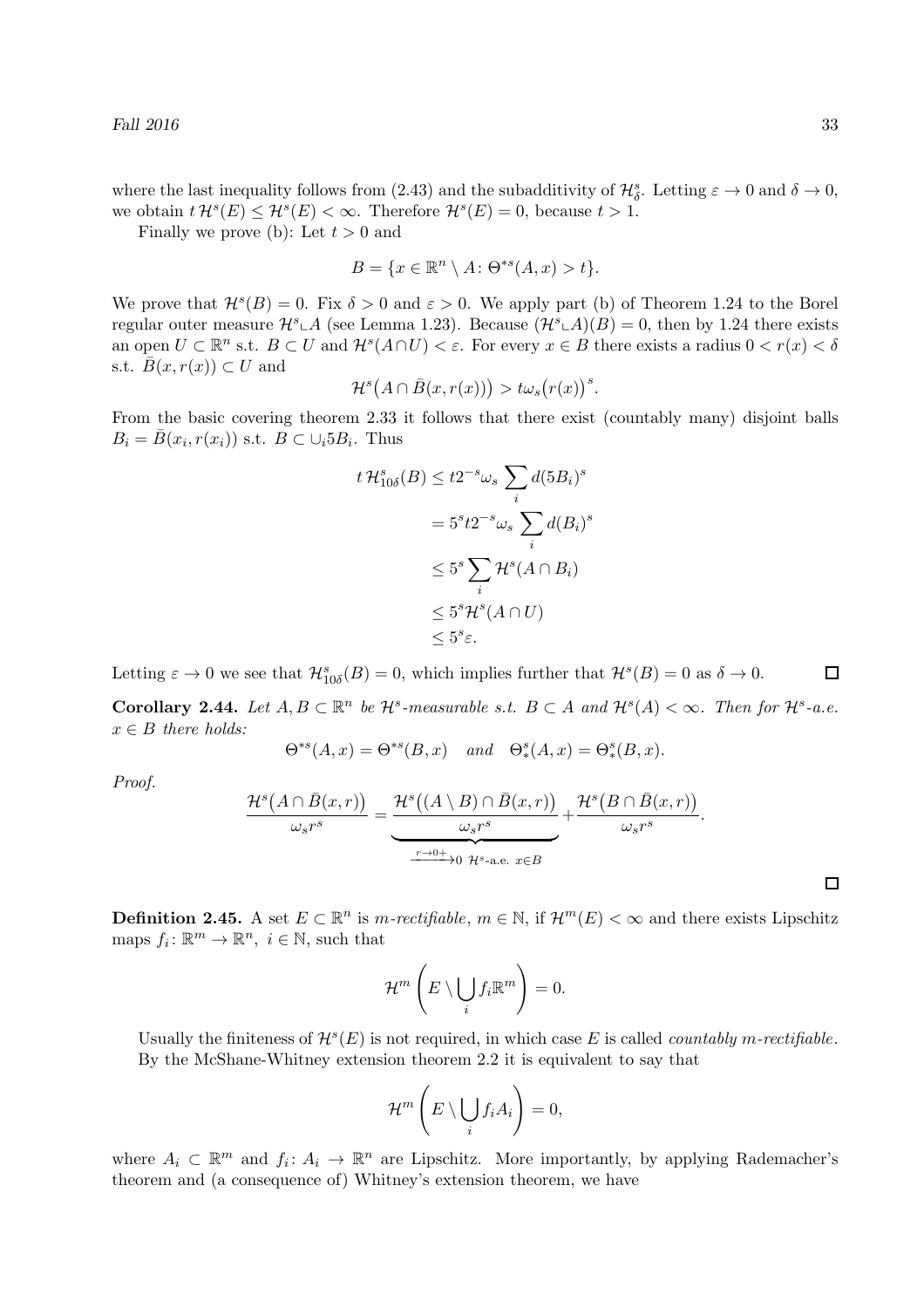where the last inequality follows from (2.43) and the subadditivity of $\mathcal{H}^s_\delta$. Letting $\varepsilon \to 0$ and $\delta \to 0$, we obtain $t\,\mathcal{H}^s(E) \le \mathcal{H}^s(E) < \infty$. Therefore $\mathcal{H}^s(E) = 0$, because $t > 1$.

Finally we prove (b): Let $t > 0$ and

$$B = \{x \in \mathbb{R}^n \setminus A \colon \Theta^{*s}(A, x) > t\}.$$

We prove that $\mathcal{H}^s(B) = 0$. Fix $\delta > 0$ and $\varepsilon > 0$. We apply part (b) of Theorem 1.24 to the Borel regular outer measure $\mathcal{H}^s \llcorner A$ (see Lemma 1.23). Because $(\mathcal{H}^s \llcorner A)(B) = 0$, then by 1.24 there exists an open $U \subset \mathbb{R}^n$ s.t. $B \subset U$ and $\mathcal{H}^s(A \cap U) < \varepsilon$. For every $x \in B$ there exists a radius $0 < r(x) < \delta$ s.t. $\bar{B}(x, r(x)) \subset U$ and

$$\mathcal{H}^s\big(A \cap \bar{B}(x, r(x))\big) > t\omega_s\big(r(x)\big)^s.$$

From the basic covering theorem 2.33 it follows that there exist (countably many) disjoint balls $B_i = \bar{B}(x_i, r(x_i))$ s.t. $B \subset \cup_i 5B_i$. Thus

$$\begin{aligned}
t\,\mathcal{H}^s_{10\delta}(B) &\le t2^{-s}\omega_s \sum_i d(5B_i)^s \\
&= 5^s t 2^{-s} \omega_s \sum_i d(B_i)^s \\
&\le 5^s \sum_i \mathcal{H}^s(A \cap B_i) \\
&\le 5^s \mathcal{H}^s(A \cap U) \\
&\le 5^s \varepsilon.
\end{aligned}$$

Letting $\varepsilon \to 0$ we see that $\mathcal{H}^s_{10\delta}(B) = 0$, which implies further that $\mathcal{H}^s(B) = 0$ as $\delta \to 0$. □

**Corollary 2.44.** *Let $A, B \subset \mathbb{R}^n$ be $\mathcal{H}^s$-measurable s.t. $B \subset A$ and $\mathcal{H}^s(A) < \infty$. Then for $\mathcal{H}^s$-a.e. $x \in B$ there holds:*

$$\Theta^{*s}(A, x) = \Theta^{*s}(B, x) \quad \text{and} \quad \Theta^s_*(A, x) = \Theta^s_*(B, x).$$

*Proof.*

$$\frac{\mathcal{H}^s\big(A \cap \bar{B}(x, r)\big)}{\omega_s r^s} = \underbrace{\frac{\mathcal{H}^s\big((A \setminus B) \cap \bar{B}(x, r)\big)}{\omega_s r^s}}_{\xrightarrow{r \to 0+} 0 \ \mathcal{H}^s\text{-a.e. } x \in B} + \frac{\mathcal{H}^s\big(B \cap \bar{B}(x, r)\big)}{\omega_s r^s}.$$

□

**Definition 2.45.** A set $E \subset \mathbb{R}^n$ is *$m$-rectifiable*, $m \in \mathbb{N}$, if $\mathcal{H}^m(E) < \infty$ and there exists Lipschitz maps $f_i \colon \mathbb{R}^m \to \mathbb{R}^n$, $i \in \mathbb{N}$, such that

$$\mathcal{H}^m\left(E \setminus \bigcup_i f_i \mathbb{R}^m\right) = 0.$$

Usually the finiteness of $\mathcal{H}^s(E)$ is not required, in which case $E$ is called *countably $m$-rectifiable*. By the McShane-Whitney extension theorem 2.2 it is equivalent to say that

$$\mathcal{H}^m\left(E \setminus \bigcup_i f_i A_i\right) = 0,$$

where $A_i \subset \mathbb{R}^m$ and $f_i \colon A_i \to \mathbb{R}^n$ are Lipschitz. More importantly, by applying Rademacher's theorem and (a consequence of) Whitney's extension theorem, we have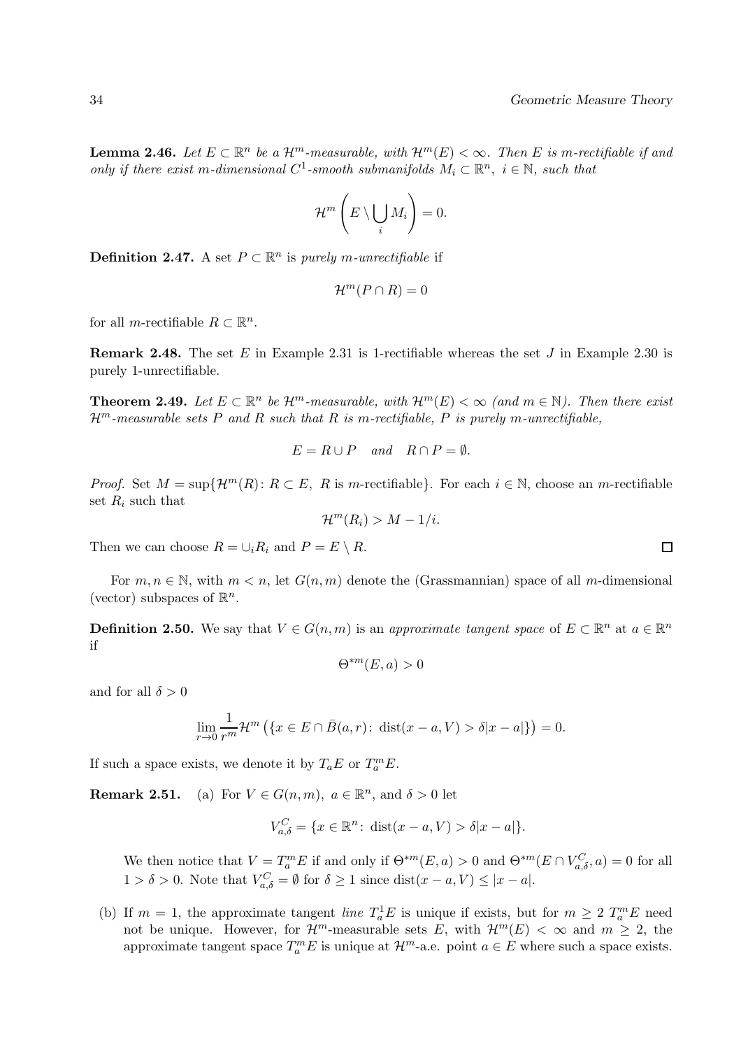**Lemma 2.46.** *Let $E \subset \mathbb{R}^n$ be a $\mathcal{H}^m$-measurable, with $\mathcal{H}^m(E) < \infty$. Then $E$ is $m$-rectifiable if and only if there exist $m$-dimensional $C^1$-smooth submanifolds $M_i \subset \mathbb{R}^n$, $i \in \mathbb{N}$, such that*

$$\mathcal{H}^m\left(E \setminus \bigcup_i M_i\right) = 0.$$

**Definition 2.47.** A set $P \subset \mathbb{R}^n$ is *purely $m$-unrectifiable* if

$$\mathcal{H}^m(P \cap R) = 0$$

for all $m$-rectifiable $R \subset \mathbb{R}^n$.

**Remark 2.48.** The set $E$ in Example 2.31 is 1-rectifiable whereas the set $J$ in Example 2.30 is purely 1-unrectifiable.

**Theorem 2.49.** *Let $E \subset \mathbb{R}^n$ be $\mathcal{H}^m$-measurable, with $\mathcal{H}^m(E) < \infty$ (and $m \in \mathbb{N}$). Then there exist $\mathcal{H}^m$-measurable sets $P$ and $R$ such that $R$ is $m$-rectifiable, $P$ is purely $m$-unrectifiable,*

$$E = R \cup P \quad and \quad R \cap P = \emptyset.$$

*Proof.* Set $M = \sup\{\mathcal{H}^m(R) \colon R \subset E,\ R \text{ is } m\text{-rectifiable}\}$. For each $i \in \mathbb{N}$, choose an $m$-rectifiable set $R_i$ such that

$$\mathcal{H}^m(R_i) > M - 1/i.$$

Then we can choose $R = \cup_i R_i$ and $P = E \setminus R$. $\square$

For $m, n \in \mathbb{N}$, with $m < n$, let $G(n,m)$ denote the (Grassmannian) space of all $m$-dimensional (vector) subspaces of $\mathbb{R}^n$.

**Definition 2.50.** We say that $V \in G(n,m)$ is an *approximate tangent space* of $E \subset \mathbb{R}^n$ at $a \in \mathbb{R}^n$ if

$$\Theta^{*m}(E, a) > 0$$

and for all $\delta > 0$

$$\lim_{r \to 0} \frac{1}{r^m} \mathcal{H}^m\left(\{x \in E \cap \bar{B}(a,r) \colon \operatorname{dist}(x - a, V) > \delta |x - a|\}\right) = 0.$$

If such a space exists, we denote it by $T_a E$ or $T_a^m E$.

**Remark 2.51.** (a) For $V \in G(n,m)$, $a \in \mathbb{R}^n$, and $\delta > 0$ let

$$V_{a,\delta}^C = \{x \in \mathbb{R}^n \colon \operatorname{dist}(x - a, V) > \delta |x - a|\}.$$

We then notice that $V = T_a^m E$ if and only if $\Theta^{*m}(E, a) > 0$ and $\Theta^{*m}(E \cap V_{a,\delta}^C, a) = 0$ for all $1 > \delta > 0$. Note that $V_{a,\delta}^C = \emptyset$ for $\delta \geq 1$ since $\operatorname{dist}(x - a, V) \leq |x - a|$.

(b) If $m = 1$, the approximate tangent *line* $T_a^1 E$ is unique if exists, but for $m \geq 2$ $T_a^m E$ need not be unique. However, for $\mathcal{H}^m$-measurable sets $E$, with $\mathcal{H}^m(E) < \infty$ and $m \geq 2$, the approximate tangent space $T_a^m E$ is unique at $\mathcal{H}^m$-a.e. point $a \in E$ where such a space exists.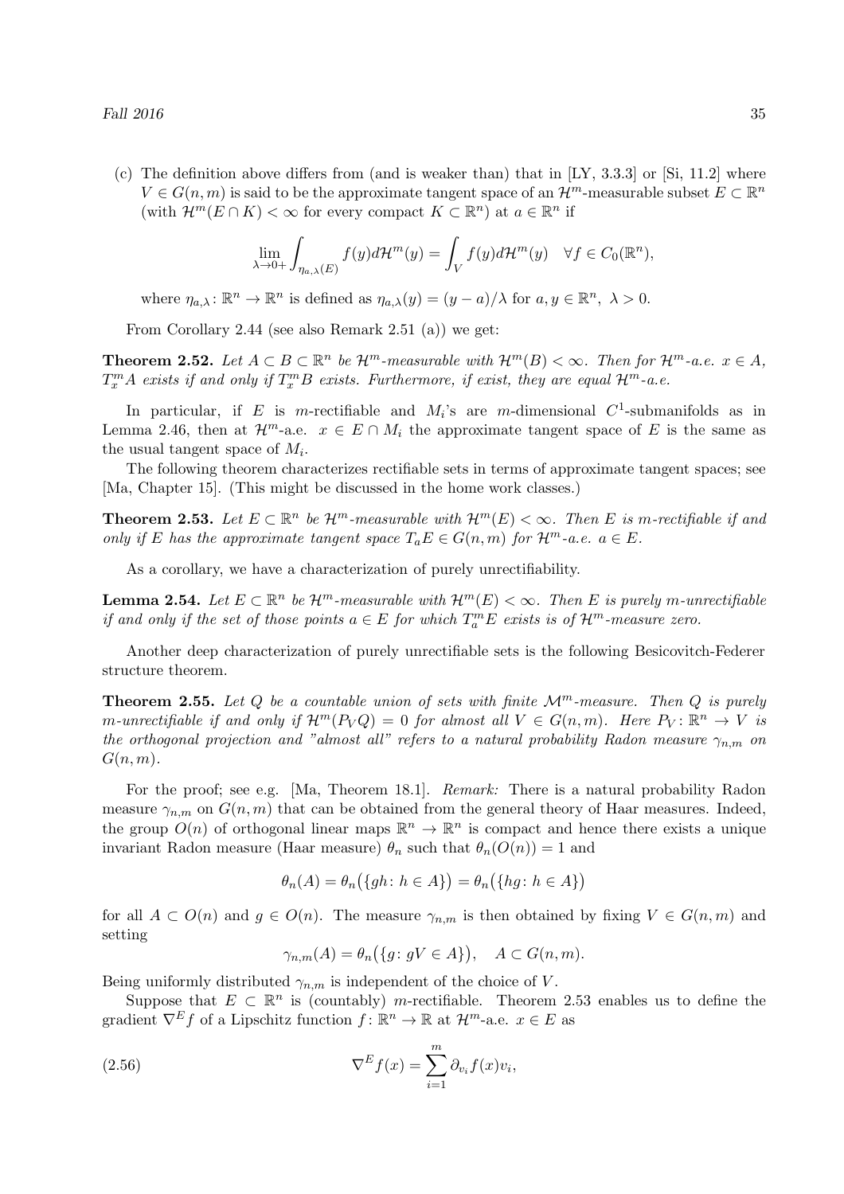(c) The definition above differs from (and is weaker than) that in [LY, 3.3.3] or [Si, 11.2] where $V \in G(n,m)$ is said to be the approximate tangent space of an $\mathcal{H}^m$-measurable subset $E \subset \mathbb{R}^n$ (with $\mathcal{H}^m(E \cap K) < \infty$ for every compact $K \subset \mathbb{R}^n$) at $a \in \mathbb{R}^n$ if

$$\lim_{\lambda \to 0+} \int_{\eta_{a,\lambda}(E)} f(y) d\mathcal{H}^m(y) = \int_V f(y) d\mathcal{H}^m(y) \quad \forall f \in C_0(\mathbb{R}^n),$$

where $\eta_{a,\lambda} \colon \mathbb{R}^n \to \mathbb{R}^n$ is defined as $\eta_{a,\lambda}(y) = (y-a)/\lambda$ for $a, y \in \mathbb{R}^n$, $\lambda > 0$.

From Corollary 2.44 (see also Remark 2.51 (a)) we get:

**Theorem 2.52.** *Let $A \subset B \subset \mathbb{R}^n$ be $\mathcal{H}^m$-measurable with $\mathcal{H}^m(B) < \infty$. Then for $\mathcal{H}^m$-a.e. $x \in A$, $T_x^m A$ exists if and only if $T_x^m B$ exists. Furthermore, if exist, they are equal $\mathcal{H}^m$-a.e.*

In particular, if $E$ is $m$-rectifiable and $M_i$'s are $m$-dimensional $C^1$-submanifolds as in Lemma 2.46, then at $\mathcal{H}^m$-a.e. $x \in E \cap M_i$ the approximate tangent space of $E$ is the same as the usual tangent space of $M_i$.

The following theorem characterizes rectifiable sets in terms of approximate tangent spaces; see [Ma, Chapter 15]. (This might be discussed in the home work classes.)

**Theorem 2.53.** *Let $E \subset \mathbb{R}^n$ be $\mathcal{H}^m$-measurable with $\mathcal{H}^m(E) < \infty$. Then $E$ is $m$-rectifiable if and only if $E$ has the approximate tangent space $T_a E \in G(n,m)$ for $\mathcal{H}^m$-a.e. $a \in E$.*

As a corollary, we have a characterization of purely unrectifiability.

**Lemma 2.54.** *Let $E \subset \mathbb{R}^n$ be $\mathcal{H}^m$-measurable with $\mathcal{H}^m(E) < \infty$. Then $E$ is purely $m$-unrectifiable if and only if the set of those points $a \in E$ for which $T_a^m E$ exists is of $\mathcal{H}^m$-measure zero.*

Another deep characterization of purely unrectifiable sets is the following Besicovitch-Federer structure theorem.

**Theorem 2.55.** *Let $Q$ be a countable union of sets with finite $\mathcal{M}^m$-measure. Then $Q$ is purely $m$-unrectifiable if and only if $\mathcal{H}^m(P_V Q) = 0$ for almost all $V \in G(n,m)$. Here $P_V \colon \mathbb{R}^n \to V$ is the orthogonal projection and "almost all" refers to a natural probability Radon measure $\gamma_{n,m}$ on $G(n,m)$.*

For the proof; see e.g. [Ma, Theorem 18.1]. *Remark:* There is a natural probability Radon measure $\gamma_{n,m}$ on $G(n,m)$ that can be obtained from the general theory of Haar measures. Indeed, the group $O(n)$ of orthogonal linear maps $\mathbb{R}^n \to \mathbb{R}^n$ is compact and hence there exists a unique invariant Radon measure (Haar measure) $\theta_n$ such that $\theta_n(O(n)) = 1$ and

$$\theta_n(A) = \theta_n\big(\{gh \colon h \in A\}\big) = \theta_n\big(\{hg \colon h \in A\}\big)$$

for all $A \subset O(n)$ and $g \in O(n)$. The measure $\gamma_{n,m}$ is then obtained by fixing $V \in G(n,m)$ and setting

$$\gamma_{n,m}(A) = \theta_n\big(\{g \colon gV \in A\}\big), \quad A \subset G(n,m).$$

Being uniformly distributed $\gamma_{n,m}$ is independent of the choice of $V$.

Suppose that $E \subset \mathbb{R}^n$ is (countably) $m$-rectifiable. Theorem 2.53 enables us to define the gradient $\nabla^E f$ of a Lipschitz function $f \colon \mathbb{R}^n \to \mathbb{R}$ at $\mathcal{H}^m$-a.e. $x \in E$ as

$$\nabla^E f(x) = \sum_{i=1}^m \partial_{v_i} f(x) v_i, \tag{2.56}$$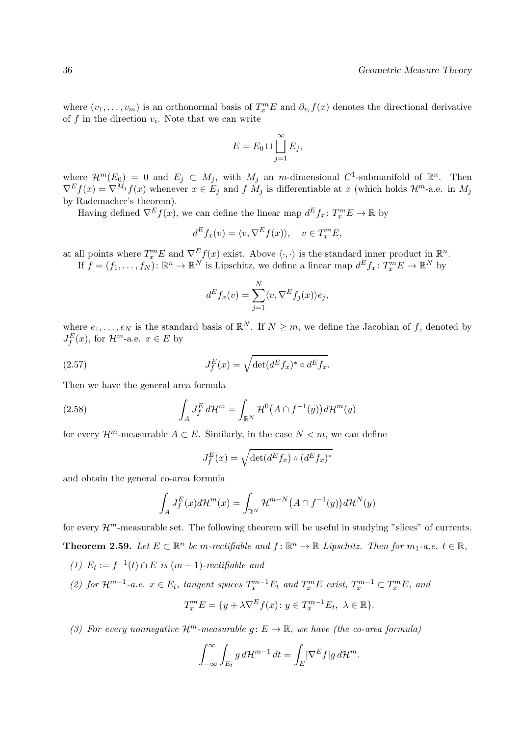where $(v_1, \ldots, v_m)$ is an orthonormal basis of $T_x^m E$ and $\partial_{v_i} f(x)$ denotes the directional derivative of $f$ in the direction $v_i$. Note that we can write

$$E = E_0 \sqcup \bigsqcup_{j=1}^{\infty} E_j,$$

where $\mathcal{H}^m(E_0) = 0$ and $E_j \subset M_j$, with $M_j$ an $m$-dimensional $C^1$-submanifold of $\mathbb{R}^n$. Then $\nabla^E f(x) = \nabla^{M_j} f(x)$ whenever $x \in E_j$ and $f|M_j$ is differentiable at $x$ (which holds $\mathcal{H}^m$-a.e. in $M_j$ by Rademacher's theorem).

Having defined $\nabla^E f(x)$, we can define the linear map $d^E f_x \colon T_x^m E \to \mathbb{R}$ by

$$d^E f_x(v) = \langle v, \nabla^E f(x) \rangle, \quad v \in T_x^m E,$$

at all points where $T_x^m E$ and $\nabla^E f(x)$ exist. Above $\langle \cdot, \cdot \rangle$ is the standard inner product in $\mathbb{R}^n$.

If $f = (f_1, \ldots, f_N) \colon \mathbb{R}^n \to \mathbb{R}^N$ is Lipschitz, we define a linear map $d^E f_x \colon T_x^m E \to \mathbb{R}^N$ by

$$d^E f_x(v) = \sum_{j=1}^{N} \langle v, \nabla^E f_j(x) \rangle e_j,$$

where $e_1, \ldots, e_N$ is the standard basis of $\mathbb{R}^N$. If $N \geq m$, we define the Jacobian of $f$, denoted by $J_f^E(x)$, for $\mathcal{H}^m$-a.e. $x \in E$ by

$$J_f^E(x) = \sqrt{\det (d^E f_x)^* \circ d^E f_x}. \tag{2.57}$$

Then we have the general area formula

$$\int_A J_f^E \, d\mathcal{H}^m = \int_{\mathbb{R}^N} \mathcal{H}^0\big(A \cap f^{-1}(y)\big) d\mathcal{H}^m(y) \tag{2.58}$$

for every $\mathcal{H}^m$-measurable $A \subset E$. Similarly, in the case $N < m$, we can define

$$J_f^E(x) = \sqrt{\det (d^E f_x) \circ (d^E f_x)^*}$$

and obtain the general co-area formula

$$\int_A J_f^E(x) d\mathcal{H}^m(x) = \int_{\mathbb{R}^N} \mathcal{H}^{m-N}\big(A \cap f^{-1}(y)\big) d\mathcal{H}^N(y)$$

for every $\mathcal{H}^m$-measurable set. The following theorem will be useful in studying "slices" of currents.

**Theorem 2.59.** *Let $E \subset \mathbb{R}^n$ be $m$-rectifiable and $f \colon \mathbb{R}^n \to \mathbb{R}$ Lipschitz. Then for $m_1$-a.e. $t \in \mathbb{R}$,*

*(1) $E_t := f^{-1}(t) \cap E$ is $(m-1)$-rectifiable and*

*(2) for $\mathcal{H}^{m-1}$-a.e. $x \in E_t$, tangent spaces $T_x^{m-1} E_t$ and $T_x^m E$ exist, $T_x^{m-1} \subset T_x^m E$, and*

$$T_x^m E = \{ y + \lambda \nabla^E f(x) \colon y \in T_x^{m-1} E_t, \ \lambda \in \mathbb{R} \}.$$

*(3) For every nonnegative $\mathcal{H}^m$-measurable $g \colon E \to \mathbb{R}$, we have (the co-area formula)*

$$\int_{-\infty}^{\infty} \int_{E_t} g \, d\mathcal{H}^{m-1} \, dt = \int_E |\nabla^E f| g \, d\mathcal{H}^m.$$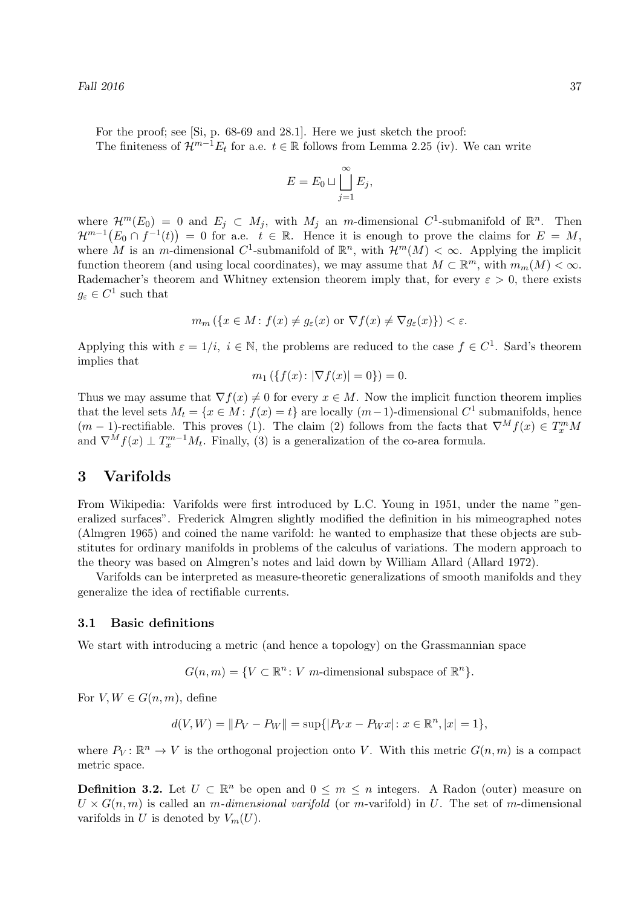For the proof; see [Si, p. 68-69 and 28.1]. Here we just sketch the proof:
The finiteness of $\mathcal{H}^{m-1}E_t$ for a.e. $t \in \mathbb{R}$ follows from Lemma 2.25 (iv). We can write

$$E = E_0 \sqcup \bigsqcup_{j=1}^{\infty} E_j,$$

where $\mathcal{H}^m(E_0) = 0$ and $E_j \subset M_j$, with $M_j$ an $m$-dimensional $C^1$-submanifold of $\mathbb{R}^n$. Then $\mathcal{H}^{m-1}\big(E_0 \cap f^{-1}(t)\big) = 0$ for a.e. $t \in \mathbb{R}$. Hence it is enough to prove the claims for $E = M$, where $M$ is an $m$-dimensional $C^1$-submanifold of $\mathbb{R}^n$, with $\mathcal{H}^m(M) < \infty$. Applying the implicit function theorem (and using local coordinates), we may assume that $M \subset \mathbb{R}^m$, with $m_m(M) < \infty$. Rademacher's theorem and Whitney extension theorem imply that, for every $\varepsilon > 0$, there exists $g_\varepsilon \in C^1$ such that

$$m_m\left(\{x \in M \colon f(x) \neq g_\varepsilon(x) \text{ or } \nabla f(x) \neq \nabla g_\varepsilon(x)\}\right) < \varepsilon.$$

Applying this with $\varepsilon = 1/i$, $i \in \mathbb{N}$, the problems are reduced to the case $f \in C^1$. Sard's theorem implies that

$$m_1\left(\{f(x) \colon |\nabla f(x)| = 0\}\right) = 0.$$

Thus we may assume that $\nabla f(x) \neq 0$ for every $x \in M$. Now the implicit function theorem implies that the level sets $M_t = \{x \in M \colon f(x) = t\}$ are locally $(m-1)$-dimensional $C^1$ submanifolds, hence $(m-1)$-rectifiable. This proves (1). The claim (2) follows from the facts that $\nabla^M f(x) \in T_x^m M$ and $\nabla^M f(x) \perp T_x^{m-1} M_t$. Finally, (3) is a generalization of the co-area formula.

# 3 Varifolds

From Wikipedia: Varifolds were first introduced by L.C. Young in 1951, under the name "generalized surfaces". Frederick Almgren slightly modified the definition in his mimeographed notes (Almgren 1965) and coined the name varifold: he wanted to emphasize that these objects are substitutes for ordinary manifolds in problems of the calculus of variations. The modern approach to the theory was based on Almgren's notes and laid down by William Allard (Allard 1972).

Varifolds can be interpreted as measure-theoretic generalizations of smooth manifolds and they generalize the idea of rectifiable currents.

## 3.1 Basic definitions

We start with introducing a metric (and hence a topology) on the Grassmannian space

$$G(n,m) = \{V \subset \mathbb{R}^n \colon V \text{ } m\text{-dimensional subspace of } \mathbb{R}^n\}.$$

For $V, W \in G(n,m)$, define

$$d(V,W) = \|P_V - P_W\| = \sup\{|P_V x - P_W x| \colon x \in \mathbb{R}^n, |x| = 1\},$$

where $P_V \colon \mathbb{R}^n \to V$ is the orthogonal projection onto $V$. With this metric $G(n,m)$ is a compact metric space.

**Definition 3.2.** Let $U \subset \mathbb{R}^n$ be open and $0 \leq m \leq n$ integers. A Radon (outer) measure on $U \times G(n,m)$ is called an *$m$-dimensional varifold* (or $m$-varifold) in $U$. The set of $m$-dimensional varifolds in $U$ is denoted by $V_m(U)$.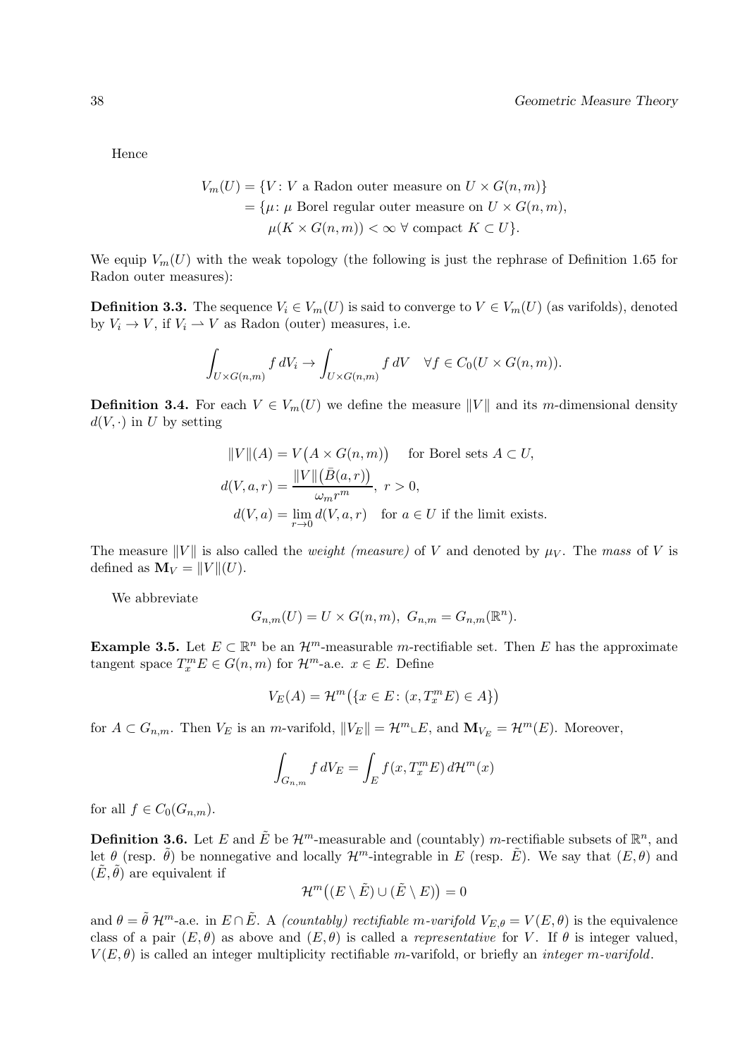Hence

$$
\begin{aligned}
V_m(U) &= \{V\colon V \text{ a Radon outer measure on } U \times G(n,m)\} \\
&= \{\mu\colon \mu \text{ Borel regular outer measure on } U \times G(n,m), \\
&\qquad \mu(K \times G(n,m)) < \infty \ \forall \text{ compact } K \subset U\}.
\end{aligned}
$$

We equip $V_m(U)$ with the weak topology (the following is just the rephrase of Definition 1.65 for Radon outer measures):

**Definition 3.3.** The sequence $V_i \in V_m(U)$ is said to converge to $V \in V_m(U)$ (as varifolds), denoted by $V_i \to V$, if $V_i \rightharpoonup V$ as Radon (outer) measures, i.e.

$$
\int_{U \times G(n,m)} f \, dV_i \to \int_{U \times G(n,m)} f \, dV \quad \forall f \in C_0(U \times G(n,m)).
$$

**Definition 3.4.** For each $V \in V_m(U)$ we define the measure $\|V\|$ and its $m$-dimensional density $d(V,\cdot)$ in $U$ by setting

$$
\begin{aligned}
\|V\|(A) &= V\big(A \times G(n,m)\big) \quad \text{ for Borel sets } A \subset U, \\
d(V,a,r) &= \frac{\|V\|\big(\bar{B}(a,r)\big)}{\omega_m r^m}, \ r > 0, \\
d(V,a) &= \lim_{r \to 0} d(V,a,r) \quad \text{for } a \in U \text{ if the limit exists.}
\end{aligned}
$$

The measure $\|V\|$ is also called the *weight (measure)* of $V$ and denoted by $\mu_V$. The *mass* of $V$ is defined as $\mathbf{M}_V = \|V\|(U)$.

We abbreviate

$$
G_{n,m}(U) = U \times G(n,m), \ G_{n,m} = G_{n,m}(\mathbb{R}^n).
$$

**Example 3.5.** Let $E \subset \mathbb{R}^n$ be an $\mathcal{H}^m$-measurable $m$-rectifiable set. Then $E$ has the approximate tangent space $T_x^m E \in G(n,m)$ for $\mathcal{H}^m$-a.e. $x \in E$. Define

$$
V_E(A) = \mathcal{H}^m\big(\{x \in E\colon (x, T_x^m E) \in A\}\big)
$$

for $A \subset G_{n,m}$. Then $V_E$ is an $m$-varifold, $\|V_E\| = \mathcal{H}^m \llcorner E$, and $\mathbf{M}_{V_E} = \mathcal{H}^m(E)$. Moreover,

$$
\int_{G_{n,m}} f \, dV_E = \int_E f(x, T_x^m E) \, d\mathcal{H}^m(x)
$$

for all $f \in C_0(G_{n,m})$.

**Definition 3.6.** Let $E$ and $\tilde{E}$ be $\mathcal{H}^m$-measurable and (countably) $m$-rectifiable subsets of $\mathbb{R}^n$, and let $\theta$ (resp. $\tilde{\theta}$) be nonnegative and locally $\mathcal{H}^m$-integrable in $E$ (resp. $\tilde{E}$). We say that $(E,\theta)$ and $(\tilde{E},\tilde{\theta})$ are equivalent if

$$
\mathcal{H}^m\big((E \setminus \tilde{E}) \cup (\tilde{E} \setminus E)\big) = 0
$$

and $\theta = \tilde{\theta}$ $\mathcal{H}^m$-a.e. in $E \cap \tilde{E}$. A *(countably) rectifiable $m$-varifold* $V_{E,\theta} = V(E,\theta)$ is the equivalence class of a pair $(E,\theta)$ as above and $(E,\theta)$ is called a *representative* for $V$. If $\theta$ is integer valued, $V(E,\theta)$ is called an integer multiplicity rectifiable $m$-varifold, or briefly an *integer $m$-varifold*.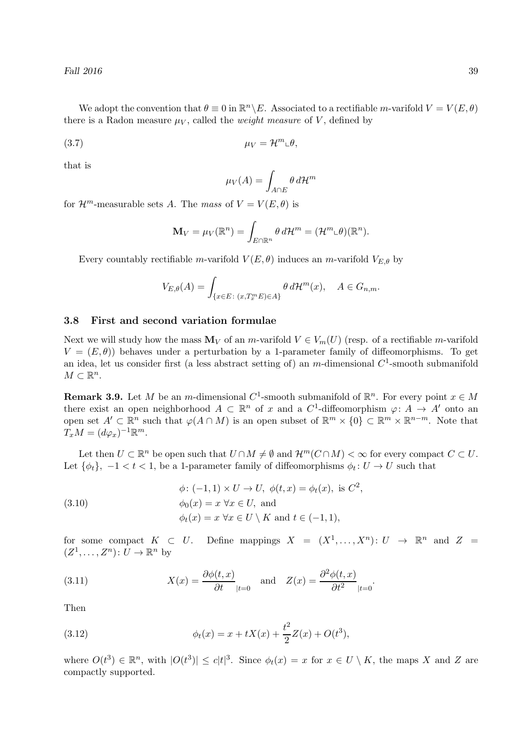We adopt the convention that $\theta \equiv 0$ in $\mathbb{R}^n \setminus E$. Associated to a rectifiable $m$-varifold $V = V(E, \theta)$ there is a Radon measure $\mu_V$, called the *weight measure* of $V$, defined by

$$\mu_V = \mathcal{H}^m \llcorner \theta, \tag{3.7}$$

that is

$$\mu_V(A) = \int_{A \cap E} \theta \, d\mathcal{H}^m$$

for $\mathcal{H}^m$-measurable sets $A$. The *mass* of $V = V(E, \theta)$ is

$$\mathbf{M}_V = \mu_V(\mathbb{R}^n) = \int_{E \cap \mathbb{R}^n} \theta \, d\mathcal{H}^m = (\mathcal{H}^m \llcorner \theta)(\mathbb{R}^n).$$

Every countably rectifiable $m$-varifold $V(E, \theta)$ induces an $m$-varifold $V_{E,\theta}$ by

$$V_{E,\theta}(A) = \int_{\{x \in E \colon (x, T_x^m E) \in A\}} \theta \, d\mathcal{H}^m(x), \quad A \in G_{n,m}.$$

### 3.8 First and second variation formulae

Next we will study how the mass $\mathbf{M}_V$ of an $m$-varifold $V \in V_m(U)$ (resp. of a rectifiable $m$-varifold $V = (E, \theta)$) behaves under a perturbation by a 1-parameter family of diffeomorphisms. To get an idea, let us consider first (a less abstract setting of) an $m$-dimensional $C^1$-smooth submanifold $M \subset \mathbb{R}^n$.

**Remark 3.9.** Let $M$ be an $m$-dimensional $C^1$-smooth submanifold of $\mathbb{R}^n$. For every point $x \in M$ there exist an open neighborhood $A \subset \mathbb{R}^n$ of $x$ and a $C^1$-diffeomorphism $\varphi \colon A \to A'$ onto an open set $A' \subset \mathbb{R}^n$ such that $\varphi(A \cap M)$ is an open subset of $\mathbb{R}^m \times \{0\} \subset \mathbb{R}^m \times \mathbb{R}^{n-m}$. Note that $T_x M = (d\varphi_x)^{-1} \mathbb{R}^m$.

Let then $U \subset \mathbb{R}^n$ be open such that $U \cap M \neq \emptyset$ and $\mathcal{H}^m(C \cap M) < \infty$ for every compact $C \subset U$. Let $\{\phi_t\}$, $-1 < t < 1$, be a 1-parameter family of diffeomorphisms $\phi_t \colon U \to U$ such that

$$\begin{aligned}
&\phi \colon (-1, 1) \times U \to U, \ \phi(t, x) = \phi_t(x), \text{ is } C^2, \\
&\phi_0(x) = x \ \forall x \in U, \text{ and} \\
&\phi_t(x) = x \ \forall x \in U \setminus K \text{ and } t \in (-1, 1),
\end{aligned} \tag{3.10}$$

for some compact $K \subset U$. Define mappings $X = (X^1, \ldots, X^n) \colon U \to \mathbb{R}^n$ and $Z = (Z^1, \ldots, Z^n) \colon U \to \mathbb{R}^n$ by

$$X(x) = \frac{\partial \phi(t, x)}{\partial t}_{|t=0} \quad \text{and} \quad Z(x) = \frac{\partial^2 \phi(t, x)}{\partial t^2}_{|t=0}. \tag{3.11}$$

Then

$$\phi_t(x) = x + tX(x) + \frac{t^2}{2} Z(x) + O(t^3), \tag{3.12}$$

where $O(t^3) \in \mathbb{R}^n$, with $|O(t^3)| \leq c|t|^3$. Since $\phi_t(x) = x$ for $x \in U \setminus K$, the maps $X$ and $Z$ are compactly supported.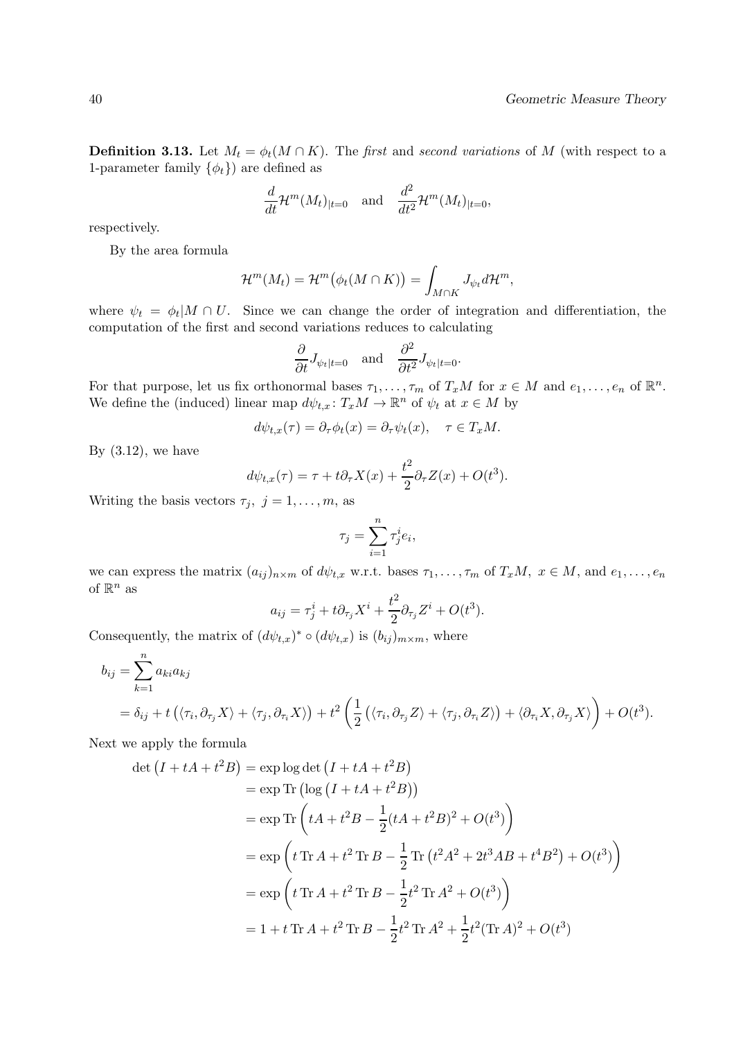**Definition 3.13.** Let $M_t = \phi_t(M \cap K)$. The *first* and *second variations* of $M$ (with respect to a 1-parameter family $\{\phi_t\}$) are defined as

$$\frac{d}{dt}\mathcal{H}^m(M_t)_{|t=0} \quad \text{and} \quad \frac{d^2}{dt^2}\mathcal{H}^m(M_t)_{|t=0},$$

respectively.

By the area formula

$$\mathcal{H}^m(M_t) = \mathcal{H}^m\big(\phi_t(M \cap K)\big) = \int_{M \cap K} J_{\psi_t} d\mathcal{H}^m,$$

where $\psi_t = \phi_t | M \cap U$. Since we can change the order of integration and differentiation, the computation of the first and second variations reduces to calculating

$$\frac{\partial}{\partial t} J_{\psi_t|t=0} \quad \text{and} \quad \frac{\partial^2}{\partial t^2} J_{\psi_t|t=0}.$$

For that purpose, let us fix orthonormal bases $\tau_1, \ldots, \tau_m$ of $T_xM$ for $x \in M$ and $e_1, \ldots, e_n$ of $\mathbb{R}^n$. We define the (induced) linear map $d\psi_{t,x} \colon T_xM \to \mathbb{R}^n$ of $\psi_t$ at $x \in M$ by

$$d\psi_{t,x}(\tau) = \partial_\tau \phi_t(x) = \partial_\tau \psi_t(x), \quad \tau \in T_xM.$$

By (3.12), we have

$$d\psi_{t,x}(\tau) = \tau + t\partial_\tau X(x) + \frac{t^2}{2}\partial_\tau Z(x) + O(t^3).$$

Writing the basis vectors $\tau_j,\ j = 1, \ldots, m$, as

$$\tau_j = \sum_{i=1}^n \tau_j^i e_i,$$

we can express the matrix $(a_{ij})_{n \times m}$ of $d\psi_{t,x}$ w.r.t. bases $\tau_1, \ldots, \tau_m$ of $T_xM,\ x \in M$, and $e_1, \ldots, e_n$ of $\mathbb{R}^n$ as

$$a_{ij} = \tau_j^i + t\partial_{\tau_j} X^i + \frac{t^2}{2}\partial_{\tau_j} Z^i + O(t^3).$$

Consequently, the matrix of $(d\psi_{t,x})^* \circ (d\psi_{t,x})$ is $(b_{ij})_{m \times m}$, where

$$\begin{aligned}
b_{ij} &= \sum_{k=1}^n a_{ki} a_{kj} \\
&= \delta_{ij} + t\left(\langle \tau_i, \partial_{\tau_j} X\rangle + \langle \tau_j, \partial_{\tau_i} X\rangle\right) + t^2\left(\frac{1}{2}\left(\langle \tau_i, \partial_{\tau_j} Z\rangle + \langle \tau_j, \partial_{\tau_i} Z\rangle\right) + \langle \partial_{\tau_i} X, \partial_{\tau_j} X\rangle\right) + O(t^3).
\end{aligned}$$

Next we apply the formula

$$\begin{aligned}
\det\left(I + tA + t^2B\right) &= \exp\log\det\left(I + tA + t^2B\right) \\
&= \exp \operatorname{Tr}\left(\log\left(I + tA + t^2B\right)\right) \\
&= \exp \operatorname{Tr}\left(tA + t^2B - \frac{1}{2}(tA + t^2B)^2 + O(t^3)\right) \\
&= \exp\left(t \operatorname{Tr} A + t^2 \operatorname{Tr} B - \frac{1}{2}\operatorname{Tr}\left(t^2A^2 + 2t^3AB + t^4B^2\right) + O(t^3)\right) \\
&= \exp\left(t \operatorname{Tr} A + t^2 \operatorname{Tr} B - \frac{1}{2}t^2 \operatorname{Tr} A^2 + O(t^3)\right) \\
&= 1 + t \operatorname{Tr} A + t^2 \operatorname{Tr} B - \frac{1}{2}t^2 \operatorname{Tr} A^2 + \frac{1}{2}t^2(\operatorname{Tr} A)^2 + O(t^3)
\end{aligned}$$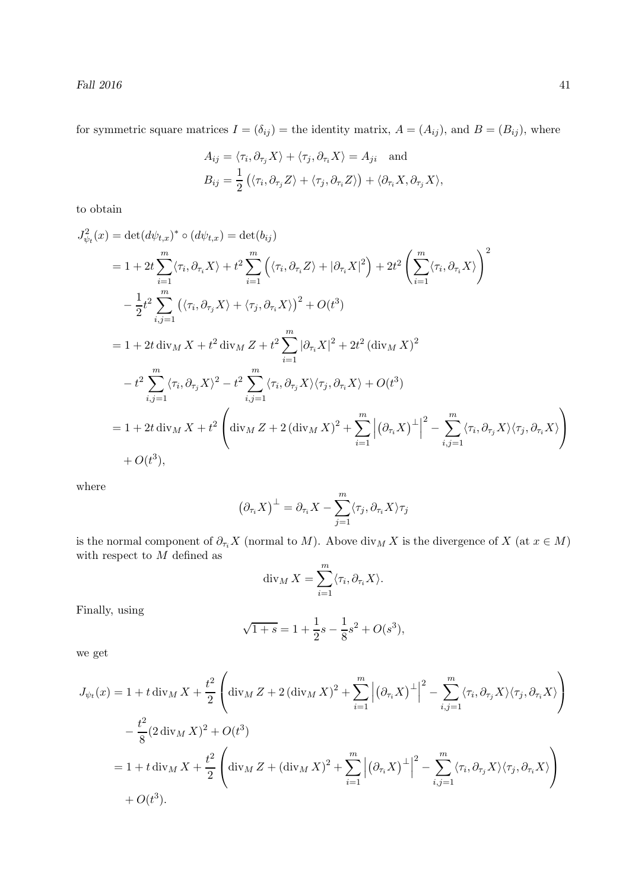for symmetric square matrices $I = (\delta_{ij})$ = the identity matrix, $A = (A_{ij})$, and $B = (B_{ij})$, where

$$
\begin{aligned}
A_{ij} &= \langle \tau_i, \partial_{\tau_j} X \rangle + \langle \tau_j, \partial_{\tau_i} X \rangle = A_{ji} \quad \text{and} \\
B_{ij} &= \frac{1}{2}\left(\langle \tau_i, \partial_{\tau_j} Z \rangle + \langle \tau_j, \partial_{\tau_i} Z \rangle\right) + \langle \partial_{\tau_i} X, \partial_{\tau_j} X \rangle,
\end{aligned}
$$

to obtain

$$
\begin{aligned}
J_{\psi_t}^2(x) &= \det(d\psi_{t,x})^* \circ (d\psi_{t,x}) = \det(b_{ij}) \\
&= 1 + 2t \sum_{i=1}^{m} \langle \tau_i, \partial_{\tau_i} X \rangle + t^2 \sum_{i=1}^{m} \left(\langle \tau_i, \partial_{\tau_i} Z \rangle + |\partial_{\tau_i} X|^2\right) + 2t^2 \left(\sum_{i=1}^{m} \langle \tau_i, \partial_{\tau_i} X \rangle\right)^2 \\
&\quad - \frac{1}{2} t^2 \sum_{i,j=1}^{m} \left(\langle \tau_i, \partial_{\tau_j} X \rangle + \langle \tau_j, \partial_{\tau_i} X \rangle\right)^2 + O(t^3) \\
&= 1 + 2t \operatorname{div}_M X + t^2 \operatorname{div}_M Z + t^2 \sum_{i=1}^{m} |\partial_{\tau_i} X|^2 + 2t^2 \left(\operatorname{div}_M X\right)^2 \\
&\quad - t^2 \sum_{i,j=1}^{m} \langle \tau_i, \partial_{\tau_j} X \rangle^2 - t^2 \sum_{i,j=1}^{m} \langle \tau_i, \partial_{\tau_j} X \rangle \langle \tau_j, \partial_{\tau_i} X \rangle + O(t^3) \\
&= 1 + 2t \operatorname{div}_M X + t^2 \left(\operatorname{div}_M Z + 2\left(\operatorname{div}_M X\right)^2 + \sum_{i=1}^{m} \left|\left(\partial_{\tau_i} X\right)^{\perp}\right|^2 - \sum_{i,j=1}^{m} \langle \tau_i, \partial_{\tau_j} X \rangle \langle \tau_j, \partial_{\tau_i} X \rangle\right) \\
&\quad + O(t^3),
\end{aligned}
$$

where

$$
\left(\partial_{\tau_i} X\right)^{\perp} = \partial_{\tau_i} X - \sum_{j=1}^{m} \langle \tau_j, \partial_{\tau_i} X \rangle \tau_j
$$

is the normal component of $\partial_{\tau_i} X$ (normal to $M$). Above $\operatorname{div}_M X$ is the divergence of $X$ (at $x \in M$) with respect to $M$ defined as

$$
\operatorname{div}_M X = \sum_{i=1}^{m} \langle \tau_i, \partial_{\tau_i} X \rangle.
$$

Finally, using

$$
\sqrt{1+s} = 1 + \frac{1}{2}s - \frac{1}{8}s^2 + O(s^3),
$$

we get

$$
\begin{aligned}
J_{\psi_t}(x) &= 1 + t \operatorname{div}_M X + \frac{t^2}{2} \left(\operatorname{div}_M Z + 2\left(\operatorname{div}_M X\right)^2 + \sum_{i=1}^{m} \left|\left(\partial_{\tau_i} X\right)^{\perp}\right|^2 - \sum_{i,j=1}^{m} \langle \tau_i, \partial_{\tau_j} X \rangle \langle \tau_j, \partial_{\tau_i} X \rangle\right) \\
&\quad - \frac{t^2}{8} (2 \operatorname{div}_M X)^2 + O(t^3) \\
&= 1 + t \operatorname{div}_M X + \frac{t^2}{2} \left(\operatorname{div}_M Z + \left(\operatorname{div}_M X\right)^2 + \sum_{i=1}^{m} \left|\left(\partial_{\tau_i} X\right)^{\perp}\right|^2 - \sum_{i,j=1}^{m} \langle \tau_i, \partial_{\tau_j} X \rangle \langle \tau_j, \partial_{\tau_i} X \rangle\right) \\
&\quad + O(t^3).
\end{aligned}
$$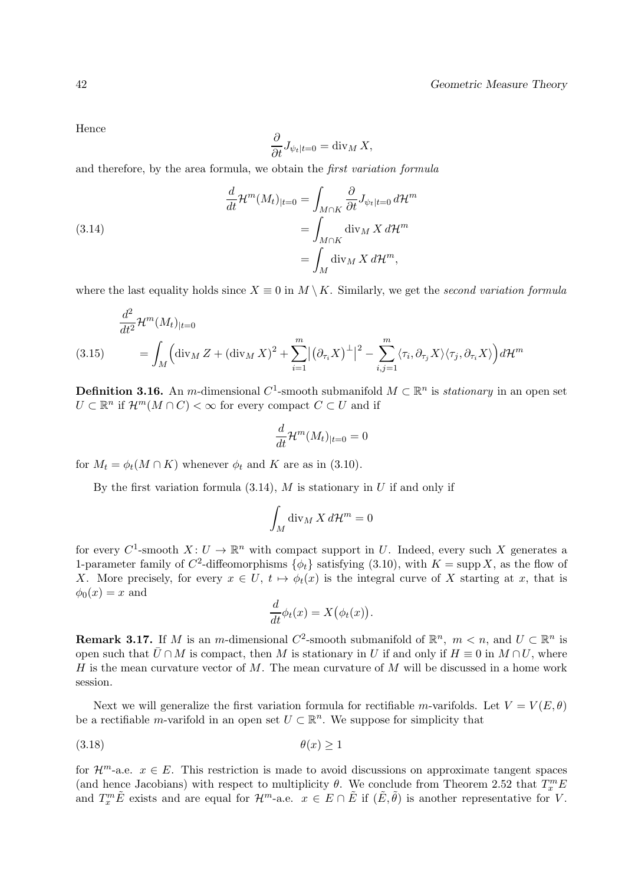Hence

$$\frac{\partial}{\partial t} J_{\psi_t|t=0} = \operatorname{div}_M X,$$

and therefore, by the area formula, we obtain the *first variation formula*

$$\begin{aligned} \frac{d}{dt}\mathcal{H}^m(M_t)_{|t=0} &= \int_{M\cap K} \frac{\partial}{\partial t} J_{\psi_t|t=0}\, d\mathcal{H}^m \\ &= \int_{M\cap K} \operatorname{div}_M X \, d\mathcal{H}^m \\ &= \int_M \operatorname{div}_M X\, d\mathcal{H}^m, \end{aligned} \tag{3.14}$$

where the last equality holds since $X \equiv 0$ in $M \setminus K$. Similarly, we get the *second variation formula*

$$\begin{aligned} &\frac{d^2}{dt^2}\mathcal{H}^m(M_t)_{|t=0} \\ &= \int_M \Big( \operatorname{div}_M Z + (\operatorname{div}_M X)^2 + \sum_{i=1}^m \big| \big(\partial_{\tau_i} X\big)^\perp \big|^2 - \sum_{i,j=1}^m \langle \tau_i, \partial_{\tau_j} X\rangle \langle \tau_j, \partial_{\tau_i} X \rangle \Big) d\mathcal{H}^m \end{aligned} \tag{3.15}$$

**Definition 3.16.** An $m$-dimensional $C^1$-smooth submanifold $M \subset \mathbb{R}^n$ is *stationary* in an open set $U \subset \mathbb{R}^n$ if $\mathcal{H}^m(M \cap C) < \infty$ for every compact $C \subset U$ and if

$$\frac{d}{dt}\mathcal{H}^m(M_t)_{|t=0} = 0$$

for $M_t = \phi_t(M \cap K)$ whenever $\phi_t$ and $K$ are as in (3.10).

By the first variation formula (3.14), $M$ is stationary in $U$ if and only if

$$\int_M \operatorname{div}_M X \, d\mathcal{H}^m = 0$$

for every $C^1$-smooth $X \colon U \to \mathbb{R}^n$ with compact support in $U$. Indeed, every such $X$ generates a 1-parameter family of $C^2$-diffeomorphisms $\{\phi_t\}$ satisfying (3.10), with $K = \operatorname{supp} X$, as the flow of $X$. More precisely, for every $x \in U$, $t \mapsto \phi_t(x)$ is the integral curve of $X$ starting at $x$, that is $\phi_0(x) = x$ and

$$\frac{d}{dt}\phi_t(x) = X\big(\phi_t(x)\big).$$

**Remark 3.17.** If $M$ is an $m$-dimensional $C^2$-smooth submanifold of $\mathbb{R}^n$, $m < n$, and $U \subset \mathbb{R}^n$ is open such that $\bar{U} \cap M$ is compact, then $M$ is stationary in $U$ if and only if $H \equiv 0$ in $M \cap U$, where $H$ is the mean curvature vector of $M$. The mean curvature of $M$ will be discussed in a home work session.

Next we will generalize the first variation formula for rectifiable $m$-varifolds. Let $V = V(E, \theta)$ be a rectifiable $m$-varifold in an open set $U \subset \mathbb{R}^n$. We suppose for simplicity that

$$\theta(x) \geq 1 \tag{3.18}$$

for $\mathcal{H}^m$-a.e. $x \in E$. This restriction is made to avoid discussions on approximate tangent spaces (and hence Jacobians) with respect to multiplicity $\theta$. We conclude from Theorem 2.52 that $T_x^m E$ and $T_x^m \tilde{E}$ exists and are equal for $\mathcal{H}^m$-a.e. $x \in E \cap \tilde{E}$ if $(\tilde{E}, \tilde{\theta})$ is another representative for $V$.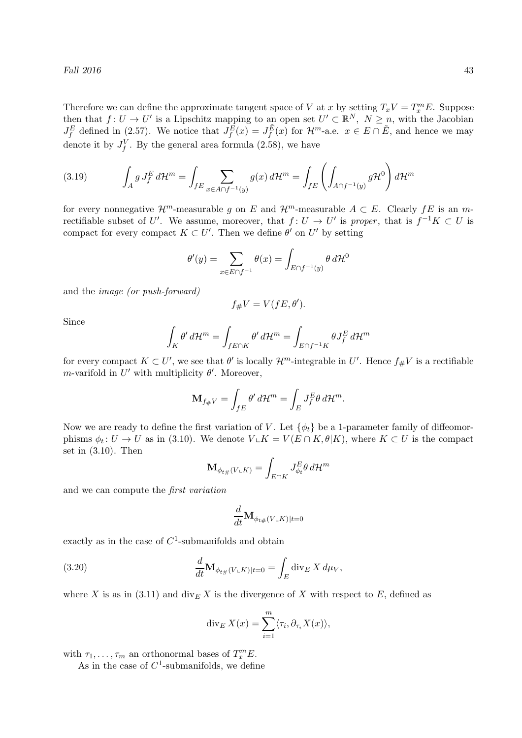Therefore we can define the approximate tangent space of $V$ at $x$ by setting $T_x V = T_x^m E$. Suppose then that $f\colon U \to U'$ is a Lipschitz mapping to an open set $U' \subset \mathbb{R}^N$, $N \geq n$, with the Jacobian $J_f^E$ defined in (2.57). We notice that $J_f^E(x) = J_f^{\tilde{E}}(x)$ for $\mathcal{H}^m$-a.e. $x \in E \cap \tilde{E}$, and hence we may denote it by $J_f^V$. By the general area formula (2.58), we have

$$\int_A g\, J_f^E \, d\mathcal{H}^m = \int_{fE} \sum_{x \in A \cap f^{-1}(y)} g(x)\, d\mathcal{H}^m = \int_{fE} \left( \int_{A \cap f^{-1}(y)} g \mathcal{H}^0 \right) d\mathcal{H}^m \tag{3.19}$$

for every nonnegative $\mathcal{H}^m$-measurable $g$ on $E$ and $\mathcal{H}^m$-measurable $A \subset E$. Clearly $fE$ is an $m$-rectifiable subset of $U'$. We assume, moreover, that $f\colon U \to U'$ is *proper*, that is $f^{-1}K \subset U$ is compact for every compact $K \subset U'$. Then we define $\theta'$ on $U'$ by setting

$$\theta'(y) = \sum_{x \in E \cap f^{-1}} \theta(x) = \int_{E \cap f^{-1}(y)} \theta \, d\mathcal{H}^0$$

and the *image (or push-forward)*

$$f_\# V = V(fE, \theta').$$

Since

$$\int_K \theta' \, d\mathcal{H}^m = \int_{fE \cap K} \theta' \, d\mathcal{H}^m = \int_{E \cap f^{-1}K} \theta J_f^E \, d\mathcal{H}^m$$

for every compact $K \subset U'$, we see that $\theta'$ is locally $\mathcal{H}^m$-integrable in $U'$. Hence $f_\# V$ is a rectifiable $m$-varifold in $U'$ with multiplicity $\theta'$. Moreover,

$$\mathbf{M}_{f_\# V} = \int_{fE} \theta' \, d\mathcal{H}^m = \int_E J_f^E \theta \, d\mathcal{H}^m.$$

Now we are ready to define the first variation of $V$. Let $\{\phi_t\}$ be a 1-parameter family of diffeomorphisms $\phi_t \colon U \to U$ as in (3.10). We denote $V \llcorner K = V(E \cap K, \theta | K)$, where $K \subset U$ is the compact set in (3.10). Then

$$\mathbf{M}_{\phi_{t\#}(V \llcorner K)} = \int_{E \cap K} J_{\phi_t}^E \theta \, d\mathcal{H}^m$$

and we can compute the *first variation*

$$\frac{d}{dt} \mathbf{M}_{\phi_{t\#}(V \llcorner K)|t=0}$$

exactly as in the case of $C^1$-submanifolds and obtain

$$\frac{d}{dt} \mathbf{M}_{\phi_{t\#}(V \llcorner K)|t=0} = \int_E \operatorname{div}_E X \, d\mu_V, \tag{3.20}$$

where $X$ is as in (3.11) and $\operatorname{div}_E X$ is the divergence of $X$ with respect to $E$, defined as

$$\operatorname{div}_E X(x) = \sum_{i=1}^m \langle \tau_i, \partial_{\tau_i} X(x) \rangle,$$

with $\tau_1, \ldots, \tau_m$ an orthonormal bases of $T_x^m E$.

As in the case of $C^1$-submanifolds, we define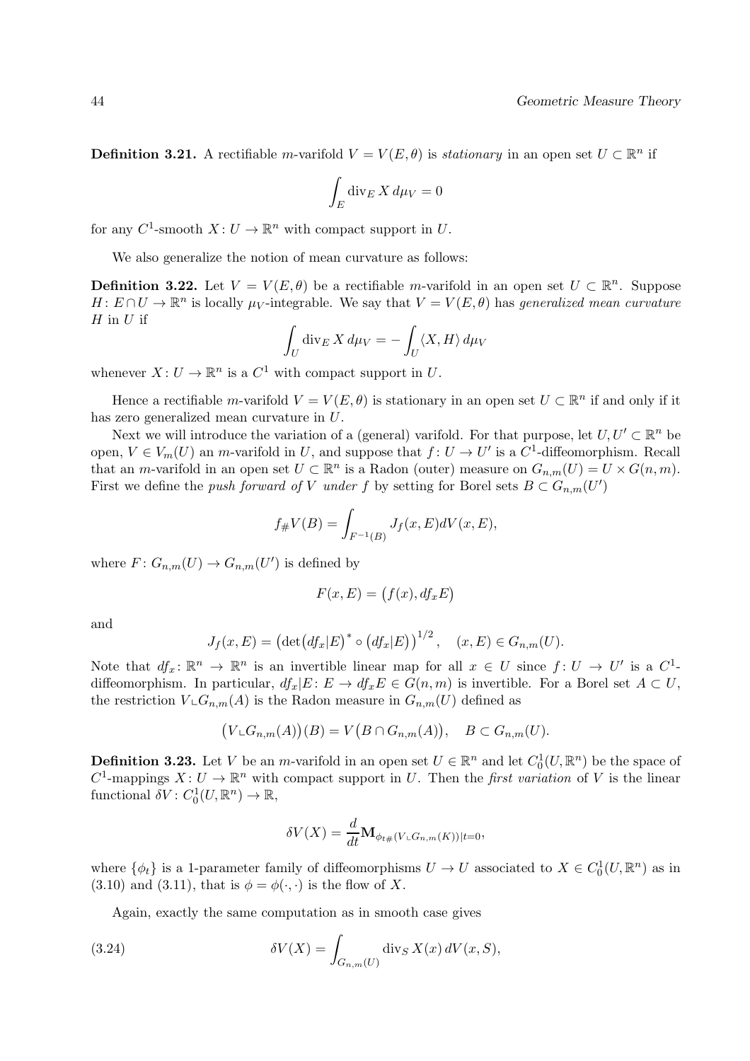**Definition 3.21.** A rectifiable $m$-varifold $V = V(E, \theta)$ is *stationary* in an open set $U \subset \mathbb{R}^n$ if

$$\int_E \operatorname{div}_E X \, d\mu_V = 0$$

for any $C^1$-smooth $X \colon U \to \mathbb{R}^n$ with compact support in $U$.

We also generalize the notion of mean curvature as follows:

**Definition 3.22.** Let $V = V(E, \theta)$ be a rectifiable $m$-varifold in an open set $U \subset \mathbb{R}^n$. Suppose $H \colon E \cap U \to \mathbb{R}^n$ is locally $\mu_V$-integrable. We say that $V = V(E, \theta)$ has *generalized mean curvature* $H$ in $U$ if

$$\int_U \operatorname{div}_E X \, d\mu_V = -\int_U \langle X, H \rangle \, d\mu_V$$

whenever $X \colon U \to \mathbb{R}^n$ is a $C^1$ with compact support in $U$.

Hence a rectifiable $m$-varifold $V = V(E, \theta)$ is stationary in an open set $U \subset \mathbb{R}^n$ if and only if it has zero generalized mean curvature in $U$.

Next we will introduce the variation of a (general) varifold. For that purpose, let $U, U' \subset \mathbb{R}^n$ be open, $V \in V_m(U)$ an $m$-varifold in $U$, and suppose that $f \colon U \to U'$ is a $C^1$-diffeomorphism. Recall that an $m$-varifold in an open set $U \subset \mathbb{R}^n$ is a Radon (outer) measure on $G_{n,m}(U) = U \times G(n, m)$. First we define the *push forward of* $V$ *under* $f$ by setting for Borel sets $B \subset G_{n,m}(U')$

$$f_\# V(B) = \int_{F^{-1}(B)} J_f(x, E) dV(x, E),$$

where $F \colon G_{n,m}(U) \to G_{n,m}(U')$ is defined by

$$F(x, E) = \big(f(x), df_x E\big)$$

and

$$J_f(x, E) = \big(\det \big(df_x | E\big)^* \circ \big(df_x | E\big)\big)^{1/2}, \quad (x, E) \in G_{n,m}(U).$$

Note that $df_x \colon \mathbb{R}^n \to \mathbb{R}^n$ is an invertible linear map for all $x \in U$ since $f \colon U \to U'$ is a $C^1$-diffeomorphism. In particular, $df_x | E \colon E \to df_x E \in G(n, m)$ is invertible. For a Borel set $A \subset U$, the restriction $V \llcorner G_{n,m}(A)$ is the Radon measure in $G_{n,m}(U)$ defined as

$$\big(V \llcorner G_{n,m}(A)\big)(B) = V\big(B \cap G_{n,m}(A)\big), \quad B \subset G_{n,m}(U).$$

**Definition 3.23.** Let $V$ be an $m$-varifold in an open set $U \in \mathbb{R}^n$ and let $C_0^1(U, \mathbb{R}^n)$ be the space of $C^1$-mappings $X \colon U \to \mathbb{R}^n$ with compact support in $U$. Then the *first variation* of $V$ is the linear functional $\delta V \colon C_0^1(U, \mathbb{R}^n) \to \mathbb{R}$,

$$\delta V(X) = \frac{d}{dt} \mathbf{M}_{\phi_{t\#}(V \llcorner G_{n,m}(K)) | t=0},$$

where $\{\phi_t\}$ is a 1-parameter family of diffeomorphisms $U \to U$ associated to $X \in C_0^1(U, \mathbb{R}^n)$ as in (3.10) and (3.11), that is $\phi = \phi(\cdot, \cdot)$ is the flow of $X$.

Again, exactly the same computation as in smooth case gives

$$\delta V(X) = \int_{G_{n,m}(U)} \operatorname{div}_S X(x) \, dV(x, S), \tag{3.24}$$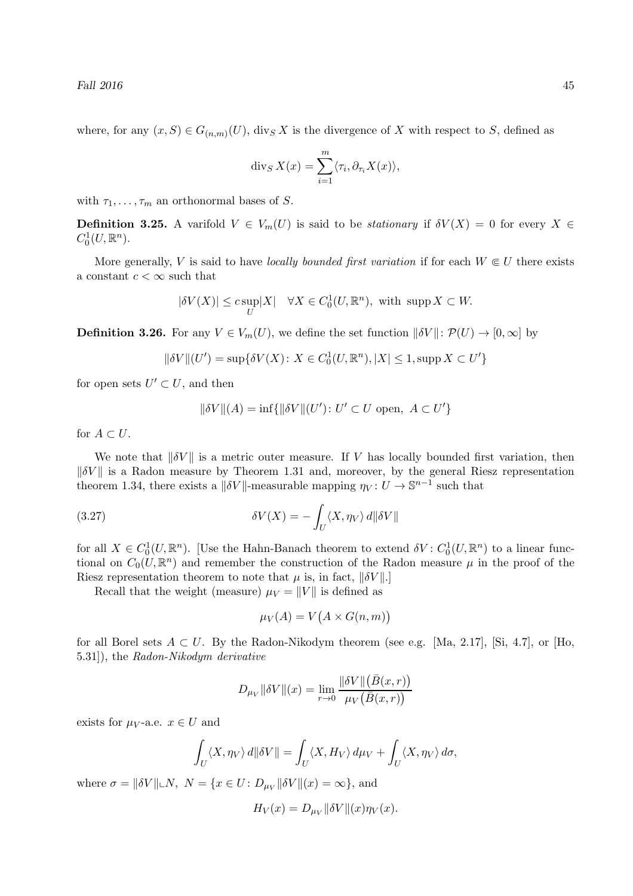where, for any $(x, S) \in G_{(n,m)}(U)$, $\operatorname{div}_S X$ is the divergence of $X$ with respect to $S$, defined as

$$\operatorname{div}_S X(x) = \sum_{i=1}^{m} \langle \tau_i, \partial_{\tau_i} X(x) \rangle,$$

with $\tau_1, \dots, \tau_m$ an orthonormal bases of $S$.

**Definition 3.25.** A varifold $V \in V_m(U)$ is said to be *stationary* if $\delta V(X) = 0$ for every $X \in C_0^1(U, \mathbb{R}^n)$.

More generally, $V$ is said to have *locally bounded first variation* if for each $W \Subset U$ there exists a constant $c < \infty$ such that

$$|\delta V(X)| \le c \sup_U |X| \quad \forall X \in C_0^1(U, \mathbb{R}^n), \text{ with } \operatorname{supp} X \subset W.$$

**Definition 3.26.** For any $V \in V_m(U)$, we define the set function $\|\delta V\| \colon \mathcal{P}(U) \to [0, \infty]$ by

$$\|\delta V\|(U') = \sup\{\delta V(X) \colon X \in C_0^1(U, \mathbb{R}^n), |X| \le 1, \operatorname{supp} X \subset U'\}$$

for open sets $U' \subset U$, and then

$$\|\delta V\|(A) = \inf\{\|\delta V\|(U') \colon U' \subset U \text{ open}, \ A \subset U'\}$$

for $A \subset U$.

We note that $\|\delta V\|$ is a metric outer measure. If $V$ has locally bounded first variation, then $\|\delta V\|$ is a Radon measure by Theorem 1.31 and, moreover, by the general Riesz representation theorem 1.34, there exists a $\|\delta V\|$-measurable mapping $\eta_V \colon U \to \mathbb{S}^{n-1}$ such that

$$\delta V(X) = -\int_U \langle X, \eta_V \rangle \, d\|\delta V\| \tag{3.27}$$

for all $X \in C_0^1(U, \mathbb{R}^n)$. [Use the Hahn-Banach theorem to extend $\delta V \colon C_0^1(U, \mathbb{R}^n)$ to a linear functional on $C_0(U, \mathbb{R}^n)$ and remember the construction of the Radon measure $\mu$ in the proof of the Riesz representation theorem to note that $\mu$ is, in fact, $\|\delta V\|$.]

Recall that the weight (measure) $\mu_V = \|V\|$ is defined as

$$\mu_V(A) = V\big(A \times G(n,m)\big)$$

for all Borel sets $A \subset U$. By the Radon-Nikodym theorem (see e.g. [Ma, 2.17], [Si, 4.7], or [Ho, 5.31]), the *Radon-Nikodym derivative*

$$D_{\mu_V} \|\delta V\|(x) = \lim_{r \to 0} \frac{\|\delta V\|\big(\bar{B}(x,r)\big)}{\mu_V\big(\bar{B}(x,r)\big)}$$

exists for $\mu_V$-a.e. $x \in U$ and

$$\int_U \langle X, \eta_V \rangle \, d\|\delta V\| = \int_U \langle X, H_V \rangle \, d\mu_V + \int_U \langle X, \eta_V \rangle \, d\sigma,$$

where $\sigma = \|\delta V\| \llcorner N$, $N = \{x \in U \colon D_{\mu_V}\|\delta V\|(x) = \infty\}$, and

$$H_V(x) = D_{\mu_V}\|\delta V\|(x) \eta_V(x).$$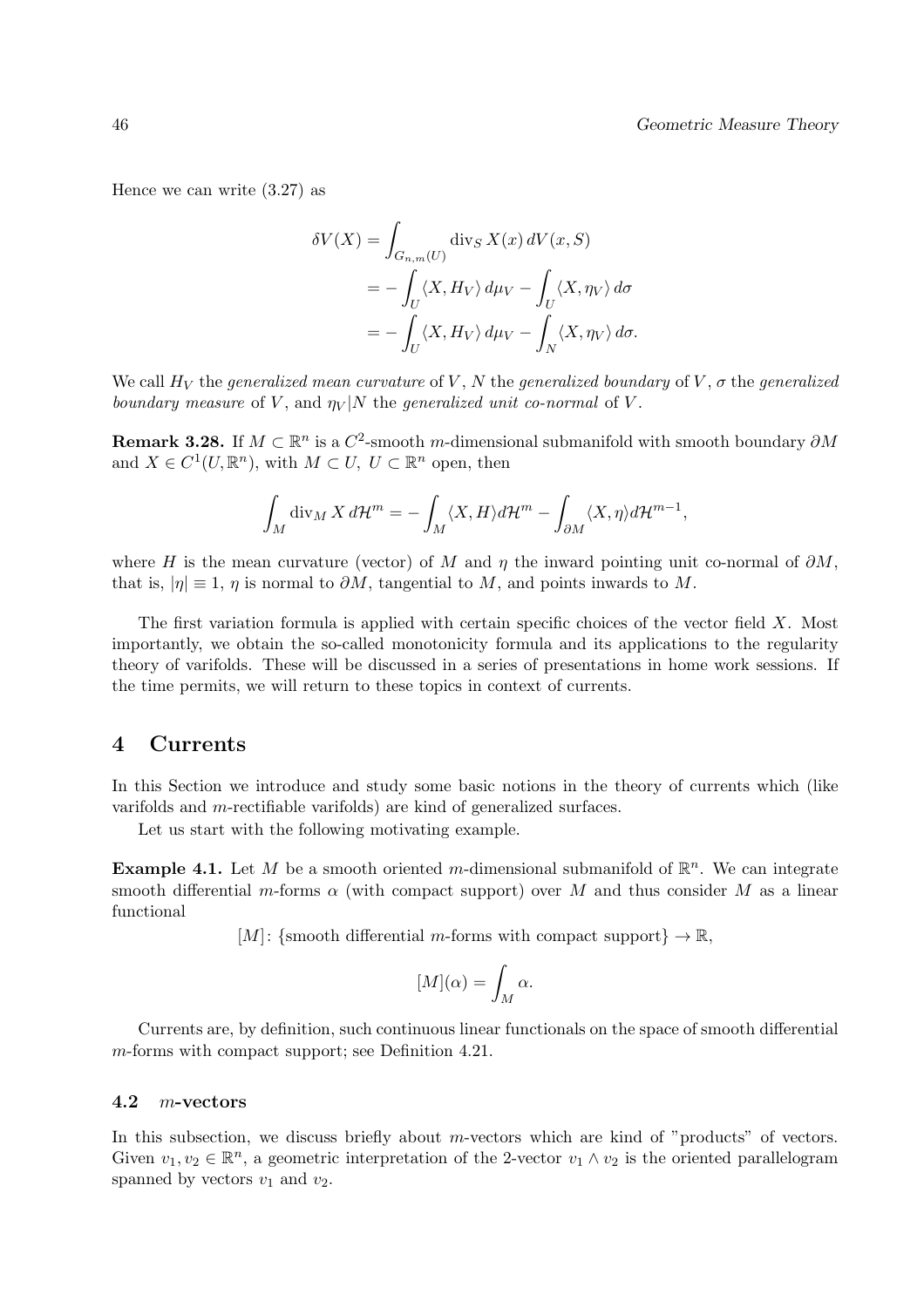Hence we can write (3.27) as

$$
\begin{aligned}
\delta V(X) &= \int_{G_{n,m}(U)} \operatorname{div}_S X(x)\, dV(x,S) \\
&= -\int_U \langle X, H_V \rangle \, d\mu_V - \int_U \langle X, \eta_V \rangle \, d\sigma \\
&= -\int_U \langle X, H_V \rangle \, d\mu_V - \int_N \langle X, \eta_V \rangle \, d\sigma.
\end{aligned}
$$

We call $H_V$ the *generalized mean curvature* of $V$, $N$ the *generalized boundary* of $V$, $\sigma$ the *generalized boundary measure* of $V$, and $\eta_V|N$ the *generalized unit co-normal* of $V$.

**Remark 3.28.** If $M \subset \mathbb{R}^n$ is a $C^2$-smooth $m$-dimensional submanifold with smooth boundary $\partial M$ and $X \in C^1(U, \mathbb{R}^n)$, with $M \subset U$, $U \subset \mathbb{R}^n$ open, then

$$
\int_M \operatorname{div}_M X \, d\mathcal{H}^m = -\int_M \langle X, H \rangle d\mathcal{H}^m - \int_{\partial M} \langle X, \eta \rangle d\mathcal{H}^{m-1},
$$

where $H$ is the mean curvature (vector) of $M$ and $\eta$ the inward pointing unit co-normal of $\partial M$, that is, $|\eta| \equiv 1$, $\eta$ is normal to $\partial M$, tangential to $M$, and points inwards to $M$.

The first variation formula is applied with certain specific choices of the vector field $X$. Most importantly, we obtain the so-called monotonicity formula and its applications to the regularity theory of varifolds. These will be discussed in a series of presentations in home work sessions. If the time permits, we will return to these topics in context of currents.

# 4 Currents

In this Section we introduce and study some basic notions in the theory of currents which (like varifolds and $m$-rectifiable varifolds) are kind of generalized surfaces.

Let us start with the following motivating example.

**Example 4.1.** Let $M$ be a smooth oriented $m$-dimensional submanifold of $\mathbb{R}^n$. We can integrate smooth differential $m$-forms $\alpha$ (with compact support) over $M$ and thus consider $M$ as a linear functional

$$
[M] \colon \{\text{smooth differential } m\text{-forms with compact support}\} \to \mathbb{R},
$$

$$
[M](\alpha) = \int_M \alpha.
$$

Currents are, by definition, such continuous linear functionals on the space of smooth differential $m$-forms with compact support; see Definition 4.21.

### 4.2 $m$-vectors

In this subsection, we discuss briefly about $m$-vectors which are kind of "products" of vectors. Given $v_1, v_2 \in \mathbb{R}^n$, a geometric interpretation of the 2-vector $v_1 \wedge v_2$ is the oriented parallelogram spanned by vectors $v_1$ and $v_2$.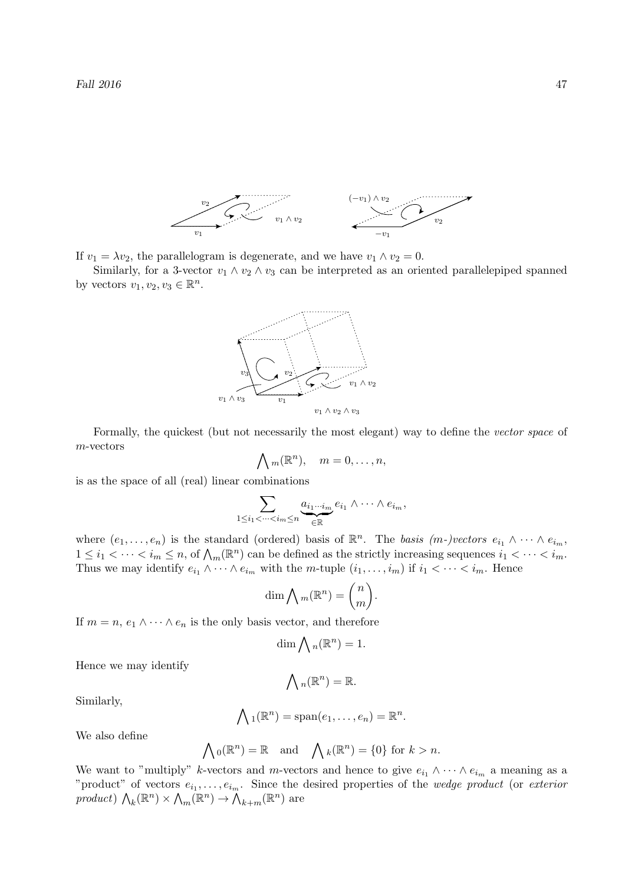If $v_1 = \lambda v_2$, the parallelogram is degenerate, and we have $v_1 \wedge v_2 = 0$.

Similarly, for a 3-vector $v_1 \wedge v_2 \wedge v_3$ can be interpreted as an oriented parallelepiped spanned by vectors $v_1, v_2, v_3 \in \mathbb{R}^n$.

Formally, the quickest (but not necessarily the most elegant) way to define the *vector space* of $m$-vectors

$$\bigwedge\nolimits_m(\mathbb{R}^n), \quad m = 0, \ldots, n,$$

is as the space of all (real) linear combinations

$$\sum_{1 \le i_1 < \cdots < i_m \le n} \underbrace{a_{i_1 \cdots i_m}}_{\in \mathbb{R}} e_{i_1} \wedge \cdots \wedge e_{i_m},$$

where $(e_1, \ldots, e_n)$ is the standard (ordered) basis of $\mathbb{R}^n$. The *basis (m-)vectors* $e_{i_1} \wedge \cdots \wedge e_{i_m}$, $1 \le i_1 < \cdots < i_m \le n$, of $\bigwedge_m(\mathbb{R}^n)$ can be defined as the strictly increasing sequences $i_1 < \cdots < i_m$. Thus we may identify $e_{i_1} \wedge \cdots \wedge e_{i_m}$ with the $m$-tuple $(i_1, \ldots, i_m)$ if $i_1 < \cdots < i_m$. Hence

$$\dim \bigwedge\nolimits_m(\mathbb{R}^n) = \binom{n}{m}.$$

If $m = n$, $e_1 \wedge \cdots \wedge e_n$ is the only basis vector, and therefore

$$\dim \bigwedge\nolimits_n(\mathbb{R}^n) = 1.$$

Hence we may identify

$$\bigwedge\nolimits_n(\mathbb{R}^n) = \mathbb{R}.$$

Similarly,

$$\bigwedge\nolimits_1(\mathbb{R}^n) = \operatorname{span}(e_1, \ldots, e_n) = \mathbb{R}^n.$$

We also define

$$\bigwedge\nolimits_0(\mathbb{R}^n) = \mathbb{R} \quad \text{and} \quad \bigwedge\nolimits_k(\mathbb{R}^n) = \{0\} \text{ for } k > n.$$

We want to "multiply" $k$-vectors and $m$-vectors and hence to give $e_{i_1} \wedge \cdots \wedge e_{i_m}$ a meaning as a "product" of vectors $e_{i_1}, \ldots, e_{i_m}$. Since the desired properties of the *wedge product* (or *exterior product*) $\bigwedge_k(\mathbb{R}^n) \times \bigwedge_m(\mathbb{R}^n) \to \bigwedge_{k+m}(\mathbb{R}^n)$ are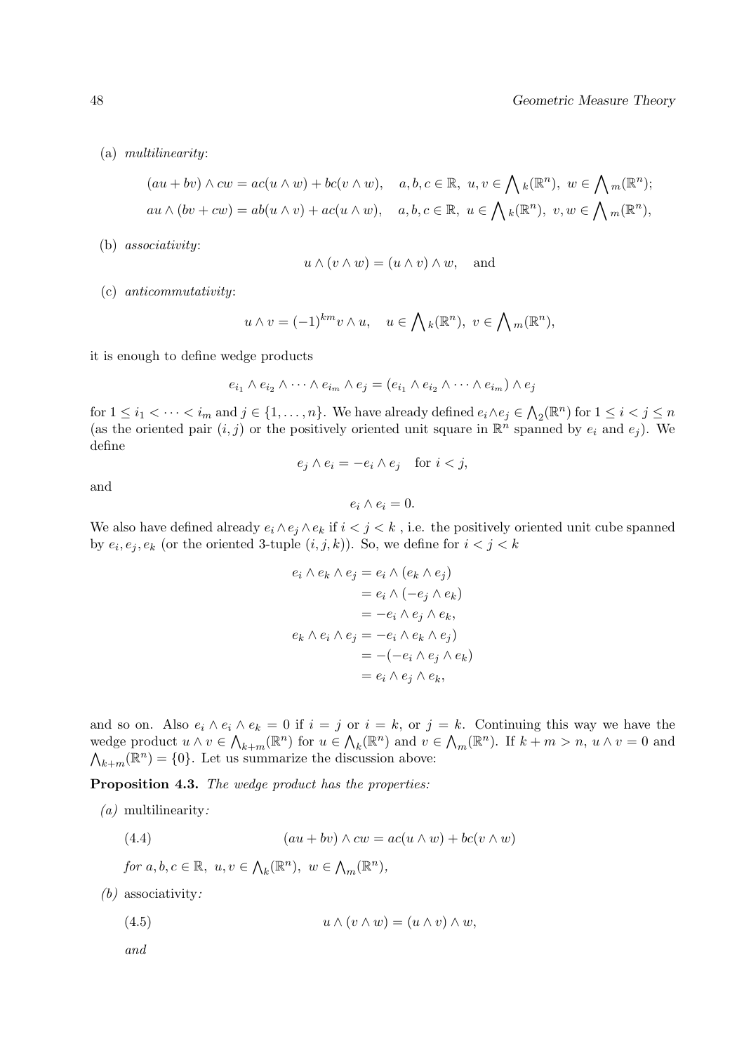(a) *multilinearity*:

$$(au + bv) \wedge cw = ac(u \wedge w) + bc(v \wedge w), \quad a, b, c \in \mathbb{R},\ u, v \in \bigwedge{}_k(\mathbb{R}^n),\ w \in \bigwedge{}_m(\mathbb{R}^n);$$

$$au \wedge (bv + cw) = ab(u \wedge v) + ac(u \wedge w), \quad a, b, c \in \mathbb{R},\ u \in \bigwedge{}_k(\mathbb{R}^n),\ v, w \in \bigwedge{}_m(\mathbb{R}^n),$$

(b) *associativity*:

$$u \wedge (v \wedge w) = (u \wedge v) \wedge w, \quad \text{and}$$

(c) *anticommutativity*:

$$u \wedge v = (-1)^{km} v \wedge u, \quad u \in \bigwedge{}_k(\mathbb{R}^n),\ v \in \bigwedge{}_m(\mathbb{R}^n),$$

it is enough to define wedge products

$$e_{i_1} \wedge e_{i_2} \wedge \cdots \wedge e_{i_m} \wedge e_j = (e_{i_1} \wedge e_{i_2} \wedge \cdots \wedge e_{i_m}) \wedge e_j$$

for $1 \le i_1 < \cdots < i_m$ and $j \in \{1, \ldots, n\}$. We have already defined $e_i \wedge e_j \in \bigwedge_2(\mathbb{R}^n)$ for $1 \le i < j \le n$ (as the oriented pair $(i, j)$ or the positively oriented unit square in $\mathbb{R}^n$ spanned by $e_i$ and $e_j$). We define

$$e_j \wedge e_i = -e_i \wedge e_j \quad \text{for } i < j,$$

and

$$e_i \wedge e_i = 0.$$

We also have defined already $e_i \wedge e_j \wedge e_k$ if $i < j < k$ , i.e. the positively oriented unit cube spanned by $e_i, e_j, e_k$ (or the oriented 3-tuple $(i, j, k)$). So, we define for $i < j < k$

$$\begin{aligned}
e_i \wedge e_k \wedge e_j &= e_i \wedge (e_k \wedge e_j) \\
&= e_i \wedge (-e_j \wedge e_k) \\
&= -e_i \wedge e_j \wedge e_k, \\
e_k \wedge e_i \wedge e_j &= -e_i \wedge e_k \wedge e_j) \\
&= -(-e_i \wedge e_j \wedge e_k) \\
&= e_i \wedge e_j \wedge e_k,
\end{aligned}$$

and so on. Also $e_i \wedge e_i \wedge e_k = 0$ if $i = j$ or $i = k$, or $j = k$. Continuing this way we have the wedge product $u \wedge v \in \bigwedge_{k+m}(\mathbb{R}^n)$ for $u \in \bigwedge_k(\mathbb{R}^n)$ and $v \in \bigwedge_m(\mathbb{R}^n)$. If $k + m > n$, $u \wedge v = 0$ and $\bigwedge_{k+m}(\mathbb{R}^n) = \{0\}$. Let us summarize the discussion above:

**Proposition 4.3.** *The wedge product has the properties:*

*(a)* multilinearity*:*

$$(au + bv) \wedge cw = ac(u \wedge w) + bc(v \wedge w) \tag{4.4}$$

*for* $a, b, c \in \mathbb{R},\ u, v \in \bigwedge_k(\mathbb{R}^n),\ w \in \bigwedge_m(\mathbb{R}^n)$,

*(b)* associativity*:*

$$u \wedge (v \wedge w) = (u \wedge v) \wedge w, \tag{4.5}$$

*and*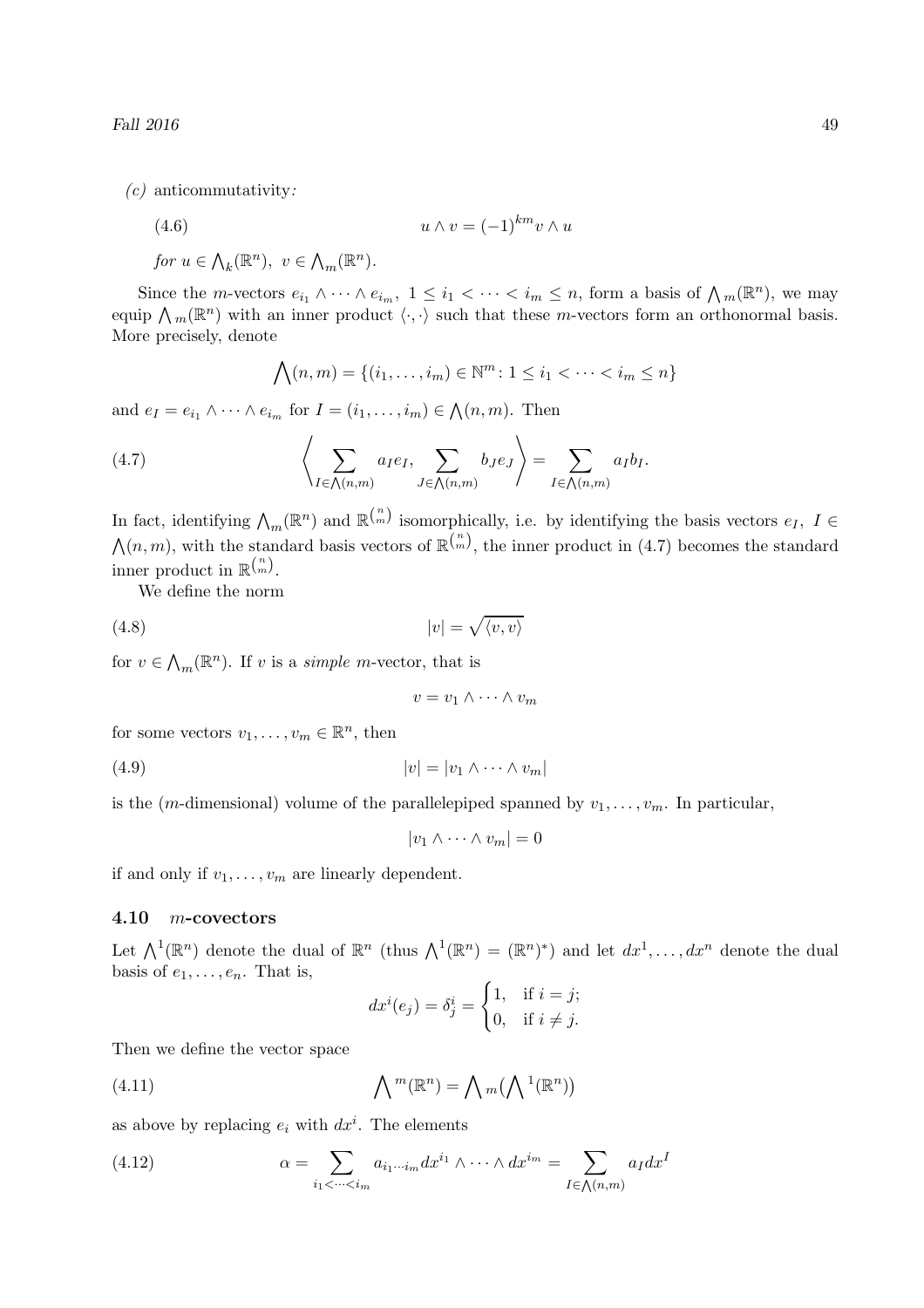*(c)* anticommutativity*:*

$$u \wedge v = (-1)^{km} v \wedge u \tag{4.6}$$

*for* $u \in \bigwedge_k(\mathbb{R}^n),\ v \in \bigwedge_m(\mathbb{R}^n)$.

Since the $m$-vectors $e_{i_1} \wedge \cdots \wedge e_{i_m},\ 1 \le i_1 < \cdots < i_m \le n$, form a basis of $\bigwedge_m(\mathbb{R}^n)$, we may equip $\bigwedge_m(\mathbb{R}^n)$ with an inner product $\langle \cdot, \cdot \rangle$ such that these $m$-vectors form an orthonormal basis. More precisely, denote

$$\bigwedge(n,m) = \{(i_1, \ldots, i_m) \in \mathbb{N}^m \colon 1 \le i_1 < \cdots < i_m \le n\}$$

and $e_I = e_{i_1} \wedge \cdots \wedge e_{i_m}$ for $I = (i_1, \ldots, i_m) \in \bigwedge(n,m)$. Then

$$\left\langle \sum_{I \in \bigwedge(n,m)} a_I e_I, \sum_{J \in \bigwedge(n,m)} b_J e_J \right\rangle = \sum_{I \in \bigwedge(n,m)} a_I b_I. \tag{4.7}$$

In fact, identifying $\bigwedge_m(\mathbb{R}^n)$ and $\mathbb{R}^{\binom{n}{m}}$ isomorphically, i.e. by identifying the basis vectors $e_I,\ I \in \bigwedge(n,m)$, with the standard basis vectors of $\mathbb{R}^{\binom{n}{m}}$, the inner product in (4.7) becomes the standard inner product in $\mathbb{R}^{\binom{n}{m}}$.

We define the norm

$$|v| = \sqrt{\langle v, v \rangle} \tag{4.8}$$

for $v \in \bigwedge_m(\mathbb{R}^n)$. If $v$ is a *simple* $m$-vector, that is

$$v = v_1 \wedge \cdots \wedge v_m$$

for some vectors $v_1, \ldots, v_m \in \mathbb{R}^n$, then

$$|v| = |v_1 \wedge \cdots \wedge v_m| \tag{4.9}$$

is the ($m$-dimensional) volume of the parallelepiped spanned by $v_1, \ldots, v_m$. In particular,

$$|v_1 \wedge \cdots \wedge v_m| = 0$$

if and only if $v_1, \ldots, v_m$ are linearly dependent.

### 4.10 $m$-covectors

Let $\bigwedge^1(\mathbb{R}^n)$ denote the dual of $\mathbb{R}^n$ (thus $\bigwedge^1(\mathbb{R}^n) = (\mathbb{R}^n)^*$) and let $dx^1, \ldots, dx^n$ denote the dual basis of $e_1, \ldots, e_n$. That is,

$$dx^i(e_j) = \delta^i_j = \begin{cases} 1, & \text{if } i = j; \\ 0, & \text{if } i \ne j. \end{cases}$$

Then we define the vector space

$$\bigwedge{}^m(\mathbb{R}^n) = \bigwedge{}_m\big(\bigwedge{}^1(\mathbb{R}^n)\big) \tag{4.11}$$

as above by replacing $e_i$ with $dx^i$. The elements

$$\alpha = \sum_{i_1 < \cdots < i_m} a_{i_1 \cdots i_m} dx^{i_1} \wedge \cdots \wedge dx^{i_m} = \sum_{I \in \bigwedge(n,m)} a_I dx^I \tag{4.12}$$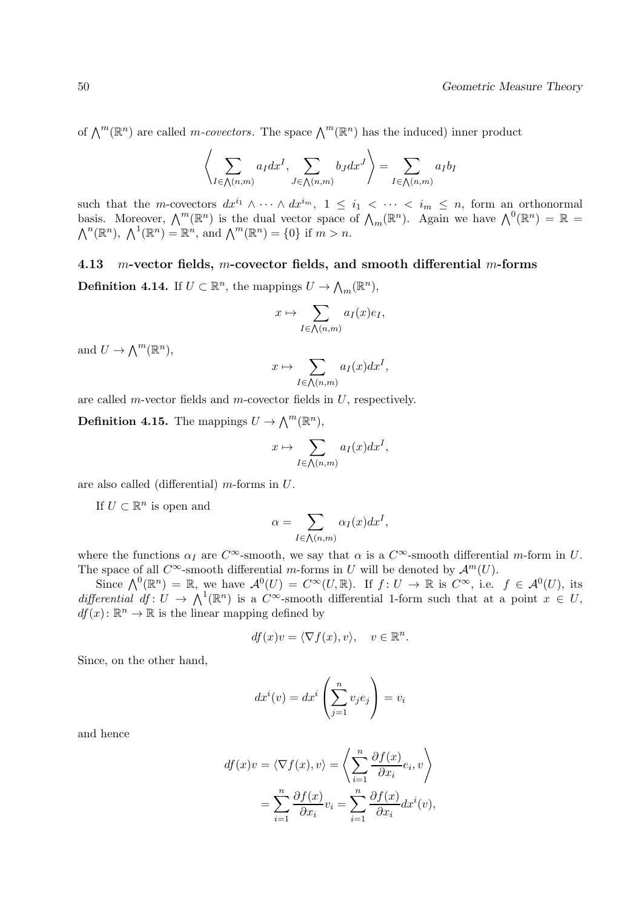of $\bigwedge^m(\mathbb{R}^n)$ are called *m-covectors*. The space $\bigwedge^m(\mathbb{R}^n)$ has the induced) inner product

$$\left\langle \sum_{I\in\bigwedge(n,m)} a_I dx^I, \sum_{J\in\bigwedge(n,m)} b_J dx^J \right\rangle = \sum_{I\in\bigwedge(n,m)} a_I b_I$$

such that the $m$-covectors $dx^{i_1}\wedge\cdots\wedge dx^{i_m}$, $1\le i_1<\cdots<i_m\le n$, form an orthonormal basis. Moreover, $\bigwedge^m(\mathbb{R}^n)$ is the dual vector space of $\bigwedge_m(\mathbb{R}^n)$. Again we have $\bigwedge^0(\mathbb{R}^n)=\mathbb{R}=\bigwedge^n(\mathbb{R}^n)$, $\bigwedge^1(\mathbb{R}^n)=\mathbb{R}^n$, and $\bigwedge^m(\mathbb{R}^n)=\{0\}$ if $m>n$.

### 4.13 $m$-vector fields, $m$-covector fields, and smooth differential $m$-forms

**Definition 4.14.** If $U\subset\mathbb{R}^n$, the mappings $U\to\bigwedge_m(\mathbb{R}^n)$,

$$x\mapsto\sum_{I\in\bigwedge(n,m)} a_I(x)e_I,$$

and $U\to\bigwedge^m(\mathbb{R}^n)$,

$$x\mapsto\sum_{I\in\bigwedge(n,m)} a_I(x)dx^I,$$

are called $m$-vector fields and $m$-covector fields in $U$, respectively.

**Definition 4.15.** The mappings $U\to\bigwedge^m(\mathbb{R}^n)$,

$$x\mapsto\sum_{I\in\bigwedge(n,m)} a_I(x)dx^I,$$

are also called (differential) $m$-forms in $U$.

If $U\subset\mathbb{R}^n$ is open and

$$\alpha=\sum_{I\in\bigwedge(n,m)}\alpha_I(x)dx^I,$$

where the functions $\alpha_I$ are $C^\infty$-smooth, we say that $\alpha$ is a $C^\infty$-smooth differential $m$-form in $U$. The space of all $C^\infty$-smooth differential $m$-forms in $U$ will be denoted by $\mathcal{A}^m(U)$.

Since $\bigwedge^0(\mathbb{R}^n)=\mathbb{R}$, we have $\mathcal{A}^0(U)=C^\infty(U,\mathbb{R})$. If $f\colon U\to\mathbb{R}$ is $C^\infty$, i.e. $f\in\mathcal{A}^0(U)$, its *differential* $df\colon U\to\bigwedge^1(\mathbb{R}^n)$ is a $C^\infty$-smooth differential 1-form such that at a point $x\in U$, $df(x)\colon\mathbb{R}^n\to\mathbb{R}$ is the linear mapping defined by

$$df(x)v=\langle\nabla f(x),v\rangle,\quad v\in\mathbb{R}^n.$$

Since, on the other hand,

$$dx^i(v)=dx^i\left(\sum_{j=1}^n v_je_j\right)=v_i$$

and hence

$$\begin{aligned}df(x)v=\langle\nabla f(x),v\rangle&=\left\langle\sum_{i=1}^n\frac{\partial f(x)}{\partial x_i}e_i,v\right\rangle\\&=\sum_{i=1}^n\frac{\partial f(x)}{\partial x_i}v_i=\sum_{i=1}^n\frac{\partial f(x)}{\partial x_i}dx^i(v),\end{aligned}$$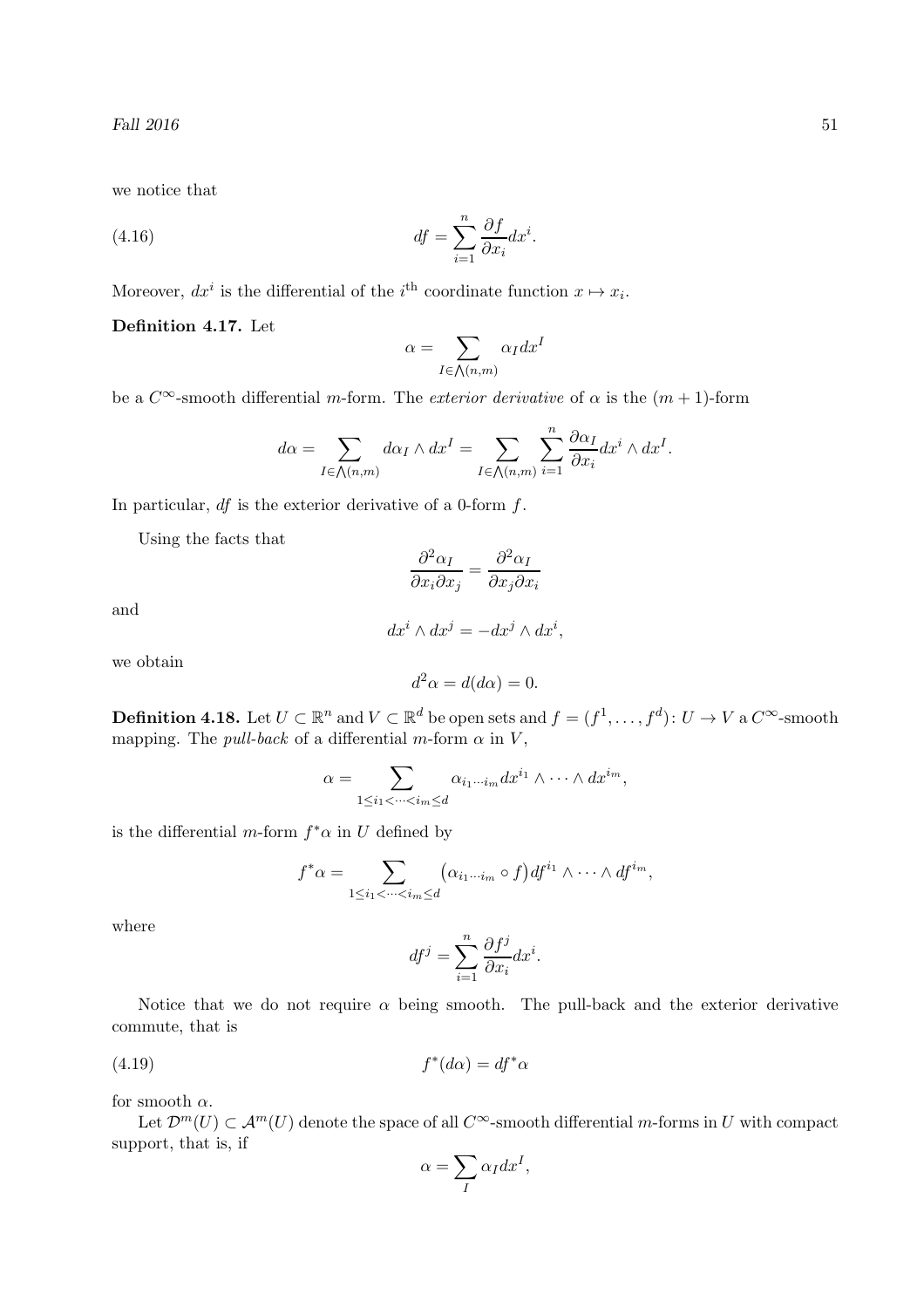we notice that

$$df = \sum_{i=1}^{n} \frac{\partial f}{\partial x_i} dx^i. \tag{4.16}$$

Moreover, $dx^i$ is the differential of the $i^{\text{th}}$ coordinate function $x \mapsto x_i$.

**Definition 4.17.** Let

$$\alpha = \sum_{I \in \bigwedge(n,m)} \alpha_I dx^I$$

be a $C^\infty$-smooth differential $m$-form. The *exterior derivative* of $\alpha$ is the $(m+1)$-form

$$d\alpha = \sum_{I \in \bigwedge(n,m)} d\alpha_I \wedge dx^I = \sum_{I \in \bigwedge(n,m)} \sum_{i=1}^{n} \frac{\partial \alpha_I}{\partial x_i} dx^i \wedge dx^I.$$

In particular, $df$ is the exterior derivative of a 0-form $f$.

Using the facts that

$$\frac{\partial^2 \alpha_I}{\partial x_i \partial x_j} = \frac{\partial^2 \alpha_I}{\partial x_j \partial x_i}$$

and

$$dx^i \wedge dx^j = -dx^j \wedge dx^i,$$

we obtain

$$d^2\alpha = d(d\alpha) = 0.$$

**Definition 4.18.** Let $U \subset \mathbb{R}^n$ and $V \subset \mathbb{R}^d$ be open sets and $f = (f^1, \ldots, f^d) \colon U \to V$ a $C^\infty$-smooth mapping. The *pull-back* of a differential $m$-form $\alpha$ in $V$,

$$\alpha = \sum_{1 \le i_1 < \cdots < i_m \le d} \alpha_{i_1 \cdots i_m} dx^{i_1} \wedge \cdots \wedge dx^{i_m},$$

is the differential $m$-form $f^*\alpha$ in $U$ defined by

$$f^*\alpha = \sum_{1 \le i_1 < \cdots < i_m \le d} \big(\alpha_{i_1 \cdots i_m} \circ f\big) df^{i_1} \wedge \cdots \wedge df^{i_m},$$

where

$$df^j = \sum_{i=1}^{n} \frac{\partial f^j}{\partial x_i} dx^i.$$

Notice that we do not require $\alpha$ being smooth. The pull-back and the exterior derivative commute, that is

$$f^*(d\alpha) = df^*\alpha \tag{4.19}$$

for smooth $\alpha$.

Let $\mathcal{D}^m(U) \subset \mathcal{A}^m(U)$ denote the space of all $C^\infty$-smooth differential $m$-forms in $U$ with compact support, that is, if

$$\alpha = \sum_I \alpha_I dx^I,$$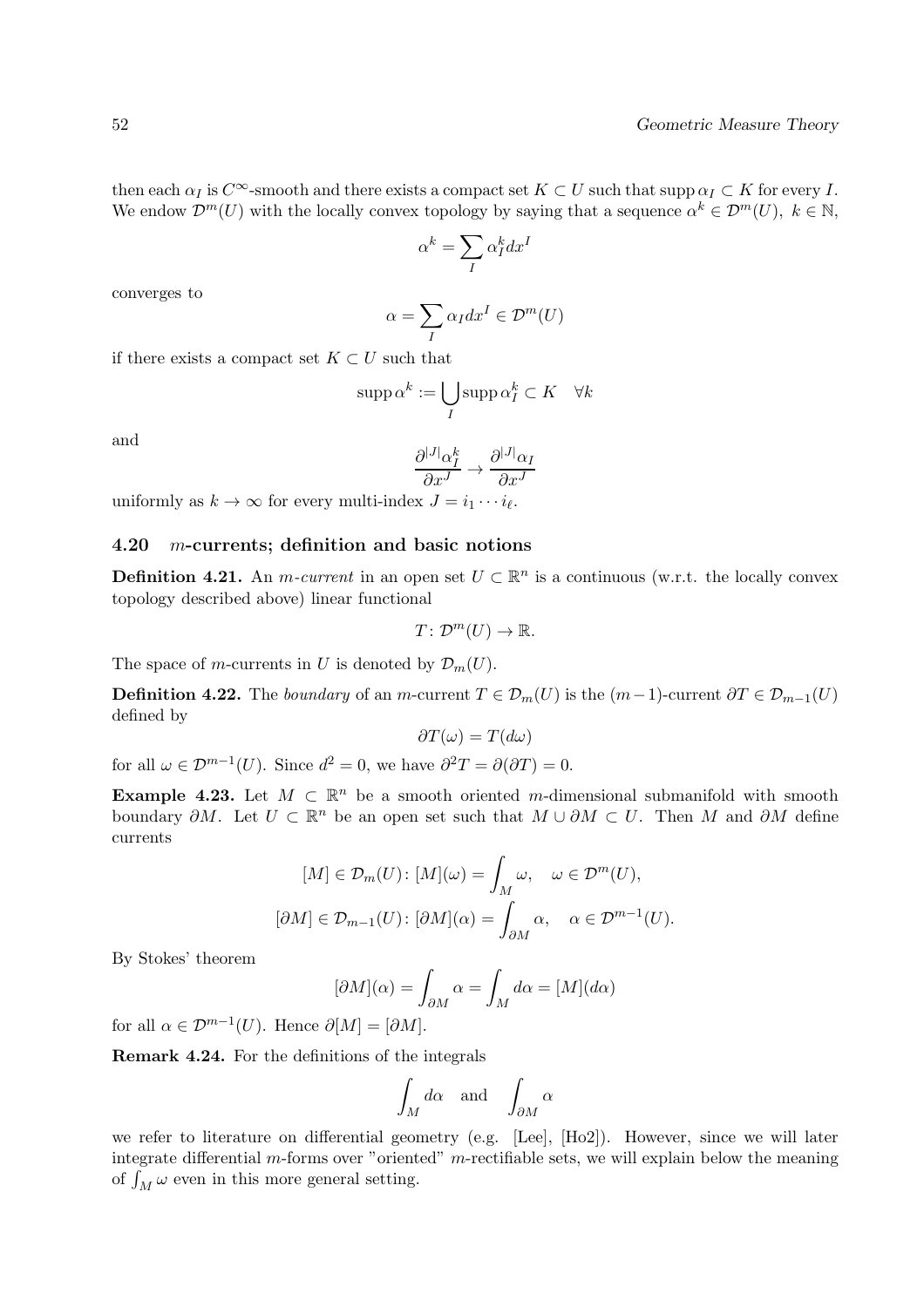then each $\alpha_I$ is $C^\infty$-smooth and there exists a compact set $K \subset U$ such that $\operatorname{supp} \alpha_I \subset K$ for every $I$. We endow $\mathcal{D}^m(U)$ with the locally convex topology by saying that a sequence $\alpha^k \in \mathcal{D}^m(U)$, $k \in \mathbb{N}$,

$$\alpha^k = \sum_I \alpha_I^k dx^I$$

converges to

$$\alpha = \sum_I \alpha_I dx^I \in \mathcal{D}^m(U)$$

if there exists a compact set $K \subset U$ such that

$$\operatorname{supp} \alpha^k := \bigcup_I \operatorname{supp} \alpha_I^k \subset K \quad \forall k$$

and

$$\frac{\partial^{|J|} \alpha_I^k}{\partial x^J} \to \frac{\partial^{|J|} \alpha_I}{\partial x^J}$$

uniformly as $k \to \infty$ for every multi-index $J = i_1 \cdots i_\ell$.

### 4.20 $m$-currents; definition and basic notions

**Definition 4.21.** An *m-current* in an open set $U \subset \mathbb{R}^n$ is a continuous (w.r.t. the locally convex topology described above) linear functional

$$T \colon \mathcal{D}^m(U) \to \mathbb{R}.$$

The space of $m$-currents in $U$ is denoted by $\mathcal{D}_m(U)$.

**Definition 4.22.** The *boundary* of an $m$-current $T \in \mathcal{D}_m(U)$ is the $(m-1)$-current $\partial T \in \mathcal{D}_{m-1}(U)$ defined by

$$\partial T(\omega) = T(d\omega)$$

for all $\omega \in \mathcal{D}^{m-1}(U)$. Since $d^2 = 0$, we have $\partial^2 T = \partial(\partial T) = 0$.

**Example 4.23.** Let $M \subset \mathbb{R}^n$ be a smooth oriented $m$-dimensional submanifold with smooth boundary $\partial M$. Let $U \subset \mathbb{R}^n$ be an open set such that $M \cup \partial M \subset U$. Then $M$ and $\partial M$ define currents

$$[M] \in \mathcal{D}_m(U) \colon [M](\omega) = \int_M \omega, \quad \omega \in \mathcal{D}^m(U),$$
$$[\partial M] \in \mathcal{D}_{m-1}(U) \colon [\partial M](\alpha) = \int_{\partial M} \alpha, \quad \alpha \in \mathcal{D}^{m-1}(U).$$

By Stokes' theorem

$$[\partial M](\alpha) = \int_{\partial M} \alpha = \int_M d\alpha = [M](d\alpha)$$

for all $\alpha \in \mathcal{D}^{m-1}(U)$. Hence $\partial [M] = [\partial M]$.

**Remark 4.24.** For the definitions of the integrals

$$\int_M d\alpha \quad \text{and} \quad \int_{\partial M} \alpha$$

we refer to literature on differential geometry (e.g. [Lee], [Ho2]). However, since we will later integrate differential $m$-forms over "oriented" $m$-rectifiable sets, we will explain below the meaning of $\int_M \omega$ even in this more general setting.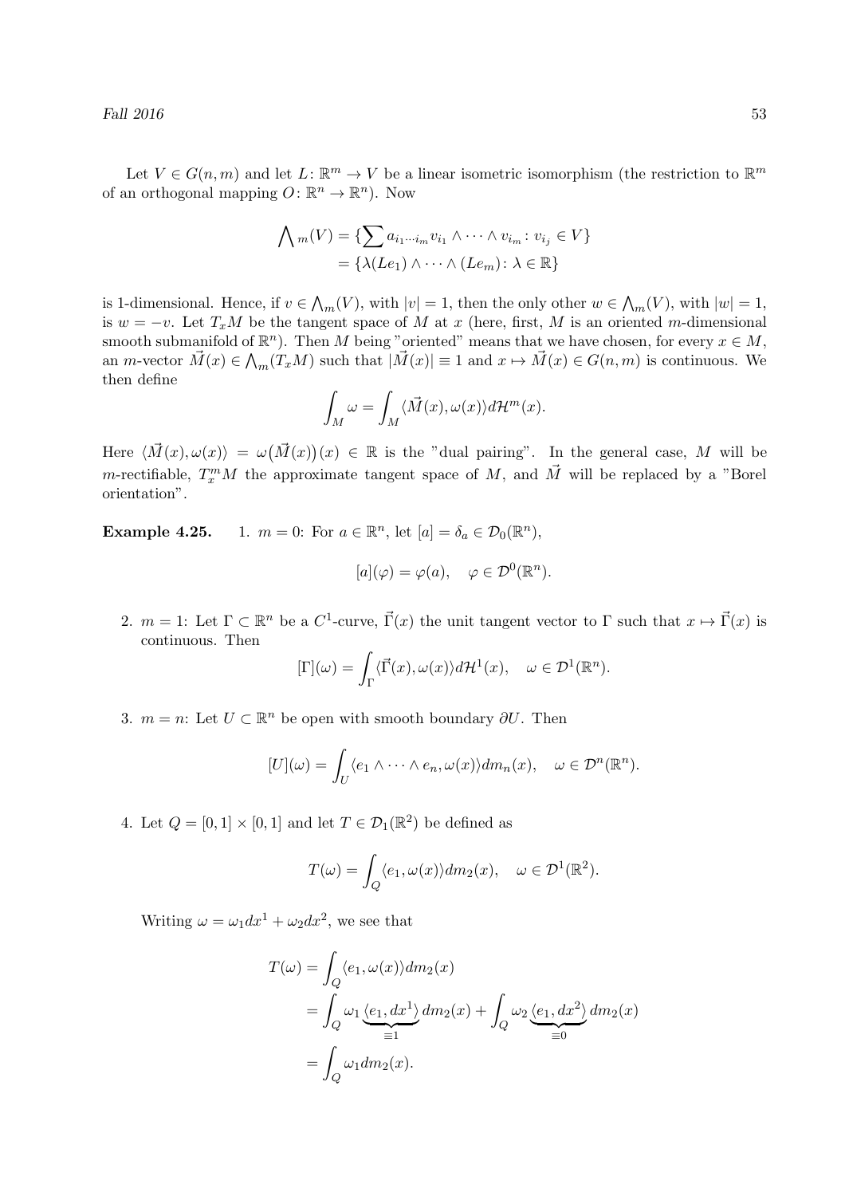Let $V \in G(n,m)$ and let $L\colon \mathbb{R}^m \to V$ be a linear isometric isomorphism (the restriction to $\mathbb{R}^m$ of an orthogonal mapping $O\colon \mathbb{R}^n \to \mathbb{R}^n$). Now

$$
\begin{aligned}
\bigwedge\nolimits_m(V) &= \{\sum a_{i_1\cdots i_m} v_{i_1}\wedge\cdots\wedge v_{i_m} \colon v_{i_j}\in V\}\\
&= \{\lambda(Le_1)\wedge\cdots\wedge(Le_m)\colon \lambda\in\mathbb{R}\}
\end{aligned}
$$

is 1-dimensional. Hence, if $v \in \bigwedge_m(V)$, with $|v| = 1$, then the only other $w \in \bigwedge_m(V)$, with $|w| = 1$, is $w = -v$. Let $T_xM$ be the tangent space of $M$ at $x$ (here, first, $M$ is an oriented $m$-dimensional smooth submanifold of $\mathbb{R}^n$). Then $M$ being "oriented" means that we have chosen, for every $x \in M$, an $m$-vector $\vec{M}(x) \in \bigwedge_m(T_xM)$ such that $|\vec{M}(x)| \equiv 1$ and $x \mapsto \vec{M}(x) \in G(n,m)$ is continuous. We then define

$$
\int_M \omega = \int_M \langle \vec{M}(x), \omega(x)\rangle d\mathcal{H}^m(x).
$$

Here $\langle \vec{M}(x), \omega(x)\rangle = \omega\big(\vec{M}(x)\big)(x) \in \mathbb{R}$ is the "dual pairing". In the general case, $M$ will be $m$-rectifiable, $T^m_xM$ the approximate tangent space of $M$, and $\vec{M}$ will be replaced by a "Borel orientation".

**Example 4.25.**

1. $m = 0$: For $a \in \mathbb{R}^n$, let $[a] = \delta_a \in \mathcal{D}_0(\mathbb{R}^n)$,

$$
[a](\varphi) = \varphi(a), \quad \varphi \in \mathcal{D}^0(\mathbb{R}^n).
$$

2. $m = 1$: Let $\Gamma \subset \mathbb{R}^n$ be a $C^1$-curve, $\vec{\Gamma}(x)$ the unit tangent vector to $\Gamma$ such that $x \mapsto \vec{\Gamma}(x)$ is continuous. Then

$$
[\Gamma](\omega) = \int_\Gamma \langle \vec{\Gamma}(x), \omega(x)\rangle d\mathcal{H}^1(x), \quad \omega \in \mathcal{D}^1(\mathbb{R}^n).
$$

3. $m = n$: Let $U \subset \mathbb{R}^n$ be open with smooth boundary $\partial U$. Then

$$
[U](\omega) = \int_U \langle e_1 \wedge\cdots\wedge e_n, \omega(x)\rangle dm_n(x), \quad \omega \in \mathcal{D}^n(\mathbb{R}^n).
$$

4. Let $Q = [0,1]\times[0,1]$ and let $T \in \mathcal{D}_1(\mathbb{R}^2)$ be defined as

$$
T(\omega) = \int_Q \langle e_1, \omega(x)\rangle dm_2(x), \quad \omega \in \mathcal{D}^1(\mathbb{R}^2).
$$

Writing $\omega = \omega_1 dx^1 + \omega_2 dx^2$, we see that

$$
\begin{aligned}
T(\omega) &= \int_Q \langle e_1, \omega(x)\rangle dm_2(x)\\
&= \int_Q \omega_1 \underbrace{\langle e_1, dx^1\rangle}_{\equiv 1} dm_2(x) + \int_Q \omega_2 \underbrace{\langle e_1, dx^2\rangle}_{\equiv 0} dm_2(x)\\
&= \int_Q \omega_1 dm_2(x).
\end{aligned}
$$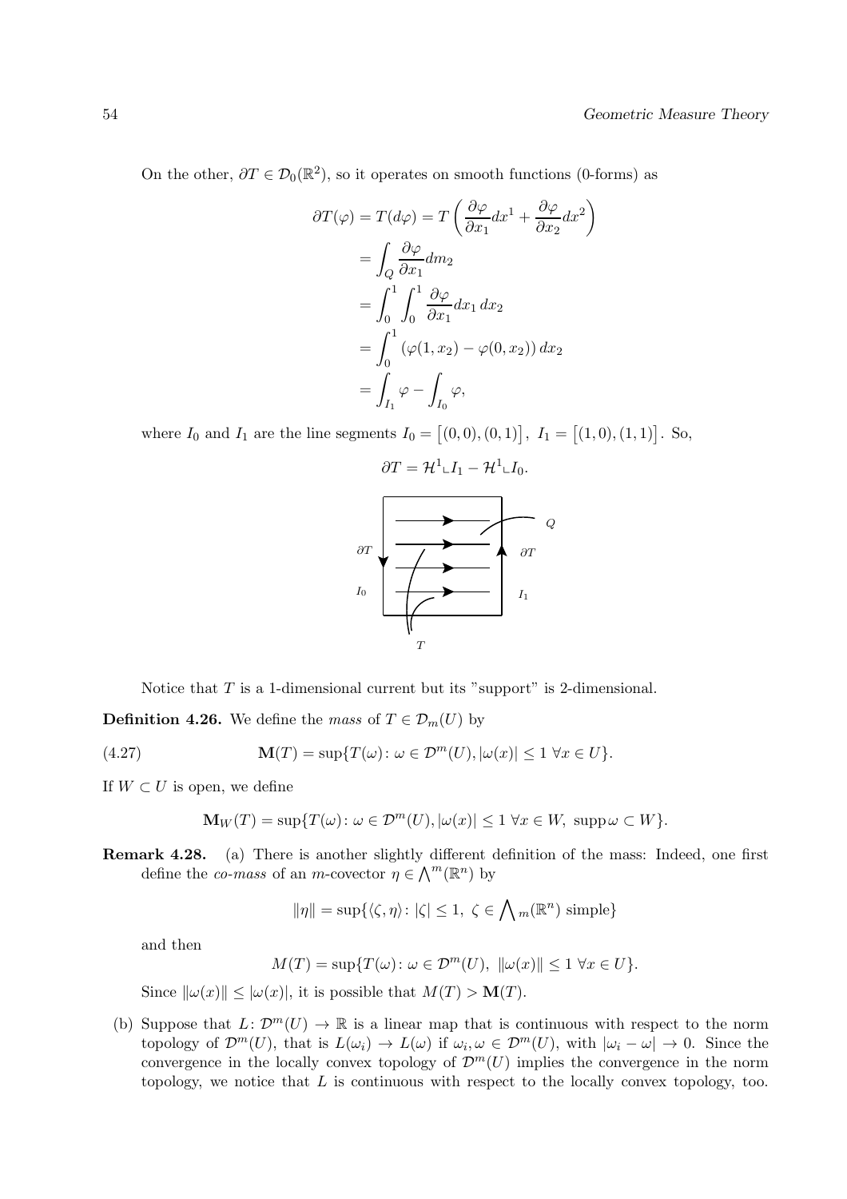On the other, $\partial T \in \mathcal{D}_0(\mathbb{R}^2)$, so it operates on smooth functions (0-forms) as

$$
\begin{aligned}
\partial T(\varphi) = T(d\varphi) &= T\left(\frac{\partial \varphi}{\partial x_1}dx^1 + \frac{\partial \varphi}{\partial x_2}dx^2\right) \\
&= \int_Q \frac{\partial \varphi}{\partial x_1} dm_2 \\
&= \int_0^1 \int_0^1 \frac{\partial \varphi}{\partial x_1} dx_1\, dx_2 \\
&= \int_0^1 \left(\varphi(1, x_2) - \varphi(0, x_2)\right) dx_2 \\
&= \int_{I_1} \varphi - \int_{I_0} \varphi,
\end{aligned}
$$

where $I_0$ and $I_1$ are the line segments $I_0 = \big[(0,0),(0,1)\big]$, $I_1 = \big[(1,0),(1,1)\big]$. So,

$$
\partial T = \mathcal{H}^1 \llcorner I_1 - \mathcal{H}^1 \llcorner I_0.
$$

Notice that $T$ is a 1-dimensional current but its "support" is 2-dimensional.

**Definition 4.26.** We define the *mass* of $T \in \mathcal{D}_m(U)$ by

$$
\mathbf{M}(T) = \sup\{T(\omega) \colon \omega \in \mathcal{D}^m(U), |\omega(x)| \le 1 \ \forall x \in U\}. \tag{4.27}
$$

If $W \subset U$ is open, we define

$$
\mathbf{M}_W(T) = \sup\{T(\omega) \colon \omega \in \mathcal{D}^m(U), |\omega(x)| \le 1 \ \forall x \in W, \ \operatorname{supp} \omega \subset W\}.
$$

**Remark 4.28.** (a) There is another slightly different definition of the mass: Indeed, one first define the *co-mass* of an $m$-covector $\eta \in \bigwedge^m(\mathbb{R}^n)$ by

$$
\|\eta\| = \sup\{\langle \zeta, \eta \rangle \colon |\zeta| \le 1, \ \zeta \in \textstyle\bigwedge_m(\mathbb{R}^n) \text{ simple}\}
$$

and then

$$
M(T) = \sup\{T(\omega) \colon \omega \in \mathcal{D}^m(U), \ \|\omega(x)\| \le 1 \ \forall x \in U\}.
$$

Since $\|\omega(x)\| \le |\omega(x)|$, it is possible that $M(T) > \mathbf{M}(T)$.

(b) Suppose that $L \colon \mathcal{D}^m(U) \to \mathbb{R}$ is a linear map that is continuous with respect to the norm topology of $\mathcal{D}^m(U)$, that is $L(\omega_i) \to L(\omega)$ if $\omega_i, \omega \in \mathcal{D}^m(U)$, with $|\omega_i - \omega| \to 0$. Since the convergence in the locally convex topology of $\mathcal{D}^m(U)$ implies the convergence in the norm topology, we notice that $L$ is continuous with respect to the locally convex topology, too.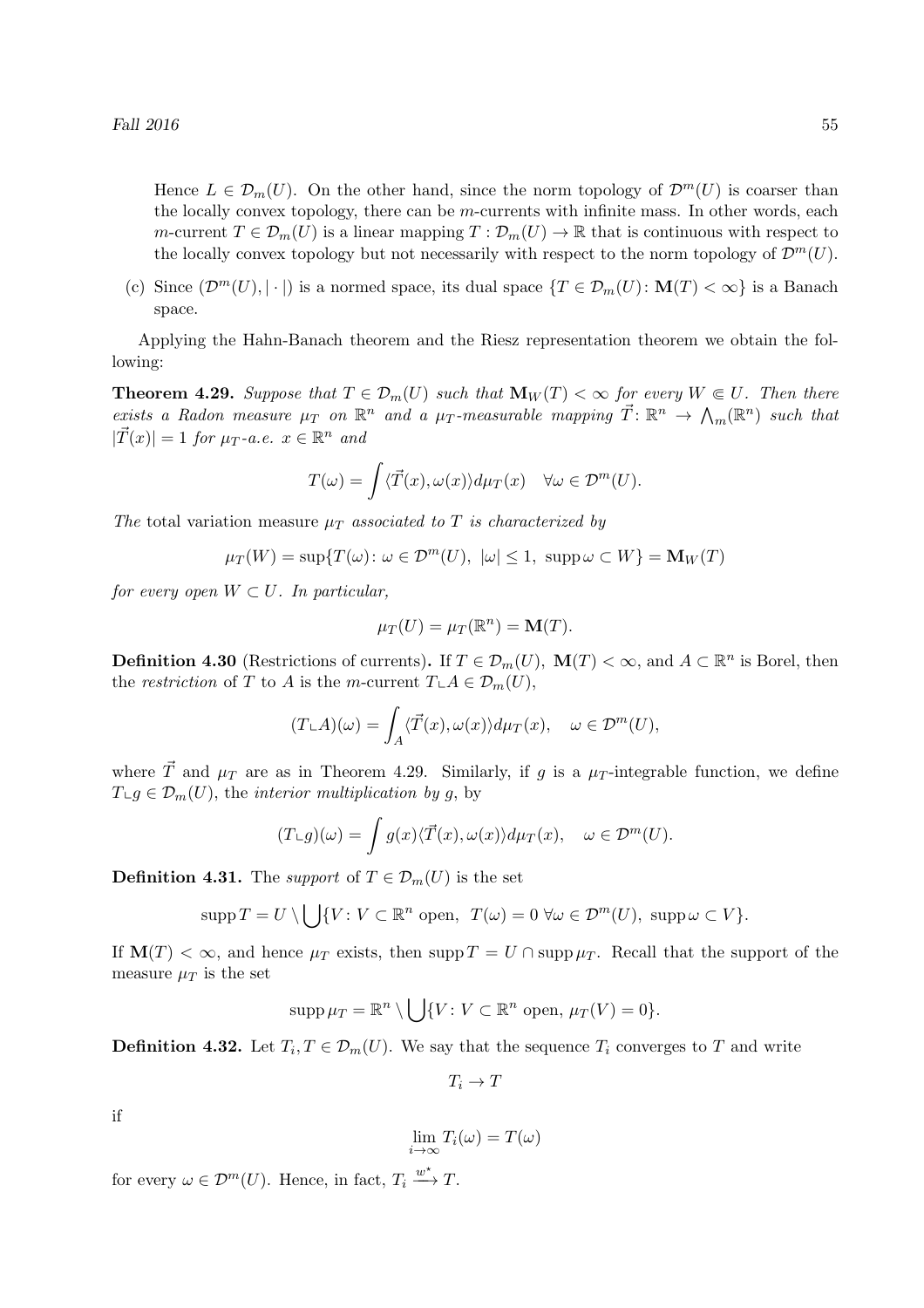Hence $L \in \mathcal{D}_m(U)$. On the other hand, since the norm topology of $\mathcal{D}^m(U)$ is coarser than the locally convex topology, there can be $m$-currents with infinite mass. In other words, each $m$-current $T \in \mathcal{D}_m(U)$ is a linear mapping $T : \mathcal{D}_m(U) \to \mathbb{R}$ that is continuous with respect to the locally convex topology but not necessarily with respect to the norm topology of $\mathcal{D}^m(U)$.

(c) Since $(\mathcal{D}^m(U), |\cdot|)$ is a normed space, its dual space $\{T \in \mathcal{D}_m(U) : \mathbf{M}(T) < \infty\}$ is a Banach space.

Applying the Hahn-Banach theorem and the Riesz representation theorem we obtain the following:

**Theorem 4.29.** *Suppose that $T \in \mathcal{D}_m(U)$ such that $\mathbf{M}_W(T) < \infty$ for every $W \Subset U$. Then there exists a Radon measure $\mu_T$ on $\mathbb{R}^n$ and a $\mu_T$-measurable mapping $\vec{T} : \mathbb{R}^n \to \bigwedge_m(\mathbb{R}^n)$ such that $|\vec{T}(x)| = 1$ for $\mu_T$-a.e. $x \in \mathbb{R}^n$ and*

$$T(\omega) = \int \langle \vec{T}(x), \omega(x) \rangle d\mu_T(x) \quad \forall \omega \in \mathcal{D}^m(U).$$

*The* total variation measure *$\mu_T$ associated to $T$ is characterized by*

$$\mu_T(W) = \sup\{T(\omega) : \omega \in \mathcal{D}^m(U),\ |\omega| \le 1,\ \operatorname{supp} \omega \subset W\} = \mathbf{M}_W(T)$$

*for every open $W \subset U$. In particular,*

$$\mu_T(U) = \mu_T(\mathbb{R}^n) = \mathbf{M}(T).$$

**Definition 4.30** (Restrictions of currents)**.** If $T \in \mathcal{D}_m(U)$, $\mathbf{M}(T) < \infty$, and $A \subset \mathbb{R}^n$ is Borel, then the *restriction* of $T$ to $A$ is the $m$-current $T \llcorner A \in \mathcal{D}_m(U)$,

$$(T \llcorner A)(\omega) = \int_A \langle \vec{T}(x), \omega(x) \rangle d\mu_T(x), \quad \omega \in \mathcal{D}^m(U),$$

where $\vec{T}$ and $\mu_T$ are as in Theorem 4.29. Similarly, if $g$ is a $\mu_T$-integrable function, we define $T \llcorner g \in \mathcal{D}_m(U)$, the *interior multiplication by* $g$, by

$$(T \llcorner g)(\omega) = \int g(x) \langle \vec{T}(x), \omega(x) \rangle d\mu_T(x), \quad \omega \in \mathcal{D}^m(U).$$

**Definition 4.31.** The *support* of $T \in \mathcal{D}_m(U)$ is the set

$$\operatorname{supp} T = U \setminus \bigcup \{V : V \subset \mathbb{R}^n \text{ open},\ T(\omega) = 0\ \forall \omega \in \mathcal{D}^m(U),\ \operatorname{supp} \omega \subset V\}.$$

If $\mathbf{M}(T) < \infty$, and hence $\mu_T$ exists, then $\operatorname{supp} T = U \cap \operatorname{supp} \mu_T$. Recall that the support of the measure $\mu_T$ is the set

$$\operatorname{supp} \mu_T = \mathbb{R}^n \setminus \bigcup \{V : V \subset \mathbb{R}^n \text{ open},\ \mu_T(V) = 0\}.$$

**Definition 4.32.** Let $T_i, T \in \mathcal{D}_m(U)$. We say that the sequence $T_i$ converges to $T$ and write

$$T_i \to T$$

if

$$\lim_{i \to \infty} T_i(\omega) = T(\omega)$$

for every $\omega \in \mathcal{D}^m(U)$. Hence, in fact, $T_i \xrightarrow{w^\star} T$.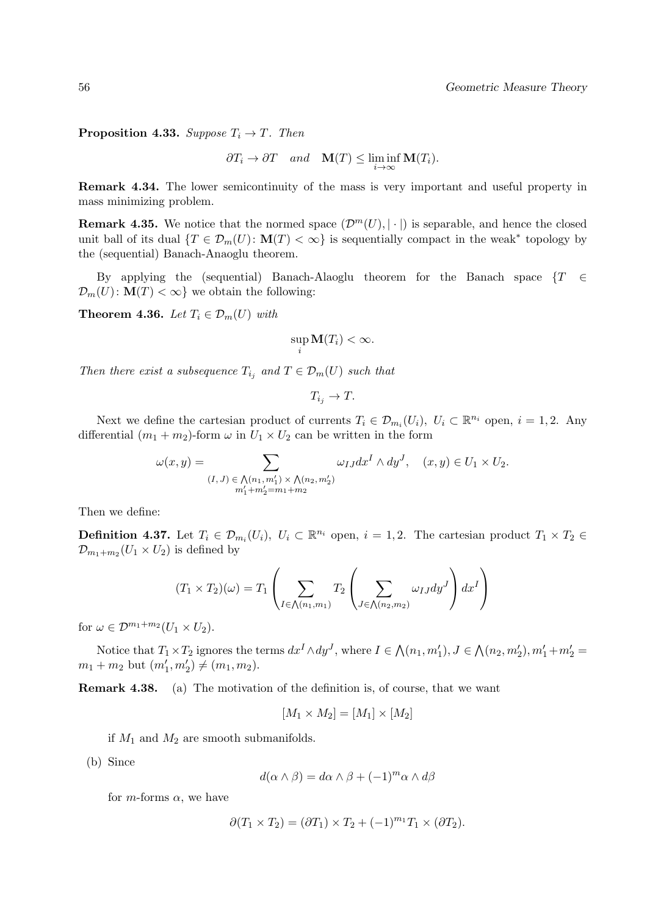**Proposition 4.33.** *Suppose $T_i \to T$. Then*

$$\partial T_i \to \partial T \quad \textit{and} \quad \mathbf{M}(T) \leq \liminf_{i\to\infty} \mathbf{M}(T_i).$$

**Remark 4.34.** The lower semicontinuity of the mass is very important and useful property in mass minimizing problem.

**Remark 4.35.** We notice that the normed space $(\mathcal{D}^m(U), |\cdot|)$ is separable, and hence the closed unit ball of its dual $\{T \in \mathcal{D}_m(U) \colon \mathbf{M}(T) < \infty\}$ is sequentially compact in the weak$^*$ topology by the (sequential) Banach-Anaoglu theorem.

By applying the (sequential) Banach-Alaoglu theorem for the Banach space $\{T \in \mathcal{D}_m(U) \colon \mathbf{M}(T) < \infty\}$ we obtain the following:

**Theorem 4.36.** *Let $T_i \in \mathcal{D}_m(U)$ with*

$$\sup_i \mathbf{M}(T_i) < \infty.$$

*Then there exist a subsequence $T_{i_j}$ and $T \in \mathcal{D}_m(U)$ such that*

$$T_{i_j} \to T.$$

Next we define the cartesian product of currents $T_i \in \mathcal{D}_{m_i}(U_i)$, $U_i \subset \mathbb{R}^{n_i}$ open, $i = 1, 2$. Any differential $(m_1 + m_2)$-form $\omega$ in $U_1 \times U_2$ can be written in the form

$$\omega(x, y) = \sum_{\substack{(I,J) \in \bigwedge(n_1, m_1') \times \bigwedge(n_2, m_2') \\ m_1' + m_2' = m_1 + m_2}} \omega_{IJ} dx^I \wedge dy^J, \quad (x, y) \in U_1 \times U_2.$$

Then we define:

**Definition 4.37.** Let $T_i \in \mathcal{D}_{m_i}(U_i)$, $U_i \subset \mathbb{R}^{n_i}$ open, $i = 1, 2$. The cartesian product $T_1 \times T_2 \in \mathcal{D}_{m_1+m_2}(U_1 \times U_2)$ is defined by

$$(T_1 \times T_2)(\omega) = T_1 \left( \sum_{I \in \bigwedge(n_1, m_1)} T_2 \left( \sum_{J \in \bigwedge(n_2, m_2)} \omega_{IJ} dy^J \right) dx^I \right)$$

for $\omega \in \mathcal{D}^{m_1+m_2}(U_1 \times U_2)$.

Notice that $T_1 \times T_2$ ignores the terms $dx^I \wedge dy^J$, where $I \in \bigwedge(n_1, m_1')$, $J \in \bigwedge(n_2, m_2')$, $m_1' + m_2' = m_1 + m_2$ but $(m_1', m_2') \neq (m_1, m_2)$.

**Remark 4.38.** (a) The motivation of the definition is, of course, that we want

$$[M_1 \times M_2] = [M_1] \times [M_2]$$

if $M_1$ and $M_2$ are smooth submanifolds.

(b) Since

$$d(\alpha \wedge \beta) = d\alpha \wedge \beta + (-1)^m \alpha \wedge d\beta$$

for $m$-forms $\alpha$, we have

$$\partial(T_1 \times T_2) = (\partial T_1) \times T_2 + (-1)^{m_1} T_1 \times (\partial T_2).$$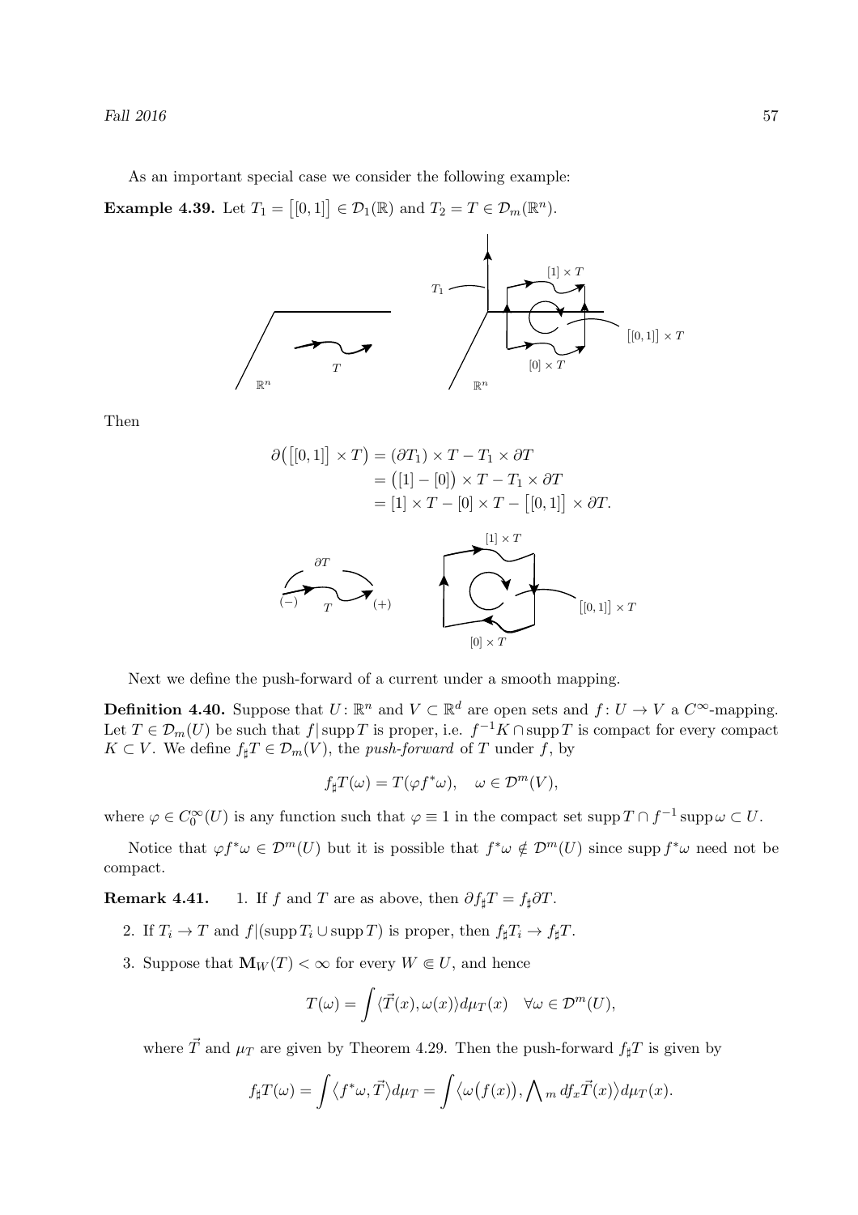As an important special case we consider the following example:

**Example 4.39.** Let $T_1 = \big[[0,1]\big] \in \mathcal{D}_1(\mathbb{R})$ and $T_2 = T \in \mathcal{D}_m(\mathbb{R}^n)$.

Then

$$
\begin{aligned}
\partial\big(\big[[0,1]\big] \times T\big) &= (\partial T_1) \times T - T_1 \times \partial T \\
&= \big([1] - [0]\big) \times T - T_1 \times \partial T \\
&= [1] \times T - [0] \times T - \big[[0,1]\big] \times \partial T.
\end{aligned}
$$

Next we define the push-forward of a current under a smooth mapping.

**Definition 4.40.** Suppose that $U \colon \mathbb{R}^n$ and $V \subset \mathbb{R}^d$ are open sets and $f \colon U \to V$ a $C^\infty$-mapping. Let $T \in \mathcal{D}_m(U)$ be such that $f|\operatorname{supp} T$ is proper, i.e. $f^{-1}K \cap \operatorname{supp} T$ is compact for every compact $K \subset V$. We define $f_\sharp T \in \mathcal{D}_m(V)$, the *push-forward* of $T$ under $f$, by

$$
f_\sharp T(\omega) = T(\varphi f^*\omega), \quad \omega \in \mathcal{D}^m(V),
$$

where $\varphi \in C_0^\infty(U)$ is any function such that $\varphi \equiv 1$ in the compact set $\operatorname{supp} T \cap f^{-1} \operatorname{supp} \omega \subset U$.

Notice that $\varphi f^*\omega \in \mathcal{D}^m(U)$ but it is possible that $f^*\omega \notin \mathcal{D}^m(U)$ since $\operatorname{supp} f^*\omega$ need not be compact.

**Remark 4.41.**

1. If $f$ and $T$ are as above, then $\partial f_\sharp T = f_\sharp \partial T$.
2. If $T_i \to T$ and $f|(\operatorname{supp} T_i \cup \operatorname{supp} T)$ is proper, then $f_\sharp T_i \to f_\sharp T$.
3. Suppose that $\mathbf{M}_W(T) < \infty$ for every $W \Subset U$, and hence

$$
T(\omega) = \int \langle \vec{T}(x), \omega(x) \rangle d\mu_T(x) \quad \forall \omega \in \mathcal{D}^m(U),
$$

where $\vec{T}$ and $\mu_T$ are given by Theorem 4.29. Then the push-forward $f_\sharp T$ is given by

$$
f_\sharp T(\omega) = \int \big\langle f^*\omega, \vec{T} \big\rangle d\mu_T = \int \big\langle \omega\big(f(x)\big), \textstyle\bigwedge_m df_x \vec{T}(x) \big\rangle d\mu_T(x).
$$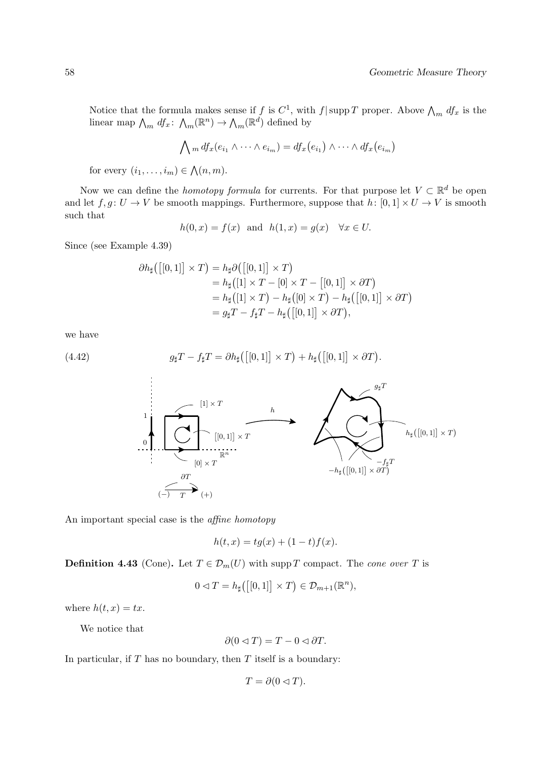Notice that the formula makes sense if $f$ is $C^1$, with $f|\operatorname{supp} T$ proper. Above $\bigwedge_m df_x$ is the linear map $\bigwedge_m df_x\colon \bigwedge_m(\mathbb{R}^n) \to \bigwedge_m(\mathbb{R}^d)$ defined by

$$\bigwedge\nolimits_m df_x(e_{i_1} \wedge \cdots \wedge e_{i_m}) = df_x\big(e_{i_1}\big) \wedge \cdots \wedge df_x\big(e_{i_m}\big)$$

for every $(i_1, \ldots, i_m) \in \bigwedge(n, m)$.

Now we can define the *homotopy formula* for currents. For that purpose let $V \subset \mathbb{R}^d$ be open and let $f, g\colon U \to V$ be smooth mappings. Furthermore, suppose that $h\colon [0,1] \times U \to V$ is smooth such that

$$h(0, x) = f(x) \quad \text{and} \quad h(1, x) = g(x) \quad \forall x \in U.$$

Since (see Example 4.39)

$$\begin{aligned}
\partial h_\sharp\big(\big[[0,1]\big] \times T\big) &= h_\sharp \partial\big(\big[[0,1]\big] \times T\big) \\
&= h_\sharp\big([1] \times T - [0] \times T - \big[[0,1]\big] \times \partial T\big) \\
&= h_\sharp\big([1] \times T\big) - h_\sharp\big([0] \times T\big) - h_\sharp\big(\big[[0,1]\big] \times \partial T\big) \\
&= g_\sharp T - f_\sharp T - h_\sharp\big(\big[[0,1]\big] \times \partial T\big),
\end{aligned}$$

we have

$$g_\sharp T - f_\sharp T = \partial h_\sharp\big(\big[[0,1]\big] \times T\big) + h_\sharp\big(\big[[0,1]\big] \times \partial T\big). \tag{4.42}$$

An important special case is the *affine homotopy*

$$h(t, x) = tg(x) + (1 - t) f(x).$$

**Definition 4.43** (Cone)**.** Let $T \in \mathcal{D}_m(U)$ with $\operatorname{supp} T$ compact. The *cone over* $T$ is

$$0 \lhd T = h_\sharp\big(\big[[0,1]\big] \times T\big) \in \mathcal{D}_{m+1}(\mathbb{R}^n),$$

where $h(t, x) = tx$.

We notice that

$$\partial(0 \lhd T) = T - 0 \lhd \partial T.$$

In particular, if $T$ has no boundary, then $T$ itself is a boundary:

$$T = \partial(0 \lhd T).$$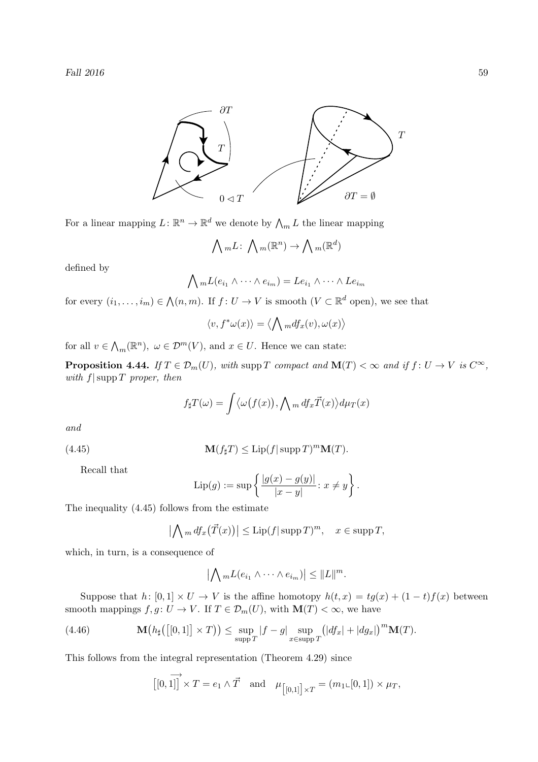For a linear mapping $L\colon \mathbb{R}^n \to \mathbb{R}^d$ we denote by $\bigwedge_m L$ the linear mapping

$$\bigwedge{}_m L\colon \bigwedge{}_m(\mathbb{R}^n) \to \bigwedge{}_m(\mathbb{R}^d)$$

defined by

$$\bigwedge{}_m L(e_{i_1} \wedge \cdots \wedge e_{i_m}) = Le_{i_1} \wedge \cdots \wedge Le_{i_m}$$

for every $(i_1, \ldots, i_m) \in \bigwedge(n, m)$. If $f\colon U \to V$ is smooth ($V \subset \mathbb{R}^d$ open), we see that

$$\langle v, f^*\omega(x)\rangle = \big\langle \bigwedge{}_m df_x(v), \omega(x)\big\rangle$$

for all $v \in \bigwedge_m(\mathbb{R}^n)$, $\omega \in \mathcal{D}^m(V)$, and $x \in U$. Hence we can state:

**Proposition 4.44.** *If $T \in \mathcal{D}_m(U)$, with $\operatorname{supp} T$ compact and $\mathbf{M}(T) < \infty$ and if $f\colon U \to V$ is $C^\infty$, with $f|\operatorname{supp} T$ proper, then*

$$f_\sharp T(\omega) = \int \big\langle \omega\big(f(x)\big), \bigwedge{}_m df_x \vec{T}(x)\big\rangle d\mu_T(x)$$

*and*

$$\mathbf{M}(f_\sharp T) \leq \operatorname{Lip}(f|\operatorname{supp} T)^m \mathbf{M}(T). \tag{4.45}$$

Recall that

$$\operatorname{Lip}(g) := \sup\left\{ \frac{|g(x) - g(y)|}{|x - y|} \colon x \neq y \right\}.$$

The inequality (4.45) follows from the estimate

$$\big|\bigwedge{}_m df_x\big(\vec{T}(x)\big)\big| \leq \operatorname{Lip}(f|\operatorname{supp} T)^m, \quad x \in \operatorname{supp} T,$$

which, in turn, is a consequence of

$$\big|\bigwedge{}_m L(e_{i_1} \wedge \cdots \wedge e_{i_m})\big| \leq \|L\|^m.$$

Suppose that $h\colon [0,1] \times U \to V$ is the affine homotopy $h(t, x) = tg(x) + (1-t)f(x)$ between smooth mappings $f, g\colon U \to V$. If $T \in \mathcal{D}_m(U)$, with $\mathbf{M}(T) < \infty$, we have

$$\mathbf{M}\big(h_\sharp\big(\big[[0,1]\big] \times T\big)\big) \leq \sup_{\operatorname{supp} T} |f - g| \sup_{x \in \operatorname{supp} T} \big(|df_x| + |dg_x|\big)^m \mathbf{M}(T). \tag{4.46}$$

This follows from the integral representation (Theorem 4.29) since

$$\overrightarrow{\big[[0,1]\big] \times T} = e_1 \wedge \vec{T} \quad \text{and} \quad \mu_{[[0,1]] \times T} = (m_1 \llcorner [0,1]) \times \mu_T,$$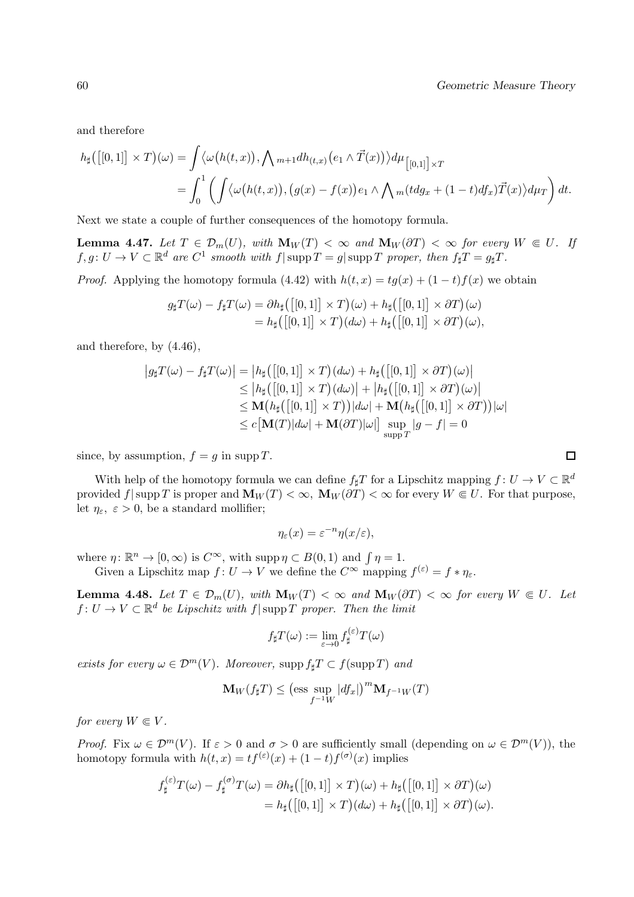and therefore

$$
\begin{aligned}
h_\sharp\big(\big[\![0,1]\!\big] \times T\big)(\omega) &= \int \big\langle \omega\big(h(t,x)\big), \bigwedge{}_{m+1} dh_{(t,x)}\big(e_1 \wedge \vec{T}(x)\big)\big\rangle d\mu_{\big[\![0,1]\!\big]\times T} \\
&= \int_0^1 \bigg( \int \big\langle \omega\big(h(t,x)\big), \big(g(x)-f(x)\big)e_1 \wedge \bigwedge{}_m (t dg_x + (1-t) df_x)\vec{T}(x)\big\rangle d\mu_T \bigg)\, dt.
\end{aligned}
$$

Next we state a couple of further consequences of the homotopy formula.

**Lemma 4.47.** *Let $T \in \mathcal{D}_m(U)$, with $\mathbf{M}_W(T) < \infty$ and $\mathbf{M}_W(\partial T) < \infty$ for every $W \Subset U$. If $f, g\colon U \to V \subset \mathbb{R}^d$ are $C^1$ smooth with $f|\operatorname{supp} T = g|\operatorname{supp} T$ proper, then $f_\sharp T = g_\sharp T$.*

*Proof.* Applying the homotopy formula (4.42) with $h(t,x) = tg(x) + (1-t)f(x)$ we obtain

$$
\begin{aligned}
g_\sharp T(\omega) - f_\sharp T(\omega) &= \partial h_\sharp\big(\big[\![0,1]\!\big] \times T\big)(\omega) + h_\sharp\big(\big[\![0,1]\!\big] \times \partial T\big)(\omega) \\
&= h_\sharp\big(\big[\![0,1]\!\big] \times T\big)(d\omega) + h_\sharp\big(\big[\![0,1]\!\big] \times \partial T\big)(\omega),
\end{aligned}
$$

and therefore, by (4.46),

$$
\begin{aligned}
\big|g_\sharp T(\omega) - f_\sharp T(\omega)\big| &= \big|h_\sharp\big(\big[\![0,1]\!\big] \times T\big)(d\omega) + h_\sharp\big(\big[\![0,1]\!\big] \times \partial T\big)(\omega)\big| \\
&\le \big|h_\sharp\big(\big[\![0,1]\!\big] \times T\big)(d\omega)\big| + \big|h_\sharp\big(\big[\![0,1]\!\big] \times \partial T\big)(\omega)\big| \\
&\le \mathbf{M}\big(h_\sharp\big(\big[\![0,1]\!\big] \times T\big)\big)|d\omega| + \mathbf{M}\big(h_\sharp\big(\big[\![0,1]\!\big] \times \partial T\big)\big)|\omega| \\
&\le c\big[\mathbf{M}(T)|d\omega| + \mathbf{M}(\partial T)|\omega|\big] \sup_{\operatorname{supp} T} |g - f| = 0
\end{aligned}
$$

since, by assumption, $f = g$ in $\operatorname{supp} T$. $\square$

With help of the homotopy formula we can define $f_\sharp T$ for a Lipschitz mapping $f\colon U \to V \subset \mathbb{R}^d$ provided $f|\operatorname{supp} T$ is proper and $\mathbf{M}_W(T) < \infty$, $\mathbf{M}_W(\partial T) < \infty$ for every $W \Subset U$. For that purpose, let $\eta_\varepsilon$, $\varepsilon > 0$, be a standard mollifier;

$$
\eta_\varepsilon(x) = \varepsilon^{-n}\eta(x/\varepsilon),
$$

where $\eta\colon \mathbb{R}^n \to [0,\infty)$ is $C^\infty$, with $\operatorname{supp} \eta \subset B(0,1)$ and $\int \eta = 1$.

Given a Lipschitz map $f\colon U \to V$ we define the $C^\infty$ mapping $f^{(\varepsilon)} = f * \eta_\varepsilon$.

**Lemma 4.48.** *Let $T \in \mathcal{D}_m(U)$, with $\mathbf{M}_W(T) < \infty$ and $\mathbf{M}_W(\partial T) < \infty$ for every $W \Subset U$. Let $f\colon U \to V \subset \mathbb{R}^d$ be Lipschitz with $f|\operatorname{supp} T$ proper. Then the limit*

$$
f_\sharp T(\omega) := \lim_{\varepsilon \to 0} f_\sharp^{(\varepsilon)} T(\omega)
$$

*exists for every $\omega \in \mathcal{D}^m(V)$. Moreover, $\operatorname{supp} f_\sharp T \subset f(\operatorname{supp} T)$ and*

$$
\mathbf{M}_W(f_\sharp T) \le \big(\operatorname*{ess\,sup}_{f^{-1}W} |df_x|\big)^m \mathbf{M}_{f^{-1}W}(T)
$$

*for every $W \Subset V$.*

*Proof.* Fix $\omega \in \mathcal{D}^m(V)$. If $\varepsilon > 0$ and $\sigma > 0$ are sufficiently small (depending on $\omega \in \mathcal{D}^m(V)$), the homotopy formula with $h(t,x) = tf^{(\varepsilon)}(x) + (1-t)f^{(\sigma)}(x)$ implies

$$
\begin{aligned}
f_\sharp^{(\varepsilon)} T(\omega) - f_\sharp^{(\sigma)} T(\omega) &= \partial h_\sharp\big(\big[\![0,1]\!\big] \times T\big)(\omega) + h_\sharp\big(\big[\![0,1]\!\big] \times \partial T\big)(\omega) \\
&= h_\sharp\big(\big[\![0,1]\!\big] \times T\big)(d\omega) + h_\sharp\big(\big[\![0,1]\!\big] \times \partial T\big)(\omega).
\end{aligned}
$$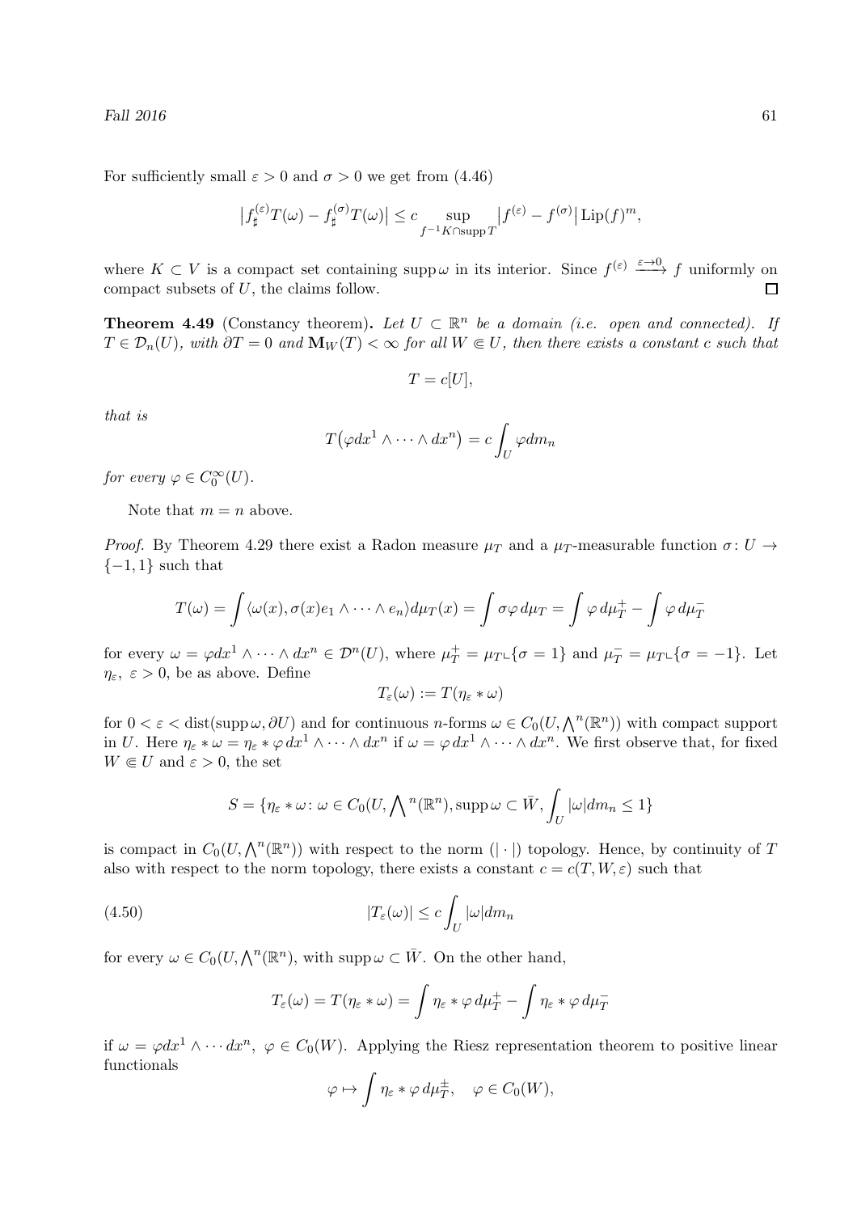For sufficiently small $\varepsilon > 0$ and $\sigma > 0$ we get from (4.46)

$$\left|f_\sharp^{(\varepsilon)}T(\omega) - f_\sharp^{(\sigma)}T(\omega)\right| \le c \sup_{f^{-1}K\cap \operatorname{supp} T}\left|f^{(\varepsilon)} - f^{(\sigma)}\right| \operatorname{Lip}(f)^m,$$

where $K \subset V$ is a compact set containing $\operatorname{supp}\omega$ in its interior. Since $f^{(\varepsilon)} \xrightarrow{\varepsilon\to 0} f$ uniformly on compact subsets of $U$, the claims follow. $\square$

**Theorem 4.49** (Constancy theorem)**.** *Let $U \subset \mathbb{R}^n$ be a domain (i.e. open and connected). If $T \in \mathcal{D}_n(U)$, with $\partial T = 0$ and $\mathbf{M}_W(T) < \infty$ for all $W \Subset U$, then there exists a constant $c$ such that*

$$T = c[U],$$

*that is*

$$T\big(\varphi dx^1 \wedge \cdots \wedge dx^n\big) = c\int_U \varphi dm_n$$

*for every $\varphi \in C_0^\infty(U)$.*

Note that $m = n$ above.

*Proof.* By Theorem 4.29 there exist a Radon measure $\mu_T$ and a $\mu_T$-measurable function $\sigma\colon U \to \{-1, 1\}$ such that

$$T(\omega) = \int \langle\omega(x), \sigma(x) e_1 \wedge \cdots \wedge e_n\rangle d\mu_T(x) = \int \sigma\varphi \, d\mu_T = \int \varphi\, d\mu_T^+ - \int \varphi\, d\mu_T^-$$

for every $\omega = \varphi dx^1 \wedge \cdots \wedge dx^n \in \mathcal{D}^n(U)$, where $\mu_T^+ = \mu_T \llcorner \{\sigma = 1\}$ and $\mu_T^- = \mu_T \llcorner \{\sigma = -1\}$. Let $\eta_\varepsilon$, $\varepsilon > 0$, be as above. Define

$$T_\varepsilon(\omega) := T(\eta_\varepsilon * \omega)$$

for $0 < \varepsilon < \operatorname{dist}(\operatorname{supp}\omega, \partial U)$ and for continuous $n$-forms $\omega \in C_0(U, \bigwedge^n(\mathbb{R}^n))$ with compact support in $U$. Here $\eta_\varepsilon * \omega = \eta_\varepsilon * \varphi\, dx^1 \wedge \cdots \wedge dx^n$ if $\omega = \varphi\, dx^1 \wedge \cdots \wedge dx^n$. We first observe that, for fixed $W \Subset U$ and $\varepsilon > 0$, the set

$$S = \{\eta_\varepsilon * \omega \colon \omega \in C_0(U, \textstyle\bigwedge^n(\mathbb{R}^n)), \operatorname{supp}\omega \subset \bar{W}, \displaystyle\int_U |\omega| dm_n \le 1\}$$

is compact in $C_0(U, \bigwedge^n(\mathbb{R}^n))$ with respect to the norm $(|\cdot|)$ topology. Hence, by continuity of $T$ also with respect to the norm topology, there exists a constant $c = c(T, W, \varepsilon)$ such that

$$|T_\varepsilon(\omega)| \le c\int_U |\omega| dm_n \tag{4.50}$$

for every $\omega \in C_0(U, \bigwedge^n(\mathbb{R}^n)$, with $\operatorname{supp}\omega \subset \bar{W}$. On the other hand,

$$T_\varepsilon(\omega) = T(\eta_\varepsilon * \omega) = \int \eta_\varepsilon * \varphi\, d\mu_T^+ - \int \eta_\varepsilon * \varphi\, d\mu_T^-$$

if $\omega = \varphi dx^1 \wedge \cdots dx^n$, $\varphi \in C_0(W)$. Applying the Riesz representation theorem to positive linear functionals

$$\varphi \mapsto \int \eta_\varepsilon * \varphi\, d\mu_T^\pm, \quad \varphi \in C_0(W),$$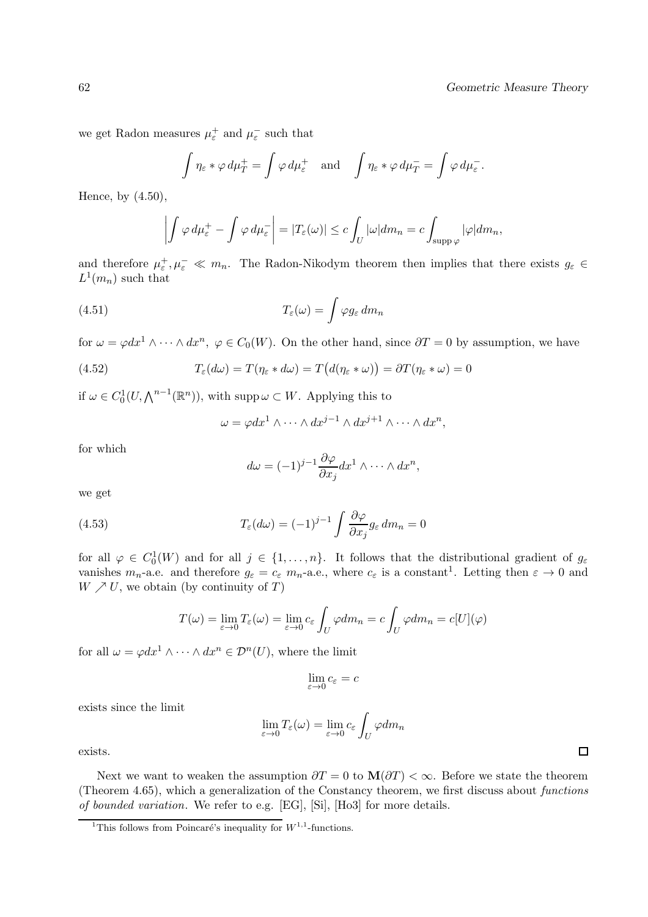we get Radon measures $\mu_\varepsilon^+$ and $\mu_\varepsilon^-$ such that

$$\int \eta_\varepsilon * \varphi \, d\mu_T^+ = \int \varphi \, d\mu_\varepsilon^+ \quad \text{and} \quad \int \eta_\varepsilon * \varphi \, d\mu_T^- = \int \varphi \, d\mu_\varepsilon^-.$$

Hence, by (4.50),

$$\left| \int \varphi \, d\mu_\varepsilon^+ - \int \varphi \, d\mu_\varepsilon^- \right| = |T_\varepsilon(\omega)| \le c \int_U |\omega| dm_n = c \int_{\operatorname{supp} \varphi} |\varphi| dm_n,$$

and therefore $\mu_\varepsilon^+, \mu_\varepsilon^- \ll m_n$. The Radon-Nikodym theorem then implies that there exists $g_\varepsilon \in L^1(m_n)$ such that

$$T_\varepsilon(\omega) = \int \varphi g_\varepsilon \, dm_n \tag{4.51}$$

for $\omega = \varphi dx^1 \wedge \cdots \wedge dx^n$, $\varphi \in C_0(W)$. On the other hand, since $\partial T = 0$ by assumption, we have

$$T_\varepsilon(d\omega) = T(\eta_\varepsilon * d\omega) = T\big(d(\eta_\varepsilon * \omega)\big) = \partial T(\eta_\varepsilon * \omega) = 0 \tag{4.52}$$

if $\omega \in C_0^1(U, \bigwedge^{n-1}(\mathbb{R}^n))$, with $\operatorname{supp} \omega \subset W$. Applying this to

$$\omega = \varphi dx^1 \wedge \cdots \wedge dx^{j-1} \wedge dx^{j+1} \wedge \cdots \wedge dx^n,$$

for which

$$d\omega = (-1)^{j-1} \frac{\partial \varphi}{\partial x_j} dx^1 \wedge \cdots \wedge dx^n,$$

we get

$$T_\varepsilon(d\omega) = (-1)^{j-1} \int \frac{\partial \varphi}{\partial x_j} g_\varepsilon \, dm_n = 0 \tag{4.53}$$

for all $\varphi \in C_0^1(W)$ and for all $j \in \{1, \ldots, n\}$. It follows that the distributional gradient of $g_\varepsilon$ vanishes $m_n$-a.e. and therefore $g_\varepsilon = c_\varepsilon$ $m_n$-a.e., where $c_\varepsilon$ is a constant[1]. Letting then $\varepsilon \to 0$ and $W \nearrow U$, we obtain (by continuity of $T$)

$$T(\omega) = \lim_{\varepsilon \to 0} T_\varepsilon(\omega) = \lim_{\varepsilon \to 0} c_\varepsilon \int_U \varphi dm_n = c \int_U \varphi dm_n = c[U](\varphi)$$

for all $\omega = \varphi dx^1 \wedge \cdots \wedge dx^n \in \mathcal{D}^n(U)$, where the limit

$$\lim_{\varepsilon \to 0} c_\varepsilon = c$$

exists since the limit

$$\lim_{\varepsilon \to 0} T_\varepsilon(\omega) = \lim_{\varepsilon \to 0} c_\varepsilon \int_U \varphi dm_n$$

exists. □

Next we want to weaken the assumption $\partial T = 0$ to $\mathbf{M}(\partial T) < \infty$. Before we state the theorem (Theorem 4.65), which a generalization of the Constancy theorem, we first discuss about *functions of bounded variation*. We refer to e.g. [EG], [Si], [Ho3] for more details.

[1] This follows from Poincaré's inequality for $W^{1,1}$-functions.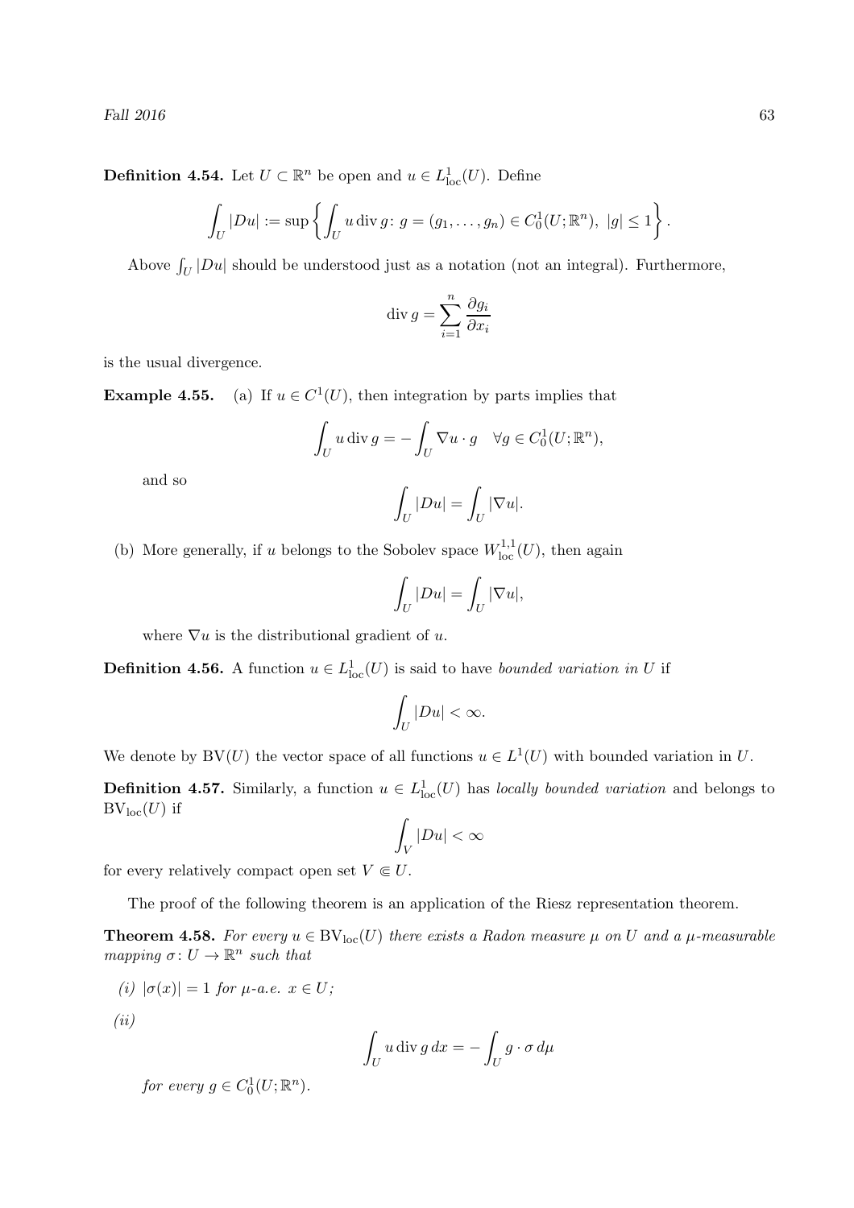**Definition 4.54.** Let $U \subset \mathbb{R}^n$ be open and $u \in L^1_{\text{loc}}(U)$. Define

$$\int_U |Du| := \sup \left\{ \int_U u \operatorname{div} g \colon g = (g_1, \ldots, g_n) \in C^1_0(U; \mathbb{R}^n),\ |g| \le 1 \right\}.$$

Above $\int_U |Du|$ should be understood just as a notation (not an integral). Furthermore,

$$\operatorname{div} g = \sum_{i=1}^n \frac{\partial g_i}{\partial x_i}$$

is the usual divergence.

**Example 4.55.** (a) If $u \in C^1(U)$, then integration by parts implies that

$$\int_U u \operatorname{div} g = -\int_U \nabla u \cdot g \quad \forall g \in C^1_0(U; \mathbb{R}^n),$$

and so

$$\int_U |Du| = \int_U |\nabla u|.$$

(b) More generally, if $u$ belongs to the Sobolev space $W^{1,1}_{\text{loc}}(U)$, then again

$$\int_U |Du| = \int_U |\nabla u|,$$

where $\nabla u$ is the distributional gradient of $u$.

**Definition 4.56.** A function $u \in L^1_{\text{loc}}(U)$ is said to have *bounded variation in* $U$ if

$$\int_U |Du| < \infty.$$

We denote by $\mathrm{BV}(U)$ the vector space of all functions $u \in L^1(U)$ with bounded variation in $U$.

**Definition 4.57.** Similarly, a function $u \in L^1_{\text{loc}}(U)$ has *locally bounded variation* and belongs to $\mathrm{BV}_{\text{loc}}(U)$ if

$$\int_V |Du| < \infty$$

for every relatively compact open set $V \Subset U$.

The proof of the following theorem is an application of the Riesz representation theorem.

**Theorem 4.58.** *For every $u \in \mathrm{BV}_{\text{loc}}(U)$ there exists a Radon measure $\mu$ on $U$ and a $\mu$-measurable mapping $\sigma \colon U \to \mathbb{R}^n$ such that*

*(i) $|\sigma(x)| = 1$ for $\mu$-a.e. $x \in U$;*

*(ii)*

$$\int_U u \operatorname{div} g \, dx = -\int_U g \cdot \sigma \, d\mu$$

*for every $g \in C^1_0(U; \mathbb{R}^n)$.*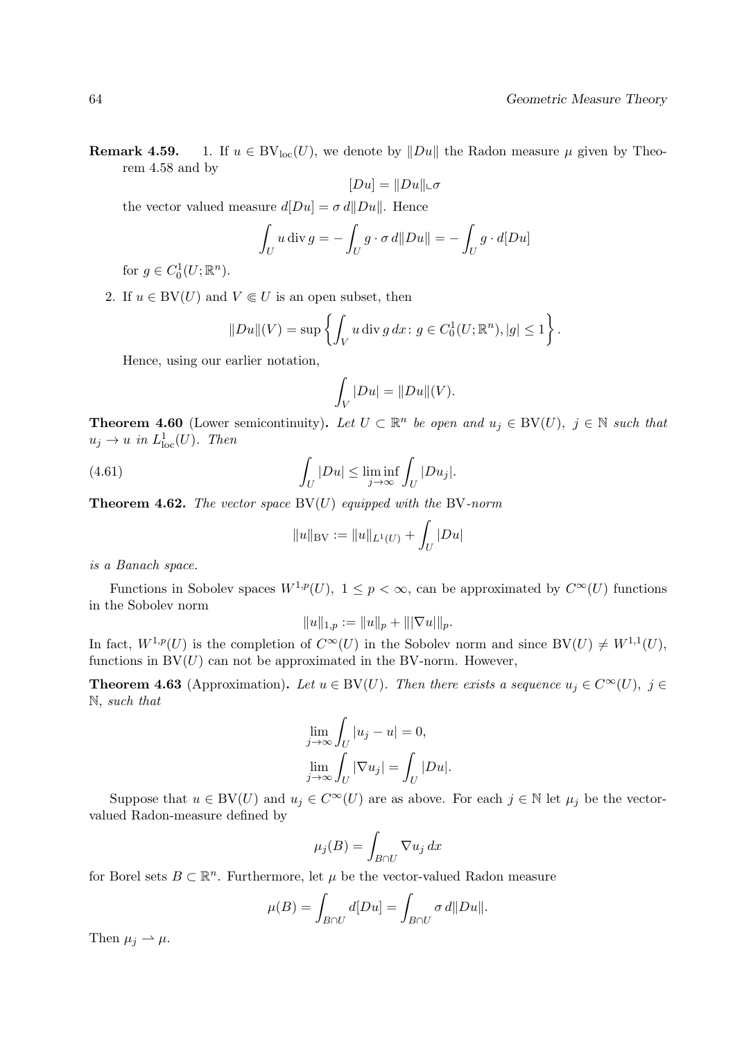**Remark 4.59.** 1. If $u \in \mathrm{BV}_{\mathrm{loc}}(U)$, we denote by $\|Du\|$ the Radon measure $\mu$ given by Theorem 4.58 and by

$$[Du] = \|Du\| \llcorner \sigma$$

the vector valued measure $d[Du] = \sigma \, d\|Du\|$. Hence

$$\int_U u \operatorname{div} g = -\int_U g \cdot \sigma \, d\|Du\| = -\int_U g \cdot d[Du]$$

for $g \in C_0^1(U; \mathbb{R}^n)$.

2. If $u \in \mathrm{BV}(U)$ and $V \Subset U$ is an open subset, then

$$\|Du\|(V) = \sup \left\{ \int_V u \operatorname{div} g \, dx \colon g \in C_0^1(U; \mathbb{R}^n), |g| \le 1 \right\}.$$

Hence, using our earlier notation,

$$\int_V |Du| = \|Du\|(V).$$

**Theorem 4.60** (Lower semicontinuity)**.** *Let $U \subset \mathbb{R}^n$ be open and $u_j \in \mathrm{BV}(U)$, $j \in \mathbb{N}$ such that $u_j \to u$ in $L^1_{\mathrm{loc}}(U)$. Then*

$$\int_U |Du| \le \liminf_{j \to \infty} \int_U |Du_j|. \tag{4.61}$$

**Theorem 4.62.** *The vector space $\mathrm{BV}(U)$ equipped with the $\mathrm{BV}$-norm*

$$\|u\|_{\mathrm{BV}} := \|u\|_{L^1(U)} + \int_U |Du|$$

*is a Banach space.*

Functions in Sobolev spaces $W^{1,p}(U)$, $1 \le p < \infty$, can be approximated by $C^\infty(U)$ functions in the Sobolev norm

$$\|u\|_{1,p} := \|u\|_p + \||\nabla u|\|_p.$$

In fact, $W^{1,p}(U)$ is the completion of $C^\infty(U)$ in the Sobolev norm and since $\mathrm{BV}(U) \ne W^{1,1}(U)$, functions in $\mathrm{BV}(U)$ can not be approximated in the BV-norm. However,

**Theorem 4.63** (Approximation)**.** *Let $u \in \mathrm{BV}(U)$. Then there exists a sequence $u_j \in C^\infty(U)$, $j \in \mathbb{N}$, such that*

$$\lim_{j \to \infty} \int_U |u_j - u| = 0,$$
$$\lim_{j \to \infty} \int_U |\nabla u_j| = \int_U |Du|.$$

Suppose that $u \in \mathrm{BV}(U)$ and $u_j \in C^\infty(U)$ are as above. For each $j \in \mathbb{N}$ let $\mu_j$ be the vector-valued Radon-measure defined by

$$\mu_j(B) = \int_{B \cap U} \nabla u_j \, dx$$

for Borel sets $B \subset \mathbb{R}^n$. Furthermore, let $\mu$ be the vector-valued Radon measure

$$\mu(B) = \int_{B \cap U} d[Du] = \int_{B \cap U} \sigma \, d\|Du\|.$$

Then $\mu_j \rightharpoonup \mu$.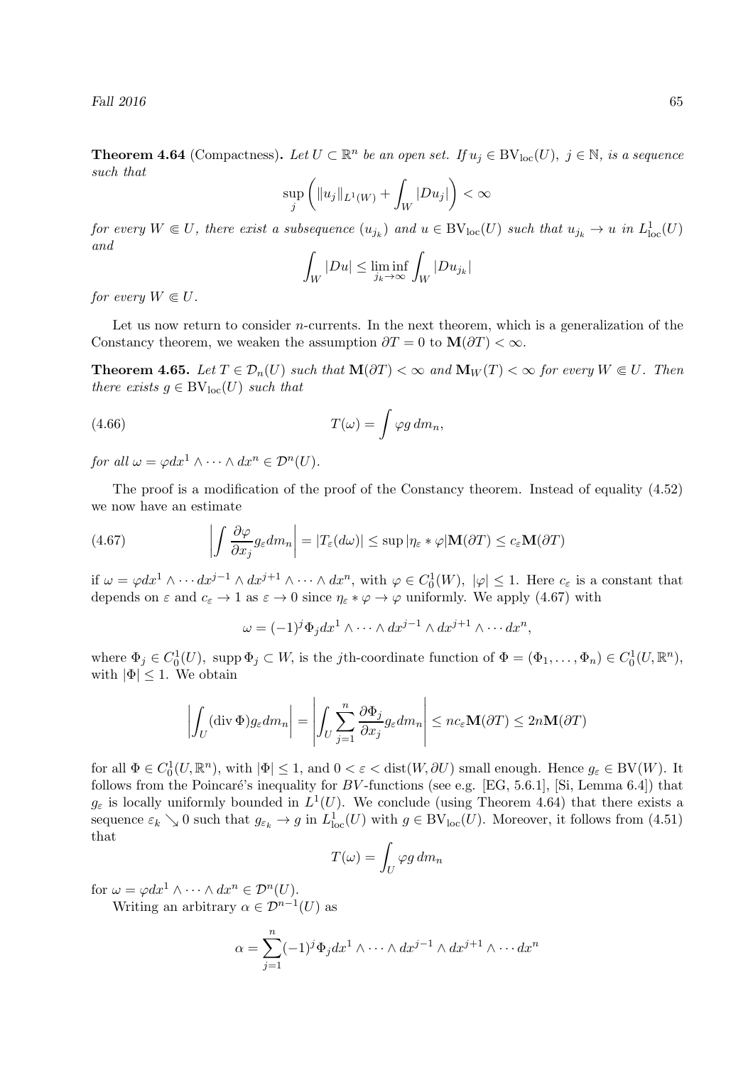**Theorem 4.64** (Compactness)**.** *Let $U \subset \mathbb{R}^n$ be an open set. If $u_j \in \mathrm{BV}_{\mathrm{loc}}(U)$, $j \in \mathbb{N}$, is a sequence such that*

$$\sup_j \left( \|u_j\|_{L^1(W)} + \int_W |Du_j| \right) < \infty$$

*for every $W \Subset U$, there exist a subsequence $(u_{j_k})$ and $u \in \mathrm{BV}_{\mathrm{loc}}(U)$ such that $u_{j_k} \to u$ in $L^1_{\mathrm{loc}}(U)$ and*

$$\int_W |Du| \le \liminf_{j_k \to \infty} \int_W |Du_{j_k}|$$

*for every $W \Subset U$.*

Let us now return to consider $n$-currents. In the next theorem, which is a generalization of the Constancy theorem, we weaken the assumption $\partial T = 0$ to $\mathbf{M}(\partial T) < \infty$.

**Theorem 4.65.** *Let $T \in \mathcal{D}_n(U)$ such that $\mathbf{M}(\partial T) < \infty$ and $\mathbf{M}_W(T) < \infty$ for every $W \Subset U$. Then there exists $g \in \mathrm{BV}_{\mathrm{loc}}(U)$ such that*

$$T(\omega) = \int \varphi g \, dm_n, \tag{4.66}$$

*for all $\omega = \varphi dx^1 \wedge \cdots \wedge dx^n \in \mathcal{D}^n(U)$.*

The proof is a modification of the proof of the Constancy theorem. Instead of equality (4.52) we now have an estimate

$$\left| \int \frac{\partial \varphi}{\partial x_j} g_\varepsilon dm_n \right| = |T_\varepsilon(d\omega)| \le \sup |\eta_\varepsilon * \varphi| \mathbf{M}(\partial T) \le c_\varepsilon \mathbf{M}(\partial T) \tag{4.67}$$

if $\omega = \varphi dx^1 \wedge \cdots dx^{j-1} \wedge dx^{j+1} \wedge \cdots \wedge dx^n$, with $\varphi \in C^1_0(W)$, $|\varphi| \le 1$. Here $c_\varepsilon$ is a constant that depends on $\varepsilon$ and $c_\varepsilon \to 1$ as $\varepsilon \to 0$ since $\eta_\varepsilon * \varphi \to \varphi$ uniformly. We apply (4.67) with

$$\omega = (-1)^j \Phi_j dx^1 \wedge \cdots \wedge dx^{j-1} \wedge dx^{j+1} \wedge \cdots dx^n,$$

where $\Phi_j \in C^1_0(U)$, $\operatorname{supp} \Phi_j \subset W$, is the $j$th-coordinate function of $\Phi = (\Phi_1, \ldots, \Phi_n) \in C^1_0(U, \mathbb{R}^n)$, with $|\Phi| \le 1$. We obtain

$$\left| \int_U (\operatorname{div} \Phi) g_\varepsilon dm_n \right| = \left| \int_U \sum_{j=1}^n \frac{\partial \Phi_j}{\partial x_j} g_\varepsilon dm_n \right| \le n c_\varepsilon \mathbf{M}(\partial T) \le 2n \mathbf{M}(\partial T)$$

for all $\Phi \in C^1_0(U, \mathbb{R}^n)$, with $|\Phi| \le 1$, and $0 < \varepsilon < \operatorname{dist}(W, \partial U)$ small enough. Hence $g_\varepsilon \in \mathrm{BV}(W)$. It follows from the Poincaré's inequality for $BV$-functions (see e.g. [EG, 5.6.1], [Si, Lemma 6.4]) that $g_\varepsilon$ is locally uniformly bounded in $L^1(U)$. We conclude (using Theorem 4.64) that there exists a sequence $\varepsilon_k \searrow 0$ such that $g_{\varepsilon_k} \to g$ in $L^1_{\mathrm{loc}}(U)$ with $g \in \mathrm{BV}_{\mathrm{loc}}(U)$. Moreover, it follows from (4.51) that

$$T(\omega) = \int_U \varphi g \, dm_n$$

for $\omega = \varphi dx^1 \wedge \cdots \wedge dx^n \in \mathcal{D}^n(U)$.

Writing an arbitrary $\alpha \in \mathcal{D}^{n-1}(U)$ as

$$\alpha = \sum_{j=1}^n (-1)^j \Phi_j dx^1 \wedge \cdots \wedge dx^{j-1} \wedge dx^{j+1} \wedge \cdots dx^n$$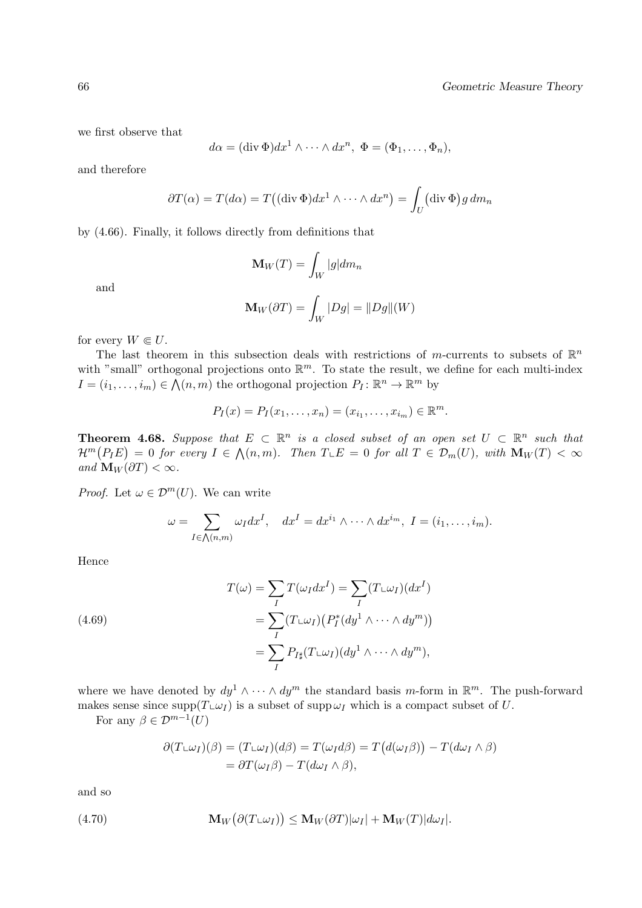we first observe that

$$d\alpha = (\operatorname{div}\Phi) dx^1 \wedge \cdots \wedge dx^n, \ \Phi = (\Phi_1, \ldots, \Phi_n),$$

and therefore

$$\partial T(\alpha) = T(d\alpha) = T\big((\operatorname{div}\Phi) dx^1 \wedge \cdots \wedge dx^n\big) = \int_U \big(\operatorname{div}\Phi\big) g \, dm_n$$

by (4.66). Finally, it follows directly from definitions that

$$\mathbf{M}_W(T) = \int_W |g| dm_n$$

and

$$\mathbf{M}_W(\partial T) = \int_W |Dg| = \|Dg\|(W)$$

for every $W \Subset U$.

The last theorem in this subsection deals with restrictions of $m$-currents to subsets of $\mathbb{R}^n$ with "small" orthogonal projections onto $\mathbb{R}^m$. To state the result, we define for each multi-index $I = (i_1, \ldots, i_m) \in \bigwedge(n, m)$ the orthogonal projection $P_I \colon \mathbb{R}^n \to \mathbb{R}^m$ by

$$P_I(x) = P_I(x_1, \ldots, x_n) = (x_{i_1}, \ldots, x_{i_m}) \in \mathbb{R}^m.$$

**Theorem 4.68.** *Suppose that $E \subset \mathbb{R}^n$ is a closed subset of an open set $U \subset \mathbb{R}^n$ such that $\mathcal{H}^m\big(P_I E\big) = 0$ for every $I \in \bigwedge(n, m)$. Then $T \llcorner E = 0$ for all $T \in \mathcal{D}_m(U)$, with $\mathbf{M}_W(T) < \infty$ and $\mathbf{M}_W(\partial T) < \infty$.*

*Proof.* Let $\omega \in \mathcal{D}^m(U)$. We can write

$$\omega = \sum_{I \in \bigwedge(n,m)} \omega_I dx^I, \quad dx^I = dx^{i_1} \wedge \cdots \wedge dx^{i_m}, \ I = (i_1, \ldots, i_m).$$

Hence

$$\begin{aligned}
T(\omega) &= \sum_I T(\omega_I dx^I) = \sum_I (T \llcorner \omega_I)(dx^I) \\
&= \sum_I (T \llcorner \omega_I)\big(P_I^*(dy^1 \wedge \cdots \wedge dy^m)\big) \qquad (4.69) \\
&= \sum_I P_{I\sharp}(T \llcorner \omega_I)(dy^1 \wedge \cdots \wedge dy^m),
\end{aligned}$$

where we have denoted by $dy^1 \wedge \cdots \wedge dy^m$ the standard basis $m$-form in $\mathbb{R}^m$. The push-forward makes sense since $\operatorname{supp}(T \llcorner \omega_I)$ is a subset of $\operatorname{supp}\omega_I$ which is a compact subset of $U$.

For any $\beta \in \mathcal{D}^{m-1}(U)$

$$\begin{aligned}
\partial(T \llcorner \omega_I)(\beta) &= (T \llcorner \omega_I)(d\beta) = T(\omega_I d\beta) = T\big(d(\omega_I \beta)\big) - T(d\omega_I \wedge \beta) \\
&= \partial T(\omega_I \beta) - T(d\omega_I \wedge \beta),
\end{aligned}$$

and so

$$\mathbf{M}_W\big(\partial(T \llcorner \omega_I)\big) \leq \mathbf{M}_W(\partial T)|\omega_I| + \mathbf{M}_W(T)|d\omega_I|. \qquad (4.70)$$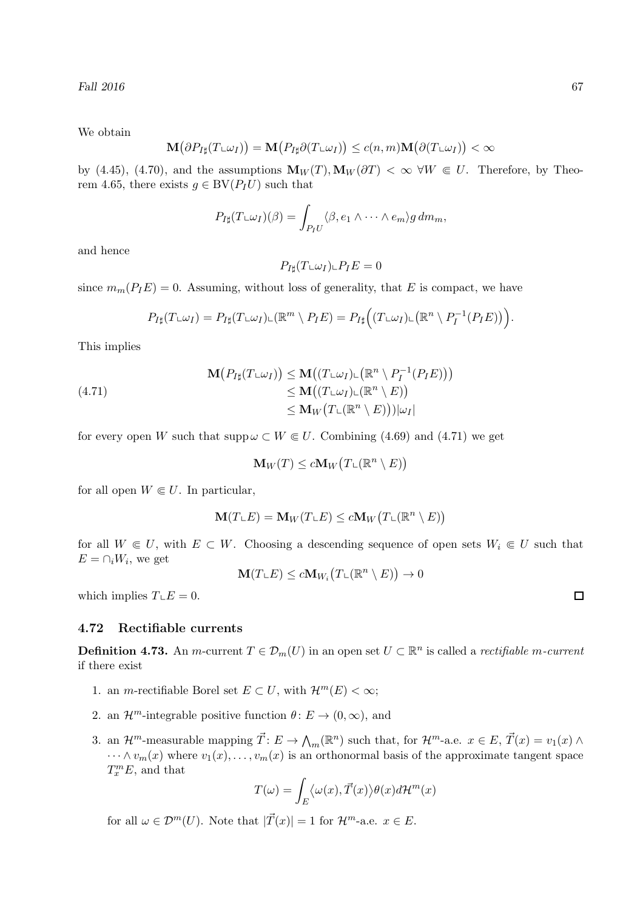We obtain

$$\mathbf{M}\big(\partial P_{I\sharp}(T\llcorner\omega_I)\big) = \mathbf{M}\big(P_{I\sharp}\partial(T\llcorner\omega_I)\big) \le c(n,m)\mathbf{M}\big(\partial(T\llcorner\omega_I)\big) < \infty$$

by (4.45), (4.70), and the assumptions $\mathbf{M}_W(T), \mathbf{M}_W(\partial T) < \infty$ $\forall W \Subset U$. Therefore, by Theorem 4.65, there exists $g \in \mathrm{BV}(P_I U)$ such that

$$P_{I\sharp}(T\llcorner\omega_I)(\beta) = \int_{P_I U} \langle \beta, e_1 \wedge \cdots \wedge e_m\rangle g \, dm_m,$$

and hence

$$P_{I\sharp}(T\llcorner\omega_I)\llcorner P_I E = 0$$

since $m_m(P_I E) = 0$. Assuming, without loss of generality, that $E$ is compact, we have

$$P_{I\sharp}(T\llcorner\omega_I) = P_{I\sharp}(T\llcorner\omega_I)\llcorner(\mathbb{R}^m \setminus P_I E) = P_{I\sharp}\Big((T\llcorner\omega_I)\llcorner\big(\mathbb{R}^n \setminus P_I^{-1}(P_I E)\big)\Big).$$

This implies

$$\begin{aligned}
\mathbf{M}\big(P_{I\sharp}(T\llcorner\omega_I)\big) &\le \mathbf{M}\big((T\llcorner\omega_I)\llcorner\big(\mathbb{R}^n \setminus P_I^{-1}(P_I E)\big)\big) \\
&\le \mathbf{M}\big((T\llcorner\omega_I)\llcorner(\mathbb{R}^n \setminus E)\big) \\
&\le \mathbf{M}_W\big(T\llcorner(\mathbb{R}^n \setminus E)\big)\big)|\omega_I|
\end{aligned} \tag{4.71}$$

for every open $W$ such that $\operatorname{supp}\omega \subset W \Subset U$. Combining (4.69) and (4.71) we get

$$\mathbf{M}_W(T) \le c\mathbf{M}_W\big(T\llcorner(\mathbb{R}^n \setminus E)\big)$$

for all open $W \Subset U$. In particular,

$$\mathbf{M}(T\llcorner E) = \mathbf{M}_W(T\llcorner E) \le c\mathbf{M}_W\big(T\llcorner(\mathbb{R}^n \setminus E)\big)$$

for all $W \Subset U$, with $E \subset W$. Choosing a descending sequence of open sets $W_i \Subset U$ such that $E = \cap_i W_i$, we get

$$\mathbf{M}(T\llcorner E) \le c\mathbf{M}_{W_i}\big(T\llcorner(\mathbb{R}^n \setminus E)\big) \to 0$$

which implies $T\llcorner E = 0$. □

## 4.72 Rectifiable currents

**Definition 4.73.** An $m$-current $T \in \mathcal{D}_m(U)$ in an open set $U \subset \mathbb{R}^n$ is called a *rectifiable $m$-current* if there exist

1. an $m$-rectifiable Borel set $E \subset U$, with $\mathcal{H}^m(E) < \infty$;
2. an $\mathcal{H}^m$-integrable positive function $\theta\colon E \to (0,\infty)$, and
3. an $\mathcal{H}^m$-measurable mapping $\vec{T}\colon E \to \bigwedge_m(\mathbb{R}^n)$ such that, for $\mathcal{H}^m$-a.e. $x \in E$, $\vec{T}(x) = v_1(x) \wedge \cdots \wedge v_m(x)$ where $v_1(x), \ldots, v_m(x)$ is an orthonormal basis of the approximate tangent space $T_x^m E$, and that

   $$T(\omega) = \int_E \big\langle \omega(x), \vec{T}(x)\big\rangle \theta(x) d\mathcal{H}^m(x)$$

   for all $\omega \in \mathcal{D}^m(U)$. Note that $|\vec{T}(x)| = 1$ for $\mathcal{H}^m$-a.e. $x \in E$.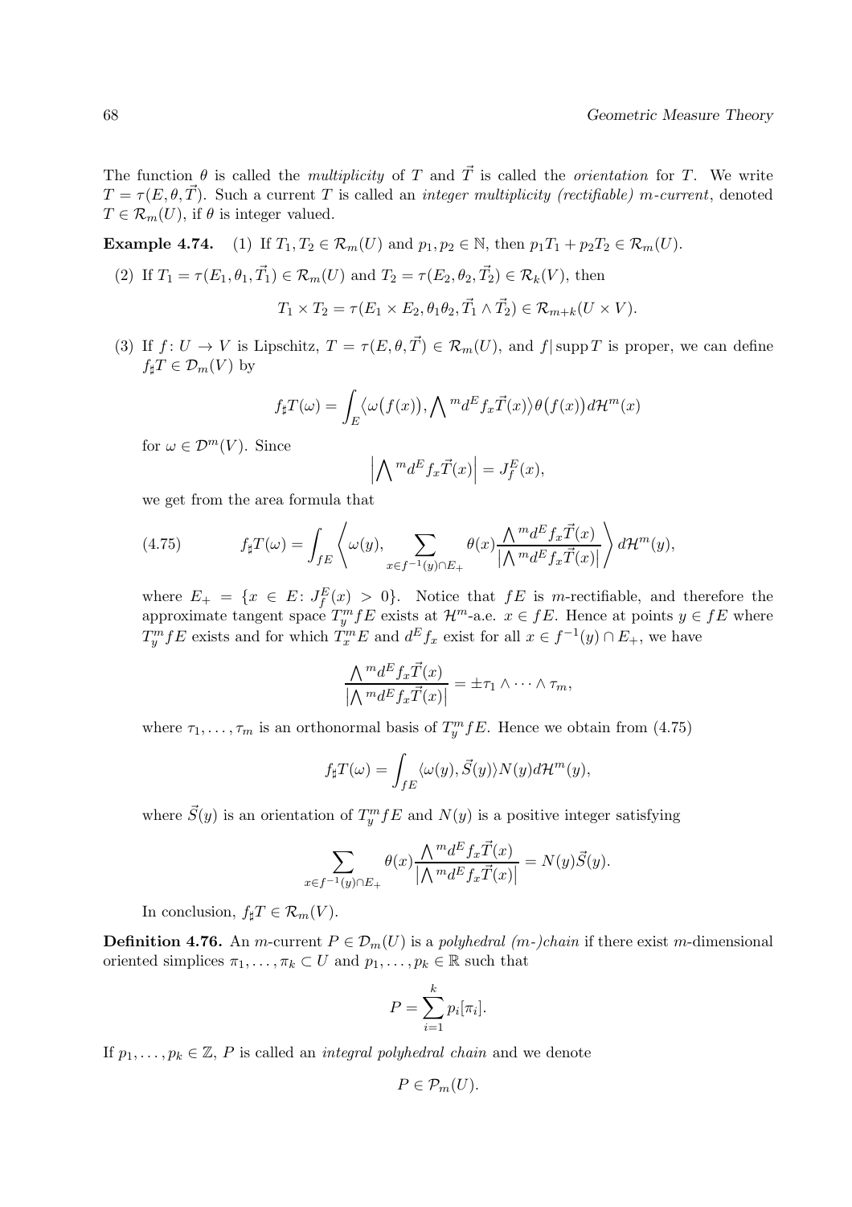The function $\theta$ is called the *multiplicity* of $T$ and $\vec{T}$ is called the *orientation* for $T$. We write $T = \tau(E, \theta, \vec{T})$. Such a current $T$ is called an *integer multiplicity (rectifiable) m-current*, denoted $T \in \mathcal{R}_m(U)$, if $\theta$ is integer valued.

**Example 4.74.** (1) If $T_1, T_2 \in \mathcal{R}_m(U)$ and $p_1, p_2 \in \mathbb{N}$, then $p_1 T_1 + p_2 T_2 \in \mathcal{R}_m(U)$.

(2) If $T_1 = \tau(E_1, \theta_1, \vec{T}_1) \in \mathcal{R}_m(U)$ and $T_2 = \tau(E_2, \theta_2, \vec{T}_2) \in \mathcal{R}_k(V)$, then

$$T_1 \times T_2 = \tau(E_1 \times E_2, \theta_1\theta_2, \vec{T}_1 \wedge \vec{T}_2) \in \mathcal{R}_{m+k}(U \times V).$$

(3) If $f \colon U \to V$ is Lipschitz, $T = \tau(E, \theta, \vec{T}) \in \mathcal{R}_m(U)$, and $f|\operatorname{supp} T$ is proper, we can define $f_\sharp T \in \mathcal{D}_m(V)$ by

$$f_\sharp T(\omega) = \int_E \big\langle \omega\big(f(x)\big), \textstyle\bigwedge^m d^E f_x \vec{T}(x) \big\rangle \theta\big(f(x)\big) d\mathcal{H}^m(x)$$

for $\omega \in \mathcal{D}^m(V)$. Since

$$\Big| \textstyle\bigwedge^m d^E f_x \vec{T}(x) \Big| = J_f^E(x),$$

we get from the area formula that

$$f_\sharp T(\omega) = \int_{fE} \left\langle \omega(y), \sum_{x \in f^{-1}(y) \cap E_+} \theta(x) \frac{\bigwedge^m d^E f_x \vec{T}(x)}{\left|\bigwedge^m d^E f_x \vec{T}(x)\right|} \right\rangle d\mathcal{H}^m(y), \tag{4.75}$$

where $E_+ = \{x \in E \colon J_f^E(x) > 0\}$. Notice that $fE$ is $m$-rectifiable, and therefore the approximate tangent space $T_y^m fE$ exists at $\mathcal{H}^m$-a.e. $x \in fE$. Hence at points $y \in fE$ where $T_y^m fE$ exists and for which $T_x^m E$ and $d^E f_x$ exist for all $x \in f^{-1}(y) \cap E_+$, we have

$$\frac{\bigwedge^m d^E f_x \vec{T}(x)}{\left|\bigwedge^m d^E f_x \vec{T}(x)\right|} = \pm \tau_1 \wedge \cdots \wedge \tau_m,$$

where $\tau_1, \ldots, \tau_m$ is an orthonormal basis of $T_y^m fE$. Hence we obtain from (4.75)

$$f_\sharp T(\omega) = \int_{fE} \langle \omega(y), \vec{S}(y) \rangle N(y) d\mathcal{H}^m(y),$$

where $\vec{S}(y)$ is an orientation of $T_y^m fE$ and $N(y)$ is a positive integer satisfying

$$\sum_{x \in f^{-1}(y) \cap E_+} \theta(x) \frac{\bigwedge^m d^E f_x \vec{T}(x)}{\left|\bigwedge^m d^E f_x \vec{T}(x)\right|} = N(y) \vec{S}(y).$$

In conclusion, $f_\sharp T \in \mathcal{R}_m(V)$.

**Definition 4.76.** An $m$-current $P \in \mathcal{D}_m(U)$ is a *polyhedral (m-)chain* if there exist $m$-dimensional oriented simplices $\pi_1, \ldots, \pi_k \subset U$ and $p_1, \ldots, p_k \in \mathbb{R}$ such that

$$P = \sum_{i=1}^k p_i [\pi_i].$$

If $p_1, \ldots, p_k \in \mathbb{Z}$, $P$ is called an *integral polyhedral chain* and we denote

$$P \in \mathcal{P}_m(U).$$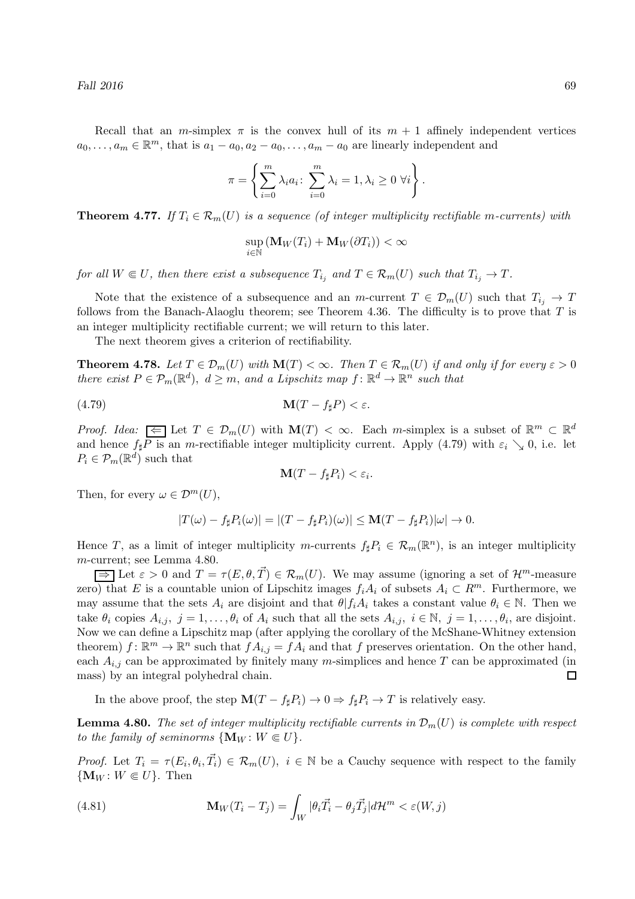Recall that an $m$-simplex $\pi$ is the convex hull of its $m+1$ affinely independent vertices $a_0, \dots, a_m \in \mathbb{R}^m$, that is $a_1 - a_0, a_2 - a_0, \dots, a_m - a_0$ are linearly independent and

$$\pi = \left\{ \sum_{i=0}^{m} \lambda_i a_i \colon \sum_{i=0}^{m} \lambda_i = 1, \lambda_i \geq 0 \ \forall i \right\}.$$

**Theorem 4.77.** *If $T_i \in \mathcal{R}_m(U)$ is a sequence (of integer multiplicity rectifiable $m$-currents) with*

$$\sup_{i \in \mathbb{N}} \left( \mathbf{M}_W(T_i) + \mathbf{M}_W(\partial T_i) \right) < \infty$$

*for all $W \Subset U$, then there exist a subsequence $T_{i_j}$ and $T \in \mathcal{R}_m(U)$ such that $T_{i_j} \to T$.*

Note that the existence of a subsequence and an $m$-current $T \in \mathcal{D}_m(U)$ such that $T_{i_j} \to T$ follows from the Banach-Alaoglu theorem; see Theorem 4.36. The difficulty is to prove that $T$ is an integer multiplicity rectifiable current; we will return to this later.

The next theorem gives a criterion of rectifiability.

**Theorem 4.78.** *Let $T \in \mathcal{D}_m(U)$ with $\mathbf{M}(T) < \infty$. Then $T \in \mathcal{R}_m(U)$ if and only if for every $\varepsilon > 0$ there exist $P \in \mathcal{P}_m(\mathbb{R}^d)$, $d \geq m$, and a Lipschitz map $f \colon \mathbb{R}^d \to \mathbb{R}^n$ such that*

$$\mathbf{M}(T - f_\sharp P) < \varepsilon. \tag{4.79}$$

*Proof. Idea:* $\boxed{\Leftarrow}$ Let $T \in \mathcal{D}_m(U)$ with $\mathbf{M}(T) < \infty$. Each $m$-simplex is a subset of $\mathbb{R}^m \subset \mathbb{R}^d$ and hence $f_\sharp P$ is an $m$-rectifiable integer multiplicity current. Apply (4.79) with $\varepsilon_i \searrow 0$, i.e. let $P_i \in \mathcal{P}_m(\mathbb{R}^d)$ such that

$$\mathbf{M}(T - f_\sharp P_i) < \varepsilon_i.$$

Then, for every $\omega \in \mathcal{D}^m(U)$,

$$|T(\omega) - f_\sharp P_i(\omega)| = |(T - f_\sharp P_i)(\omega)| \leq \mathbf{M}(T - f_\sharp P_i)|\omega| \to 0.$$

Hence $T$, as a limit of integer multiplicity $m$-currents $f_\sharp P_i \in \mathcal{R}_m(\mathbb{R}^n)$, is an integer multiplicity $m$-current; see Lemma 4.80.

$\boxed{\Rightarrow}$ Let $\varepsilon > 0$ and $T = \tau(E, \theta, \vec{T}) \in \mathcal{R}_m(U)$. We may assume (ignoring a set of $\mathcal{H}^m$-measure zero) that $E$ is a countable union of Lipschitz images $f_i A_i$ of subsets $A_i \subset R^m$. Furthermore, we may assume that the sets $A_i$ are disjoint and that $\theta | f_i A_i$ takes a constant value $\theta_i \in \mathbb{N}$. Then we take $\theta_i$ copies $A_{i,j}$, $j = 1, \dots, \theta_i$ of $A_i$ such that all the sets $A_{i,j}$, $i \in \mathbb{N}$, $j = 1, \dots, \theta_i$, are disjoint. Now we can define a Lipschitz map (after applying the corollary of the McShane-Whitney extension theorem) $f \colon \mathbb{R}^m \to \mathbb{R}^n$ such that $f A_{i,j} = f A_i$ and that $f$ preserves orientation. On the other hand, each $A_{i,j}$ can be approximated by finitely many $m$-simplices and hence $T$ can be approximated (in mass) by an integral polyhedral chain. $\square$

In the above proof, the step $\mathbf{M}(T - f_\sharp P_i) \to 0 \Rightarrow f_\sharp P_i \to T$ is relatively easy.

**Lemma 4.80.** *The set of integer multiplicity rectifiable currents in $\mathcal{D}_m(U)$ is complete with respect to the family of seminorms $\{\mathbf{M}_W \colon W \Subset U\}$.*

*Proof.* Let $T_i = \tau(E_i, \theta_i, \vec{T}_i) \in \mathcal{R}_m(U)$, $i \in \mathbb{N}$ be a Cauchy sequence with respect to the family $\{\mathbf{M}_W \colon W \Subset U\}$. Then

$$\mathbf{M}_W(T_i - T_j) = \int_W |\theta_i \vec{T}_i - \theta_j \vec{T}_j| d\mathcal{H}^m < \varepsilon(W, j) \tag{4.81}$$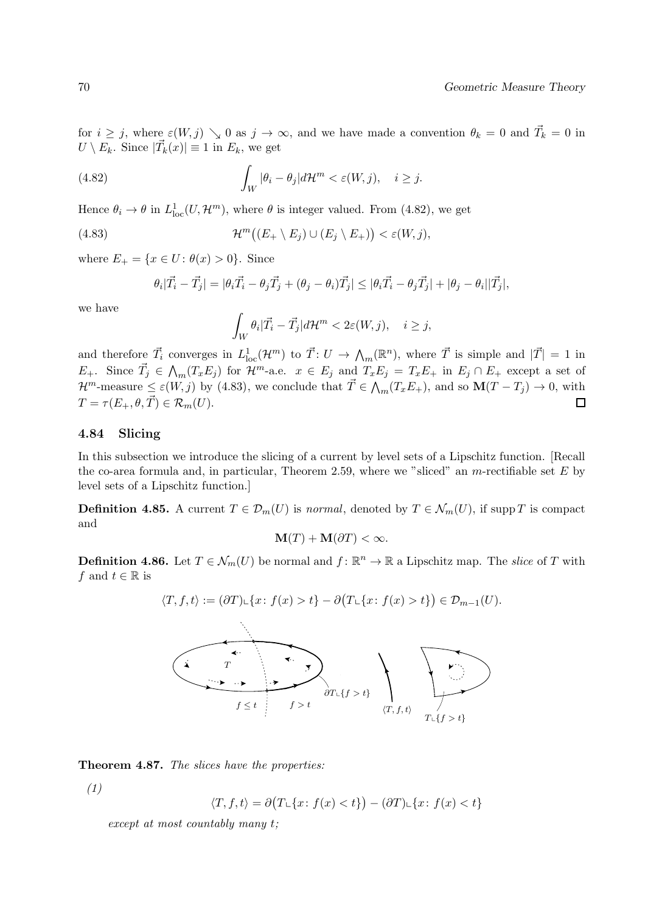for $i \geq j$, where $\varepsilon(W,j) \searrow 0$ as $j \to \infty$, and we have made a convention $\theta_k = 0$ and $\vec{T}_k = 0$ in $U \setminus E_k$. Since $|\vec{T}_k(x)| \equiv 1$ in $E_k$, we get

$$\int_W |\theta_i - \theta_j| d\mathcal{H}^m < \varepsilon(W,j), \quad i \geq j. \tag{4.82}$$

Hence $\theta_i \to \theta$ in $L^1_{\text{loc}}(U, \mathcal{H}^m)$, where $\theta$ is integer valued. From (4.82), we get

$$\mathcal{H}^m\big((E_+ \setminus E_j) \cup (E_j \setminus E_+)\big) < \varepsilon(W,j), \tag{4.83}$$

where $E_+ = \{x \in U : \theta(x) > 0\}$. Since

$$\theta_i |\vec{T}_i - \vec{T}_j| = |\theta_i \vec{T}_i - \theta_j \vec{T}_j + (\theta_j - \theta_i)\vec{T}_j| \leq |\theta_i \vec{T}_i - \theta_j \vec{T}_j| + |\theta_j - \theta_i||\vec{T}_j|,$$

we have

$$\int_W \theta_i |\vec{T}_i - \vec{T}_j| d\mathcal{H}^m < 2\varepsilon(W,j), \quad i \geq j,$$

and therefore $\vec{T}_i$ converges in $L^1_{\text{loc}}(\mathcal{H}^m)$ to $\vec{T} : U \to \bigwedge_m(\mathbb{R}^n)$, where $\vec{T}$ is simple and $|\vec{T}| = 1$ in $E_+$. Since $\vec{T}_j \in \bigwedge_m(T_x E_j)$ for $\mathcal{H}^m$-a.e. $x \in E_j$ and $T_x E_j = T_x E_+$ in $E_j \cap E_+$ except a set of $\mathcal{H}^m$-measure $\leq \varepsilon(W,j)$ by (4.83), we conclude that $\vec{T} \in \bigwedge_m(T_x E_+)$, and so $\mathbf{M}(T - T_j) \to 0$, with $T = \tau(E_+, \theta, \vec{T}) \in \mathcal{R}_m(U)$. □

## 4.84 Slicing

In this subsection we introduce the slicing of a current by level sets of a Lipschitz function. [Recall the co-area formula and, in particular, Theorem 2.59, where we "sliced" an $m$-rectifiable set $E$ by level sets of a Lipschitz function.]

**Definition 4.85.** A current $T \in \mathcal{D}_m(U)$ is *normal*, denoted by $T \in \mathcal{N}_m(U)$, if $\operatorname{supp} T$ is compact and

$$\mathbf{M}(T) + \mathbf{M}(\partial T) < \infty.$$

**Definition 4.86.** Let $T \in \mathcal{N}_m(U)$ be normal and $f : \mathbb{R}^n \to \mathbb{R}$ a Lipschitz map. The *slice* of $T$ with $f$ and $t \in \mathbb{R}$ is

$$\langle T, f, t\rangle := (\partial T) \llcorner \{x : f(x) > t\} - \partial\big(T \llcorner \{x : f(x) > t\}\big) \in \mathcal{D}_{m-1}(U).$$

$T$ $\quad$ $\partial T \llcorner \{f > t\}$ $\quad$ $f \leq t$ $\quad$ $f > t$ $\quad$ $\langle T, f, t\rangle$ $\quad$ $T \llcorner \{f > t\}$

**Theorem 4.87.** *The slices have the properties:*

*(1)*

$$\langle T, f, t\rangle = \partial\big(T \llcorner \{x : f(x) < t\}\big) - (\partial T) \llcorner \{x : f(x) < t\}$$

*except at most countably many $t$;*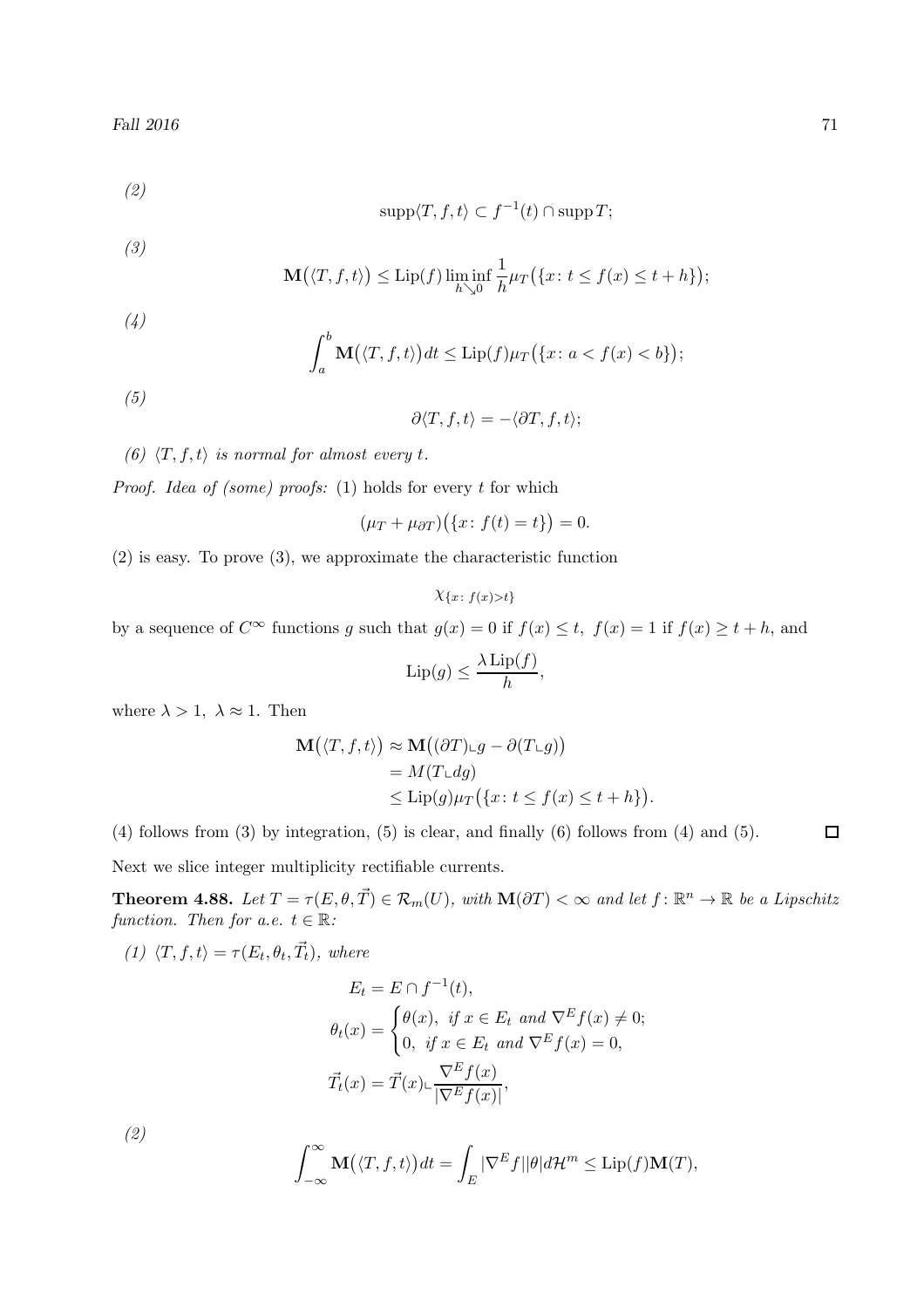*(2)*

$$\operatorname{supp}\langle T, f, t\rangle \subset f^{-1}(t) \cap \operatorname{supp} T;$$

*(3)*

$$\mathbf{M}\big(\langle T, f, t\rangle\big) \leq \operatorname{Lip}(f) \liminf_{h \searrow 0} \frac{1}{h} \mu_T\big(\{x \colon t \leq f(x) \leq t + h\}\big);$$

*(4)*

$$\int_a^b \mathbf{M}\big(\langle T, f, t\rangle\big) dt \leq \operatorname{Lip}(f) \mu_T\big(\{x \colon a < f(x) < b\}\big);$$

*(5)*

$$\partial\langle T, f, t\rangle = -\langle \partial T, f, t\rangle;$$

*(6)* *$\langle T, f, t\rangle$ is normal for almost every $t$.*

*Proof. Idea of (some) proofs:* (1) holds for every $t$ for which

$$(\mu_T + \mu_{\partial T})\big(\{x \colon f(t) = t\}\big) = 0.$$

(2) is easy. To prove (3), we approximate the characteristic function

$$\chi_{\{x \colon f(x) > t\}}$$

by a sequence of $C^\infty$ functions $g$ such that $g(x) = 0$ if $f(x) \leq t,\ f(x) = 1$ if $f(x) \geq t + h$, and

$$\operatorname{Lip}(g) \leq \frac{\lambda \operatorname{Lip}(f)}{h},$$

where $\lambda > 1,\ \lambda \approx 1$. Then

$$\begin{aligned}
\mathbf{M}\big(\langle T, f, t\rangle\big) &\approx \mathbf{M}\big((\partial T) \llcorner g - \partial(T \llcorner g)\big) \\
&= M(T \llcorner dg) \\
&\leq \operatorname{Lip}(g) \mu_T\big(\{x \colon t \leq f(x) \leq t + h\}\big).
\end{aligned}$$

(4) follows from (3) by integration, (5) is clear, and finally (6) follows from (4) and (5). $\square$

Next we slice integer multiplicity rectifiable currents.

**Theorem 4.88.** *Let $T = \tau(E, \theta, \vec{T}) \in \mathcal{R}_m(U)$, with $\mathbf{M}(\partial T) < \infty$ and let $f \colon \mathbb{R}^n \to \mathbb{R}$ be a Lipschitz function. Then for a.e. $t \in \mathbb{R}$:*

*(1)* *$\langle T, f, t\rangle = \tau(E_t, \theta_t, \vec{T}_t)$, where*

$$\begin{aligned}
E_t &= E \cap f^{-1}(t), \\
\theta_t(x) &= \begin{cases} \theta(x), & \text{if } x \in E_t \text{ and } \nabla^E f(x) \neq 0; \\ 0, & \text{if } x \in E_t \text{ and } \nabla^E f(x) = 0, \end{cases} \\
\vec{T}_t(x) &= \vec{T}(x) \llcorner \frac{\nabla^E f(x)}{|\nabla^E f(x)|},
\end{aligned}$$

*(2)*

$$\int_{-\infty}^{\infty} \mathbf{M}\big(\langle T, f, t\rangle\big) dt = \int_E |\nabla^E f||\theta| d\mathcal{H}^m \leq \operatorname{Lip}(f) \mathbf{M}(T),$$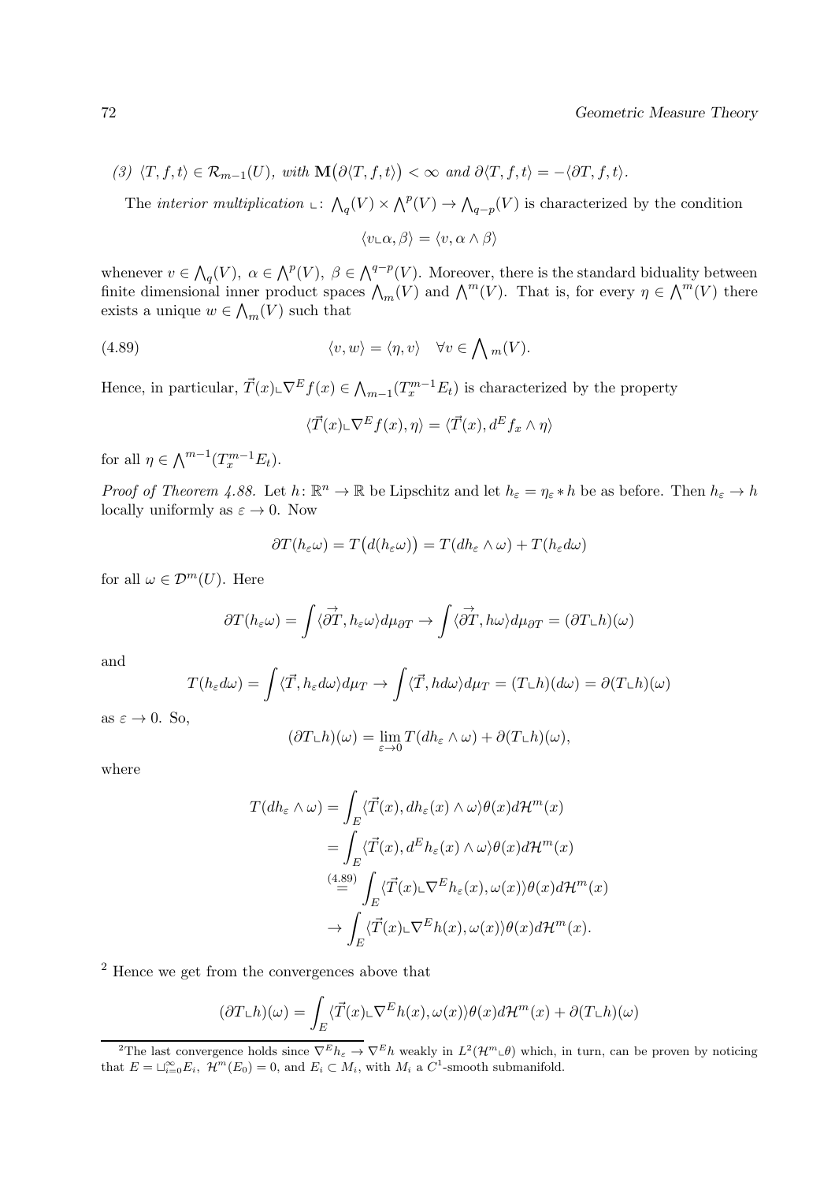*(3)* $\langle T, f, t\rangle \in \mathcal{R}_{m-1}(U)$*, with* $\mathbf{M}\big(\partial\langle T, f, t\rangle\big) < \infty$ *and* $\partial\langle T, f, t\rangle = -\langle \partial T, f, t\rangle$.

The *interior multiplication* $\llcorner\colon \bigwedge_q(V) \times \bigwedge^p(V) \to \bigwedge_{q-p}(V)$ is characterized by the condition

$$\langle v \llcorner \alpha, \beta\rangle = \langle v, \alpha \wedge \beta\rangle$$

whenever $v \in \bigwedge_q(V)$, $\alpha \in \bigwedge^p(V)$, $\beta \in \bigwedge^{q-p}(V)$. Moreover, there is the standard biduality between finite dimensional inner product spaces $\bigwedge_m(V)$ and $\bigwedge^m(V)$. That is, for every $\eta \in \bigwedge^m(V)$ there exists a unique $w \in \bigwedge_m(V)$ such that

$$\langle v, w\rangle = \langle \eta, v\rangle \quad \forall v \in \bigwedge{}_m(V). \tag{4.89}$$

Hence, in particular, $\vec{T}(x) \llcorner \nabla^E f(x) \in \bigwedge_{m-1}(T_x^{m-1}E_t)$ is characterized by the property

$$\langle \vec{T}(x) \llcorner \nabla^E f(x), \eta\rangle = \langle \vec{T}(x), d^E f_x \wedge \eta\rangle$$

for all $\eta \in \bigwedge^{m-1}(T_x^{m-1}E_t)$.

*Proof of Theorem 4.88.* Let $h\colon \mathbb{R}^n \to \mathbb{R}$ be Lipschitz and let $h_\varepsilon = \eta_\varepsilon * h$ be as before. Then $h_\varepsilon \to h$ locally uniformly as $\varepsilon \to 0$. Now

$$\partial T(h_\varepsilon \omega) = T\big(d(h_\varepsilon \omega)\big) = T(dh_\varepsilon \wedge \omega) + T(h_\varepsilon d\omega)$$

for all $\omega \in \mathcal{D}^m(U)$. Here

$$\partial T(h_\varepsilon \omega) = \int \langle \vec{\partial T}, h_\varepsilon \omega\rangle d\mu_{\partial T} \to \int \langle \vec{\partial T}, h\omega\rangle d\mu_{\partial T} = (\partial T \llcorner h)(\omega)$$

and

$$T(h_\varepsilon d\omega) = \int \langle \vec{T}, h_\varepsilon d\omega\rangle d\mu_T \to \int \langle \vec{T}, h d\omega\rangle d\mu_T = (T \llcorner h)(d\omega) = \partial(T \llcorner h)(\omega)$$

as $\varepsilon \to 0$. So,

$$(\partial T \llcorner h)(\omega) = \lim_{\varepsilon \to 0} T(dh_\varepsilon \wedge \omega) + \partial(T \llcorner h)(\omega),$$

where

$$\begin{aligned}
T(dh_\varepsilon \wedge \omega) &= \int_E \langle \vec{T}(x), dh_\varepsilon(x) \wedge \omega\rangle \theta(x) d\mathcal{H}^m(x) \\
&= \int_E \langle \vec{T}(x), d^E h_\varepsilon(x) \wedge \omega\rangle \theta(x) d\mathcal{H}^m(x) \\
&\overset{(4.89)}{=} \int_E \langle \vec{T}(x) \llcorner \nabla^E h_\varepsilon(x), \omega(x)\rangle \theta(x) d\mathcal{H}^m(x) \\
&\to \int_E \langle \vec{T}(x) \llcorner \nabla^E h(x), \omega(x)\rangle \theta(x) d\mathcal{H}^m(x).
\end{aligned}$$

[2] Hence we get from the convergences above that

$$(\partial T \llcorner h)(\omega) = \int_E \langle \vec{T}(x) \llcorner \nabla^E h(x), \omega(x)\rangle \theta(x) d\mathcal{H}^m(x) + \partial(T \llcorner h)(\omega)$$

---

[2] The last convergence holds since $\nabla^E h_\varepsilon \to \nabla^E h$ weakly in $L^2(\mathcal{H}^m \llcorner \theta)$ which, in turn, can be proven by noticing that $E = \sqcup_{i=0}^\infty E_i$, $\mathcal{H}^m(E_0) = 0$, and $E_i \subset M_i$, with $M_i$ a $C^1$-smooth submanifold.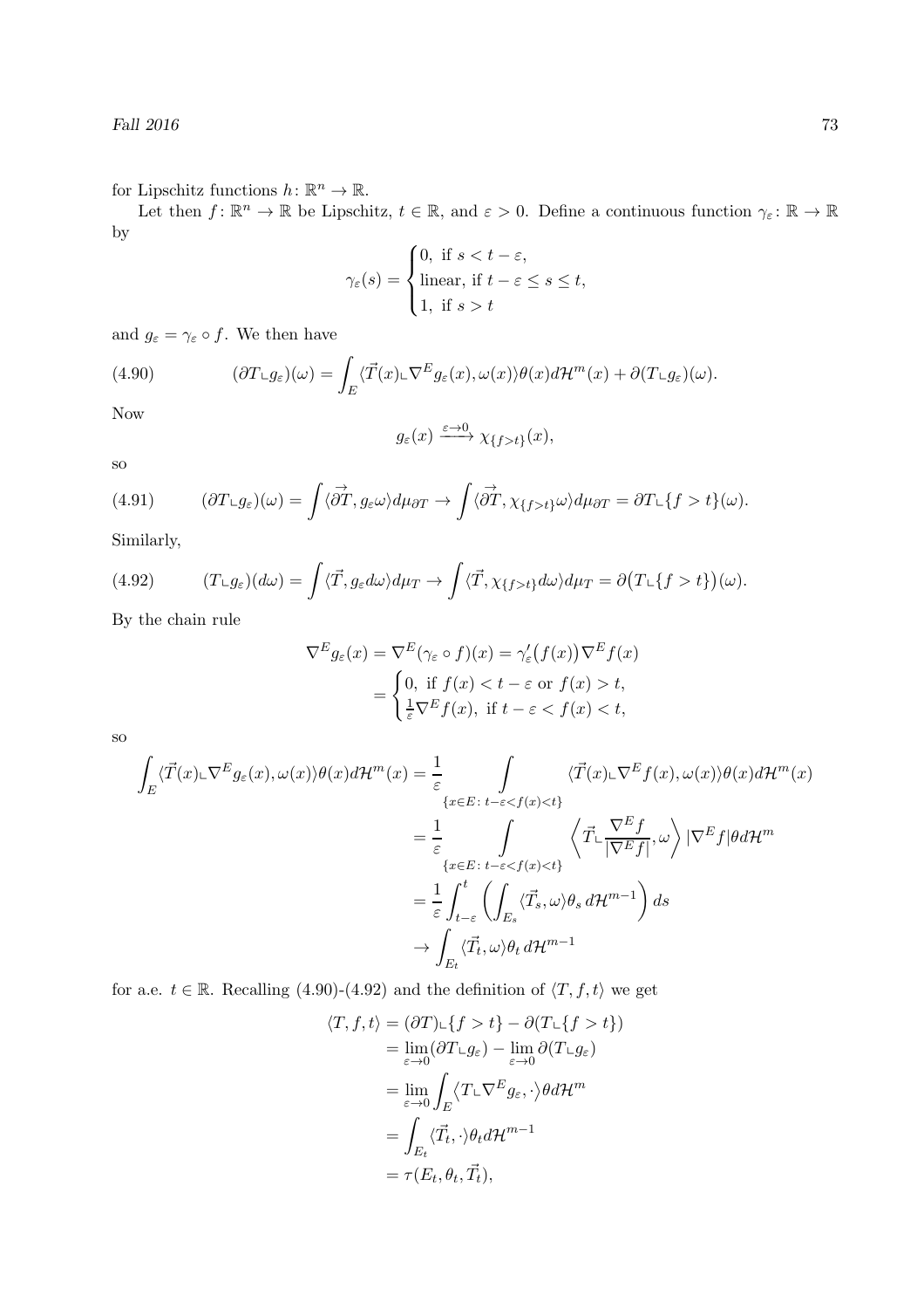for Lipschitz functions $h\colon \mathbb{R}^n \to \mathbb{R}$.

Let then $f\colon \mathbb{R}^n \to \mathbb{R}$ be Lipschitz, $t \in \mathbb{R}$, and $\varepsilon > 0$. Define a continuous function $\gamma_\varepsilon\colon \mathbb{R} \to \mathbb{R}$ by

$$\gamma_\varepsilon(s) = \begin{cases} 0, \text{ if } s < t - \varepsilon, \\ \text{linear, if } t - \varepsilon \leq s \leq t, \\ 1, \text{ if } s > t \end{cases}$$

and $g_\varepsilon = \gamma_\varepsilon \circ f$. We then have

$$(\partial T \llcorner g_\varepsilon)(\omega) = \int_E \langle \vec{T}(x) \llcorner \nabla^E g_\varepsilon(x), \omega(x) \rangle \theta(x) d\mathcal{H}^m(x) + \partial(T \llcorner g_\varepsilon)(\omega). \tag{4.90}$$

Now

$$g_\varepsilon(x) \xrightarrow{\varepsilon \to 0} \chi_{\{f > t\}}(x),$$

so

$$(\partial T \llcorner g_\varepsilon)(\omega) = \int \langle \vec{\partial T}, g_\varepsilon \omega \rangle d\mu_{\partial T} \to \int \langle \vec{\partial T}, \chi_{\{f>t\}} \omega \rangle d\mu_{\partial T} = \partial T \llcorner \{f > t\}(\omega). \tag{4.91}$$

Similarly,

$$(T \llcorner g_\varepsilon)(d\omega) = \int \langle \vec{T}, g_\varepsilon d\omega \rangle d\mu_T \to \int \langle \vec{T}, \chi_{\{f>t\}} d\omega \rangle d\mu_T = \partial\big(T \llcorner \{f > t\}\big)(\omega). \tag{4.92}$$

By the chain rule

$$\begin{aligned}
\nabla^E g_\varepsilon(x) &= \nabla^E(\gamma_\varepsilon \circ f)(x) = \gamma_\varepsilon'\big(f(x)\big) \nabla^E f(x) \\
&= \begin{cases} 0, \text{ if } f(x) < t - \varepsilon \text{ or } f(x) > t, \\ \frac{1}{\varepsilon} \nabla^E f(x), \text{ if } t - \varepsilon < f(x) < t, \end{cases}
\end{aligned}$$

so

$$\begin{aligned}
\int_E \langle \vec{T}(x) \llcorner \nabla^E g_\varepsilon(x), \omega(x) \rangle \theta(x) d\mathcal{H}^m(x) &= \frac{1}{\varepsilon} \int\limits_{\{x \in E\colon t - \varepsilon < f(x) < t\}} \langle \vec{T}(x) \llcorner \nabla^E f(x), \omega(x) \rangle \theta(x) d\mathcal{H}^m(x) \\
&= \frac{1}{\varepsilon} \int\limits_{\{x \in E\colon t - \varepsilon < f(x) < t\}} \left\langle \vec{T} \llcorner \frac{\nabla^E f}{|\nabla^E f|}, \omega \right\rangle |\nabla^E f| \theta d\mathcal{H}^m \\
&= \frac{1}{\varepsilon} \int_{t-\varepsilon}^t \left( \int_{E_s} \langle \vec{T}_s, \omega \rangle \theta_s \, d\mathcal{H}^{m-1} \right) ds \\
&\to \int_{E_t} \langle \vec{T}_t, \omega \rangle \theta_t \, d\mathcal{H}^{m-1}
\end{aligned}$$

for a.e. $t \in \mathbb{R}$. Recalling (4.90)-(4.92) and the definition of $\langle T, f, t \rangle$ we get

$$\begin{aligned}
\langle T, f, t \rangle &= (\partial T) \llcorner \{f > t\} - \partial(T \llcorner \{f > t\}) \\
&= \lim_{\varepsilon \to 0} (\partial T \llcorner g_\varepsilon) - \lim_{\varepsilon \to 0} \partial(T \llcorner g_\varepsilon) \\
&= \lim_{\varepsilon \to 0} \int_E \big\langle T \llcorner \nabla^E g_\varepsilon, \cdot \big\rangle \theta d\mathcal{H}^m \\
&= \int_{E_t} \langle \vec{T}_t, \cdot \rangle \theta_t d\mathcal{H}^{m-1} \\
&= \tau(E_t, \theta_t, \vec{T}_t),
\end{aligned}$$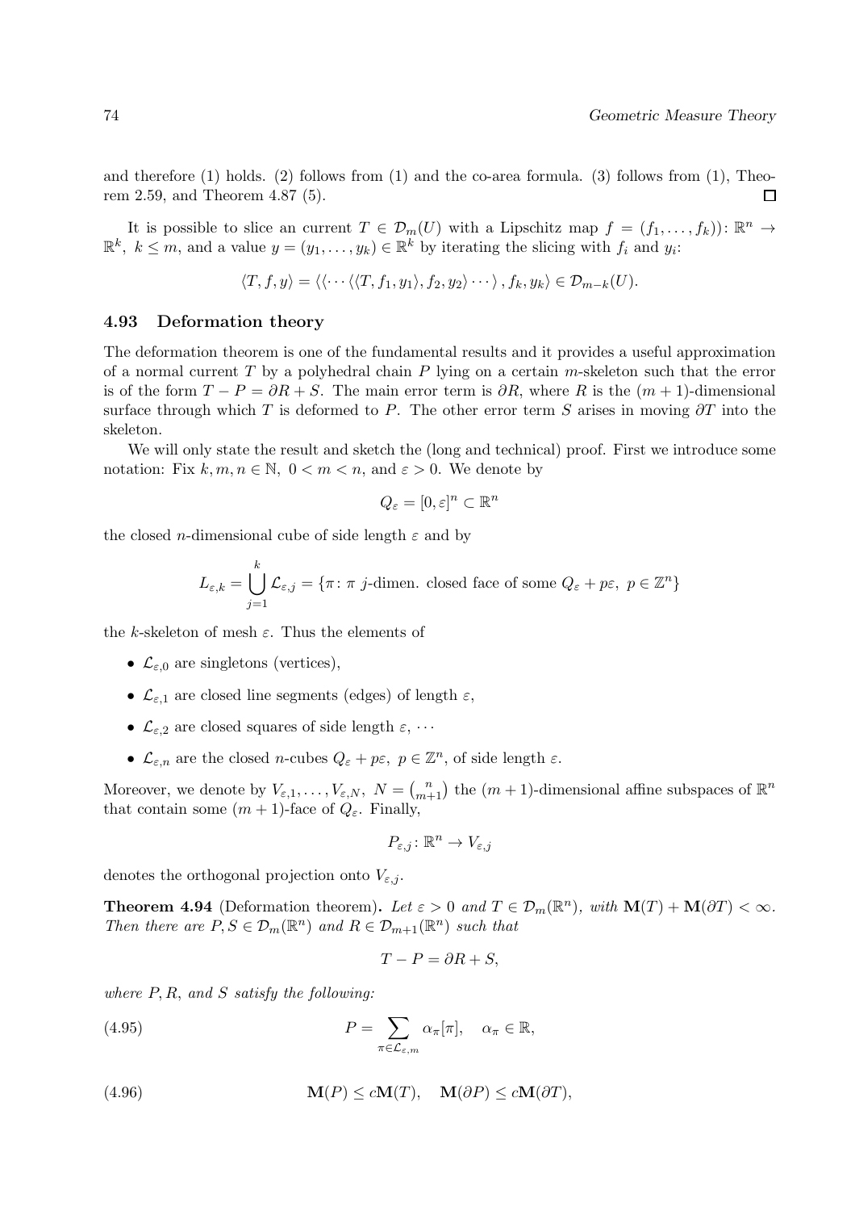and therefore (1) holds. (2) follows from (1) and the co-area formula. (3) follows from (1), Theorem 2.59, and Theorem 4.87 (5). □

It is possible to slice an current $T \in \mathcal{D}_m(U)$ with a Lipschitz map $f = (f_1, \ldots, f_k)) \colon \mathbb{R}^n \to \mathbb{R}^k,\ k \leq m$, and a value $y = (y_1, \ldots, y_k) \in \mathbb{R}^k$ by iterating the slicing with $f_i$ and $y_i$:

$$\langle T, f, y \rangle = \langle \langle \cdots \langle \langle T, f_1, y_1 \rangle, f_2, y_2 \rangle \cdots \rangle, f_k, y_k \rangle \in \mathcal{D}_{m-k}(U).$$

### 4.93 Deformation theory

The deformation theorem is one of the fundamental results and it provides a useful approximation of a normal current $T$ by a polyhedral chain $P$ lying on a certain $m$-skeleton such that the error is of the form $T - P = \partial R + S$. The main error term is $\partial R$, where $R$ is the $(m+1)$-dimensional surface through which $T$ is deformed to $P$. The other error term $S$ arises in moving $\partial T$ into the skeleton.

We will only state the result and sketch the (long and technical) proof. First we introduce some notation: Fix $k, m, n \in \mathbb{N},\ 0 < m < n$, and $\varepsilon > 0$. We denote by

$$Q_\varepsilon = [0, \varepsilon]^n \subset \mathbb{R}^n$$

the closed $n$-dimensional cube of side length $\varepsilon$ and by

$$L_{\varepsilon,k} = \bigcup_{j=1}^{k} \mathcal{L}_{\varepsilon,j} = \{\pi \colon \pi \ j\text{-dimen. closed face of some } Q_\varepsilon + p\varepsilon,\ p \in \mathbb{Z}^n\}$$

the $k$-skeleton of mesh $\varepsilon$. Thus the elements of

- $\mathcal{L}_{\varepsilon,0}$ are singletons (vertices),
- $\mathcal{L}_{\varepsilon,1}$ are closed line segments (edges) of length $\varepsilon$,
- $\mathcal{L}_{\varepsilon,2}$ are closed squares of side length $\varepsilon$, $\cdots$
- $\mathcal{L}_{\varepsilon,n}$ are the closed $n$-cubes $Q_\varepsilon + p\varepsilon,\ p \in \mathbb{Z}^n$, of side length $\varepsilon$.

Moreover, we denote by $V_{\varepsilon,1}, \ldots, V_{\varepsilon,N},\ N = \binom{n}{m+1}$ the $(m+1)$-dimensional affine subspaces of $\mathbb{R}^n$ that contain some $(m+1)$-face of $Q_\varepsilon$. Finally,

$$P_{\varepsilon,j} \colon \mathbb{R}^n \to V_{\varepsilon,j}$$

denotes the orthogonal projection onto $V_{\varepsilon,j}$.

**Theorem 4.94** (Deformation theorem). *Let $\varepsilon > 0$ and $T \in \mathcal{D}_m(\mathbb{R}^n)$, with $\mathbf{M}(T) + \mathbf{M}(\partial T) < \infty$. Then there are $P, S \in \mathcal{D}_m(\mathbb{R}^n)$ and $R \in \mathcal{D}_{m+1}(\mathbb{R}^n)$ such that*

$$T - P = \partial R + S,$$

*where $P, R$, and $S$ satisfy the following:*

$$P = \sum_{\pi \in \mathcal{L}_{\varepsilon,m}} \alpha_\pi [\pi], \quad \alpha_\pi \in \mathbb{R}, \tag{4.95}$$

$$\mathbf{M}(P) \leq c\mathbf{M}(T), \quad \mathbf{M}(\partial P) \leq c\mathbf{M}(\partial T), \tag{4.96}$$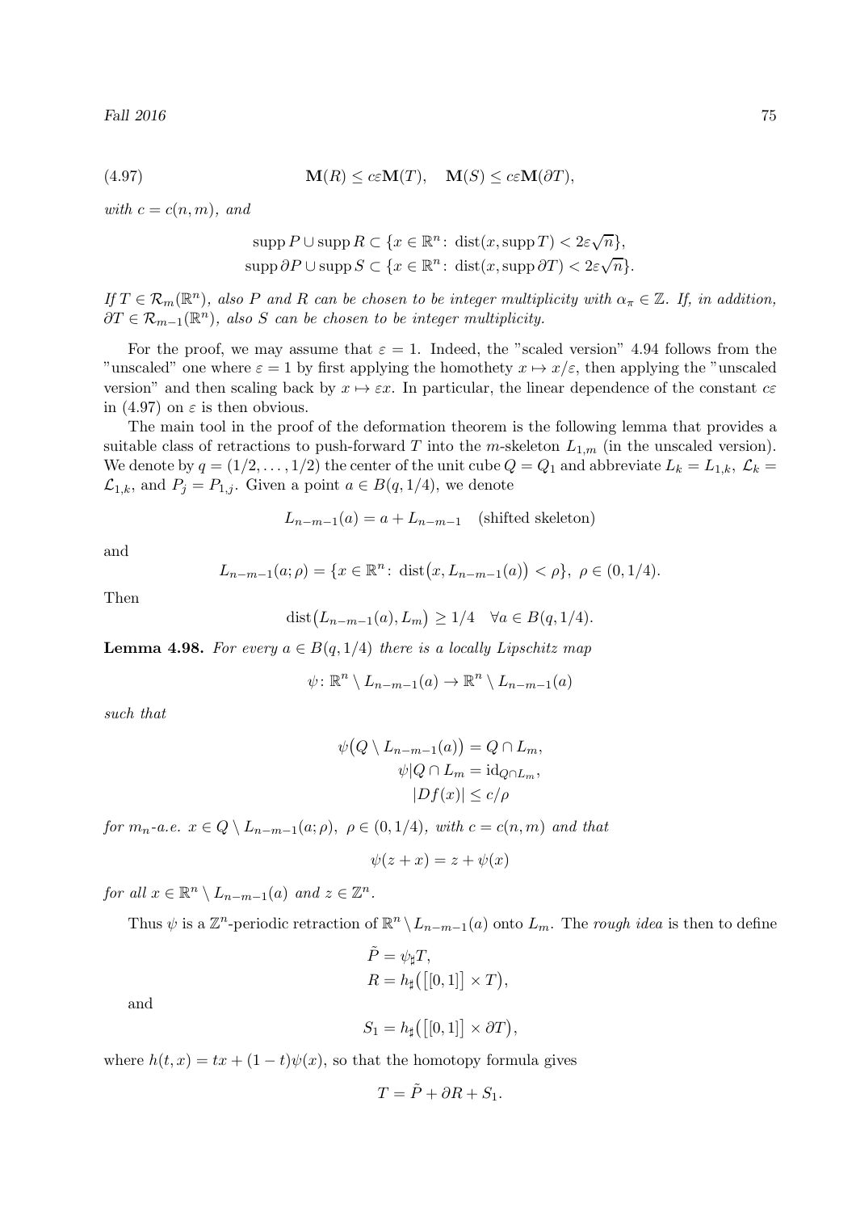$$\mathbf{M}(R) \le c\varepsilon \mathbf{M}(T), \quad \mathbf{M}(S) \le c\varepsilon \mathbf{M}(\partial T), \tag{4.97}$$

*with* $c = c(n,m)$*, and*

$$\operatorname{supp} P \cup \operatorname{supp} R \subset \{x \in \mathbb{R}^n \colon \operatorname{dist}(x, \operatorname{supp} T) < 2\varepsilon\sqrt{n}\},$$
$$\operatorname{supp} \partial P \cup \operatorname{supp} S \subset \{x \in \mathbb{R}^n \colon \operatorname{dist}(x, \operatorname{supp} \partial T) < 2\varepsilon\sqrt{n}\}.$$

*If* $T \in \mathcal{R}_m(\mathbb{R}^n)$*, also* $P$ *and* $R$ *can be chosen to be integer multiplicity with* $\alpha_\pi \in \mathbb{Z}$*. If, in addition,* $\partial T \in \mathcal{R}_{m-1}(\mathbb{R}^n)$*, also* $S$ *can be chosen to be integer multiplicity.*

For the proof, we may assume that $\varepsilon = 1$. Indeed, the "scaled version" 4.94 follows from the "unscaled" one where $\varepsilon = 1$ by first applying the homothety $x \mapsto x/\varepsilon$, then applying the "unscaled version" and then scaling back by $x \mapsto \varepsilon x$. In particular, the linear dependence of the constant $c\varepsilon$ in (4.97) on $\varepsilon$ is then obvious.

The main tool in the proof of the deformation theorem is the following lemma that provides a suitable class of retractions to push-forward $T$ into the $m$-skeleton $L_{1,m}$ (in the unscaled version). We denote by $q = (1/2, \dots, 1/2)$ the center of the unit cube $Q = Q_1$ and abbreviate $L_k = L_{1,k}$, $\mathcal{L}_k = \mathcal{L}_{1,k}$, and $P_j = P_{1,j}$. Given a point $a \in B(q, 1/4)$, we denote

$$L_{n-m-1}(a) = a + L_{n-m-1} \quad \text{(shifted skeleton)}$$

and

$$L_{n-m-1}(a;\rho) = \{x \in \mathbb{R}^n \colon \operatorname{dist}\big(x, L_{n-m-1}(a)\big) < \rho\}, \ \rho \in (0, 1/4).$$

Then

$$\operatorname{dist}\big(L_{n-m-1}(a), L_m\big) \ge 1/4 \quad \forall a \in B(q, 1/4).$$

**Lemma 4.98.** *For every* $a \in B(q, 1/4)$ *there is a locally Lipschitz map*

$$\psi \colon \mathbb{R}^n \setminus L_{n-m-1}(a) \to \mathbb{R}^n \setminus L_{n-m-1}(a)$$

*such that*

$$\psi\big(Q \setminus L_{n-m-1}(a)\big) = Q \cap L_m,$$
$$\psi | Q \cap L_m = \mathrm{id}_{Q \cap L_m},$$
$$|Df(x)| \le c/\rho$$

*for* $m_n$*-a.e.* $x \in Q \setminus L_{n-m-1}(a;\rho)$*,* $\rho \in (0, 1/4)$*, with* $c = c(n,m)$ *and that*

$$\psi(z + x) = z + \psi(x)$$

*for all* $x \in \mathbb{R}^n \setminus L_{n-m-1}(a)$ *and* $z \in \mathbb{Z}^n$*.*

Thus $\psi$ is a $\mathbb{Z}^n$-periodic retraction of $\mathbb{R}^n \setminus L_{n-m-1}(a)$ onto $L_m$. The *rough idea* is then to define

$$\tilde{P} = \psi_\sharp T,$$
$$R = h_\sharp\big([[0,1]] \times T\big),$$

and

$$S_1 = h_\sharp\big([[0,1]] \times \partial T\big),$$

where $h(t,x) = tx + (1-t)\psi(x)$, so that the homotopy formula gives

$$T = \tilde{P} + \partial R + S_1.$$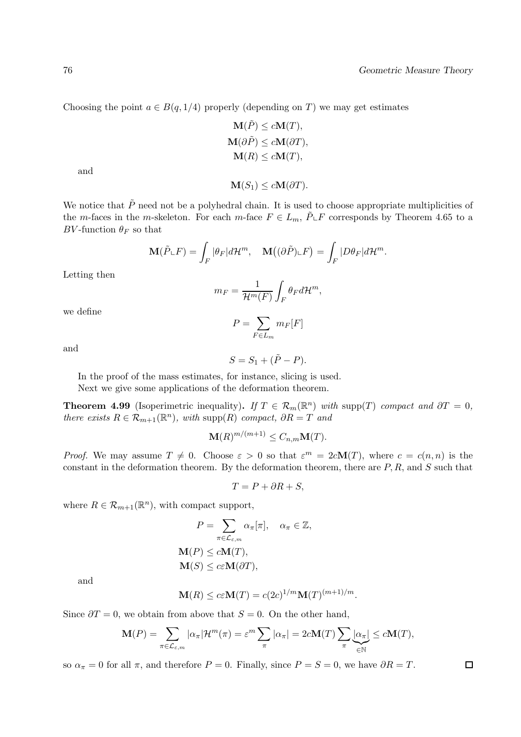Choosing the point $a \in B(q, 1/4)$ properly (depending on $T$) we may get estimates

$$\mathbf{M}(\tilde{P}) \leq c\mathbf{M}(T),$$
$$\mathbf{M}(\partial\tilde{P}) \leq c\mathbf{M}(\partial T),$$
$$\mathbf{M}(R) \leq c\mathbf{M}(T),$$

and

$$\mathbf{M}(S_1) \leq c\mathbf{M}(\partial T).$$

We notice that $\tilde{P}$ need not be a polyhedral chain. It is used to choose appropriate multiplicities of the $m$-faces in the $m$-skeleton. For each $m$-face $F \in L_m$, $\tilde{P} \llcorner F$ corresponds by Theorem 4.65 to a $BV$-function $\theta_F$ so that

$$\mathbf{M}(\tilde{P} \llcorner F) = \int_F |\theta_F| d\mathcal{H}^m, \quad \mathbf{M}\big((\partial\tilde{P}) \llcorner F\big) = \int_F |D\theta_F| d\mathcal{H}^m.$$

Letting then

$$m_F = \frac{1}{\mathcal{H}^m(F)} \int_F \theta_F d\mathcal{H}^m,$$

we define

$$P = \sum_{F \in L_m} m_F[F]$$

and

$$S = S_1 + (\tilde{P} - P).$$

In the proof of the mass estimates, for instance, slicing is used.

Next we give some applications of the deformation theorem.

**Theorem 4.99** (Isoperimetric inequality)**.** *If $T \in \mathcal{R}_m(\mathbb{R}^n)$ with $\operatorname{supp}(T)$ compact and $\partial T = 0$, there exists $R \in \mathcal{R}_{m+1}(\mathbb{R}^n)$, with $\operatorname{supp}(R)$ compact, $\partial R = T$ and*

$$\mathbf{M}(R)^{m/(m+1)} \leq C_{n,m}\mathbf{M}(T).$$

*Proof.* We may assume $T \neq 0$. Choose $\varepsilon > 0$ so that $\varepsilon^m = 2c\mathbf{M}(T)$, where $c = c(n,n)$ is the constant in the deformation theorem. By the deformation theorem, there are $P, R$, and $S$ such that

$$T = P + \partial R + S,$$

where $R \in \mathcal{R}_{m+1}(\mathbb{R}^n)$, with compact support,

$$P = \sum_{\pi \in \mathcal{L}_{\varepsilon,m}} \alpha_\pi[\pi], \quad \alpha_\pi \in \mathbb{Z},$$
$$\mathbf{M}(P) \leq c\mathbf{M}(T),$$
$$\mathbf{M}(S) \leq c\varepsilon\mathbf{M}(\partial T),$$

and

$$\mathbf{M}(R) \leq c\varepsilon\mathbf{M}(T) = c(2c)^{1/m}\mathbf{M}(T)^{(m+1)/m}.$$

Since $\partial T = 0$, we obtain from above that $S = 0$. On the other hand,

$$\mathbf{M}(P) = \sum_{\pi \in \mathcal{L}_{\varepsilon,m}} |\alpha_\pi| \mathcal{H}^m(\pi) = \varepsilon^m \sum_\pi |\alpha_\pi| = 2c\mathbf{M}(T) \sum_\pi \underbrace{|\alpha_\pi|}_{\in \mathbb{N}} \leq c\mathbf{M}(T),$$

so $\alpha_\pi = 0$ for all $\pi$, and therefore $P = 0$. Finally, since $P = S = 0$, we have $\partial R = T$. $\square$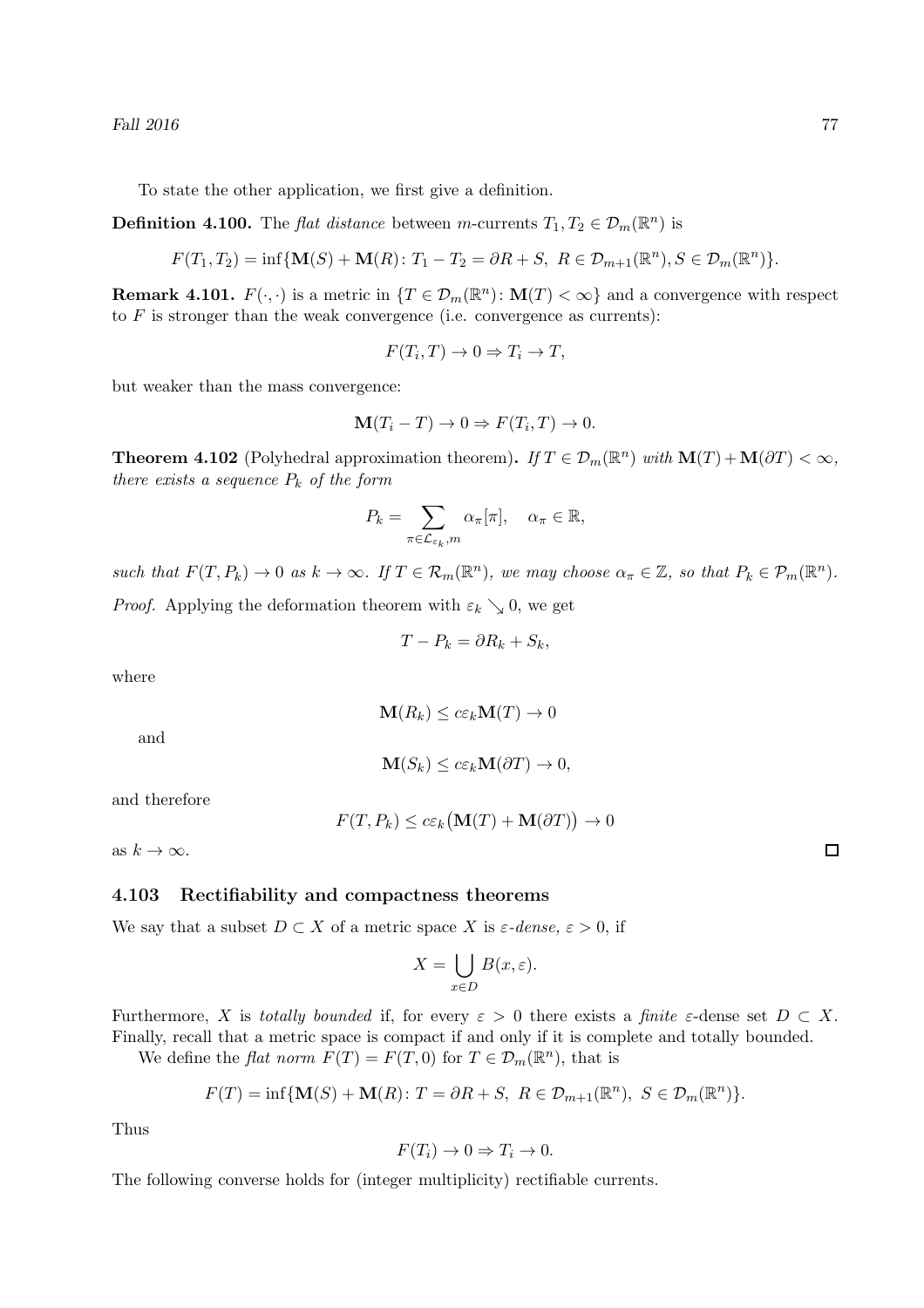To state the other application, we first give a definition.

**Definition 4.100.** The *flat distance* between $m$-currents $T_1, T_2 \in \mathcal{D}_m(\mathbb{R}^n)$ is

$$F(T_1, T_2) = \inf\{\mathbf{M}(S) + \mathbf{M}(R) \colon T_1 - T_2 = \partial R + S,\ R \in \mathcal{D}_{m+1}(\mathbb{R}^n), S \in \mathcal{D}_m(\mathbb{R}^n)\}.$$

**Remark 4.101.** $F(\cdot, \cdot)$ is a metric in $\{T \in \mathcal{D}_m(\mathbb{R}^n) \colon \mathbf{M}(T) < \infty\}$ and a convergence with respect to $F$ is stronger than the weak convergence (i.e. convergence as currents):

$$F(T_i, T) \to 0 \Rightarrow T_i \to T,$$

but weaker than the mass convergence:

$$\mathbf{M}(T_i - T) \to 0 \Rightarrow F(T_i, T) \to 0.$$

**Theorem 4.102** (Polyhedral approximation theorem)**.** *If $T \in \mathcal{D}_m(\mathbb{R}^n)$ with $\mathbf{M}(T) + \mathbf{M}(\partial T) < \infty$, there exists a sequence $P_k$ of the form*

$$P_k = \sum_{\pi \in \mathcal{L}_{\varepsilon_k}, m} \alpha_\pi [\pi], \quad \alpha_\pi \in \mathbb{R},$$

*such that $F(T, P_k) \to 0$ as $k \to \infty$. If $T \in \mathcal{R}_m(\mathbb{R}^n)$, we may choose $\alpha_\pi \in \mathbb{Z}$, so that $P_k \in \mathcal{P}_m(\mathbb{R}^n)$.*

*Proof.* Applying the deformation theorem with $\varepsilon_k \searrow 0$, we get

$$T - P_k = \partial R_k + S_k,$$

where

$$\mathbf{M}(R_k) \le c\varepsilon_k \mathbf{M}(T) \to 0$$

and

$$\mathbf{M}(S_k) \le c\varepsilon_k \mathbf{M}(\partial T) \to 0,$$

and therefore

$$F(T, P_k) \le c\varepsilon_k \big(\mathbf{M}(T) + \mathbf{M}(\partial T)\big) \to 0$$

as $k \to \infty$. $\square$

### 4.103 Rectifiability and compactness theorems

We say that a subset $D \subset X$ of a metric space $X$ is *$\varepsilon$-dense,* $\varepsilon > 0$, if

$$X = \bigcup_{x \in D} B(x, \varepsilon).$$

Furthermore, $X$ is *totally bounded* if, for every $\varepsilon > 0$ there exists a *finite* $\varepsilon$-dense set $D \subset X$. Finally, recall that a metric space is compact if and only if it is complete and totally bounded.

We define the *flat norm* $F(T) = F(T, 0)$ for $T \in \mathcal{D}_m(\mathbb{R}^n)$, that is

$$F(T) = \inf\{\mathbf{M}(S) + \mathbf{M}(R) \colon T = \partial R + S,\ R \in \mathcal{D}_{m+1}(\mathbb{R}^n),\ S \in \mathcal{D}_m(\mathbb{R}^n)\}.$$

Thus

$$F(T_i) \to 0 \Rightarrow T_i \to 0.$$

The following converse holds for (integer multiplicity) rectifiable currents.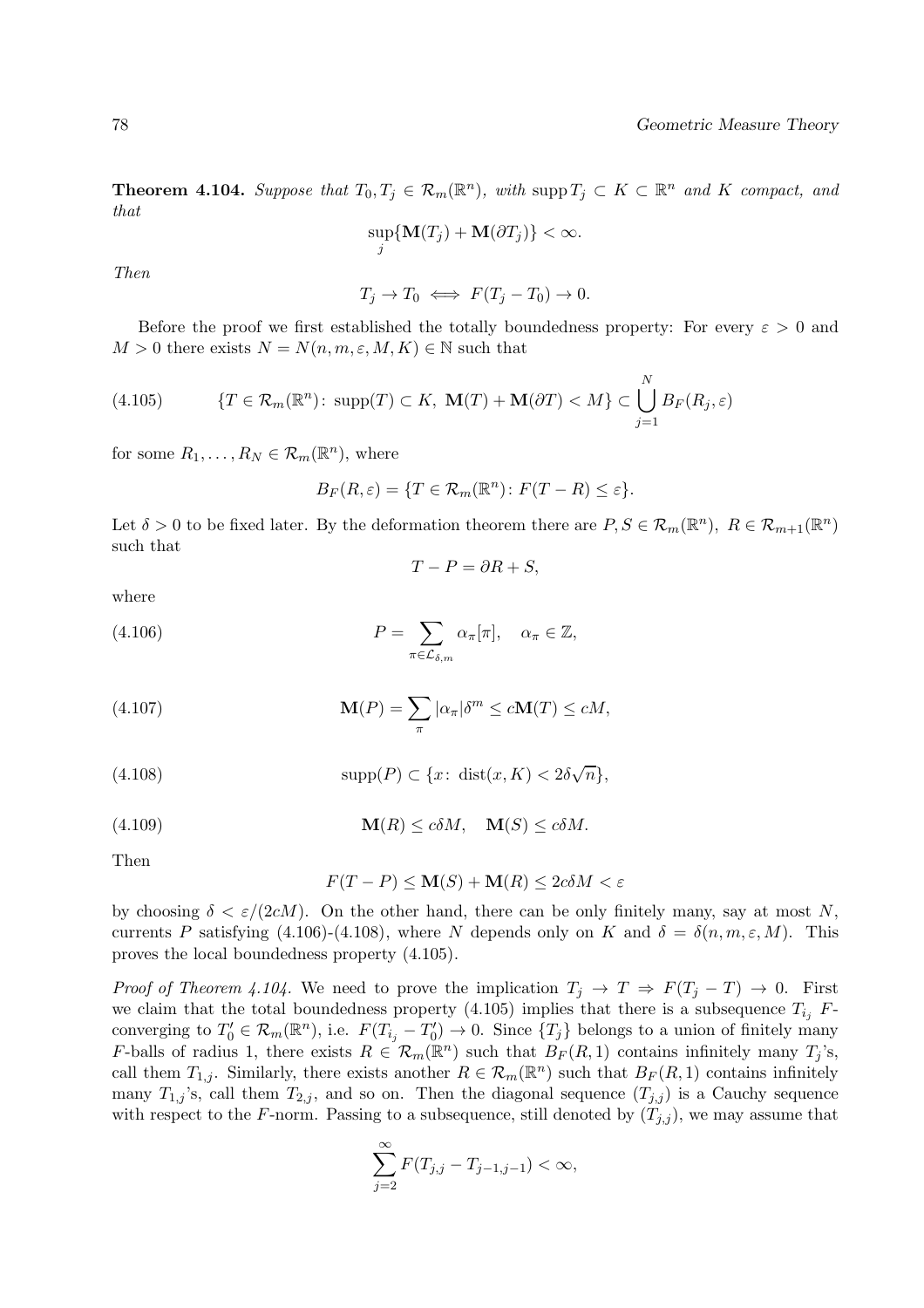**Theorem 4.104.** *Suppose that $T_0, T_j \in \mathcal{R}_m(\mathbb{R}^n)$, with $\operatorname{supp} T_j \subset K \subset \mathbb{R}^n$ and $K$ compact, and that*

$$\sup_j \{\mathbf{M}(T_j) + \mathbf{M}(\partial T_j)\} < \infty.$$

*Then*

$$T_j \to T_0 \iff F(T_j - T_0) \to 0.$$

Before the proof we first established the totally boundedness property: For every $\varepsilon > 0$ and $M > 0$ there exists $N = N(n, m, \varepsilon, M, K) \in \mathbb{N}$ such that

$$\{T \in \mathcal{R}_m(\mathbb{R}^n)\colon \operatorname{supp}(T) \subset K,\ \mathbf{M}(T) + \mathbf{M}(\partial T) < M\} \subset \bigcup_{j=1}^{N} B_F(R_j, \varepsilon) \tag{4.105}$$

for some $R_1, \ldots, R_N \in \mathcal{R}_m(\mathbb{R}^n)$, where

$$B_F(R, \varepsilon) = \{T \in \mathcal{R}_m(\mathbb{R}^n)\colon F(T - R) \le \varepsilon\}.$$

Let $\delta > 0$ to be fixed later. By the deformation theorem there are $P, S \in \mathcal{R}_m(\mathbb{R}^n)$, $R \in \mathcal{R}_{m+1}(\mathbb{R}^n)$ such that

$$T - P = \partial R + S,$$

where

$$P = \sum_{\pi \in \mathcal{L}_{\delta,m}} \alpha_\pi [\pi], \quad \alpha_\pi \in \mathbb{Z}, \tag{4.106}$$

$$\mathbf{M}(P) = \sum_\pi |\alpha_\pi| \delta^m \le c\mathbf{M}(T) \le cM, \tag{4.107}$$

$$\operatorname{supp}(P) \subset \{x\colon \operatorname{dist}(x, K) < 2\delta\sqrt{n}\}, \tag{4.108}$$

$$\mathbf{M}(R) \le c\delta M, \quad \mathbf{M}(S) \le c\delta M. \tag{4.109}$$

Then

$$F(T - P) \le \mathbf{M}(S) + \mathbf{M}(R) \le 2c\delta M < \varepsilon$$

by choosing $\delta < \varepsilon/(2cM)$. On the other hand, there can be only finitely many, say at most $N$, currents $P$ satisfying (4.106)-(4.108), where $N$ depends only on $K$ and $\delta = \delta(n, m, \varepsilon, M)$. This proves the local boundedness property (4.105).

*Proof of Theorem 4.104.* We need to prove the implication $T_j \to T \Rightarrow F(T_j - T) \to 0$. First we claim that the total boundedness property (4.105) implies that there is a subsequence $T_{i_j}$ $F$-converging to $T_0' \in \mathcal{R}_m(\mathbb{R}^n)$, i.e. $F(T_{i_j} - T_0') \to 0$. Since $\{T_j\}$ belongs to a union of finitely many $F$-balls of radius 1, there exists $R \in \mathcal{R}_m(\mathbb{R}^n)$ such that $B_F(R, 1)$ contains infinitely many $T_j$'s, call them $T_{1,j}$. Similarly, there exists another $R \in \mathcal{R}_m(\mathbb{R}^n)$ such that $B_F(R, 1)$ contains infinitely many $T_{1,j}$'s, call them $T_{2,j}$, and so on. Then the diagonal sequence $(T_{j,j})$ is a Cauchy sequence with respect to the $F$-norm. Passing to a subsequence, still denoted by $(T_{j,j})$, we may assume that

$$\sum_{j=2}^{\infty} F(T_{j,j} - T_{j-1,j-1}) < \infty,$$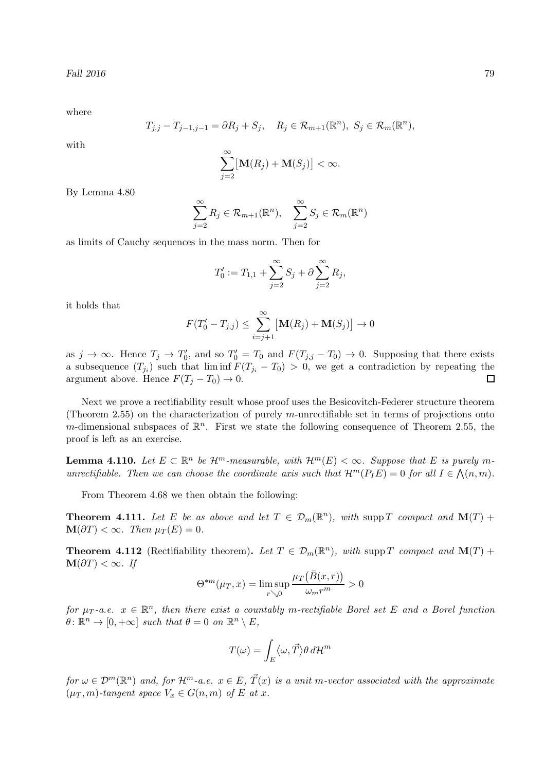where

$$T_{j,j} - T_{j-1,j-1} = \partial R_j + S_j, \quad R_j \in \mathcal{R}_{m+1}(\mathbb{R}^n),\ S_j \in \mathcal{R}_m(\mathbb{R}^n),$$

with

$$\sum_{j=2}^{\infty} \big[ \mathbf{M}(R_j) + \mathbf{M}(S_j) \big] < \infty.$$

By Lemma 4.80

$$\sum_{j=2}^{\infty} R_j \in \mathcal{R}_{m+1}(\mathbb{R}^n), \quad \sum_{j=2}^{\infty} S_j \in \mathcal{R}_m(\mathbb{R}^n)$$

as limits of Cauchy sequences in the mass norm. Then for

$$T_0' := T_{1,1} + \sum_{j=2}^{\infty} S_j + \partial \sum_{j=2}^{\infty} R_j,$$

it holds that

$$F(T_0' - T_{j,j}) \leq \sum_{i=j+1}^{\infty} \big[ \mathbf{M}(R_j) + \mathbf{M}(S_j) \big] \to 0$$

as $j \to \infty$. Hence $T_j \to T_0'$, and so $T_0' = T_0$ and $F(T_{j,j} - T_0) \to 0$. Supposing that there exists a subsequence $(T_{j_i})$ such that $\liminf F(T_{j_i} - T_0) > 0$, we get a contradiction by repeating the argument above. Hence $F(T_j - T_0) \to 0$. $\square$

Next we prove a rectifiability result whose proof uses the Besicovitch-Federer structure theorem (Theorem 2.55) on the characterization of purely $m$-unrectifiable set in terms of projections onto $m$-dimensional subspaces of $\mathbb{R}^n$. First we state the following consequence of Theorem 2.55, the proof is left as an exercise.

**Lemma 4.110.** *Let $E \subset \mathbb{R}^n$ be $\mathcal{H}^m$-measurable, with $\mathcal{H}^m(E) < \infty$. Suppose that $E$ is purely $m$-unrectifiable. Then we can choose the coordinate axis such that $\mathcal{H}^m(P_I E) = 0$ for all $I \in \bigwedge(n, m)$.*

From Theorem 4.68 we then obtain the following:

**Theorem 4.111.** *Let $E$ be as above and let $T \in \mathcal{D}_m(\mathbb{R}^n)$, with $\operatorname{supp} T$ compact and $\mathbf{M}(T) + \mathbf{M}(\partial T) < \infty$. Then $\mu_T(E) = 0$.*

**Theorem 4.112** (Rectifiability theorem)**.** *Let $T \in \mathcal{D}_m(\mathbb{R}^n)$, with $\operatorname{supp} T$ compact and $\mathbf{M}(T) + \mathbf{M}(\partial T) < \infty$. If*

$$\Theta^{*m}(\mu_T, x) = \limsup_{r \searrow 0} \frac{\mu_T\big(\bar{B}(x,r)\big)}{\omega_m r^m} > 0$$

*for $\mu_T$-a.e. $x \in \mathbb{R}^n$, then there exist a countably $m$-rectifiable Borel set $E$ and a Borel function $\theta\colon \mathbb{R}^n \to [0, +\infty]$ such that $\theta = 0$ on $\mathbb{R}^n \setminus E$,*

$$T(\omega) = \int_E \langle \omega, \vec{T} \rangle \theta \, d\mathcal{H}^m$$

*for $\omega \in \mathcal{D}^m(\mathbb{R}^n)$ and, for $\mathcal{H}^m$-a.e. $x \in E$, $\vec{T}(x)$ is a unit $m$-vector associated with the approximate $(\mu_T, m)$-tangent space $V_x \in G(n, m)$ of $E$ at $x$.*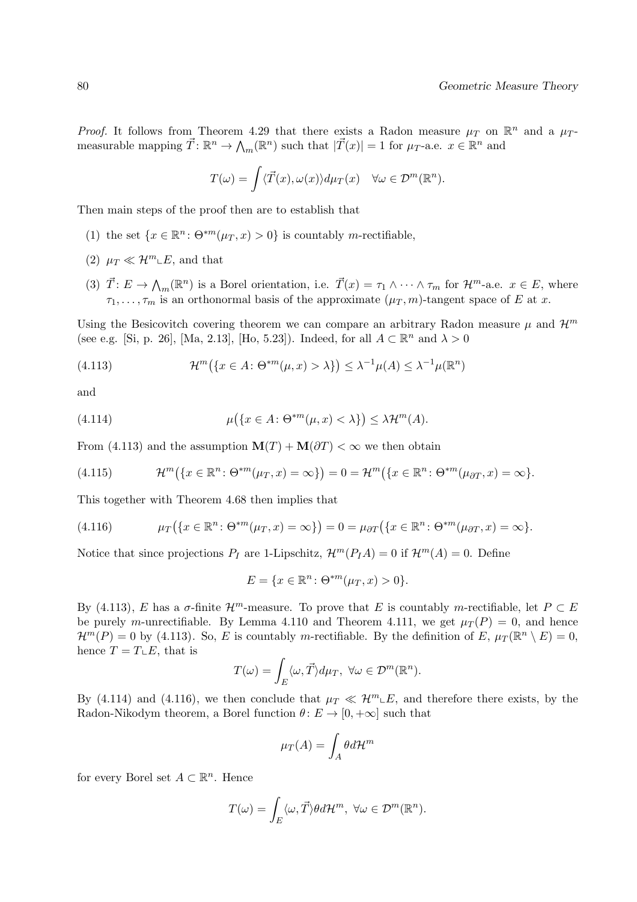*Proof.* It follows from Theorem 4.29 that there exists a Radon measure $\mu_T$ on $\mathbb{R}^n$ and a $\mu_T$-measurable mapping $\vec{T}\colon \mathbb{R}^n \to \bigwedge_m(\mathbb{R}^n)$ such that $|\vec{T}(x)| = 1$ for $\mu_T$-a.e. $x \in \mathbb{R}^n$ and

$$T(\omega) = \int \langle \vec{T}(x), \omega(x)\rangle d\mu_T(x) \quad \forall \omega \in \mathcal{D}^m(\mathbb{R}^n).$$

Then main steps of the proof then are to establish that

(1) the set $\{x \in \mathbb{R}^n \colon \Theta^{*m}(\mu_T, x) > 0\}$ is countably $m$-rectifiable,

(2) $\mu_T \ll \mathcal{H}^m \llcorner E$, and that

(3) $\vec{T}\colon E \to \bigwedge_m(\mathbb{R}^n)$ is a Borel orientation, i.e. $\vec{T}(x) = \tau_1 \wedge \cdots \wedge \tau_m$ for $\mathcal{H}^m$-a.e. $x \in E$, where $\tau_1, \ldots, \tau_m$ is an orthonormal basis of the approximate $(\mu_T, m)$-tangent space of $E$ at $x$.

Using the Besicovitch covering theorem we can compare an arbitrary Radon measure $\mu$ and $\mathcal{H}^m$ (see e.g. [Si, p. 26], [Ma, 2.13], [Ho, 5.23]). Indeed, for all $A \subset \mathbb{R}^n$ and $\lambda > 0$

$$\mathcal{H}^m\big(\{x \in A \colon \Theta^{*m}(\mu, x) > \lambda\}\big) \leq \lambda^{-1}\mu(A) \leq \lambda^{-1}\mu(\mathbb{R}^n) \tag{4.113}$$

and

$$\mu\big(\{x \in A \colon \Theta^{*m}(\mu, x) < \lambda\}\big) \leq \lambda \mathcal{H}^m(A). \tag{4.114}$$

From (4.113) and the assumption $\mathbf{M}(T) + \mathbf{M}(\partial T) < \infty$ we then obtain

$$\mathcal{H}^m\big(\{x \in \mathbb{R}^n \colon \Theta^{*m}(\mu_T, x) = \infty\}\big) = 0 = \mathcal{H}^m\big(\{x \in \mathbb{R}^n \colon \Theta^{*m}(\mu_{\partial T}, x) = \infty\}. \tag{4.115}$$

This together with Theorem 4.68 then implies that

$$\mu_T\big(\{x \in \mathbb{R}^n \colon \Theta^{*m}(\mu_T, x) = \infty\}\big) = 0 = \mu_{\partial T}\big(\{x \in \mathbb{R}^n \colon \Theta^{*m}(\mu_{\partial T}, x) = \infty\}. \tag{4.116}$$

Notice that since projections $P_I$ are 1-Lipschitz, $\mathcal{H}^m(P_I A) = 0$ if $\mathcal{H}^m(A) = 0$. Define

$$E = \{x \in \mathbb{R}^n \colon \Theta^{*m}(\mu_T, x) > 0\}.$$

By (4.113), $E$ has a $\sigma$-finite $\mathcal{H}^m$-measure. To prove that $E$ is countably $m$-rectifiable, let $P \subset E$ be purely $m$-unrectifiable. By Lemma 4.110 and Theorem 4.111, we get $\mu_T(P) = 0$, and hence $\mathcal{H}^m(P) = 0$ by (4.113). So, $E$ is countably $m$-rectifiable. By the definition of $E$, $\mu_T(\mathbb{R}^n \setminus E) = 0$, hence $T = T \llcorner E$, that is

$$T(\omega) = \int_E \langle \omega, \vec{T}\rangle d\mu_T, \ \forall \omega \in \mathcal{D}^m(\mathbb{R}^n).$$

By (4.114) and (4.116), we then conclude that $\mu_T \ll \mathcal{H}^m \llcorner E$, and therefore there exists, by the Radon-Nikodym theorem, a Borel function $\theta\colon E \to [0, +\infty]$ such that

$$\mu_T(A) = \int_A \theta d\mathcal{H}^m$$

for every Borel set $A \subset \mathbb{R}^n$. Hence

$$T(\omega) = \int_E \langle \omega, \vec{T}\rangle \theta d\mathcal{H}^m, \ \forall \omega \in \mathcal{D}^m(\mathbb{R}^n).$$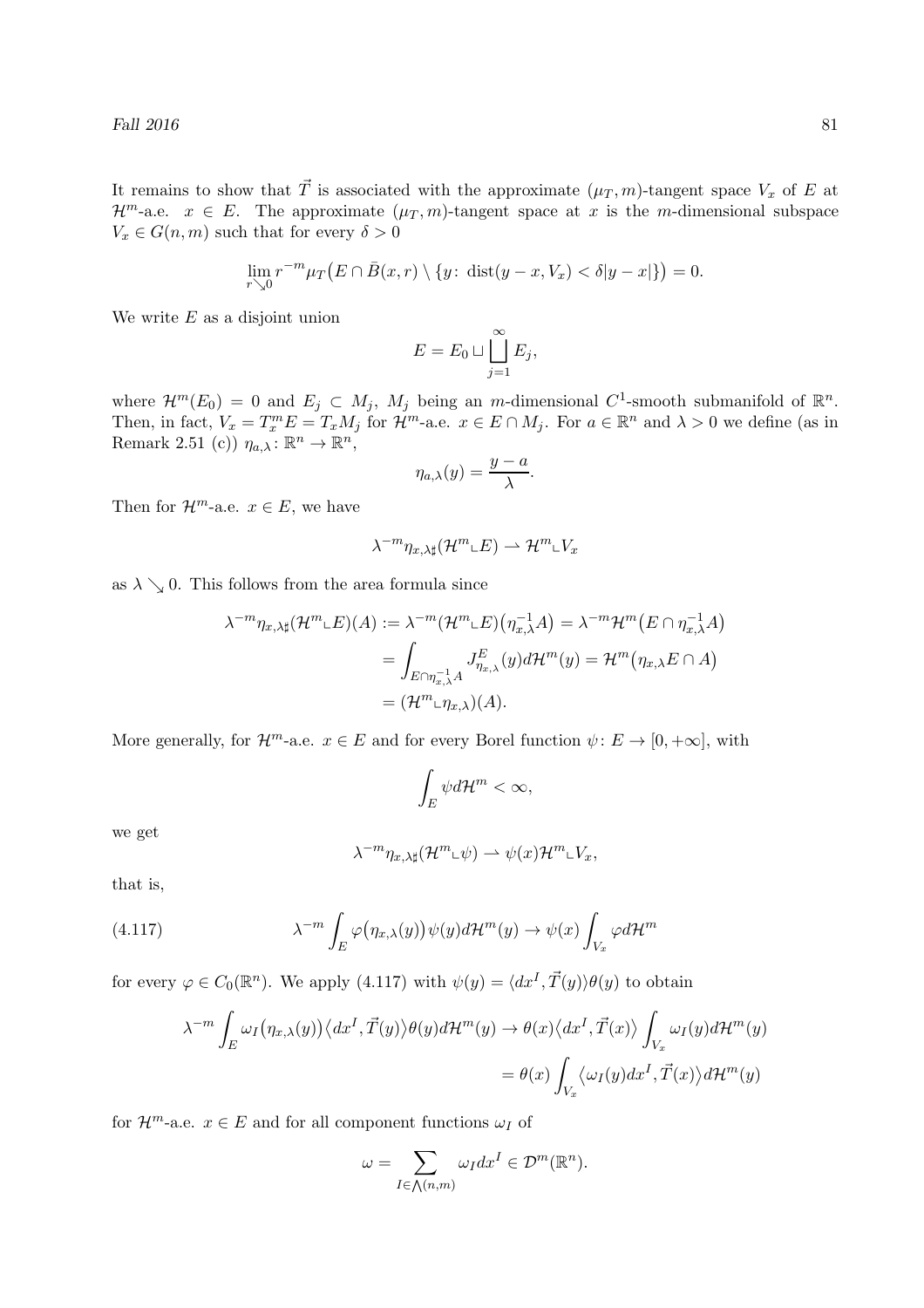It remains to show that $\vec{T}$ is associated with the approximate $(\mu_T, m)$-tangent space $V_x$ of $E$ at $\mathcal{H}^m$-a.e. $x \in E$. The approximate $(\mu_T, m)$-tangent space at $x$ is the $m$-dimensional subspace $V_x \in G(n,m)$ such that for every $\delta > 0$

$$\lim_{r \searrow 0} r^{-m} \mu_T\big(E \cap \bar{B}(x,r) \setminus \{y \colon \operatorname{dist}(y-x, V_x) < \delta |y-x|\}\big) = 0.$$

We write $E$ as a disjoint union

$$E = E_0 \sqcup \bigsqcup_{j=1}^{\infty} E_j,$$

where $\mathcal{H}^m(E_0) = 0$ and $E_j \subset M_j$, $M_j$ being an $m$-dimensional $C^1$-smooth submanifold of $\mathbb{R}^n$. Then, in fact, $V_x = T_x^m E = T_x M_j$ for $\mathcal{H}^m$-a.e. $x \in E \cap M_j$. For $a \in \mathbb{R}^n$ and $\lambda > 0$ we define (as in Remark 2.51 (c)) $\eta_{a,\lambda} \colon \mathbb{R}^n \to \mathbb{R}^n$,

$$\eta_{a,\lambda}(y) = \frac{y-a}{\lambda}.$$

Then for $\mathcal{H}^m$-a.e. $x \in E$, we have

$$\lambda^{-m} \eta_{x,\lambda\sharp}(\mathcal{H}^m \llcorner E) \rightharpoonup \mathcal{H}^m \llcorner V_x$$

as $\lambda \searrow 0$. This follows from the area formula since

$$\begin{aligned}
\lambda^{-m} \eta_{x,\lambda\sharp}(\mathcal{H}^m \llcorner E)(A) &:= \lambda^{-m} (\mathcal{H}^m \llcorner E)\big(\eta_{x,\lambda}^{-1} A\big) = \lambda^{-m} \mathcal{H}^m\big(E \cap \eta_{x,\lambda}^{-1} A\big) \\
&= \int_{E \cap \eta_{x,\lambda}^{-1} A} J^E_{\eta_{x,\lambda}}(y) d\mathcal{H}^m(y) = \mathcal{H}^m\big(\eta_{x,\lambda} E \cap A\big) \\
&= (\mathcal{H}^m \llcorner \eta_{x,\lambda})(A).
\end{aligned}$$

More generally, for $\mathcal{H}^m$-a.e. $x \in E$ and for every Borel function $\psi \colon E \to [0, +\infty]$, with

$$\int_E \psi d\mathcal{H}^m < \infty,$$

we get

$$\lambda^{-m} \eta_{x,\lambda\sharp}(\mathcal{H}^m \llcorner \psi) \rightharpoonup \psi(x) \mathcal{H}^m \llcorner V_x,$$

that is,

$$\lambda^{-m} \int_E \varphi\big(\eta_{x,\lambda}(y)\big) \psi(y) d\mathcal{H}^m(y) \to \psi(x) \int_{V_x} \varphi d\mathcal{H}^m \tag{4.117}$$

for every $\varphi \in C_0(\mathbb{R}^n)$. We apply (4.117) with $\psi(y) = \langle dx^I, \vec{T}(y) \rangle \theta(y)$ to obtain

$$\begin{aligned}
\lambda^{-m} \int_E \omega_I\big(\eta_{x,\lambda}(y)\big) \big\langle dx^I, \vec{T}(y) \big\rangle \theta(y) d\mathcal{H}^m(y) &\to \theta(x) \big\langle dx^I, \vec{T}(x) \big\rangle \int_{V_x} \omega_I(y) d\mathcal{H}^m(y) \\
&= \theta(x) \int_{V_x} \big\langle \omega_I(y) dx^I, \vec{T}(x) \big\rangle d\mathcal{H}^m(y)
\end{aligned}$$

for $\mathcal{H}^m$-a.e. $x \in E$ and for all component functions $\omega_I$ of

$$\omega = \sum_{I \in \bigwedge(n,m)} \omega_I dx^I \in \mathcal{D}^m(\mathbb{R}^n).$$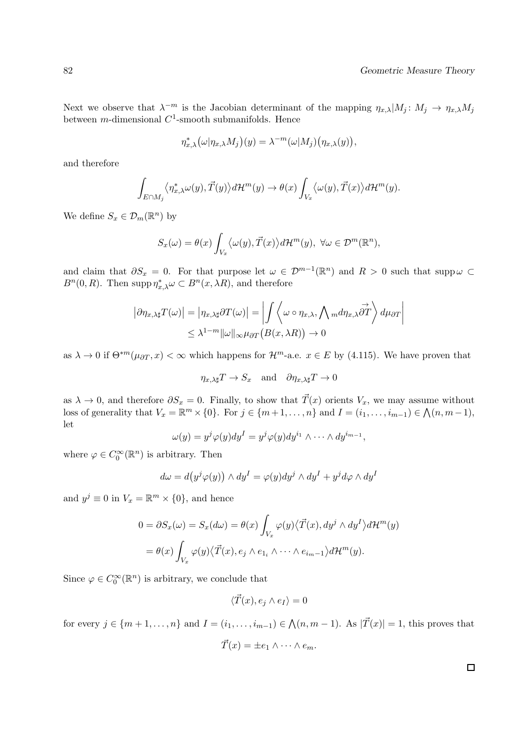Next we observe that $\lambda^{-m}$ is the Jacobian determinant of the mapping $\eta_{x,\lambda}|M_j \colon M_j \to \eta_{x,\lambda}M_j$ between $m$-dimensional $C^1$-smooth submanifolds. Hence

$$\eta_{x,\lambda}^*\big(\omega|\eta_{x,\lambda}M_j\big)(y) = \lambda^{-m}(\omega|M_j)\big(\eta_{x,\lambda}(y)\big),$$

and therefore

$$\int_{E\cap M_j} \big\langle \eta_{x,\lambda}^*\omega(y), \vec{T}(y)\big\rangle d\mathcal{H}^m(y) \to \theta(x)\int_{V_x} \big\langle \omega(y), \vec{T}(x)\big\rangle d\mathcal{H}^m(y).$$

We define $S_x \in \mathcal{D}_m(\mathbb{R}^n)$ by

$$S_x(\omega) = \theta(x)\int_{V_x} \big\langle \omega(y), \vec{T}(x)\big\rangle d\mathcal{H}^m(y),\ \forall \omega \in \mathcal{D}^m(\mathbb{R}^n),$$

and claim that $\partial S_x = 0$. For that purpose let $\omega \in \mathcal{D}^{m-1}(\mathbb{R}^n)$ and $R > 0$ such that $\operatorname{supp}\omega \subset B^n(0,R)$. Then $\operatorname{supp}\eta_{x,\lambda}^*\omega \subset B^n(x,\lambda R)$, and therefore

$$\begin{aligned}\big|\partial\eta_{x,\lambda\sharp}T(\omega)\big| &= \big|\eta_{x,\lambda\sharp}\partial T(\omega)\big| = \left|\int \left\langle \omega\circ\eta_{x,\lambda}, \textstyle\bigwedge_m d\eta_{x,\lambda}\overrightarrow{\partial T}\right\rangle d\mu_{\partial T}\right| \\ &\leq \lambda^{1-m}\|\omega\|_\infty \mu_{\partial T}\big(B(x,\lambda R)\big) \to 0\end{aligned}$$

as $\lambda \to 0$ if $\Theta^{*m}(\mu_{\partial T}, x) < \infty$ which happens for $\mathcal{H}^m$-a.e. $x \in E$ by (4.115). We have proven that

$$\eta_{x,\lambda\sharp}T \to S_x \quad \text{and} \quad \partial\eta_{x,\lambda\sharp}T \to 0$$

as $\lambda \to 0$, and therefore $\partial S_x = 0$. Finally, to show that $\vec{T}(x)$ orients $V_x$, we may assume without loss of generality that $V_x = \mathbb{R}^m \times \{0\}$. For $j \in \{m+1,\ldots,n\}$ and $I = (i_1,\ldots,i_{m-1}) \in \bigwedge(n, m-1)$, let

$$\omega(y) = y^j\varphi(y)dy^I = y^j\varphi(y)dy^{i_1}\wedge\cdots\wedge dy^{i_{m-1}},$$

where $\varphi \in C_0^\infty(\mathbb{R}^n)$ is arbitrary. Then

$$d\omega = d\big(y^j\varphi(y)\big)\wedge dy^I = \varphi(y)dy^j\wedge dy^I + y^j d\varphi\wedge dy^I$$

and $y^j \equiv 0$ in $V_x = \mathbb{R}^m \times \{0\}$, and hence

$$\begin{aligned}0 = \partial S_x(\omega) = S_x(d\omega) &= \theta(x)\int_{V_x} \varphi(y)\big\langle \vec{T}(x), dy^j\wedge dy^I\big\rangle d\mathcal{H}^m(y) \\ &= \theta(x)\int_{V_x} \varphi(y)\big\langle \vec{T}(x), e_j\wedge e_{1_i}\wedge\cdots\wedge e_{i_{m-1}}\big\rangle d\mathcal{H}^m(y).\end{aligned}$$

Since $\varphi \in C_0^\infty(\mathbb{R}^n)$ is arbitrary, we conclude that

$$\langle \vec{T}(x), e_j\wedge e_I\rangle = 0$$

for every $j \in \{m+1,\ldots,n\}$ and $I = (i_1,\ldots,i_{m-1}) \in \bigwedge(n, m-1)$. As $|\vec{T}(x)| = 1$, this proves that

$$\vec{T}(x) = \pm e_1\wedge\cdots\wedge e_m.$$

□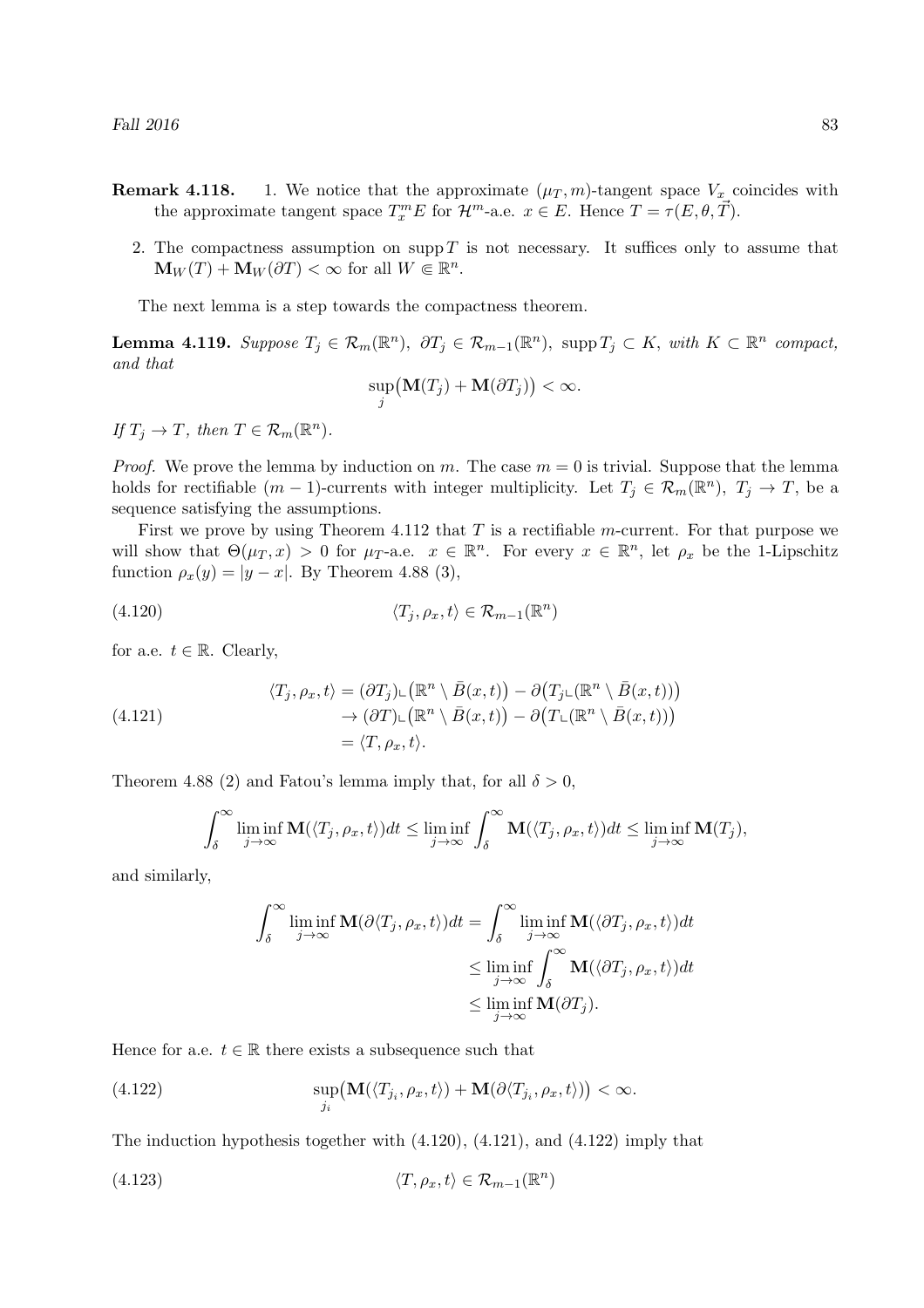**Remark 4.118.**

1. We notice that the approximate $(\mu_T, m)$-tangent space $V_x$ coincides with the approximate tangent space $T_x^m E$ for $\mathcal{H}^m$-a.e. $x \in E$. Hence $T = \tau(E, \theta, \vec{T})$.

2. The compactness assumption on $\operatorname{supp} T$ is not necessary. It suffices only to assume that $\mathbf{M}_W(T) + \mathbf{M}_W(\partial T) < \infty$ for all $W \Subset \mathbb{R}^n$.

The next lemma is a step towards the compactness theorem.

**Lemma 4.119.** *Suppose $T_j \in \mathcal{R}_m(\mathbb{R}^n)$, $\partial T_j \in \mathcal{R}_{m-1}(\mathbb{R}^n)$, $\operatorname{supp} T_j \subset K$, with $K \subset \mathbb{R}^n$ compact, and that*

$$\sup_j \big(\mathbf{M}(T_j) + \mathbf{M}(\partial T_j)\big) < \infty.$$

*If $T_j \to T$, then $T \in \mathcal{R}_m(\mathbb{R}^n)$.*

*Proof.* We prove the lemma by induction on $m$. The case $m = 0$ is trivial. Suppose that the lemma holds for rectifiable $(m-1)$-currents with integer multiplicity. Let $T_j \in \mathcal{R}_m(\mathbb{R}^n)$, $T_j \to T$, be a sequence satisfying the assumptions.

First we prove by using Theorem 4.112 that $T$ is a rectifiable $m$-current. For that purpose we will show that $\Theta(\mu_T, x) > 0$ for $\mu_T$-a.e. $x \in \mathbb{R}^n$. For every $x \in \mathbb{R}^n$, let $\rho_x$ be the 1-Lipschitz function $\rho_x(y) = |y - x|$. By Theorem 4.88 (3),

$$\langle T_j, \rho_x, t\rangle \in \mathcal{R}_{m-1}(\mathbb{R}^n) \tag{4.120}$$

for a.e. $t \in \mathbb{R}$. Clearly,

$$\begin{aligned}
\langle T_j, \rho_x, t\rangle &= (\partial T_j) \llcorner \big(\mathbb{R}^n \setminus \bar{B}(x,t)\big) - \partial\big(T_j \llcorner (\mathbb{R}^n \setminus \bar{B}(x,t))\big) \\
&\to (\partial T) \llcorner \big(\mathbb{R}^n \setminus \bar{B}(x,t)\big) - \partial\big(T \llcorner (\mathbb{R}^n \setminus \bar{B}(x,t))\big) \\
&= \langle T, \rho_x, t\rangle.
\end{aligned} \tag{4.121}$$

Theorem 4.88 (2) and Fatou's lemma imply that, for all $\delta > 0$,

$$\int_\delta^\infty \liminf_{j\to\infty} \mathbf{M}(\langle T_j, \rho_x, t\rangle) dt \le \liminf_{j\to\infty} \int_\delta^\infty \mathbf{M}(\langle T_j, \rho_x, t\rangle) dt \le \liminf_{j\to\infty} \mathbf{M}(T_j),$$

and similarly,

$$\begin{aligned}
\int_\delta^\infty \liminf_{j\to\infty} \mathbf{M}(\partial\langle T_j, \rho_x, t\rangle) dt &= \int_\delta^\infty \liminf_{j\to\infty} \mathbf{M}(\langle \partial T_j, \rho_x, t\rangle) dt \\
&\le \liminf_{j\to\infty} \int_\delta^\infty \mathbf{M}(\langle \partial T_j, \rho_x, t\rangle) dt \\
&\le \liminf_{j\to\infty} \mathbf{M}(\partial T_j).
\end{aligned}$$

Hence for a.e. $t \in \mathbb{R}$ there exists a subsequence such that

$$\sup_{j_i} \big(\mathbf{M}(\langle T_{j_i}, \rho_x, t\rangle) + \mathbf{M}(\partial\langle T_{j_i}, \rho_x, t\rangle)\big) < \infty. \tag{4.122}$$

The induction hypothesis together with (4.120), (4.121), and (4.122) imply that

$$\langle T, \rho_x, t\rangle \in \mathcal{R}_{m-1}(\mathbb{R}^n) \tag{4.123}$$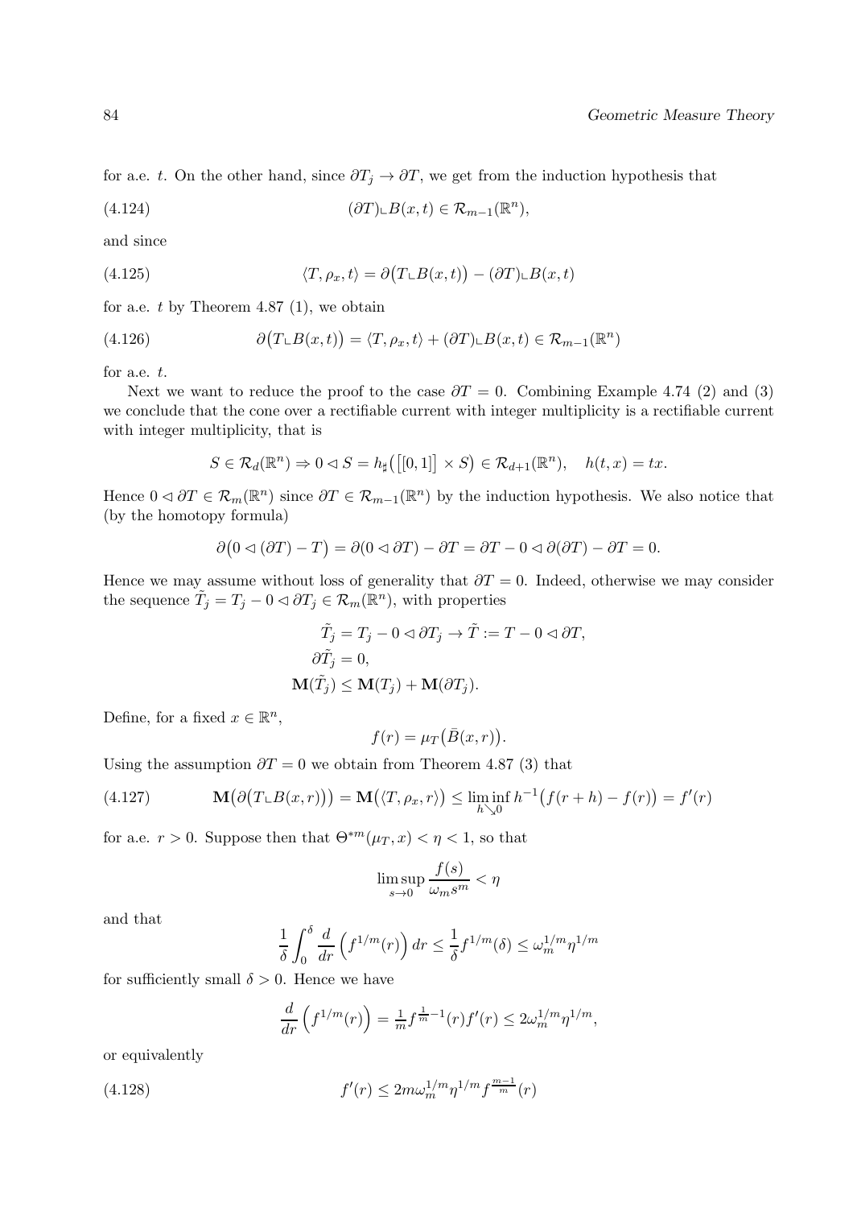for a.e. $t$. On the other hand, since $\partial T_j \to \partial T$, we get from the induction hypothesis that

$$(\partial T) \llcorner B(x,t) \in \mathcal{R}_{m-1}(\mathbb{R}^n), \tag{4.124}$$

and since

$$\langle T, \rho_x, t\rangle = \partial\big(T \llcorner B(x,t)\big) - (\partial T) \llcorner B(x,t) \tag{4.125}$$

for a.e. $t$ by Theorem 4.87 (1), we obtain

$$\partial\big(T \llcorner B(x,t)\big) = \langle T, \rho_x, t\rangle + (\partial T) \llcorner B(x,t) \in \mathcal{R}_{m-1}(\mathbb{R}^n) \tag{4.126}$$

for a.e. $t$.

Next we want to reduce the proof to the case $\partial T = 0$. Combining Example 4.74 (2) and (3) we conclude that the cone over a rectifiable current with integer multiplicity is a rectifiable current with integer multiplicity, that is

$$S \in \mathcal{R}_d(\mathbb{R}^n) \Rightarrow 0 \lhd S = h_\sharp\big(\big[\![0,1]\!\big] \times S\big) \in \mathcal{R}_{d+1}(\mathbb{R}^n), \quad h(t,x) = tx.$$

Hence $0 \lhd \partial T \in \mathcal{R}_m(\mathbb{R}^n)$ since $\partial T \in \mathcal{R}_{m-1}(\mathbb{R}^n)$ by the induction hypothesis. We also notice that (by the homotopy formula)

$$\partial\big(0 \lhd (\partial T) - T\big) = \partial(0 \lhd \partial T) - \partial T = \partial T - 0 \lhd \partial(\partial T) - \partial T = 0.$$

Hence we may assume without loss of generality that $\partial T = 0$. Indeed, otherwise we may consider the sequence $\tilde{T}_j = T_j - 0 \lhd \partial T_j \in \mathcal{R}_m(\mathbb{R}^n)$, with properties

$$\begin{aligned}
\tilde{T}_j &= T_j - 0 \lhd \partial T_j \to \tilde{T} := T - 0 \lhd \partial T, \\
\partial \tilde{T}_j &= 0, \\
\mathbf{M}(\tilde{T}_j) &\leq \mathbf{M}(T_j) + \mathbf{M}(\partial T_j).
\end{aligned}$$

Define, for a fixed $x \in \mathbb{R}^n$,

$$f(r) = \mu_T\big(\bar{B}(x,r)\big).$$

Using the assumption $\partial T = 0$ we obtain from Theorem 4.87 (3) that

$$\mathbf{M}\big(\partial\big(T \llcorner B(x,r)\big)\big) = \mathbf{M}\big(\langle T, \rho_x, r\rangle\big) \leq \liminf_{h \searrow 0} h^{-1}\big(f(r+h) - f(r)\big) = f'(r) \tag{4.127}$$

for a.e. $r > 0$. Suppose then that $\Theta^{*m}(\mu_T, x) < \eta < 1$, so that

$$\limsup_{s \to 0} \frac{f(s)}{\omega_m s^m} < \eta$$

and that

$$\frac{1}{\delta}\int_0^\delta \frac{d}{dr}\left(f^{1/m}(r)\right) dr \leq \frac{1}{\delta} f^{1/m}(\delta) \leq \omega_m^{1/m}\eta^{1/m}$$

for sufficiently small $\delta > 0$. Hence we have

$$\frac{d}{dr}\left(f^{1/m}(r)\right) = \tfrac{1}{m} f^{\frac{1}{m}-1}(r) f'(r) \leq 2\omega_m^{1/m}\eta^{1/m},$$

or equivalently

$$f'(r) \leq 2m\omega_m^{1/m}\eta^{1/m} f^{\frac{m-1}{m}}(r) \tag{4.128}$$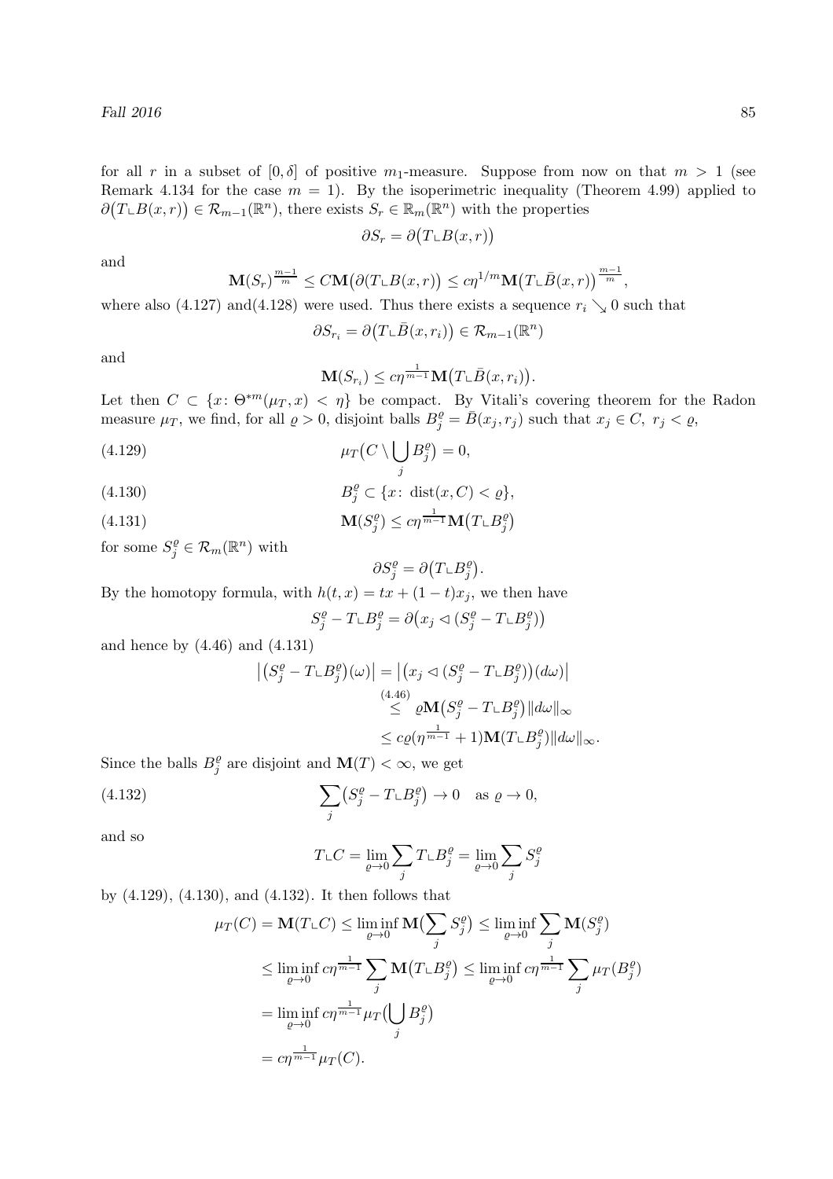for all $r$ in a subset of $[0,\delta]$ of positive $m_1$-measure. Suppose from now on that $m > 1$ (see Remark 4.134 for the case $m = 1$). By the isoperimetric inequality (Theorem 4.99) applied to $\partial\big(T \llcorner B(x,r)\big) \in \mathcal{R}_{m-1}(\mathbb{R}^n)$, there exists $S_r \in \mathbb{R}_m(\mathbb{R}^n)$ with the properties

$$\partial S_r = \partial\big(T \llcorner B(x,r)\big)$$

and

$$\mathbf{M}(S_r)^{\frac{m-1}{m}} \le C\mathbf{M}\big(\partial(T \llcorner B(x,r)\big) \le c\eta^{1/m}\mathbf{M}\big(T \llcorner \bar{B}(x,r)\big)^{\frac{m-1}{m}},$$

where also (4.127) and(4.128) were used. Thus there exists a sequence $r_i \searrow 0$ such that

$$\partial S_{r_i} = \partial\big(T \llcorner \bar{B}(x,r_i)\big) \in \mathcal{R}_{m-1}(\mathbb{R}^n)$$

and

$$\mathbf{M}(S_{r_i}) \le c\eta^{\frac{1}{m-1}}\mathbf{M}\big(T \llcorner \bar{B}(x,r_i)\big).$$

Let then $C \subset \{x \colon \Theta^{*m}(\mu_T, x) < \eta\}$ be compact. By Vitali's covering theorem for the Radon measure $\mu_T$, we find, for all $\varrho > 0$, disjoint balls $B_j^\varrho = \bar{B}(x_j, r_j)$ such that $x_j \in C,\ r_j < \varrho$,

$$\mu_T\big(C \setminus \bigcup_j B_j^\varrho\big) = 0, \tag{4.129}$$

$$B_j^\varrho \subset \{x \colon \operatorname{dist}(x, C) < \varrho\}, \tag{4.130}$$

$$\mathbf{M}(S_j^\varrho) \le c\eta^{\frac{1}{m-1}}\mathbf{M}\big(T \llcorner B_j^\varrho\big) \tag{4.131}$$

for some $S_j^\varrho \in \mathcal{R}_m(\mathbb{R}^n)$ with

$$\partial S_j^\varrho = \partial\big(T \llcorner B_j^\varrho\big).$$

By the homotopy formula, with $h(t,x) = tx + (1-t)x_j$, we then have

$$S_j^\varrho - T \llcorner B_j^\varrho = \partial\big(x_j \lhd (S_j^\varrho - T \llcorner B_j^\varrho)\big)$$

and hence by (4.46) and (4.131)

$$\begin{aligned}
\big|\big(S_j^\varrho - T \llcorner B_j^\varrho\big)(\omega)\big| &= \big|\big(x_j \lhd (S_j^\varrho - T \llcorner B_j^\varrho)\big)(d\omega)\big| \\
&\overset{(4.46)}{\le} \varrho\mathbf{M}\big(S_j^\varrho - T \llcorner B_j^\varrho\big)\|d\omega\|_\infty \\
&\le c\varrho(\eta^{\frac{1}{m-1}} + 1)\mathbf{M}(T \llcorner B_j^\varrho)\|d\omega\|_\infty.
\end{aligned}$$

Since the balls $B_j^\varrho$ are disjoint and $\mathbf{M}(T) < \infty$, we get

$$\sum_j \big(S_j^\varrho - T \llcorner B_j^\varrho\big) \to 0 \quad \text{as } \varrho \to 0, \tag{4.132}$$

and so

$$T \llcorner C = \lim_{\varrho \to 0}\sum_j T \llcorner B_j^\varrho = \lim_{\varrho \to 0}\sum_j S_j^\varrho$$

by (4.129), (4.130), and (4.132). It then follows that

$$\begin{aligned}
\mu_T(C) = \mathbf{M}(T \llcorner C) &\le \liminf_{\varrho \to 0}\mathbf{M}\big(\sum_j S_j^\varrho\big) \le \liminf_{\varrho \to 0}\sum_j \mathbf{M}(S_j^\varrho) \\
&\le \liminf_{\varrho \to 0} c\eta^{\frac{1}{m-1}}\sum_j \mathbf{M}\big(T \llcorner B_j^\varrho\big) \le \liminf_{\varrho \to 0} c\eta^{\frac{1}{m-1}}\sum_j \mu_T(B_j^\varrho) \\
&= \liminf_{\varrho \to 0} c\eta^{\frac{1}{m-1}}\mu_T\big(\bigcup_j B_j^\varrho\big) \\
&= c\eta^{\frac{1}{m-1}}\mu_T(C).
\end{aligned}$$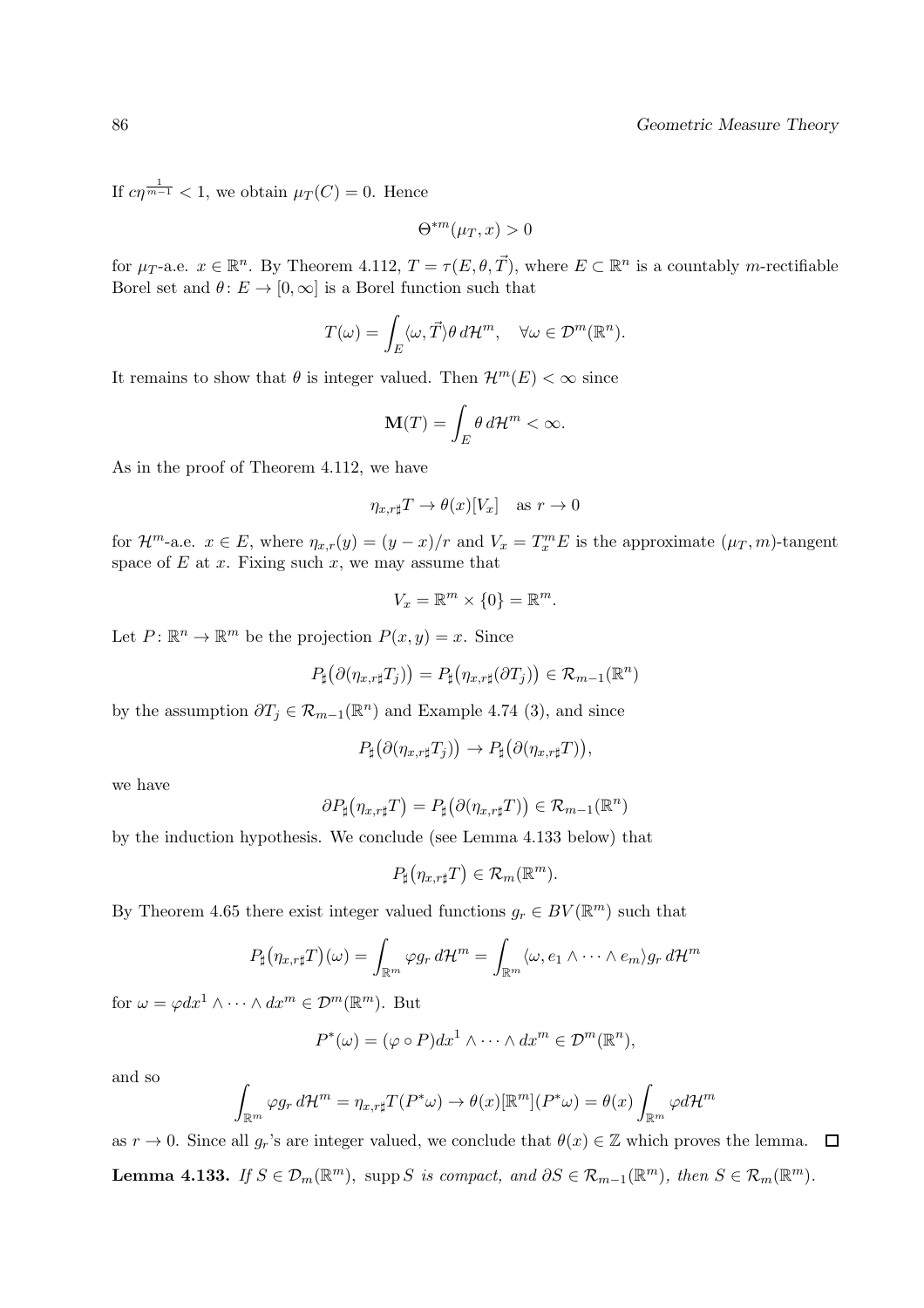If $c\eta^{\frac{1}{m-1}} < 1$, we obtain $\mu_T(C) = 0$. Hence

$$\Theta^{*m}(\mu_T, x) > 0$$

for $\mu_T$-a.e. $x \in \mathbb{R}^n$. By Theorem 4.112, $T = \tau(E, \theta, \vec{T})$, where $E \subset \mathbb{R}^n$ is a countably $m$-rectifiable Borel set and $\theta \colon E \to [0, \infty]$ is a Borel function such that

$$T(\omega) = \int_E \langle \omega, \vec{T} \rangle \theta \, d\mathcal{H}^m, \quad \forall \omega \in \mathcal{D}^m(\mathbb{R}^n).$$

It remains to show that $\theta$ is integer valued. Then $\mathcal{H}^m(E) < \infty$ since

$$\mathbf{M}(T) = \int_E \theta \, d\mathcal{H}^m < \infty.$$

As in the proof of Theorem 4.112, we have

$$\eta_{x,r\sharp} T \to \theta(x)[V_x] \quad \text{as } r \to 0$$

for $\mathcal{H}^m$-a.e. $x \in E$, where $\eta_{x,r}(y) = (y - x)/r$ and $V_x = T_x^m E$ is the approximate $(\mu_T, m)$-tangent space of $E$ at $x$. Fixing such $x$, we may assume that

$$V_x = \mathbb{R}^m \times \{0\} = \mathbb{R}^m.$$

Let $P \colon \mathbb{R}^n \to \mathbb{R}^m$ be the projection $P(x, y) = x$. Since

$$P_\sharp\big(\partial(\eta_{x,r\sharp} T_j)\big) = P_\sharp\big(\eta_{x,r\sharp}(\partial T_j)\big) \in \mathcal{R}_{m-1}(\mathbb{R}^n)$$

by the assumption $\partial T_j \in \mathcal{R}_{m-1}(\mathbb{R}^n)$ and Example 4.74 (3), and since

$$P_\sharp\big(\partial(\eta_{x,r\sharp} T_j)\big) \to P_\sharp\big(\partial(\eta_{x,r\sharp} T)\big),$$

we have

$$\partial P_\sharp\big(\eta_{x,r\sharp} T\big) = P_\sharp\big(\partial(\eta_{x,r\sharp} T)\big) \in \mathcal{R}_{m-1}(\mathbb{R}^n)$$

by the induction hypothesis. We conclude (see Lemma 4.133 below) that

$$P_\sharp\big(\eta_{x,r\sharp} T\big) \in \mathcal{R}_m(\mathbb{R}^m).$$

By Theorem 4.65 there exist integer valued functions $g_r \in BV(\mathbb{R}^m)$ such that

$$P_\sharp\big(\eta_{x,r\sharp} T\big)(\omega) = \int_{\mathbb{R}^m} \varphi g_r \, d\mathcal{H}^m = \int_{\mathbb{R}^m} \langle \omega, e_1 \wedge \cdots \wedge e_m \rangle g_r \, d\mathcal{H}^m$$

for $\omega = \varphi dx^1 \wedge \cdots \wedge dx^m \in \mathcal{D}^m(\mathbb{R}^m)$. But

$$P^*(\omega) = (\varphi \circ P) dx^1 \wedge \cdots \wedge dx^m \in \mathcal{D}^m(\mathbb{R}^n),$$

and so

$$\int_{\mathbb{R}^m} \varphi g_r \, d\mathcal{H}^m = \eta_{x,r\sharp} T(P^* \omega) \to \theta(x)[\mathbb{R}^m](P^* \omega) = \theta(x) \int_{\mathbb{R}^m} \varphi d\mathcal{H}^m$$

as $r \to 0$. Since all $g_r$'s are integer valued, we conclude that $\theta(x) \in \mathbb{Z}$ which proves the lemma. □

**Lemma 4.133.** *If $S \in \mathcal{D}_m(\mathbb{R}^m)$, $\operatorname{supp} S$ is compact, and $\partial S \in \mathcal{R}_{m-1}(\mathbb{R}^m)$, then $S \in \mathcal{R}_m(\mathbb{R}^m)$.*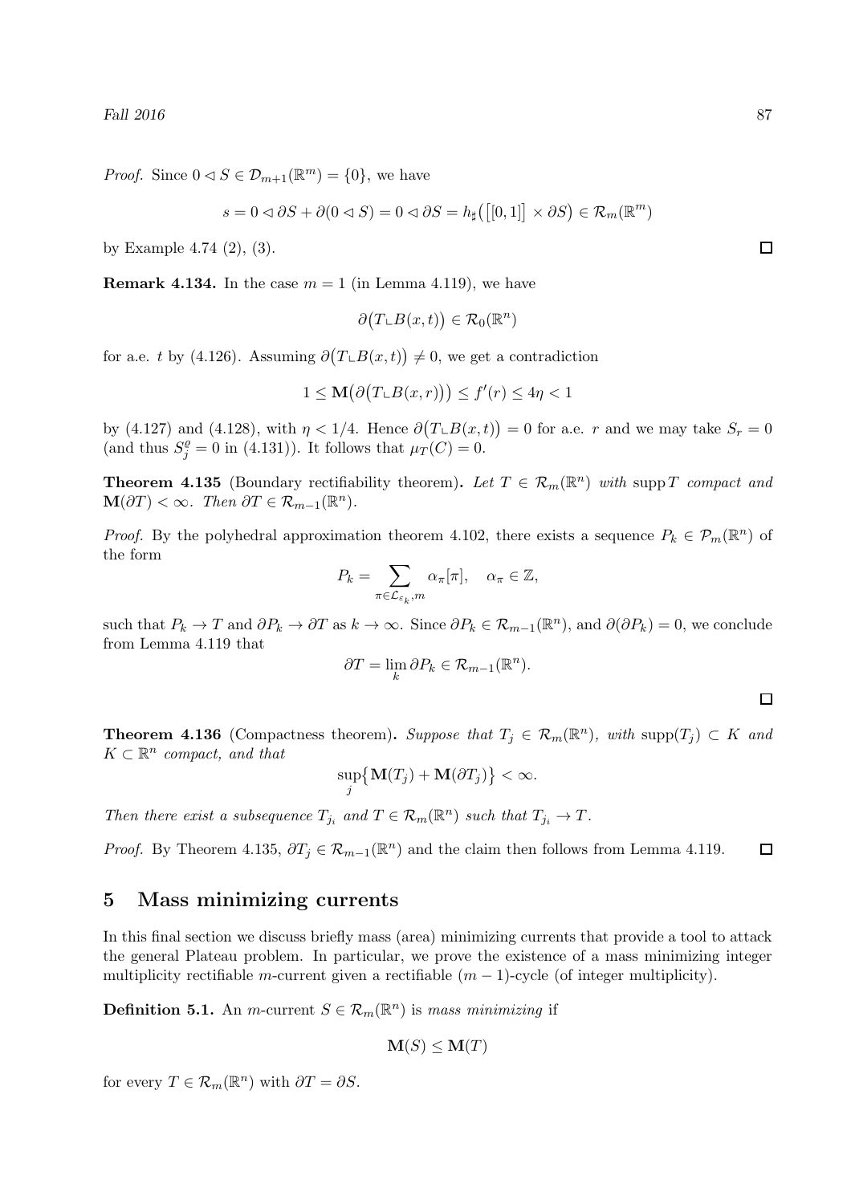*Proof.* Since $0 \lhd S \in \mathcal{D}_{m+1}(\mathbb{R}^m) = \{0\}$, we have

$$s = 0 \lhd \partial S + \partial(0 \lhd S) = 0 \lhd \partial S = h_\sharp\big(\big[[0,1]\big] \times \partial S\big) \in \mathcal{R}_m(\mathbb{R}^m)$$

by Example 4.74 (2), (3). □

**Remark 4.134.** In the case $m = 1$ (in Lemma 4.119), we have

$$\partial\big(T \llcorner B(x,t)\big) \in \mathcal{R}_0(\mathbb{R}^n)$$

for a.e. $t$ by (4.126). Assuming $\partial\big(T \llcorner B(x,t)\big) \neq 0$, we get a contradiction

$$1 \leq \mathbf{M}\big(\partial\big(T \llcorner B(x,r)\big)\big) \leq f'(r) \leq 4\eta < 1$$

by (4.127) and (4.128), with $\eta < 1/4$. Hence $\partial\big(T \llcorner B(x,t)\big) = 0$ for a.e. $r$ and we may take $S_r = 0$ (and thus $S_j^\varrho = 0$ in (4.131)). It follows that $\mu_T(C) = 0$.

**Theorem 4.135** (Boundary rectifiability theorem)**.** *Let $T \in \mathcal{R}_m(\mathbb{R}^n)$ with $\operatorname{supp} T$ compact and $\mathbf{M}(\partial T) < \infty$. Then $\partial T \in \mathcal{R}_{m-1}(\mathbb{R}^n)$.*

*Proof.* By the polyhedral approximation theorem 4.102, there exists a sequence $P_k \in \mathcal{P}_m(\mathbb{R}^n)$ of the form

$$P_k = \sum_{\pi \in \mathcal{L}_{\varepsilon_k}, m} \alpha_\pi[\pi], \quad \alpha_\pi \in \mathbb{Z},$$

such that $P_k \to T$ and $\partial P_k \to \partial T$ as $k \to \infty$. Since $\partial P_k \in \mathcal{R}_{m-1}(\mathbb{R}^n)$, and $\partial(\partial P_k) = 0$, we conclude from Lemma 4.119 that

$$\partial T = \lim_k \partial P_k \in \mathcal{R}_{m-1}(\mathbb{R}^n).$$

□

**Theorem 4.136** (Compactness theorem)**.** *Suppose that $T_j \in \mathcal{R}_m(\mathbb{R}^n)$, with $\operatorname{supp}(T_j) \subset K$ and $K \subset \mathbb{R}^n$ compact, and that*

$$\sup_j \big\{\mathbf{M}(T_j) + \mathbf{M}(\partial T_j)\big\} < \infty.$$

*Then there exist a subsequence $T_{j_i}$ and $T \in \mathcal{R}_m(\mathbb{R}^n)$ such that $T_{j_i} \to T$.*

*Proof.* By Theorem 4.135, $\partial T_j \in \mathcal{R}_{m-1}(\mathbb{R}^n)$ and the claim then follows from Lemma 4.119. □

# 5 Mass minimizing currents

In this final section we discuss briefly mass (area) minimizing currents that provide a tool to attack the general Plateau problem. In particular, we prove the existence of a mass minimizing integer multiplicity rectifiable $m$-current given a rectifiable $(m-1)$-cycle (of integer multiplicity).

**Definition 5.1.** An $m$-current $S \in \mathcal{R}_m(\mathbb{R}^n)$ is *mass minimizing* if

$$\mathbf{M}(S) \leq \mathbf{M}(T)$$

for every $T \in \mathcal{R}_m(\mathbb{R}^n)$ with $\partial T = \partial S$.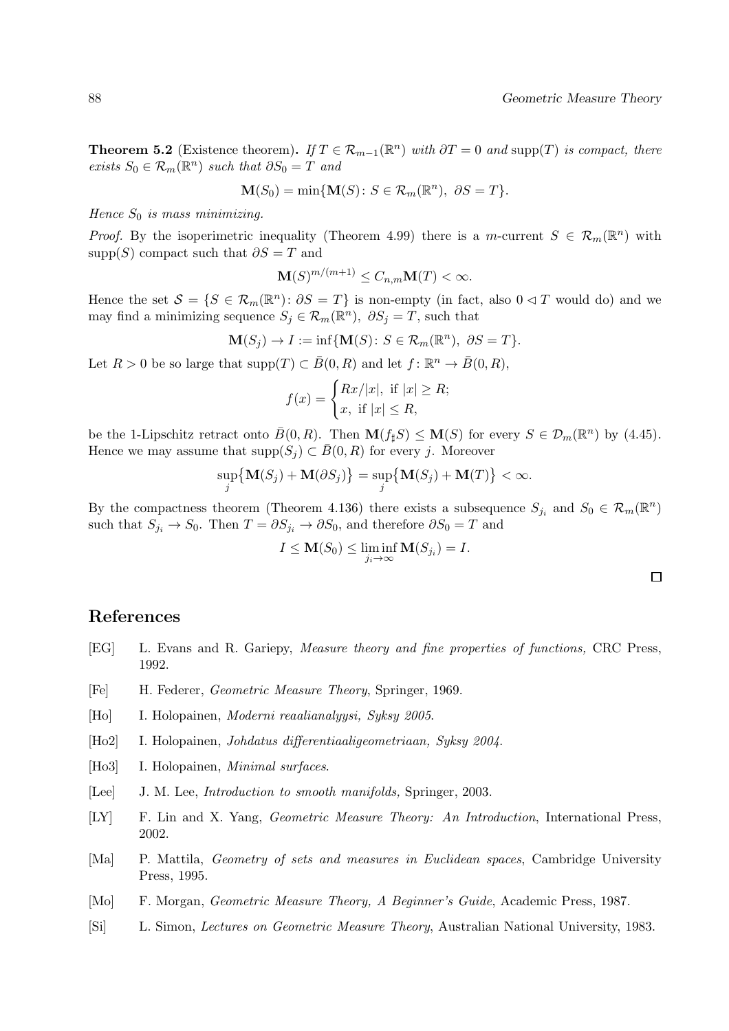**Theorem 5.2** (Existence theorem)**.** *If $T \in \mathcal{R}_{m-1}(\mathbb{R}^n)$ with $\partial T = 0$ and $\operatorname{supp}(T)$ is compact, there exists $S_0 \in \mathcal{R}_m(\mathbb{R}^n)$ such that $\partial S_0 = T$ and*

$$\mathbf{M}(S_0) = \min\{\mathbf{M}(S) \colon S \in \mathcal{R}_m(\mathbb{R}^n),\ \partial S = T\}.$$

*Hence $S_0$ is mass minimizing.*

*Proof.* By the isoperimetric inequality (Theorem 4.99) there is a $m$-current $S \in \mathcal{R}_m(\mathbb{R}^n)$ with $\operatorname{supp}(S)$ compact such that $\partial S = T$ and

$$\mathbf{M}(S)^{m/(m+1)} \le C_{n,m}\mathbf{M}(T) < \infty.$$

Hence the set $\mathcal{S} = \{S \in \mathcal{R}_m(\mathbb{R}^n) \colon \partial S = T\}$ is non-empty (in fact, also $0 \lhd T$ would do) and we may find a minimizing sequence $S_j \in \mathcal{R}_m(\mathbb{R}^n),\ \partial S_j = T$, such that

$$\mathbf{M}(S_j) \to I := \inf\{\mathbf{M}(S) \colon S \in \mathcal{R}_m(\mathbb{R}^n),\ \partial S = T\}.$$

Let $R > 0$ be so large that $\operatorname{supp}(T) \subset \bar{B}(0,R)$ and let $f \colon \mathbb{R}^n \to \bar{B}(0,R)$,

$$f(x) = \begin{cases} Rx/|x|, \text{ if } |x| \ge R; \\ x, \text{ if } |x| \le R, \end{cases}$$

be the 1-Lipschitz retract onto $\bar{B}(0,R)$. Then $\mathbf{M}(f_\sharp S) \le \mathbf{M}(S)$ for every $S \in \mathcal{D}_m(\mathbb{R}^n)$ by (4.45). Hence we may assume that $\operatorname{supp}(S_j) \subset \bar{B}(0,R)$ for every $j$. Moreover

$$\sup_j\bigl\{\mathbf{M}(S_j) + \mathbf{M}(\partial S_j)\bigr\} = \sup_j\bigl\{\mathbf{M}(S_j) + \mathbf{M}(T)\bigr\} < \infty.$$

By the compactness theorem (Theorem 4.136) there exists a subsequence $S_{j_i}$ and $S_0 \in \mathcal{R}_m(\mathbb{R}^n)$ such that $S_{j_i} \to S_0$. Then $T = \partial S_{j_i} \to \partial S_0$, and therefore $\partial S_0 = T$ and

$$I \le \mathbf{M}(S_0) \le \liminf_{j_i \to \infty} \mathbf{M}(S_{j_i}) = I.$$

□

## References

- [EG] L. Evans and R. Gariepy, *Measure theory and fine properties of functions,* CRC Press, 1992.
- [Fe] H. Federer, *Geometric Measure Theory*, Springer, 1969.
- [Ho] I. Holopainen, *Moderni reaalianalyysi, Syksy 2005*.
- [Ho2] I. Holopainen, *Johdatus differentiaaligeometriaan, Syksy 2004*.
- [Ho3] I. Holopainen, *Minimal surfaces*.
- [Lee] J. M. Lee, *Introduction to smooth manifolds,* Springer, 2003.
- [LY] F. Lin and X. Yang, *Geometric Measure Theory: An Introduction*, International Press, 2002.
- [Ma] P. Mattila, *Geometry of sets and measures in Euclidean spaces*, Cambridge University Press, 1995.
- [Mo] F. Morgan, *Geometric Measure Theory, A Beginner's Guide*, Academic Press, 1987.
- [Si] L. Simon, *Lectures on Geometric Measure Theory*, Australian National University, 1983.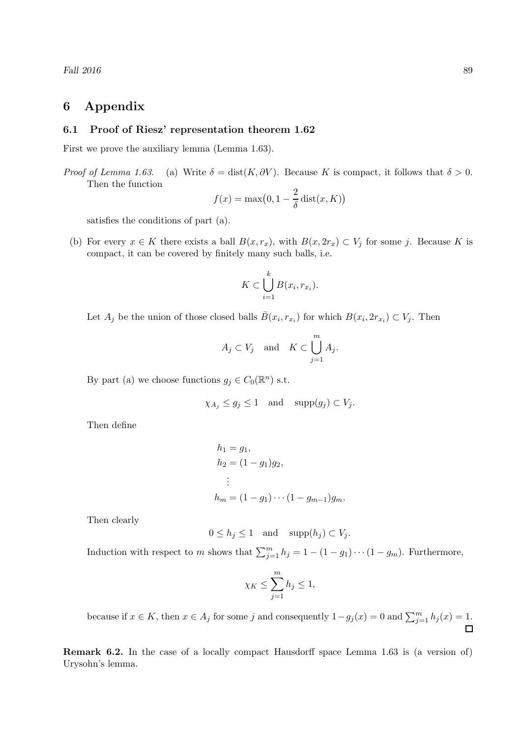# 6 Appendix

## 6.1 Proof of Riesz' representation theorem 1.62

First we prove the auxiliary lemma (Lemma 1.63).

*Proof of Lemma 1.63.* (a) Write $\delta = \operatorname{dist}(K, \partial V)$. Because $K$ is compact, it follows that $\delta > 0$. Then the function

$$f(x) = \max\bigl(0, 1 - \frac{2}{\delta} \operatorname{dist}(x, K)\bigr)$$

satisfies the conditions of part (a).

(b) For every $x \in K$ there exists a ball $B(x, r_x)$, with $B(x, 2r_x) \subset V_j$ for some $j$. Because $K$ is compact, it can be covered by finitely many such balls, i.e.

$$K \subset \bigcup_{i=1}^{k} B(x_i, r_{x_i}).$$

Let $A_j$ be the union of those closed balls $\bar{B}(x_i, r_{x_i})$ for which $B(x_i, 2r_{x_i}) \subset V_j$. Then

$$A_j \subset V_j \quad \text{and} \quad K \subset \bigcup_{j=1}^{m} A_j.$$

By part (a) we choose functions $g_j \in C_0(\mathbb{R}^n)$ s.t.

$$\chi_{A_j} \leq g_j \leq 1 \quad \text{and} \quad \operatorname{supp}(g_j) \subset V_j.$$

Then define

$$\begin{aligned}
h_1 &= g_1, \\
h_2 &= (1 - g_1) g_2, \\
&\vdots \\
h_m &= (1 - g_1) \cdots (1 - g_{m-1}) g_m.
\end{aligned}$$

Then clearly

$$0 \leq h_j \leq 1 \quad \text{and} \quad \operatorname{supp}(h_j) \subset V_j.$$

Induction with respect to $m$ shows that $\sum_{j=1}^{m} h_j = 1 - (1 - g_1) \cdots (1 - g_m)$. Furthermore,

$$\chi_K \leq \sum_{j=1}^{m} h_j \leq 1,$$

because if $x \in K$, then $x \in A_j$ for some $j$ and consequently $1 - g_j(x) = 0$ and $\sum_{j=1}^{m} h_j(x) = 1$. □

**Remark 6.2.** In the case of a locally compact Hausdorff space Lemma 1.63 is (a version of) Urysohn's lemma.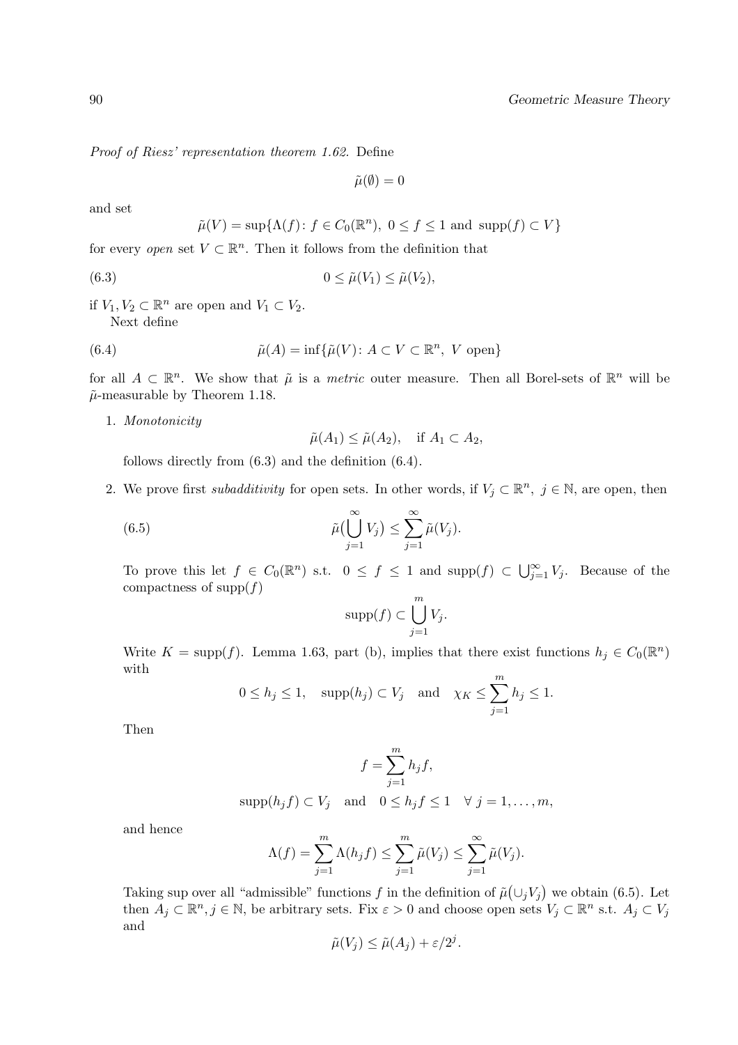*Proof of Riesz' representation theorem 1.62.* Define

$$\tilde{\mu}(\emptyset) = 0$$

and set

$$\tilde{\mu}(V) = \sup\{\Lambda(f) \colon f \in C_0(\mathbb{R}^n),\ 0 \le f \le 1 \text{ and } \operatorname{supp}(f) \subset V\}$$

for every *open* set $V \subset \mathbb{R}^n$. Then it follows from the definition that

$$0 \le \tilde{\mu}(V_1) \le \tilde{\mu}(V_2), \tag{6.3}$$

if $V_1, V_2 \subset \mathbb{R}^n$ are open and $V_1 \subset V_2$.

Next define

$$\tilde{\mu}(A) = \inf\{\tilde{\mu}(V) \colon A \subset V \subset \mathbb{R}^n,\ V \text{ open}\} \tag{6.4}$$

for all $A \subset \mathbb{R}^n$. We show that $\tilde{\mu}$ is a *metric* outer measure. Then all Borel-sets of $\mathbb{R}^n$ will be $\tilde{\mu}$-measurable by Theorem 1.18.

1. *Monotonicity*

   $$\tilde{\mu}(A_1) \le \tilde{\mu}(A_2), \quad \text{if } A_1 \subset A_2,$$

   follows directly from (6.3) and the definition (6.4).

2. We prove first *subadditivity* for open sets. In other words, if $V_j \subset \mathbb{R}^n,\ j \in \mathbb{N}$, are open, then

   $$\tilde{\mu}\big(\bigcup_{j=1}^{\infty} V_j\big) \le \sum_{j=1}^{\infty} \tilde{\mu}(V_j). \tag{6.5}$$

   To prove this let $f \in C_0(\mathbb{R}^n)$ s.t. $0 \le f \le 1$ and $\operatorname{supp}(f) \subset \bigcup_{j=1}^{\infty} V_j$. Because of the compactness of $\operatorname{supp}(f)$

   $$\operatorname{supp}(f) \subset \bigcup_{j=1}^{m} V_j.$$

   Write $K = \operatorname{supp}(f)$. Lemma 1.63, part (b), implies that there exist functions $h_j \in C_0(\mathbb{R}^n)$ with

   $$0 \le h_j \le 1, \quad \operatorname{supp}(h_j) \subset V_j \quad \text{and} \quad \chi_K \le \sum_{j=1}^{m} h_j \le 1.$$

   Then

   $$f = \sum_{j=1}^{m} h_j f,$$

   $$\operatorname{supp}(h_j f) \subset V_j \quad \text{and} \quad 0 \le h_j f \le 1 \quad \forall\ j = 1, \dots, m,$$

   and hence

   $$\Lambda(f) = \sum_{j=1}^{m} \Lambda(h_j f) \le \sum_{j=1}^{m} \tilde{\mu}(V_j) \le \sum_{j=1}^{\infty} \tilde{\mu}(V_j).$$

   Taking sup over all "admissible" functions $f$ in the definition of $\tilde{\mu}\big(\cup_j V_j\big)$ we obtain (6.5). Let then $A_j \subset \mathbb{R}^n, j \in \mathbb{N}$, be arbitrary sets. Fix $\varepsilon > 0$ and choose open sets $V_j \subset \mathbb{R}^n$ s.t. $A_j \subset V_j$ and

   $$\tilde{\mu}(V_j) \le \tilde{\mu}(A_j) + \varepsilon/2^j.$$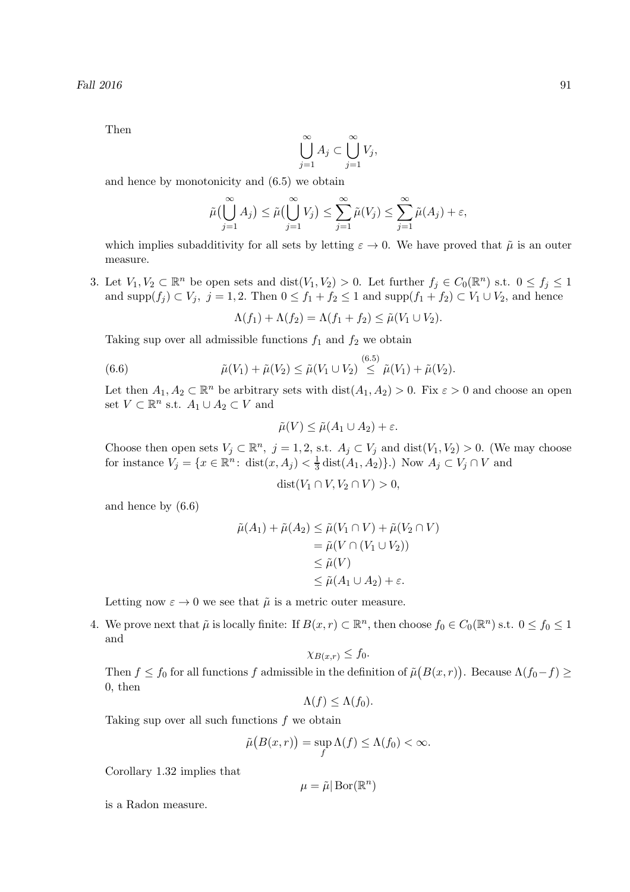Then

$$\bigcup_{j=1}^{\infty} A_j \subset \bigcup_{j=1}^{\infty} V_j,$$

and hence by monotonicity and (6.5) we obtain

$$\tilde{\mu}\big(\bigcup_{j=1}^{\infty} A_j\big) \leq \tilde{\mu}\big(\bigcup_{j=1}^{\infty} V_j\big) \leq \sum_{j=1}^{\infty} \tilde{\mu}(V_j) \leq \sum_{j=1}^{\infty} \tilde{\mu}(A_j) + \varepsilon,$$

which implies subadditivity for all sets by letting $\varepsilon \to 0$. We have proved that $\tilde{\mu}$ is an outer measure.

3. Let $V_1, V_2 \subset \mathbb{R}^n$ be open sets and $\operatorname{dist}(V_1, V_2) > 0$. Let further $f_j \in C_0(\mathbb{R}^n)$ s.t. $0 \leq f_j \leq 1$ and $\operatorname{supp}(f_j) \subset V_j$, $j = 1, 2$. Then $0 \leq f_1 + f_2 \leq 1$ and $\operatorname{supp}(f_1 + f_2) \subset V_1 \cup V_2$, and hence

$$\Lambda(f_1) + \Lambda(f_2) = \Lambda(f_1 + f_2) \leq \tilde{\mu}(V_1 \cup V_2).$$

Taking sup over all admissible functions $f_1$ and $f_2$ we obtain

$$\tilde{\mu}(V_1) + \tilde{\mu}(V_2) \leq \tilde{\mu}(V_1 \cup V_2) \overset{(6.5)}{\leq} \tilde{\mu}(V_1) + \tilde{\mu}(V_2). \tag{6.6}$$

Let then $A_1, A_2 \subset \mathbb{R}^n$ be arbitrary sets with $\operatorname{dist}(A_1, A_2) > 0$. Fix $\varepsilon > 0$ and choose an open set $V \subset \mathbb{R}^n$ s.t. $A_1 \cup A_2 \subset V$ and

$$\tilde{\mu}(V) \leq \tilde{\mu}(A_1 \cup A_2) + \varepsilon.$$

Choose then open sets $V_j \subset \mathbb{R}^n$, $j = 1, 2$, s.t. $A_j \subset V_j$ and $\operatorname{dist}(V_1, V_2) > 0$. (We may choose for instance $V_j = \{x \in \mathbb{R}^n \colon \operatorname{dist}(x, A_j) < \frac{1}{3} \operatorname{dist}(A_1, A_2)\}$.) Now $A_j \subset V_j \cap V$ and

$$\operatorname{dist}(V_1 \cap V, V_2 \cap V) > 0,$$

and hence by (6.6)

$$\begin{aligned}
\tilde{\mu}(A_1) + \tilde{\mu}(A_2) &\leq \tilde{\mu}(V_1 \cap V) + \tilde{\mu}(V_2 \cap V) \\
&= \tilde{\mu}(V \cap (V_1 \cup V_2)) \\
&\leq \tilde{\mu}(V) \\
&\leq \tilde{\mu}(A_1 \cup A_2) + \varepsilon.
\end{aligned}$$

Letting now $\varepsilon \to 0$ we see that $\tilde{\mu}$ is a metric outer measure.

4. We prove next that $\tilde{\mu}$ is locally finite: If $B(x, r) \subset \mathbb{R}^n$, then choose $f_0 \in C_0(\mathbb{R}^n)$ s.t. $0 \leq f_0 \leq 1$ and

$$\chi_{B(x,r)} \leq f_0.$$

Then $f \leq f_0$ for all functions $f$ admissible in the definition of $\tilde{\mu}\big(B(x, r)\big)$. Because $\Lambda(f_0 - f) \geq 0$, then

$$\Lambda(f) \leq \Lambda(f_0).$$

Taking sup over all such functions $f$ we obtain

$$\tilde{\mu}\big(B(x, r)\big) = \sup_f \Lambda(f) \leq \Lambda(f_0) < \infty.$$

Corollary 1.32 implies that

$$\mu = \tilde{\mu} | \operatorname{Bor}(\mathbb{R}^n)$$

is a Radon measure.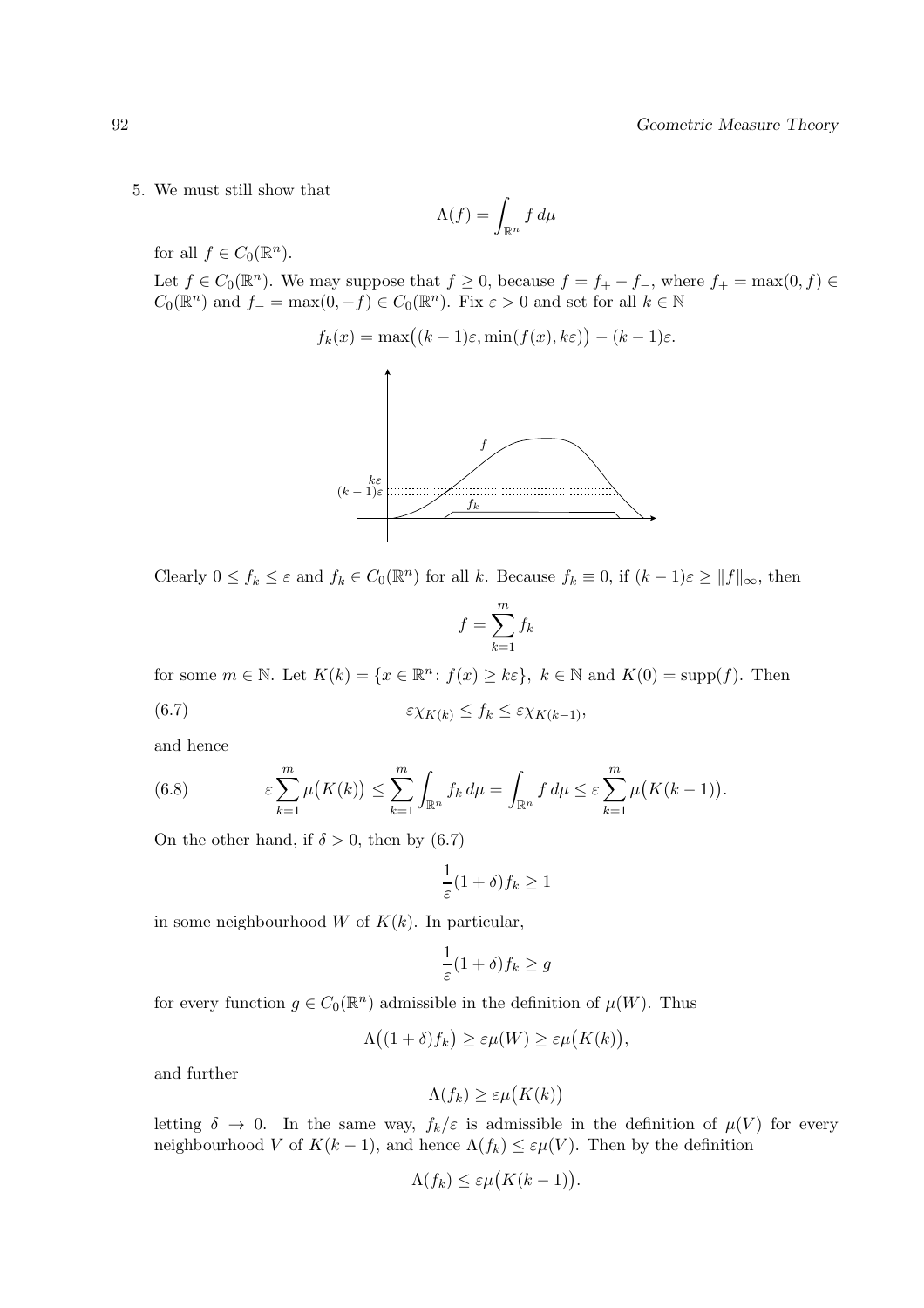5. We must still show that

$$\Lambda(f) = \int_{\mathbb{R}^n} f \, d\mu$$

for all $f \in C_0(\mathbb{R}^n)$.

Let $f \in C_0(\mathbb{R}^n)$. We may suppose that $f \geq 0$, because $f = f_+ - f_-$, where $f_+ = \max(0, f) \in C_0(\mathbb{R}^n)$ and $f_- = \max(0, -f) \in C_0(\mathbb{R}^n)$. Fix $\varepsilon > 0$ and set for all $k \in \mathbb{N}$

$$f_k(x) = \max\big((k-1)\varepsilon, \min(f(x), k\varepsilon)\big) - (k-1)\varepsilon.$$

Clearly $0 \leq f_k \leq \varepsilon$ and $f_k \in C_0(\mathbb{R}^n)$ for all $k$. Because $f_k \equiv 0$, if $(k-1)\varepsilon \geq \|f\|_\infty$, then

$$f = \sum_{k=1}^{m} f_k$$

for some $m \in \mathbb{N}$. Let $K(k) = \{x \in \mathbb{R}^n \colon f(x) \geq k\varepsilon\}$, $k \in \mathbb{N}$ and $K(0) = \operatorname{supp}(f)$. Then

$$\varepsilon \chi_{K(k)} \leq f_k \leq \varepsilon \chi_{K(k-1)}, \tag{6.7}$$

and hence

$$\varepsilon \sum_{k=1}^{m} \mu\big(K(k)\big) \leq \sum_{k=1}^{m} \int_{\mathbb{R}^n} f_k \, d\mu = \int_{\mathbb{R}^n} f \, d\mu \leq \varepsilon \sum_{k=1}^{m} \mu\big(K(k-1)\big). \tag{6.8}$$

On the other hand, if $\delta > 0$, then by (6.7)

$$\frac{1}{\varepsilon}(1+\delta) f_k \geq 1$$

in some neighbourhood $W$ of $K(k)$. In particular,

$$\frac{1}{\varepsilon}(1+\delta) f_k \geq g$$

for every function $g \in C_0(\mathbb{R}^n)$ admissible in the definition of $\mu(W)$. Thus

$$\Lambda\big((1+\delta) f_k\big) \geq \varepsilon \mu(W) \geq \varepsilon \mu\big(K(k)\big),$$

and further

$$\Lambda(f_k) \geq \varepsilon \mu\big(K(k)\big)$$

letting $\delta \to 0$. In the same way, $f_k/\varepsilon$ is admissible in the definition of $\mu(V)$ for every neighbourhood $V$ of $K(k-1)$, and hence $\Lambda(f_k) \leq \varepsilon \mu(V)$. Then by the definition

$$\Lambda(f_k) \leq \varepsilon \mu\big(K(k-1)\big).$$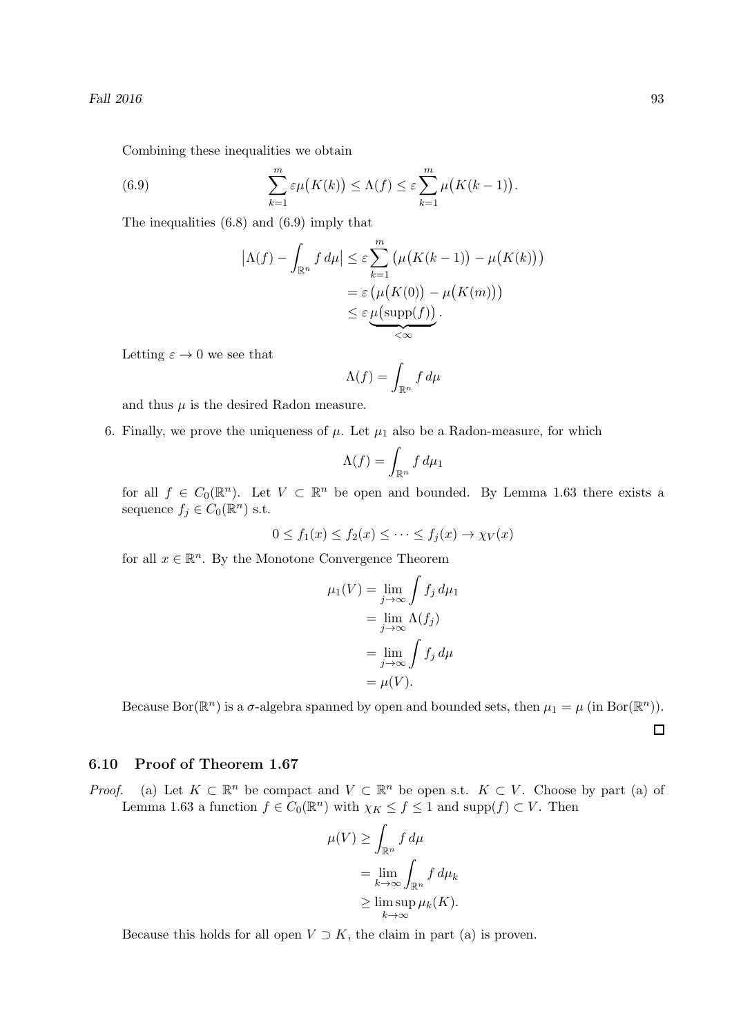Combining these inequalities we obtain

$$\sum_{k=1}^{m} \varepsilon \mu\big(K(k)\big) \le \Lambda(f) \le \varepsilon \sum_{k=1}^{m} \mu\big(K(k-1)\big). \tag{6.9}$$

The inequalities (6.8) and (6.9) imply that

$$\begin{aligned}
\big|\Lambda(f) - \int_{\mathbb{R}^n} f\, d\mu\big| &\le \varepsilon \sum_{k=1}^{m} \big(\mu\big(K(k-1)\big) - \mu\big(K(k)\big)\big) \\
&= \varepsilon \big(\mu\big(K(0)\big) - \mu\big(K(m)\big)\big) \\
&\le \varepsilon \underbrace{\mu\big(\mathrm{supp}(f)\big)}_{<\infty}.
\end{aligned}$$

Letting $\varepsilon \to 0$ we see that

$$\Lambda(f) = \int_{\mathbb{R}^n} f\, d\mu$$

and thus $\mu$ is the desired Radon measure.

6. Finally, we prove the uniqueness of $\mu$. Let $\mu_1$ also be a Radon-measure, for which

$$\Lambda(f) = \int_{\mathbb{R}^n} f\, d\mu_1$$

for all $f \in C_0(\mathbb{R}^n)$. Let $V \subset \mathbb{R}^n$ be open and bounded. By Lemma 1.63 there exists a sequence $f_j \in C_0(\mathbb{R}^n)$ s.t.

$$0 \le f_1(x) \le f_2(x) \le \cdots \le f_j(x) \to \chi_V(x)$$

for all $x \in \mathbb{R}^n$. By the Monotone Convergence Theorem

$$\begin{aligned}
\mu_1(V) &= \lim_{j\to\infty} \int f_j\, d\mu_1 \\
&= \lim_{j\to\infty} \Lambda(f_j) \\
&= \lim_{j\to\infty} \int f_j\, d\mu \\
&= \mu(V).
\end{aligned}$$

Because $\mathrm{Bor}(\mathbb{R}^n)$ is a $\sigma$-algebra spanned by open and bounded sets, then $\mu_1 = \mu$ (in $\mathrm{Bor}(\mathbb{R}^n)$).

□

### 6.10 Proof of Theorem 1.67

*Proof.* (a) Let $K \subset \mathbb{R}^n$ be compact and $V \subset \mathbb{R}^n$ be open s.t. $K \subset V$. Choose by part (a) of Lemma 1.63 a function $f \in C_0(\mathbb{R}^n)$ with $\chi_K \le f \le 1$ and $\mathrm{supp}(f) \subset V$. Then

$$\begin{aligned}
\mu(V) &\ge \int_{\mathbb{R}^n} f\, d\mu \\
&= \lim_{k\to\infty} \int_{\mathbb{R}^n} f\, d\mu_k \\
&\ge \limsup_{k\to\infty} \mu_k(K).
\end{aligned}$$

Because this holds for all open $V \supset K$, the claim in part (a) is proven.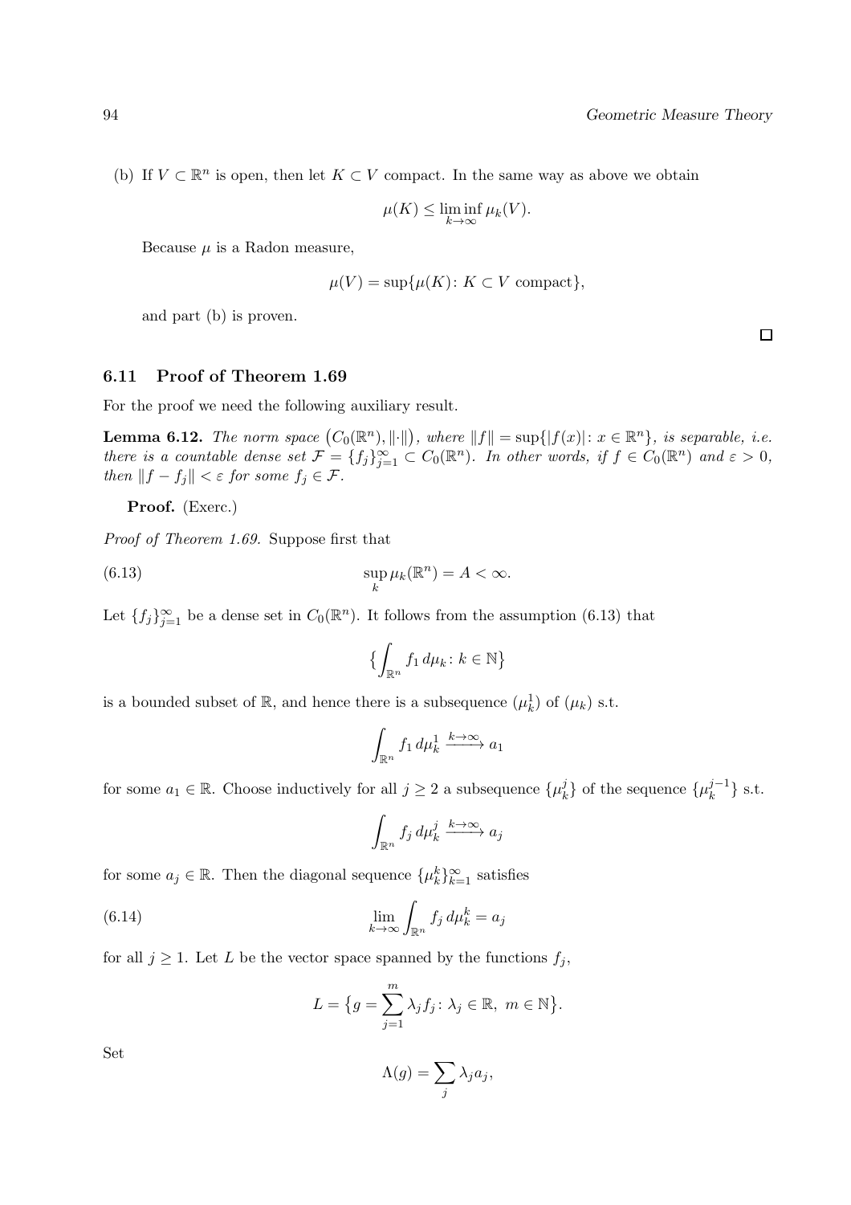(b) If $V \subset \mathbb{R}^n$ is open, then let $K \subset V$ compact. In the same way as above we obtain

$$\mu(K) \leq \liminf_{k\to\infty} \mu_k(V).$$

Because $\mu$ is a Radon measure,

$$\mu(V) = \sup\{\mu(K) \colon K \subset V \text{ compact}\},$$

and part (b) is proven.

□

### 6.11 Proof of Theorem 1.69

For the proof we need the following auxiliary result.

**Lemma 6.12.** *The norm space $\big(C_0(\mathbb{R}^n), \|\cdot\|\big)$, where $\|f\| = \sup\{|f(x)| \colon x \in \mathbb{R}^n\}$, is separable, i.e. there is a countable dense set $\mathcal{F} = \{f_j\}_{j=1}^\infty \subset C_0(\mathbb{R}^n)$. In other words, if $f \in C_0(\mathbb{R}^n)$ and $\varepsilon > 0$, then $\|f - f_j\| < \varepsilon$ for some $f_j \in \mathcal{F}$.*

**Proof.** (Exerc.)

*Proof of Theorem 1.69.* Suppose first that

$$\sup_k \mu_k(\mathbb{R}^n) = A < \infty. \tag{6.13}$$

Let $\{f_j\}_{j=1}^\infty$ be a dense set in $C_0(\mathbb{R}^n)$. It follows from the assumption (6.13) that

$$\Big\{\int_{\mathbb{R}^n} f_1\, d\mu_k \colon k \in \mathbb{N}\Big\}$$

is a bounded subset of $\mathbb{R}$, and hence there is a subsequence $(\mu_k^1)$ of $(\mu_k)$ s.t.

$$\int_{\mathbb{R}^n} f_1\, d\mu_k^1 \xrightarrow{k\to\infty} a_1$$

for some $a_1 \in \mathbb{R}$. Choose inductively for all $j \geq 2$ a subsequence $\{\mu_k^j\}$ of the sequence $\{\mu_k^{j-1}\}$ s.t.

$$\int_{\mathbb{R}^n} f_j\, d\mu_k^j \xrightarrow{k\to\infty} a_j$$

for some $a_j \in \mathbb{R}$. Then the diagonal sequence $\{\mu_k^k\}_{k=1}^\infty$ satisfies

$$\lim_{k\to\infty} \int_{\mathbb{R}^n} f_j\, d\mu_k^k = a_j \tag{6.14}$$

for all $j \geq 1$. Let $L$ be the vector space spanned by the functions $f_j$,

$$L = \big\{g = \sum_{j=1}^m \lambda_j f_j \colon \lambda_j \in \mathbb{R},\ m \in \mathbb{N}\big\}.$$

Set

$$\Lambda(g) = \sum_j \lambda_j a_j,$$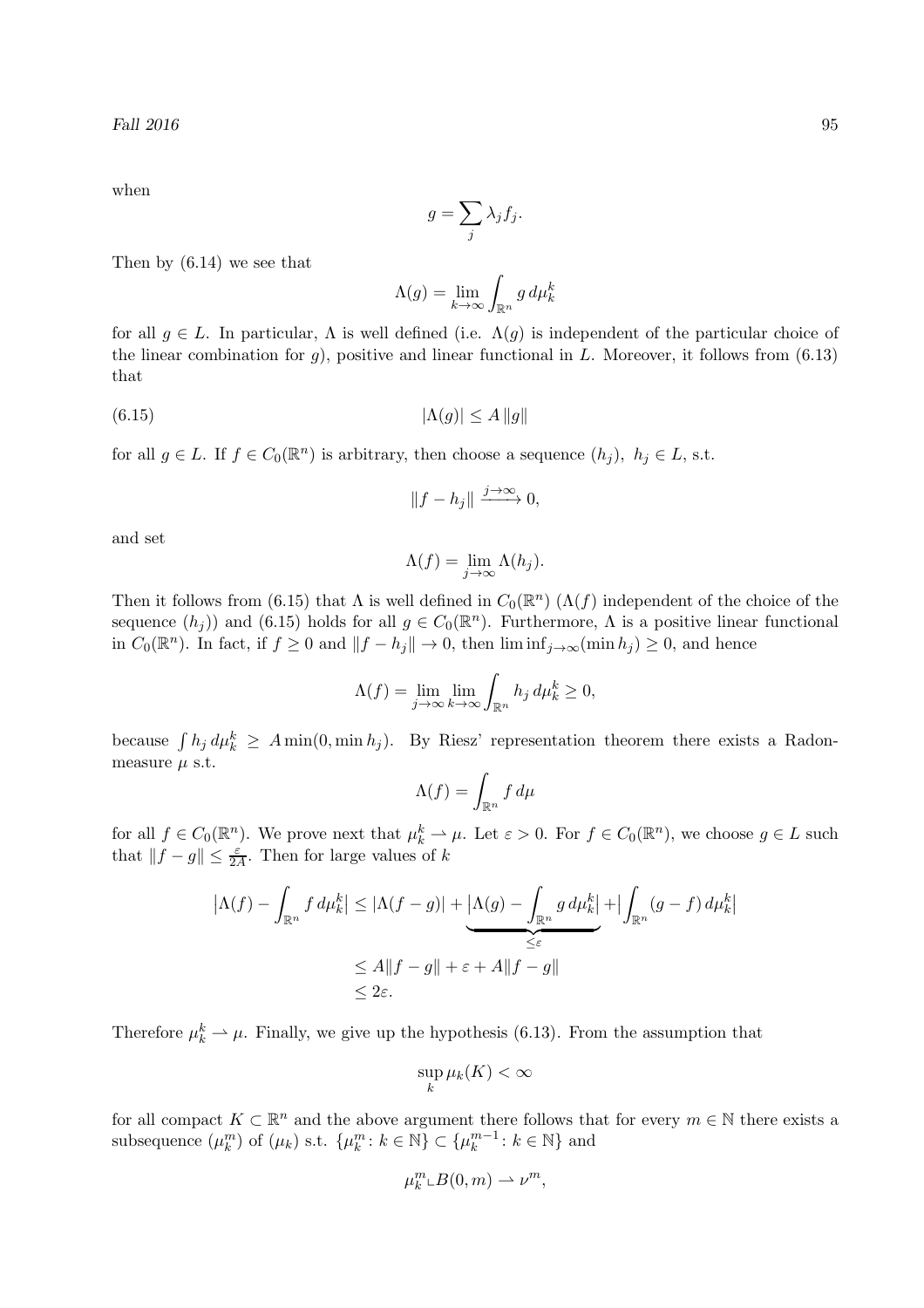when

$$g = \sum_j \lambda_j f_j.$$

Then by (6.14) we see that

$$\Lambda(g) = \lim_{k\to\infty} \int_{\mathbb{R}^n} g \, d\mu_k^k$$

for all $g \in L$. In particular, $\Lambda$ is well defined (i.e. $\Lambda(g)$ is independent of the particular choice of the linear combination for $g$), positive and linear functional in $L$. Moreover, it follows from (6.13) that

$$|\Lambda(g)| \le A \, \|g\| \tag{6.15}$$

for all $g \in L$. If $f \in C_0(\mathbb{R}^n)$ is arbitrary, then choose a sequence $(h_j)$, $h_j \in L$, s.t.

$$\|f - h_j\| \xrightarrow{j\to\infty} 0,$$

and set

$$\Lambda(f) = \lim_{j\to\infty} \Lambda(h_j).$$

Then it follows from (6.15) that $\Lambda$ is well defined in $C_0(\mathbb{R}^n)$ ($\Lambda(f)$ independent of the choice of the sequence $(h_j)$) and (6.15) holds for all $g \in C_0(\mathbb{R}^n)$. Furthermore, $\Lambda$ is a positive linear functional in $C_0(\mathbb{R}^n)$. In fact, if $f \ge 0$ and $\|f - h_j\| \to 0$, then $\liminf_{j\to\infty}(\min h_j) \ge 0$, and hence

$$\Lambda(f) = \lim_{j\to\infty}\lim_{k\to\infty} \int_{\mathbb{R}^n} h_j \, d\mu_k^k \ge 0,$$

because $\int h_j \, d\mu_k^k \ge A \min(0, \min h_j)$. By Riesz' representation theorem there exists a Radon-measure $\mu$ s.t.

$$\Lambda(f) = \int_{\mathbb{R}^n} f \, d\mu$$

for all $f \in C_0(\mathbb{R}^n)$. We prove next that $\mu_k^k \rightharpoonup \mu$. Let $\varepsilon > 0$. For $f \in C_0(\mathbb{R}^n)$, we choose $g \in L$ such that $\|f - g\| \le \frac{\varepsilon}{2A}$. Then for large values of $k$

$$\begin{aligned}
\big|\Lambda(f) - \int_{\mathbb{R}^n} f \, d\mu_k^k\big| &\le |\Lambda(f-g)| + \underbrace{\big|\Lambda(g) - \int_{\mathbb{R}^n} g \, d\mu_k^k\big|}_{\le \varepsilon} + \big|\int_{\mathbb{R}^n} (g - f) \, d\mu_k^k\big| \\
&\le A\|f - g\| + \varepsilon + A\|f - g\| \\
&\le 2\varepsilon.
\end{aligned}$$

Therefore $\mu_k^k \rightharpoonup \mu$. Finally, we give up the hypothesis (6.13). From the assumption that

$$\sup_k \mu_k(K) < \infty$$

for all compact $K \subset \mathbb{R}^n$ and the above argument there follows that for every $m \in \mathbb{N}$ there exists a subsequence $(\mu_k^m)$ of $(\mu_k)$ s.t. $\{\mu_k^m \colon k \in \mathbb{N}\} \subset \{\mu_k^{m-1} \colon k \in \mathbb{N}\}$ and

$$\mu_k^m \llcorner B(0, m) \rightharpoonup \nu^m,$$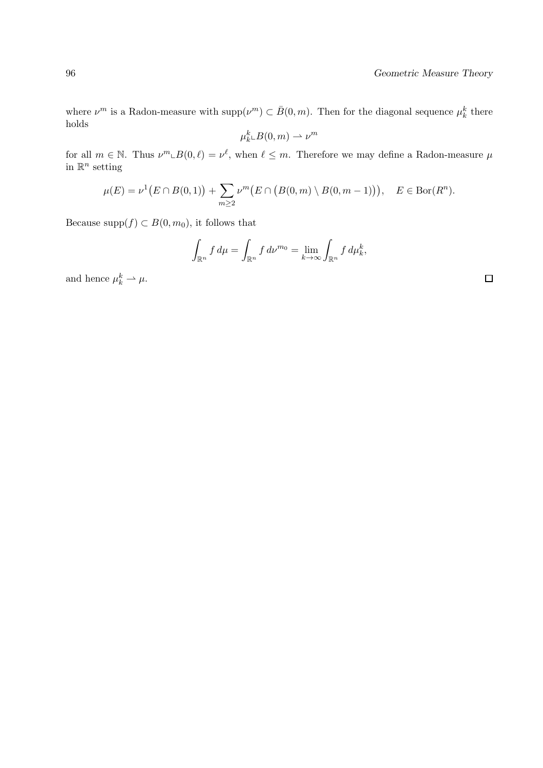where $\nu^m$ is a Radon-measure with $\text{supp}(\nu^m) \subset \bar{B}(0,m)$. Then for the diagonal sequence $\mu_k^k$ there holds

$$\mu_k^k \llcorner B(0,m) \rightharpoonup \nu^m$$

for all $m \in \mathbb{N}$. Thus $\nu^m \llcorner B(0,\ell) = \nu^\ell$, when $\ell \leq m$. Therefore we may define a Radon-measure $\mu$ in $\mathbb{R}^n$ setting

$$\mu(E) = \nu^1\big(E \cap B(0,1)\big) + \sum_{m \geq 2} \nu^m\big(E \cap \big(B(0,m) \setminus B(0,m-1)\big)\big), \quad E \in \text{Bor}(R^n).$$

Because $\text{supp}(f) \subset B(0,m_0)$, it follows that

$$\int_{\mathbb{R}^n} f\, d\mu = \int_{\mathbb{R}^n} f\, d\nu^{m_0} = \lim_{k \to \infty} \int_{\mathbb{R}^n} f\, d\mu_k^k,$$

and hence $\mu_k^k \rightharpoonup \mu$. $\square$